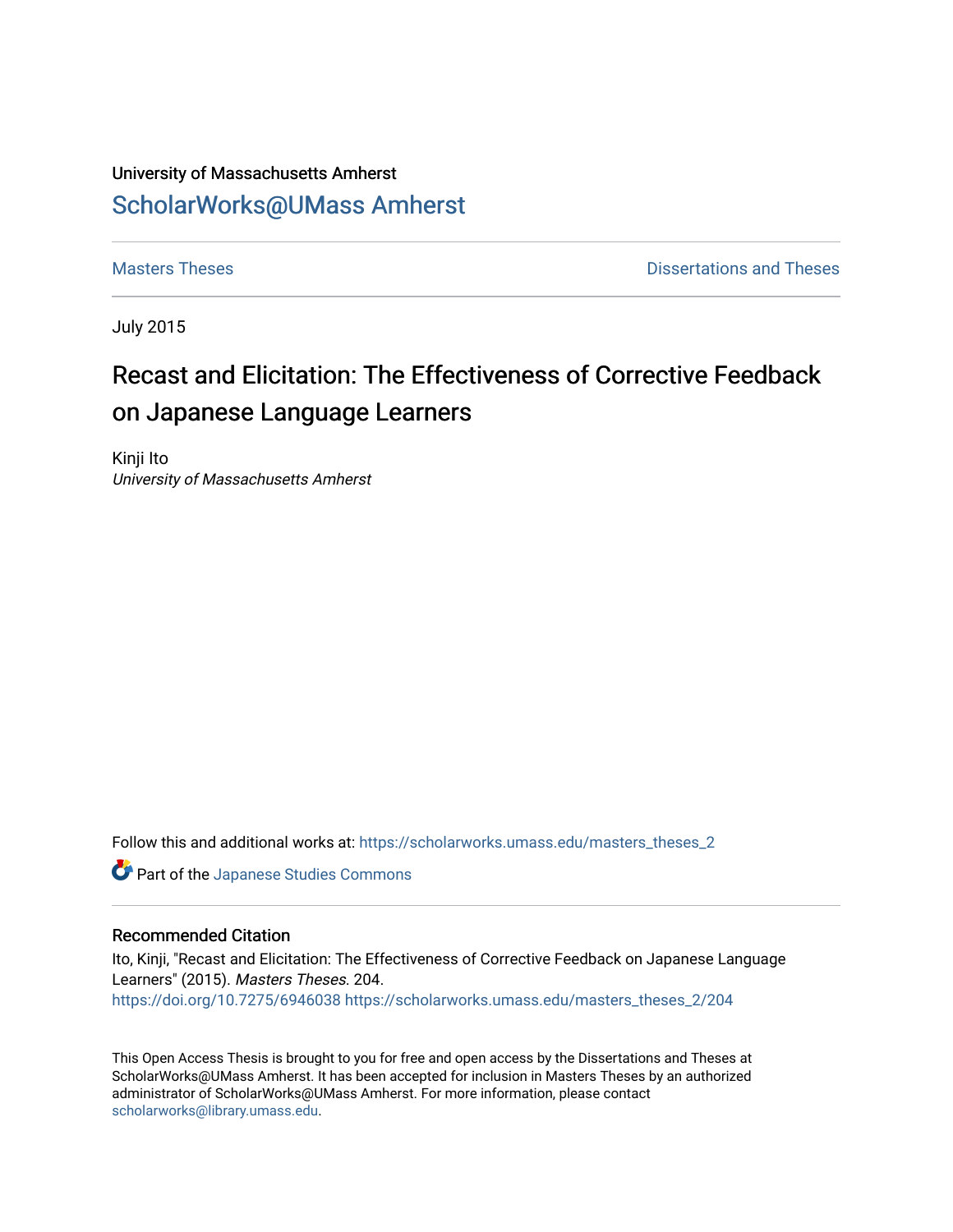University of Massachusetts Amherst

ScholarWorks@UMass Amherst

Masters Theses

Dissertations and Theses

July 2015

# Recast and Elicitation: The Effectiveness of Corrective Feedback on Japanese Language Learners

Kinji Ito
*University of Massachusetts Amherst*

Follow this and additional works at: https://scholarworks.umass.edu/masters_theses_2

Part of the Japanese Studies Commons

## Recommended Citation

Ito, Kinji, "Recast and Elicitation: The Effectiveness of Corrective Feedback on Japanese Language Learners" (2015). *Masters Theses*. 204.
https://doi.org/10.7275/6946038 https://scholarworks.umass.edu/masters_theses_2/204

This Open Access Thesis is brought to you for free and open access by the Dissertations and Theses at ScholarWorks@UMass Amherst. It has been accepted for inclusion in Masters Theses by an authorized administrator of ScholarWorks@UMass Amherst. For more information, please contact scholarworks@library.umass.edu.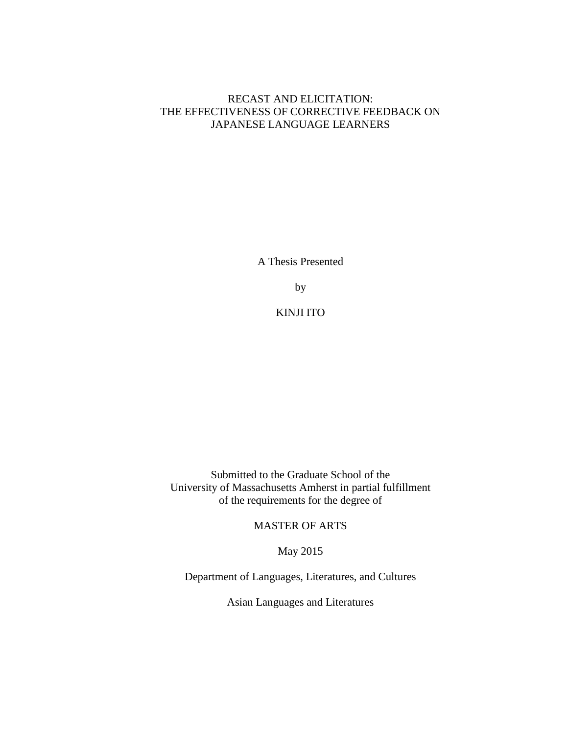# RECAST AND ELICITATION: THE EFFECTIVENESS OF CORRECTIVE FEEDBACK ON JAPANESE LANGUAGE LEARNERS

A Thesis Presented

by

KINJI ITO

Submitted to the Graduate School of the
University of Massachusetts Amherst in partial fulfillment
of the requirements for the degree of

MASTER OF ARTS

May 2015

Department of Languages, Literatures, and Cultures

Asian Languages and Literatures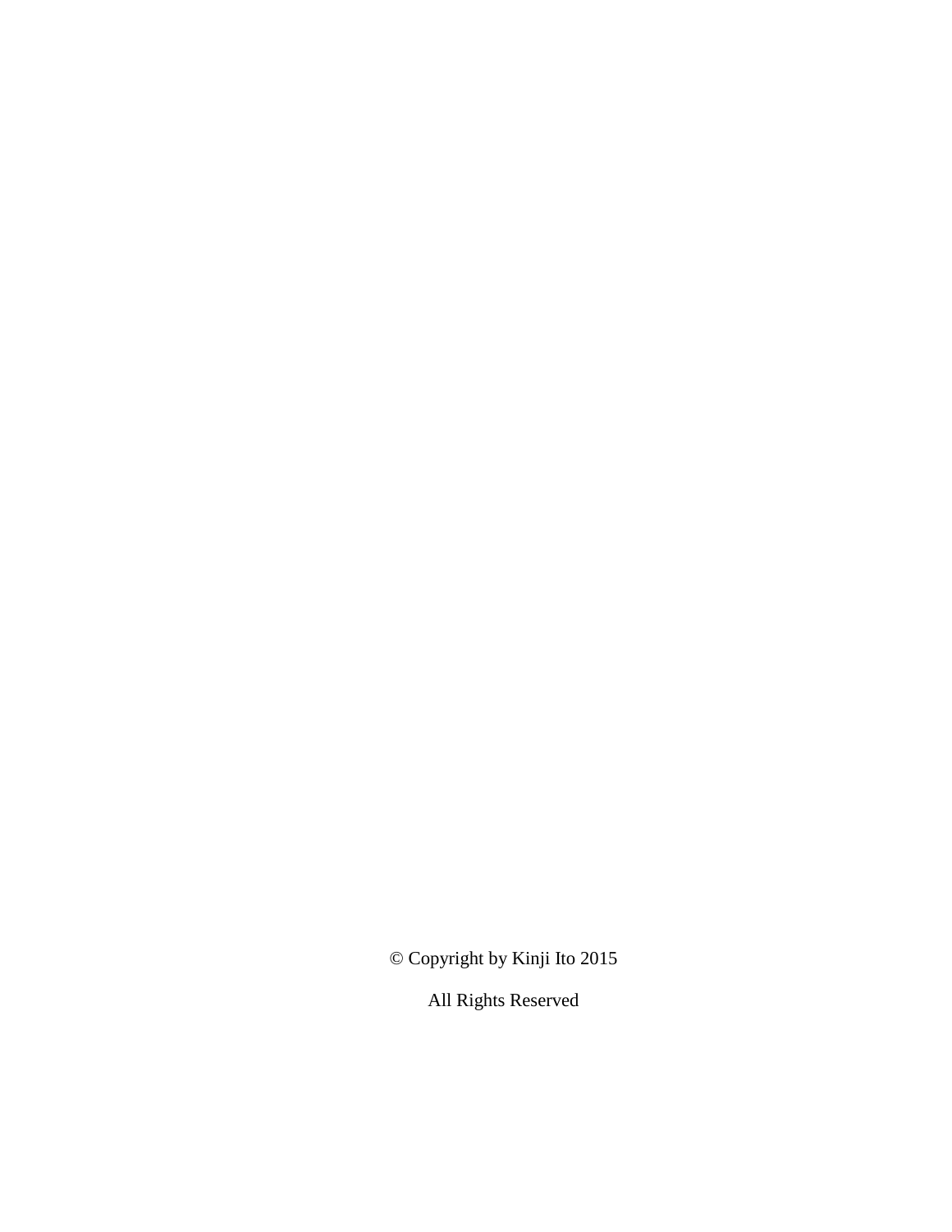© Copyright by Kinji Ito 2015

All Rights Reserved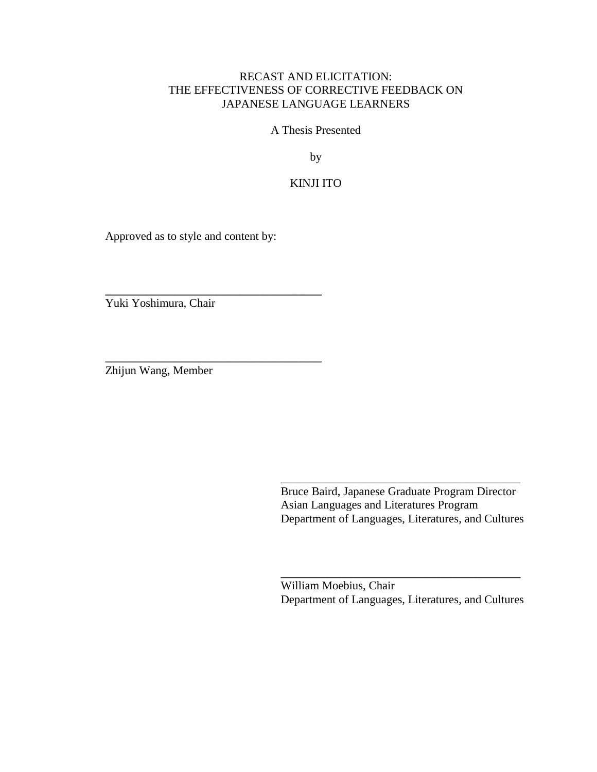RECAST AND ELICITATION:
THE EFFECTIVENESS OF CORRECTIVE FEEDBACK ON
JAPANESE LANGUAGE LEARNERS

A Thesis Presented

by

KINJI ITO

Approved as to style and content by:

_____________________________________
Yuki Yoshimura, Chair

_____________________________________
Zhijun Wang, Member

_____________________________________
Bruce Baird, Japanese Graduate Program Director
Asian Languages and Literatures Program
Department of Languages, Literatures, and Cultures

_____________________________________
William Moebius, Chair
Department of Languages, Literatures, and Cultures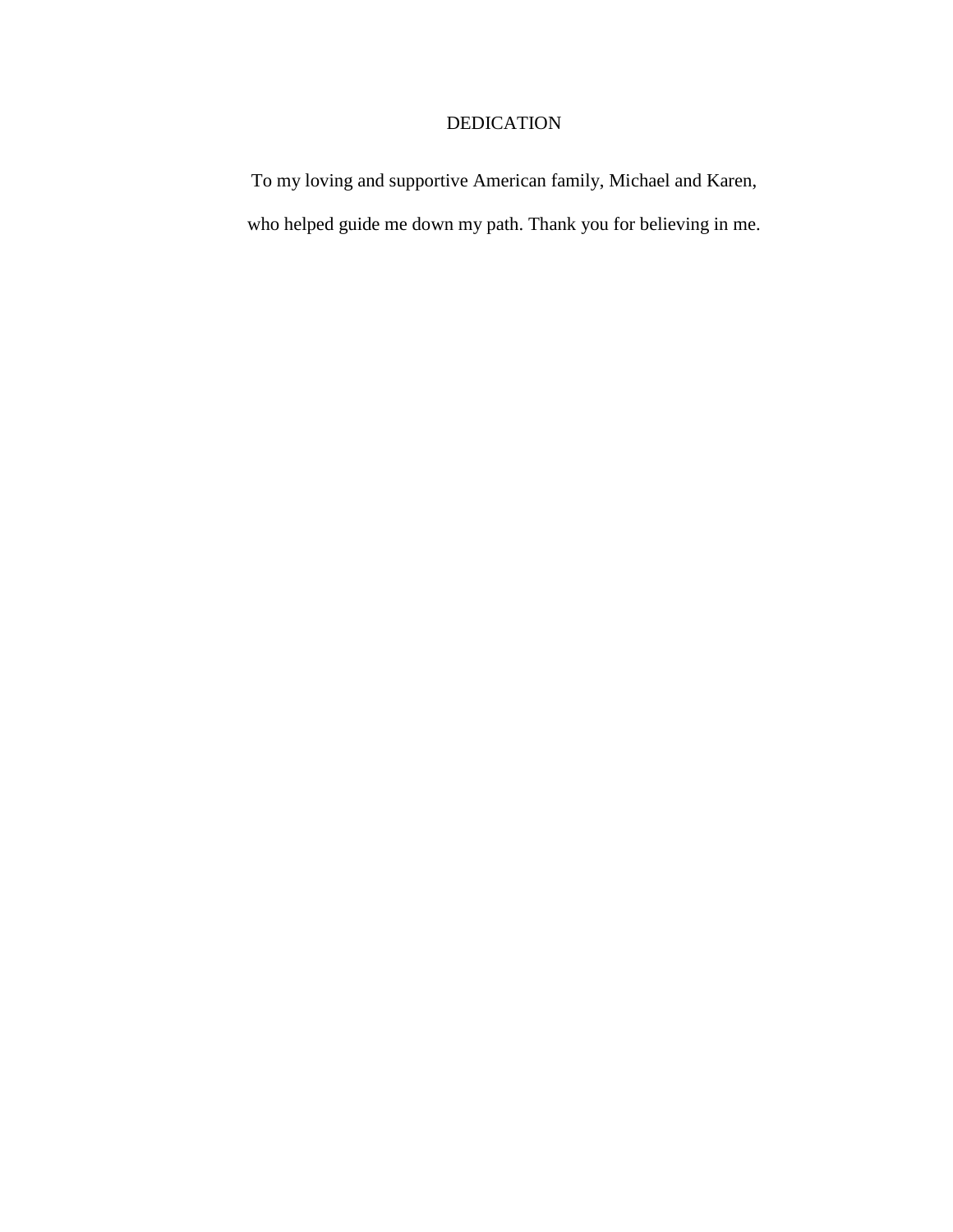# DEDICATION

To my loving and supportive American family, Michael and Karen,

who helped guide me down my path. Thank you for believing in me.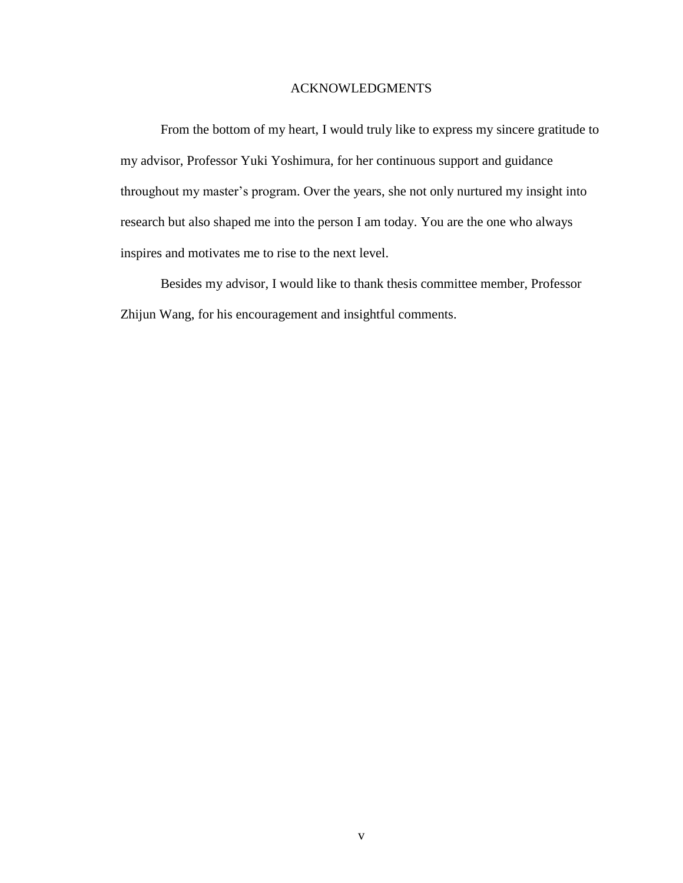# ACKNOWLEDGMENTS

From the bottom of my heart, I would truly like to express my sincere gratitude to my advisor, Professor Yuki Yoshimura, for her continuous support and guidance throughout my master's program. Over the years, she not only nurtured my insight into research but also shaped me into the person I am today. You are the one who always inspires and motivates me to rise to the next level.

Besides my advisor, I would like to thank thesis committee member, Professor Zhijun Wang, for his encouragement and insightful comments.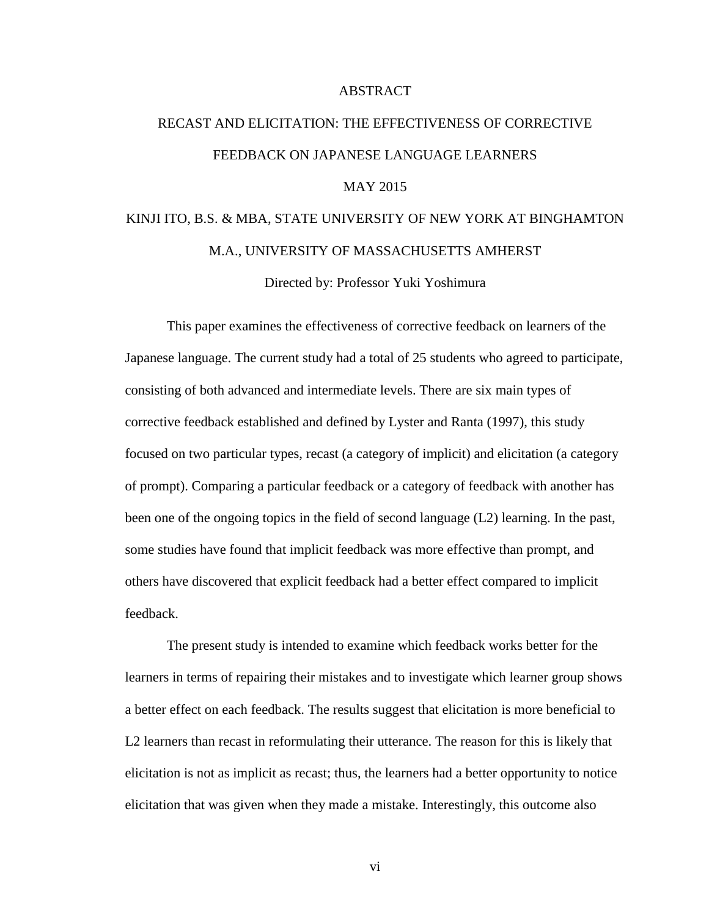# ABSTRACT

## RECAST AND ELICITATION: THE EFFECTIVENESS OF CORRECTIVE FEEDBACK ON JAPANESE LANGUAGE LEARNERS

MAY 2015

KINJI ITO, B.S. & MBA, STATE UNIVERSITY OF NEW YORK AT BINGHAMTON

M.A., UNIVERSITY OF MASSACHUSETTS AMHERST

Directed by: Professor Yuki Yoshimura

This paper examines the effectiveness of corrective feedback on learners of the Japanese language. The current study had a total of 25 students who agreed to participate, consisting of both advanced and intermediate levels. There are six main types of corrective feedback established and defined by Lyster and Ranta (1997), this study focused on two particular types, recast (a category of implicit) and elicitation (a category of prompt). Comparing a particular feedback or a category of feedback with another has been one of the ongoing topics in the field of second language (L2) learning. In the past, some studies have found that implicit feedback was more effective than prompt, and others have discovered that explicit feedback had a better effect compared to implicit feedback.

The present study is intended to examine which feedback works better for the learners in terms of repairing their mistakes and to investigate which learner group shows a better effect on each feedback. The results suggest that elicitation is more beneficial to L2 learners than recast in reformulating their utterance. The reason for this is likely that elicitation is not as implicit as recast; thus, the learners had a better opportunity to notice elicitation that was given when they made a mistake. Interestingly, this outcome also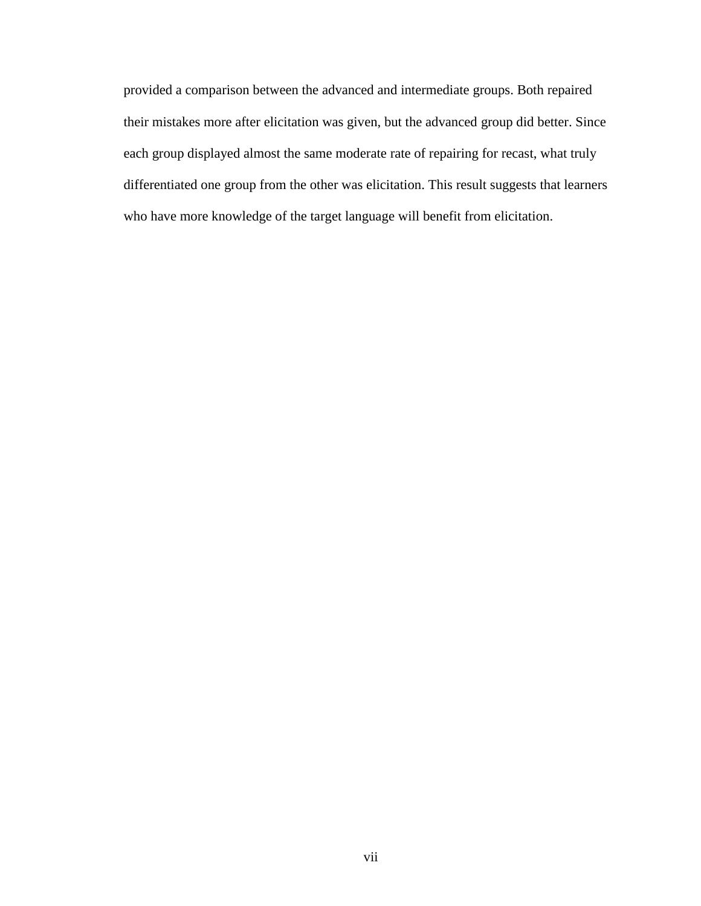provided a comparison between the advanced and intermediate groups. Both repaired their mistakes more after elicitation was given, but the advanced group did better. Since each group displayed almost the same moderate rate of repairing for recast, what truly differentiated one group from the other was elicitation. This result suggests that learners who have more knowledge of the target language will benefit from elicitation.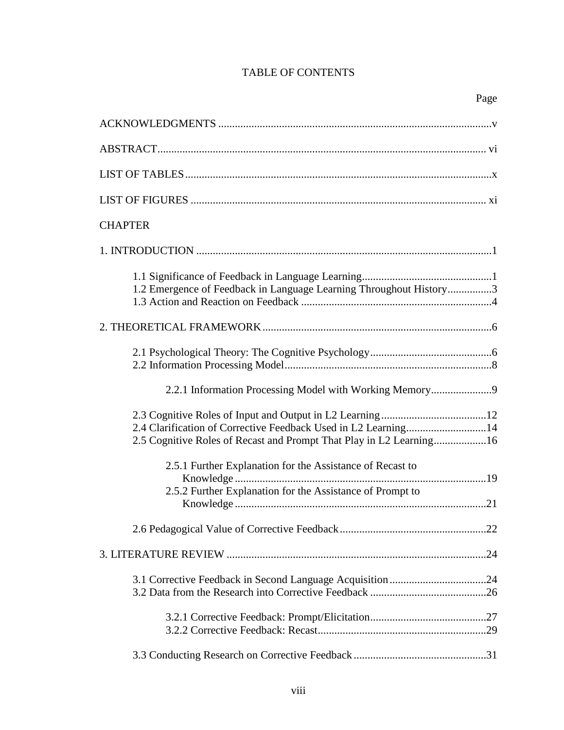# TABLE OF CONTENTS

Page

ACKNOWLEDGMENTS .................................................................................................v

ABSTRACT.................................................................................................................. vi

LIST OF TABLES.........................................................................................................x

LIST OF FIGURES ...................................................................................................... xi

CHAPTER

1. INTRODUCTION .......................................................................................................1

  1.1 Significance of Feedback in Language Learning...............................................1
  1.2 Emergence of Feedback in Language Learning Throughout History................3
  1.3 Action and Reaction on Feedback .....................................................................4

2. THEORETICAL FRAMEWORK................................................................................6

  2.1 Psychological Theory: The Cognitive Psychology............................................6
  2.2 Information Processing Model...........................................................................8

    2.2.1 Information Processing Model with Working Memory......................9

  2.3 Cognitive Roles of Input and Output in L2 Learning......................................12
  2.4 Clarification of Corrective Feedback Used in L2 Learning.............................14
  2.5 Cognitive Roles of Recast and Prompt That Play in L2 Learning...................16

    2.5.1 Further Explanation for the Assistance of Recast to Knowledge...........................................................................................19
    2.5.2 Further Explanation for the Assistance of Prompt to Knowledge...........................................................................................21

  2.6 Pedagogical Value of Corrective Feedback.....................................................22

3. LITERATURE REVIEW ...........................................................................................24

  3.1 Corrective Feedback in Second Language Acquisition...................................24
  3.2 Data from the Research into Corrective Feedback ..........................................26

    3.2.1 Corrective Feedback: Prompt/Elicitation..........................................27
    3.2.2 Corrective Feedback: Recast.............................................................29

  3.3 Conducting Research on Corrective Feedback ................................................31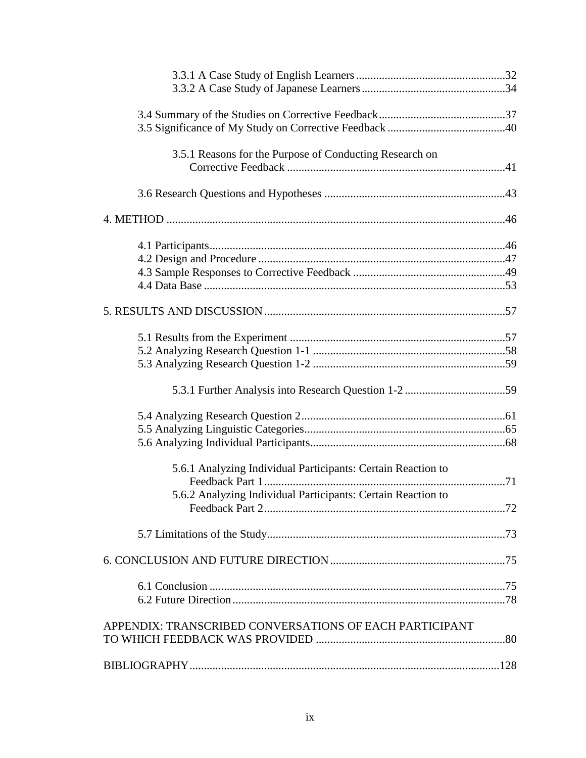3.3.1 A Case Study of English Learners .................................................... 32
3.3.2 A Case Study of Japanese Learners .................................................. 34

3.4 Summary of the Studies on Corrective Feedback ............................................ 37
3.5 Significance of My Study on Corrective Feedback ......................................... 40

3.5.1 Reasons for the Purpose of Conducting Research on Corrective Feedback ............................................................................ 41

3.6 Research Questions and Hypotheses ............................................................... 43

4. METHOD ..................................................................................................... 46

4.1 Participants ....................................................................................... 46
4.2 Design and Procedure ....................................................................... 47
4.3 Sample Responses to Corrective Feedback ..................................................... 49
4.4 Data Base ......................................................................................... 53

5. RESULTS AND DISCUSSION .................................................................... 57

5.1 Results from the Experiment ............................................................ 57
5.2 Analyzing Research Question 1-1 .................................................... 58
5.3 Analyzing Research Question 1-2 .................................................... 59

5.3.1 Further Analysis into Research Question 1-2 ................................... 59

5.4 Analyzing Research Question 2 ....................................................... 61
5.5 Analyzing Linguistic Categories ...................................................... 65
5.6 Analyzing Individual Participants .................................................... 68

5.6.1 Analyzing Individual Participants: Certain Reaction to Feedback Part 1 .................................................................... 71
5.6.2 Analyzing Individual Participants: Certain Reaction to Feedback Part 2 .................................................................... 72

5.7 Limitations of the Study ................................................................... 73

6. CONCLUSION AND FUTURE DIRECTION ............................................. 75

6.1 Conclusion ....................................................................................... 75
6.2 Future Direction ............................................................................... 78

APPENDIX: TRANSCRIBED CONVERSATIONS OF EACH PARTICIPANT TO WHICH FEEDBACK WAS PROVIDED .................................................................. 80

BIBLIOGRAPHY ............................................................................................ 128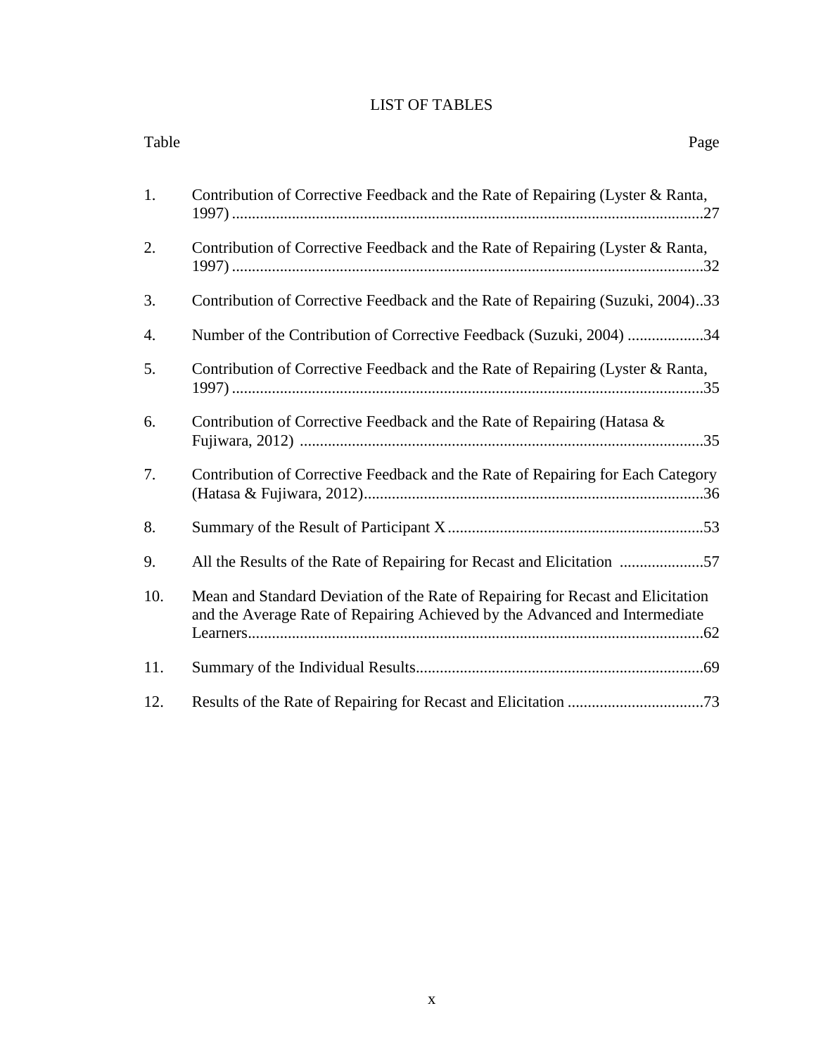# LIST OF TABLES

| Table | | Page |
|---|---|---|
| 1. | Contribution of Corrective Feedback and the Rate of Repairing (Lyster & Ranta, 1997) | 27 |
| 2. | Contribution of Corrective Feedback and the Rate of Repairing (Lyster & Ranta, 1997) | 32 |
| 3. | Contribution of Corrective Feedback and the Rate of Repairing (Suzuki, 2004) | 33 |
| 4. | Number of the Contribution of Corrective Feedback (Suzuki, 2004) | 34 |
| 5. | Contribution of Corrective Feedback and the Rate of Repairing (Lyster & Ranta, 1997) | 35 |
| 6. | Contribution of Corrective Feedback and the Rate of Repairing (Hatasa & Fujiwara, 2012) | 35 |
| 7. | Contribution of Corrective Feedback and the Rate of Repairing for Each Category (Hatasa & Fujiwara, 2012) | 36 |
| 8. | Summary of the Result of Participant X | 53 |
| 9. | All the Results of the Rate of Repairing for Recast and Elicitation | 57 |
| 10. | Mean and Standard Deviation of the Rate of Repairing for Recast and Elicitation and the Average Rate of Repairing Achieved by the Advanced and Intermediate Learners | 62 |
| 11. | Summary of the Individual Results | 69 |
| 12. | Results of the Rate of Repairing for Recast and Elicitation | 73 |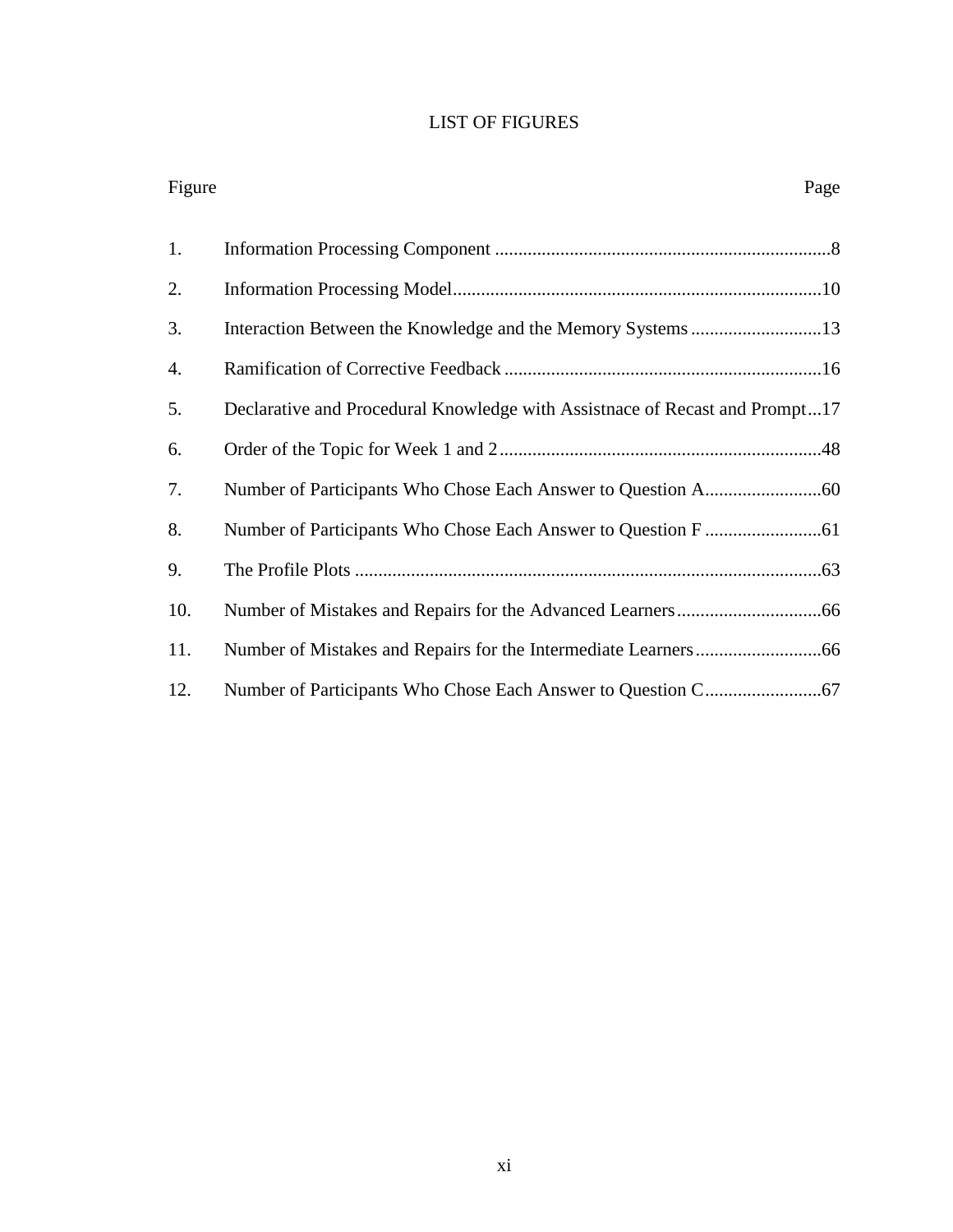# LIST OF FIGURES

| Figure | | Page |
|---|---|---|
| 1. | Information Processing Component | 8 |
| 2. | Information Processing Model | 10 |
| 3. | Interaction Between the Knowledge and the Memory Systems | 13 |
| 4. | Ramification of Corrective Feedback | 16 |
| 5. | Declarative and Procedural Knowledge with Assistnace of Recast and Prompt | 17 |
| 6. | Order of the Topic for Week 1 and 2 | 48 |
| 7. | Number of Participants Who Chose Each Answer to Question A | 60 |
| 8. | Number of Participants Who Chose Each Answer to Question F | 61 |
| 9. | The Profile Plots | 63 |
| 10. | Number of Mistakes and Repairs for the Advanced Learners | 66 |
| 11. | Number of Mistakes and Repairs for the Intermediate Learners | 66 |
| 12. | Number of Participants Who Chose Each Answer to Question C | 67 |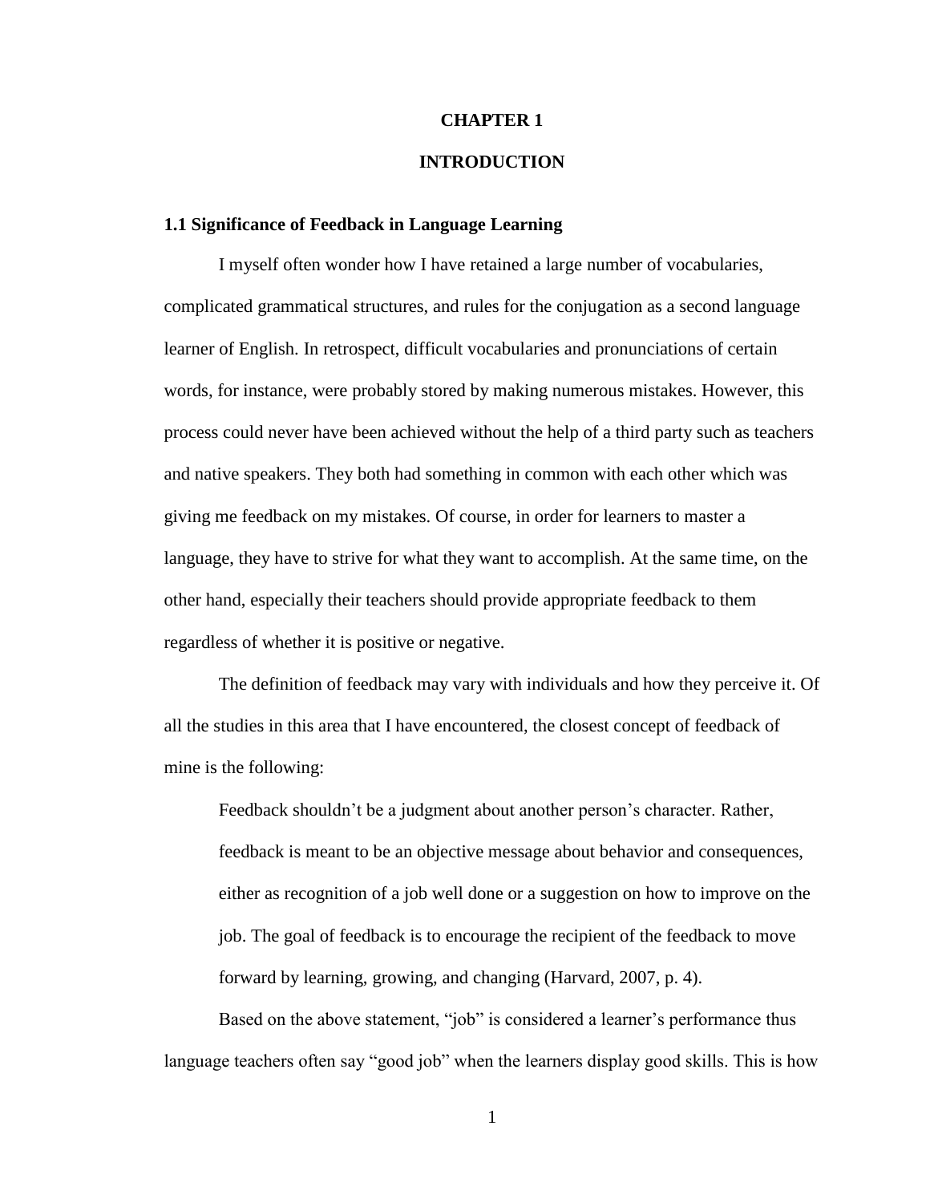# CHAPTER 1

# INTRODUCTION

## 1.1 Significance of Feedback in Language Learning

I myself often wonder how I have retained a large number of vocabularies, complicated grammatical structures, and rules for the conjugation as a second language learner of English. In retrospect, difficult vocabularies and pronunciations of certain words, for instance, were probably stored by making numerous mistakes. However, this process could never have been achieved without the help of a third party such as teachers and native speakers. They both had something in common with each other which was giving me feedback on my mistakes. Of course, in order for learners to master a language, they have to strive for what they want to accomplish. At the same time, on the other hand, especially their teachers should provide appropriate feedback to them regardless of whether it is positive or negative.

The definition of feedback may vary with individuals and how they perceive it. Of all the studies in this area that I have encountered, the closest concept of feedback of mine is the following:

> Feedback shouldn't be a judgment about another person's character. Rather, feedback is meant to be an objective message about behavior and consequences, either as recognition of a job well done or a suggestion on how to improve on the job. The goal of feedback is to encourage the recipient of the feedback to move forward by learning, growing, and changing (Harvard, 2007, p. 4).

Based on the above statement, "job" is considered a learner's performance thus language teachers often say "good job" when the learners display good skills. This is how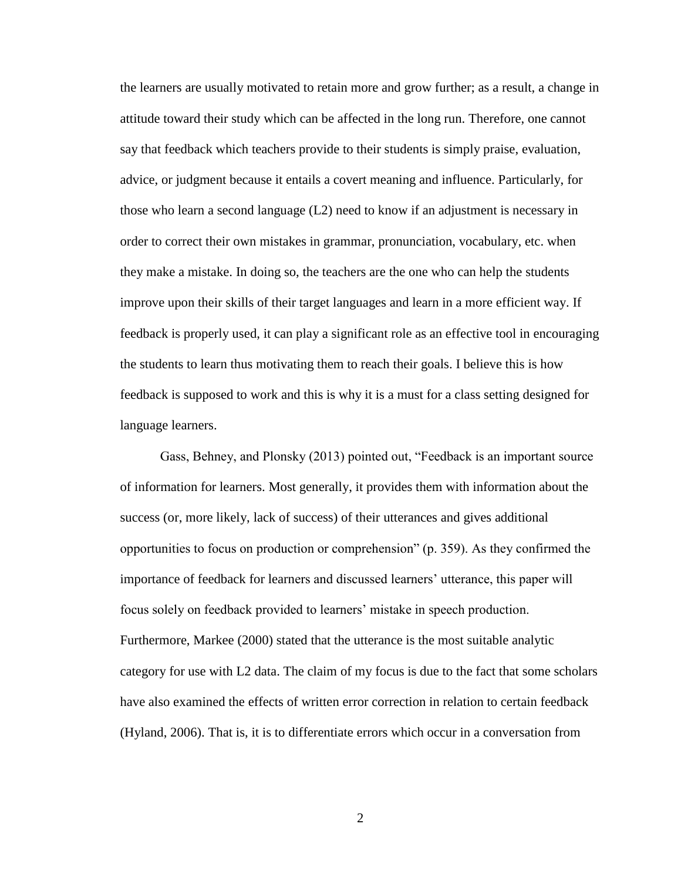the learners are usually motivated to retain more and grow further; as a result, a change in attitude toward their study which can be affected in the long run. Therefore, one cannot say that feedback which teachers provide to their students is simply praise, evaluation, advice, or judgment because it entails a covert meaning and influence. Particularly, for those who learn a second language (L2) need to know if an adjustment is necessary in order to correct their own mistakes in grammar, pronunciation, vocabulary, etc. when they make a mistake. In doing so, the teachers are the one who can help the students improve upon their skills of their target languages and learn in a more efficient way. If feedback is properly used, it can play a significant role as an effective tool in encouraging the students to learn thus motivating them to reach their goals. I believe this is how feedback is supposed to work and this is why it is a must for a class setting designed for language learners.

Gass, Behney, and Plonsky (2013) pointed out, “Feedback is an important source of information for learners. Most generally, it provides them with information about the success (or, more likely, lack of success) of their utterances and gives additional opportunities to focus on production or comprehension” (p. 359). As they confirmed the importance of feedback for learners and discussed learners’ utterance, this paper will focus solely on feedback provided to learners’ mistake in speech production. Furthermore, Markee (2000) stated that the utterance is the most suitable analytic category for use with L2 data. The claim of my focus is due to the fact that some scholars have also examined the effects of written error correction in relation to certain feedback (Hyland, 2006). That is, it is to differentiate errors which occur in a conversation from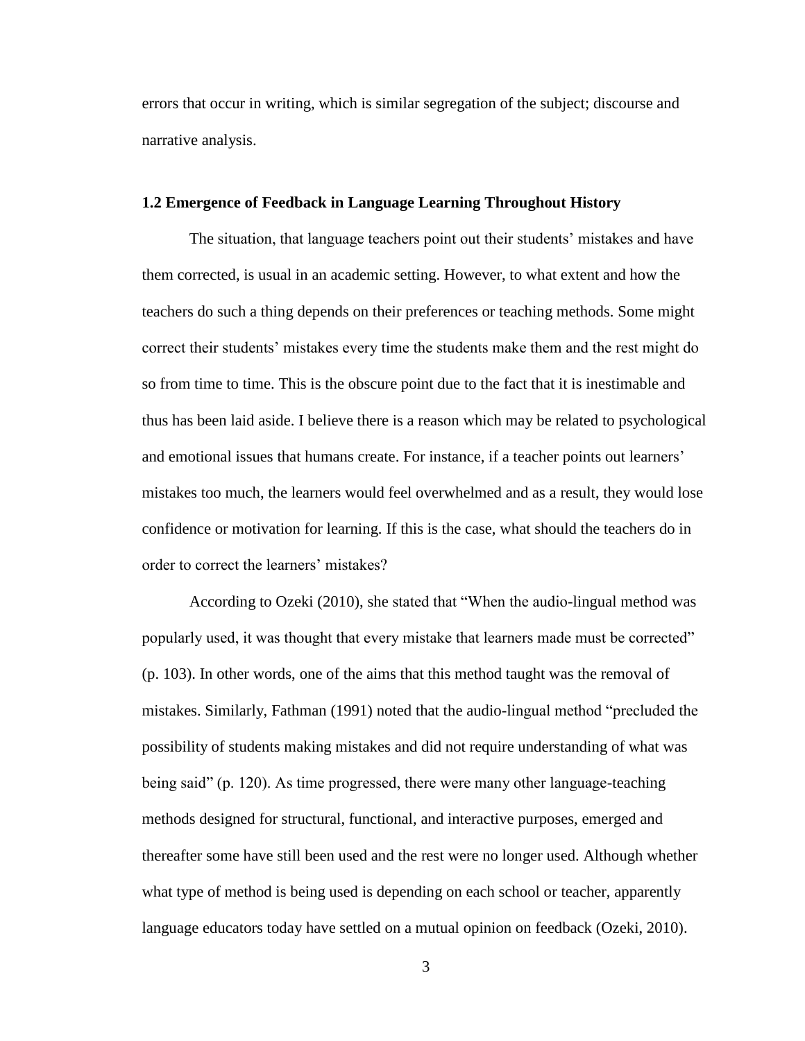errors that occur in writing, which is similar segregation of the subject; discourse and narrative analysis.

### 1.2 Emergence of Feedback in Language Learning Throughout History

The situation, that language teachers point out their students' mistakes and have them corrected, is usual in an academic setting. However, to what extent and how the teachers do such a thing depends on their preferences or teaching methods. Some might correct their students' mistakes every time the students make them and the rest might do so from time to time. This is the obscure point due to the fact that it is inestimable and thus has been laid aside. I believe there is a reason which may be related to psychological and emotional issues that humans create. For instance, if a teacher points out learners' mistakes too much, the learners would feel overwhelmed and as a result, they would lose confidence or motivation for learning. If this is the case, what should the teachers do in order to correct the learners' mistakes?

According to Ozeki (2010), she stated that "When the audio-lingual method was popularly used, it was thought that every mistake that learners made must be corrected" (p. 103). In other words, one of the aims that this method taught was the removal of mistakes. Similarly, Fathman (1991) noted that the audio-lingual method "precluded the possibility of students making mistakes and did not require understanding of what was being said" (p. 120). As time progressed, there were many other language-teaching methods designed for structural, functional, and interactive purposes, emerged and thereafter some have still been used and the rest were no longer used. Although whether what type of method is being used is depending on each school or teacher, apparently language educators today have settled on a mutual opinion on feedback (Ozeki, 2010).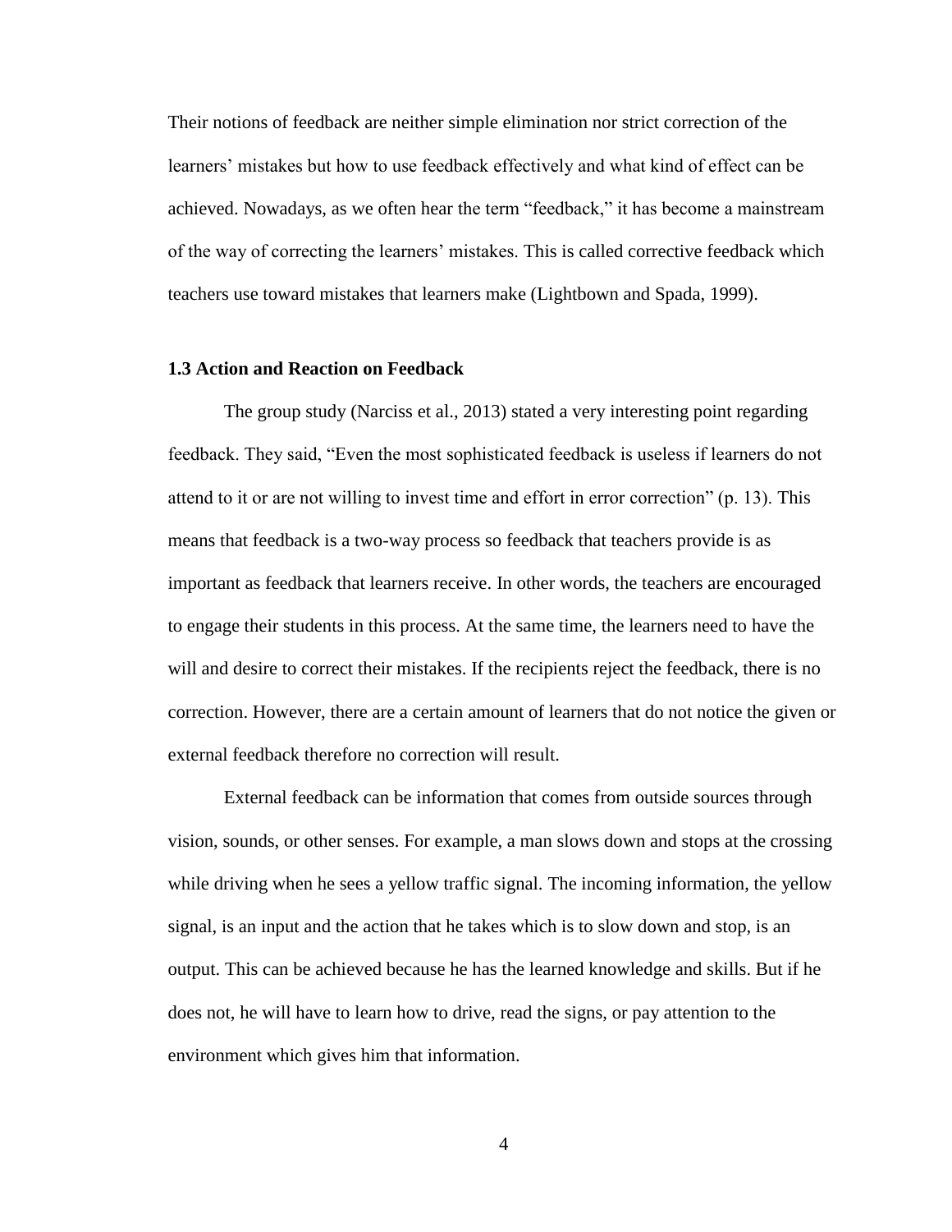Their notions of feedback are neither simple elimination nor strict correction of the learners' mistakes but how to use feedback effectively and what kind of effect can be achieved. Nowadays, as we often hear the term "feedback," it has become a mainstream of the way of correcting the learners' mistakes. This is called corrective feedback which teachers use toward mistakes that learners make (Lightbown and Spada, 1999).

### 1.3 Action and Reaction on Feedback

The group study (Narciss et al., 2013) stated a very interesting point regarding feedback. They said, "Even the most sophisticated feedback is useless if learners do not attend to it or are not willing to invest time and effort in error correction" (p. 13). This means that feedback is a two-way process so feedback that teachers provide is as important as feedback that learners receive. In other words, the teachers are encouraged to engage their students in this process. At the same time, the learners need to have the will and desire to correct their mistakes. If the recipients reject the feedback, there is no correction. However, there are a certain amount of learners that do not notice the given or external feedback therefore no correction will result.

External feedback can be information that comes from outside sources through vision, sounds, or other senses. For example, a man slows down and stops at the crossing while driving when he sees a yellow traffic signal. The incoming information, the yellow signal, is an input and the action that he takes which is to slow down and stop, is an output. This can be achieved because he has the learned knowledge and skills. But if he does not, he will have to learn how to drive, read the signs, or pay attention to the environment which gives him that information.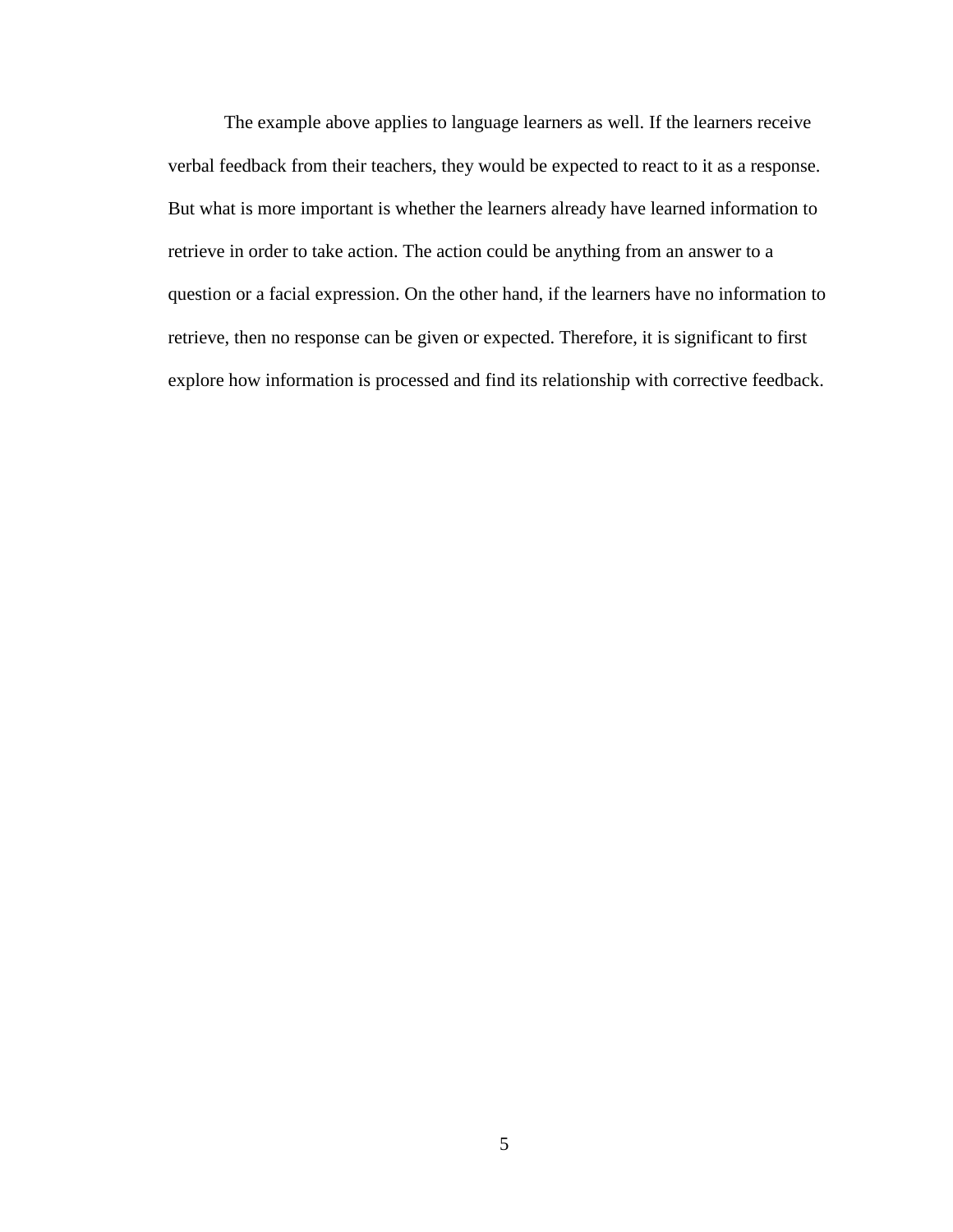The example above applies to language learners as well. If the learners receive verbal feedback from their teachers, they would be expected to react to it as a response. But what is more important is whether the learners already have learned information to retrieve in order to take action. The action could be anything from an answer to a question or a facial expression. On the other hand, if the learners have no information to retrieve, then no response can be given or expected. Therefore, it is significant to first explore how information is processed and find its relationship with corrective feedback.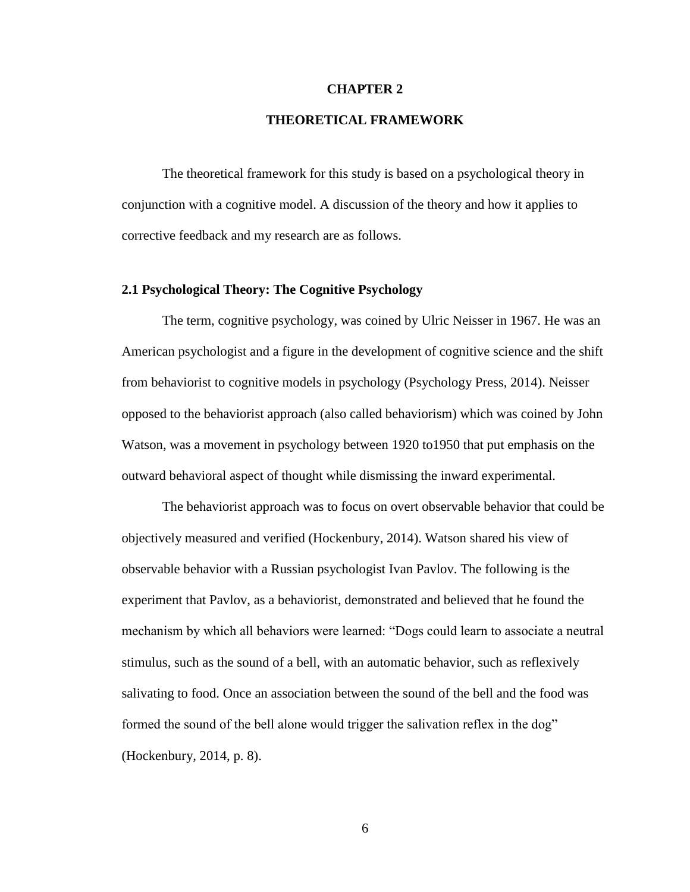# CHAPTER 2

# THEORETICAL FRAMEWORK

The theoretical framework for this study is based on a psychological theory in conjunction with a cognitive model. A discussion of the theory and how it applies to corrective feedback and my research are as follows.

## 2.1 Psychological Theory: The Cognitive Psychology

The term, cognitive psychology, was coined by Ulric Neisser in 1967. He was an American psychologist and a figure in the development of cognitive science and the shift from behaviorist to cognitive models in psychology (Psychology Press, 2014). Neisser opposed to the behaviorist approach (also called behaviorism) which was coined by John Watson, was a movement in psychology between 1920 to1950 that put emphasis on the outward behavioral aspect of thought while dismissing the inward experimental.

The behaviorist approach was to focus on overt observable behavior that could be objectively measured and verified (Hockenbury, 2014). Watson shared his view of observable behavior with a Russian psychologist Ivan Pavlov. The following is the experiment that Pavlov, as a behaviorist, demonstrated and believed that he found the mechanism by which all behaviors were learned: "Dogs could learn to associate a neutral stimulus, such as the sound of a bell, with an automatic behavior, such as reflexively salivating to food. Once an association between the sound of the bell and the food was formed the sound of the bell alone would trigger the salivation reflex in the dog" (Hockenbury, 2014, p. 8).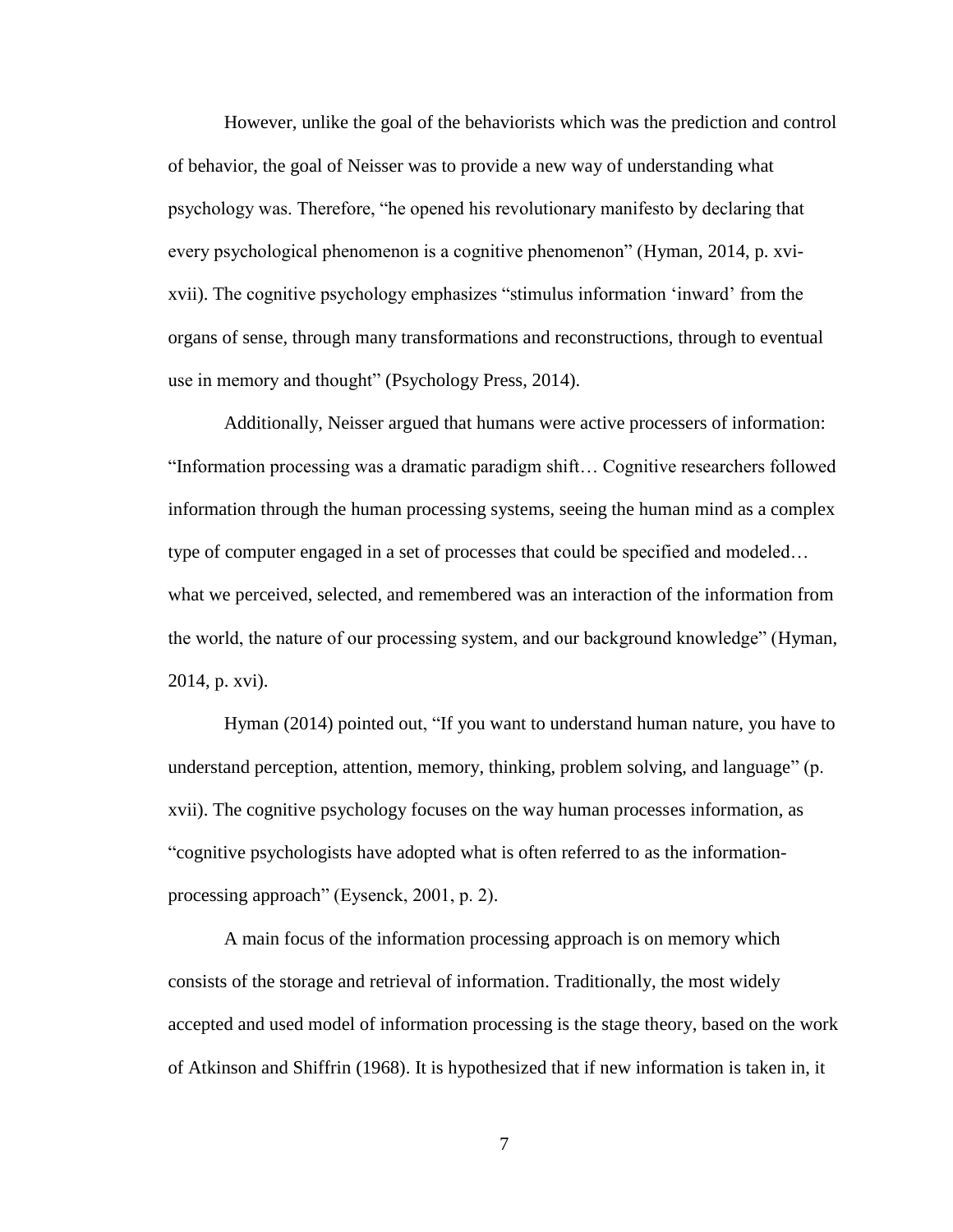However, unlike the goal of the behaviorists which was the prediction and control of behavior, the goal of Neisser was to provide a new way of understanding what psychology was. Therefore, "he opened his revolutionary manifesto by declaring that every psychological phenomenon is a cognitive phenomenon" (Hyman, 2014, p. xvi-xvii). The cognitive psychology emphasizes "stimulus information 'inward' from the organs of sense, through many transformations and reconstructions, through to eventual use in memory and thought" (Psychology Press, 2014).

Additionally, Neisser argued that humans were active processers of information: "Information processing was a dramatic paradigm shift… Cognitive researchers followed information through the human processing systems, seeing the human mind as a complex type of computer engaged in a set of processes that could be specified and modeled… what we perceived, selected, and remembered was an interaction of the information from the world, the nature of our processing system, and our background knowledge" (Hyman, 2014, p. xvi).

Hyman (2014) pointed out, "If you want to understand human nature, you have to understand perception, attention, memory, thinking, problem solving, and language" (p. xvii). The cognitive psychology focuses on the way human processes information, as "cognitive psychologists have adopted what is often referred to as the information-processing approach" (Eysenck, 2001, p. 2).

A main focus of the information processing approach is on memory which consists of the storage and retrieval of information. Traditionally, the most widely accepted and used model of information processing is the stage theory, based on the work of Atkinson and Shiffrin (1968). It is hypothesized that if new information is taken in, it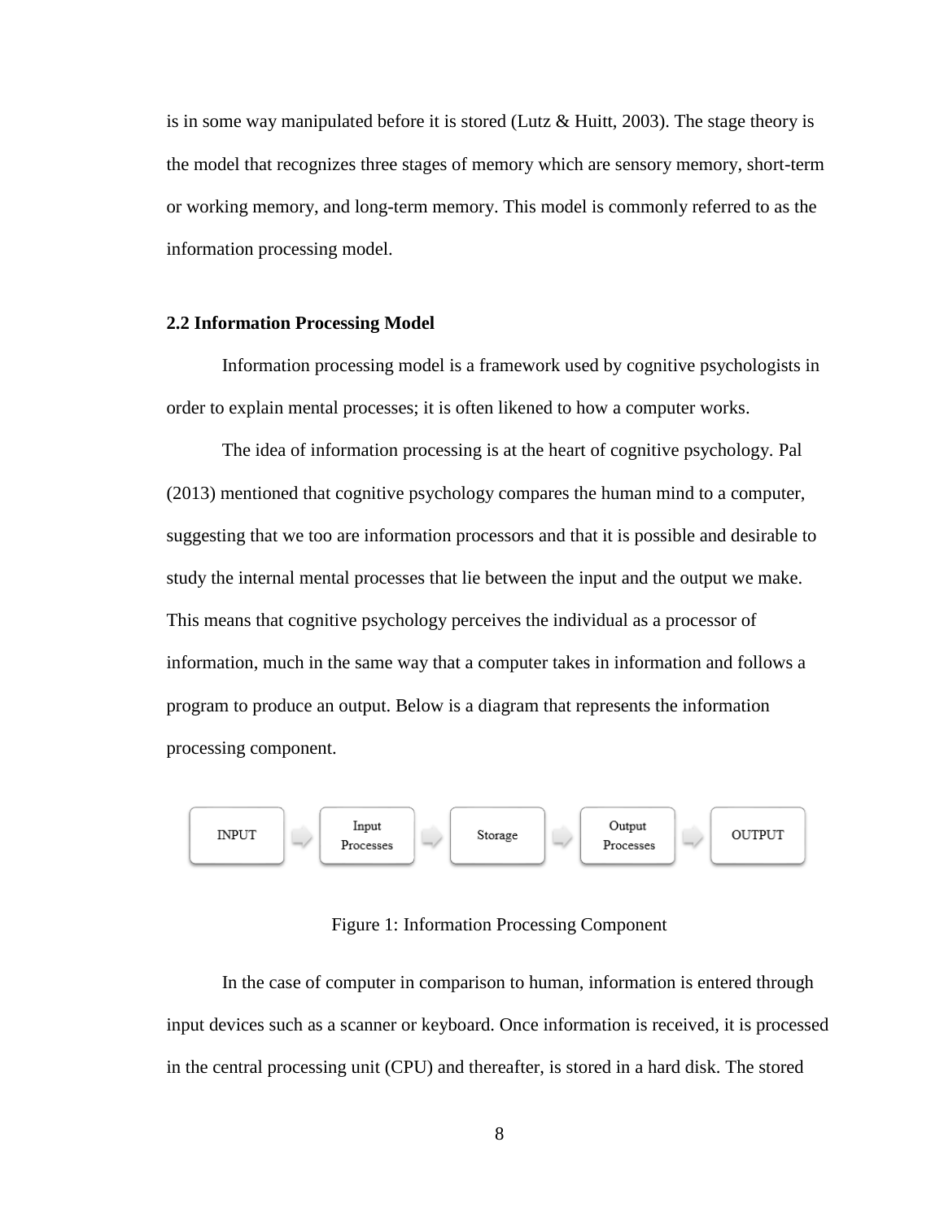is in some way manipulated before it is stored (Lutz & Huitt, 2003). The stage theory is the model that recognizes three stages of memory which are sensory memory, short-term or working memory, and long-term memory. This model is commonly referred to as the information processing model.

## 2.2 Information Processing Model

Information processing model is a framework used by cognitive psychologists in order to explain mental processes; it is often likened to how a computer works.

The idea of information processing is at the heart of cognitive psychology. Pal (2013) mentioned that cognitive psychology compares the human mind to a computer, suggesting that we too are information processors and that it is possible and desirable to study the internal mental processes that lie between the input and the output we make. This means that cognitive psychology perceives the individual as a processor of information, much in the same way that a computer takes in information and follows a program to produce an output. Below is a diagram that represents the information processing component.

INPUT → Input Processes → Storage → Output Processes → OUTPUT

Figure 1: Information Processing Component

In the case of computer in comparison to human, information is entered through input devices such as a scanner or keyboard. Once information is received, it is processed in the central processing unit (CPU) and thereafter, is stored in a hard disk. The stored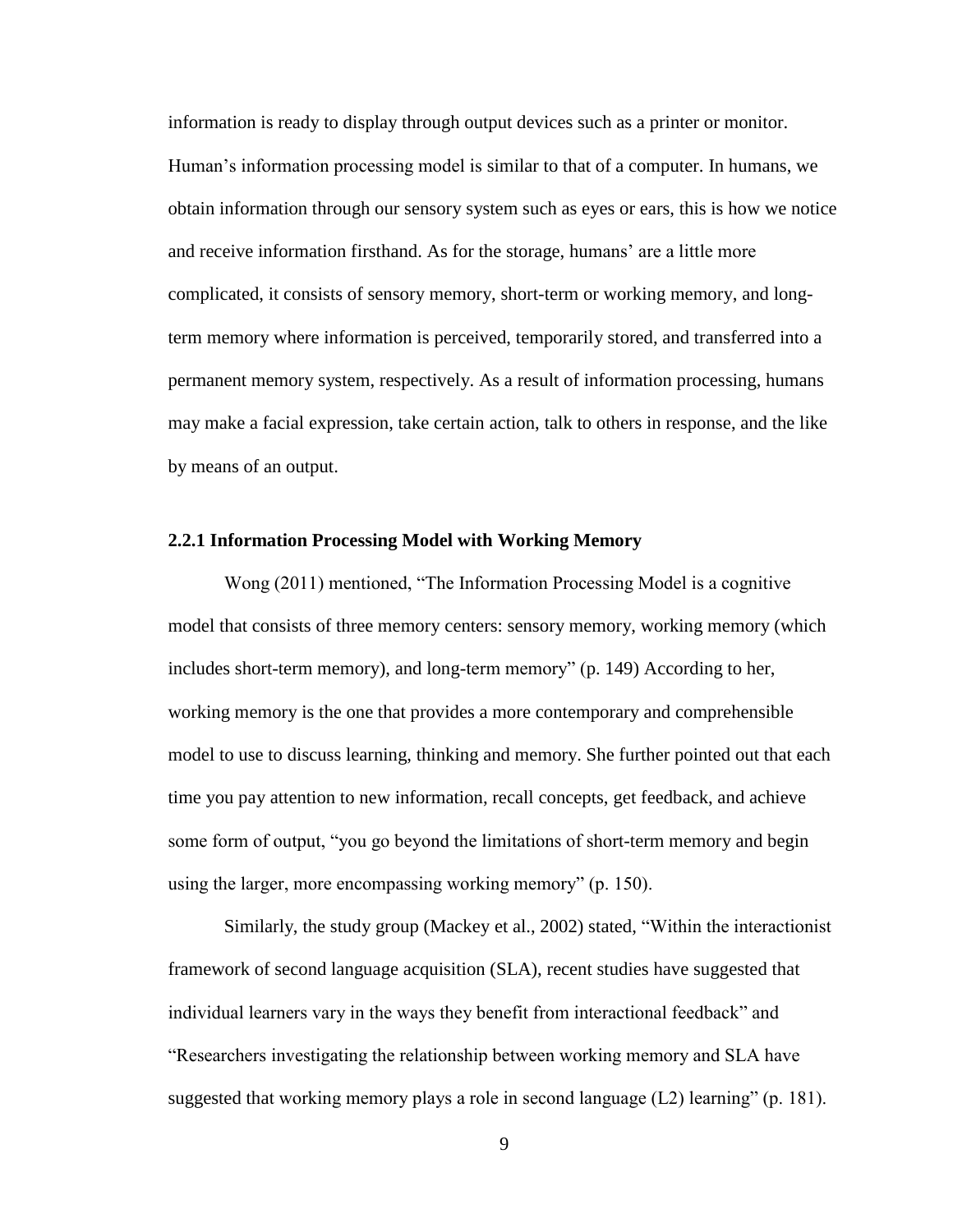information is ready to display through output devices such as a printer or monitor. Human's information processing model is similar to that of a computer. In humans, we obtain information through our sensory system such as eyes or ears, this is how we notice and receive information firsthand. As for the storage, humans' are a little more complicated, it consists of sensory memory, short-term or working memory, and long-term memory where information is perceived, temporarily stored, and transferred into a permanent memory system, respectively. As a result of information processing, humans may make a facial expression, take certain action, talk to others in response, and the like by means of an output.

### 2.2.1 Information Processing Model with Working Memory

Wong (2011) mentioned, "The Information Processing Model is a cognitive model that consists of three memory centers: sensory memory, working memory (which includes short-term memory), and long-term memory" (p. 149) According to her, working memory is the one that provides a more contemporary and comprehensible model to use to discuss learning, thinking and memory. She further pointed out that each time you pay attention to new information, recall concepts, get feedback, and achieve some form of output, "you go beyond the limitations of short-term memory and begin using the larger, more encompassing working memory" (p. 150).

Similarly, the study group (Mackey et al., 2002) stated, "Within the interactionist framework of second language acquisition (SLA), recent studies have suggested that individual learners vary in the ways they benefit from interactional feedback" and "Researchers investigating the relationship between working memory and SLA have suggested that working memory plays a role in second language (L2) learning" (p. 181).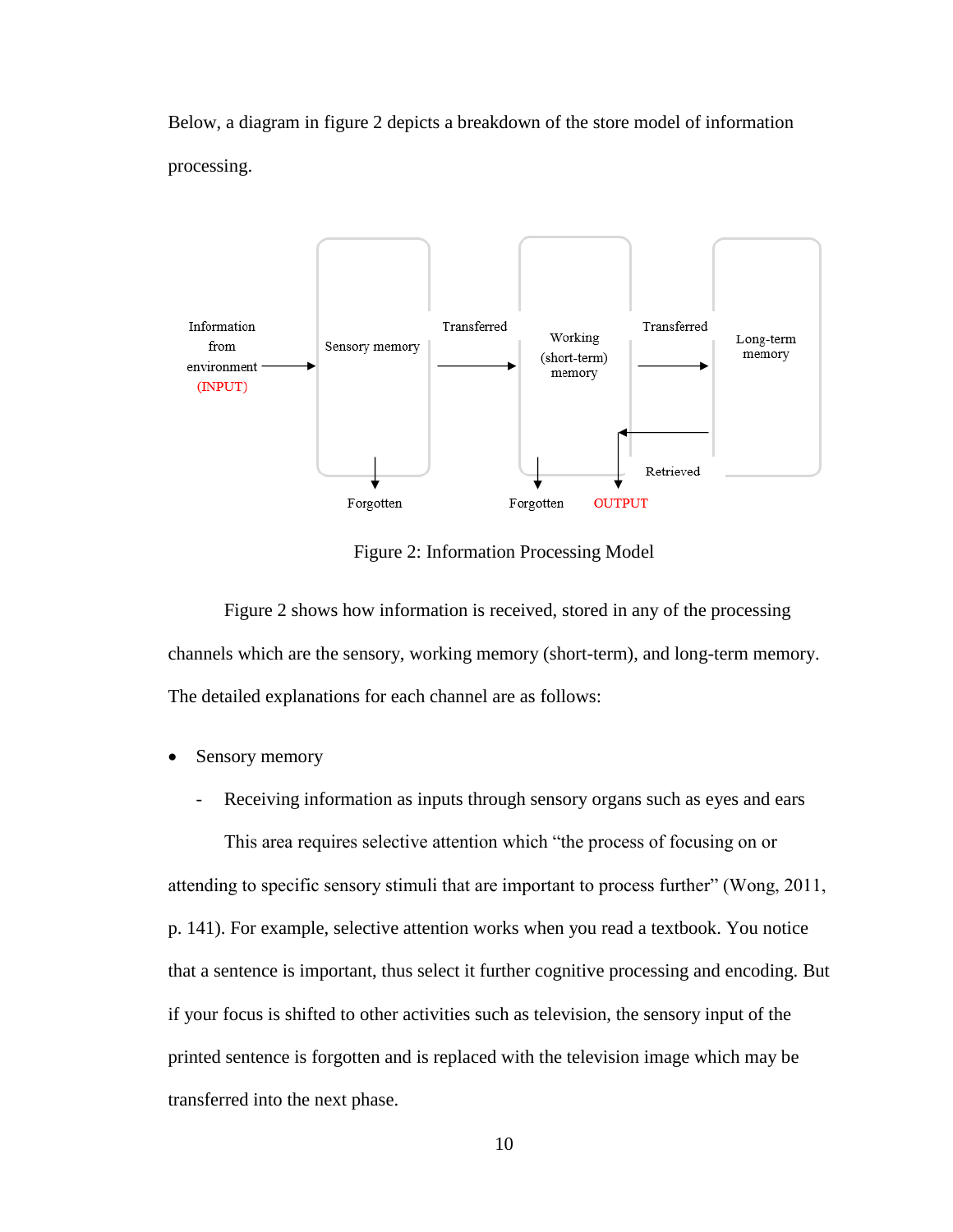Below, a diagram in figure 2 depicts a breakdown of the store model of information processing.

Figure 2: Information Processing Model

Figure 2 shows how information is received, stored in any of the processing channels which are the sensory, working memory (short-term), and long-term memory. The detailed explanations for each channel are as follows:

- Sensory memory
  - Receiving information as inputs through sensory organs such as eyes and ears

    This area requires selective attention which "the process of focusing on or attending to specific sensory stimuli that are important to process further" (Wong, 2011, p. 141). For example, selective attention works when you read a textbook. You notice that a sentence is important, thus select it further cognitive processing and encoding. But if your focus is shifted to other activities such as television, the sensory input of the printed sentence is forgotten and is replaced with the television image which may be transferred into the next phase.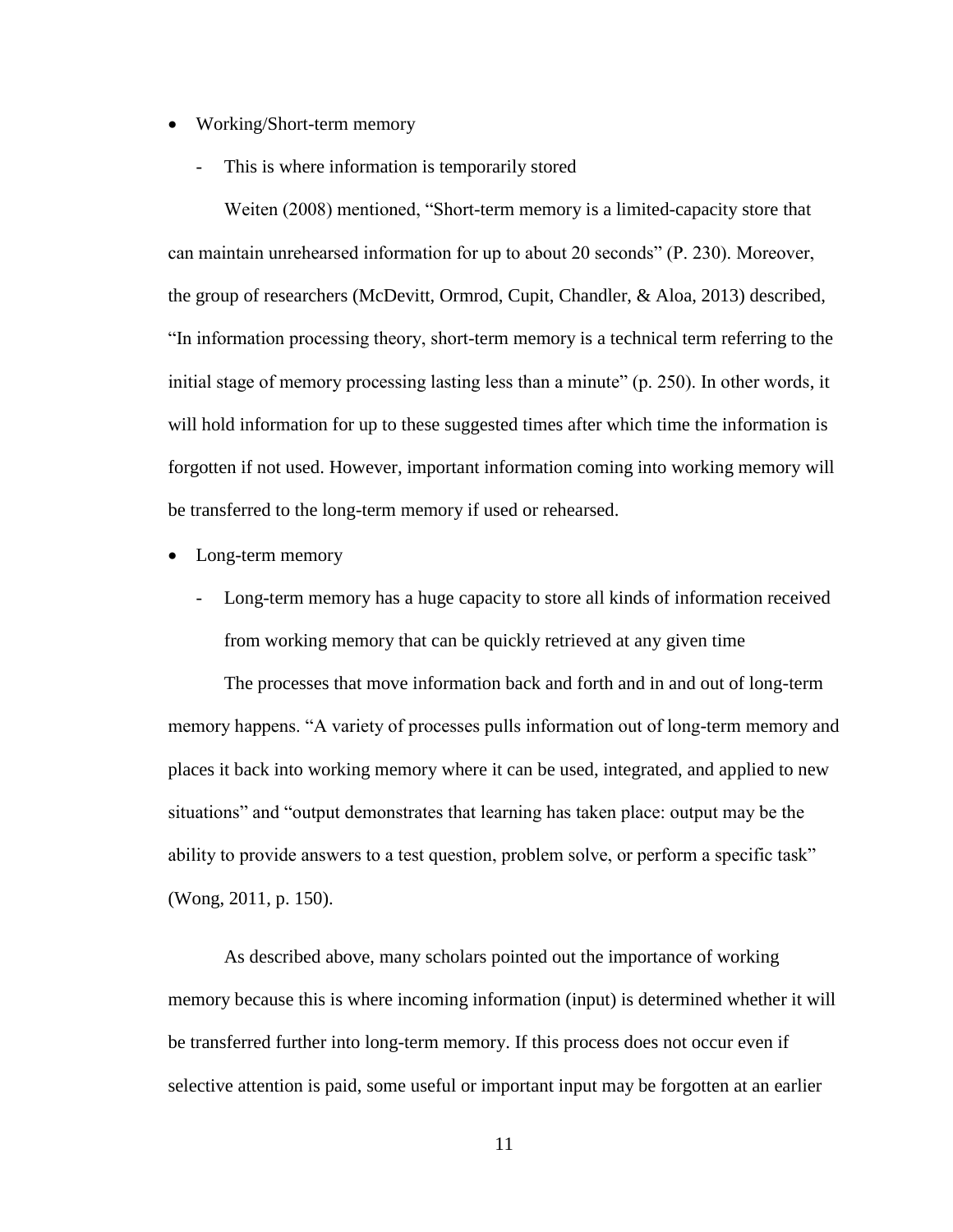- Working/Short-term memory
  - This is where information is temporarily stored

Weiten (2008) mentioned, "Short-term memory is a limited-capacity store that can maintain unrehearsed information for up to about 20 seconds" (P. 230). Moreover, the group of researchers (McDevitt, Ormrod, Cupit, Chandler, & Aloa, 2013) described, "In information processing theory, short-term memory is a technical term referring to the initial stage of memory processing lasting less than a minute" (p. 250). In other words, it will hold information for up to these suggested times after which time the information is forgotten if not used. However, important information coming into working memory will be transferred to the long-term memory if used or rehearsed.

- Long-term memory
  - Long-term memory has a huge capacity to store all kinds of information received from working memory that can be quickly retrieved at any given time

The processes that move information back and forth and in and out of long-term memory happens. "A variety of processes pulls information out of long-term memory and places it back into working memory where it can be used, integrated, and applied to new situations" and "output demonstrates that learning has taken place: output may be the ability to provide answers to a test question, problem solve, or perform a specific task" (Wong, 2011, p. 150).

As described above, many scholars pointed out the importance of working memory because this is where incoming information (input) is determined whether it will be transferred further into long-term memory. If this process does not occur even if selective attention is paid, some useful or important input may be forgotten at an earlier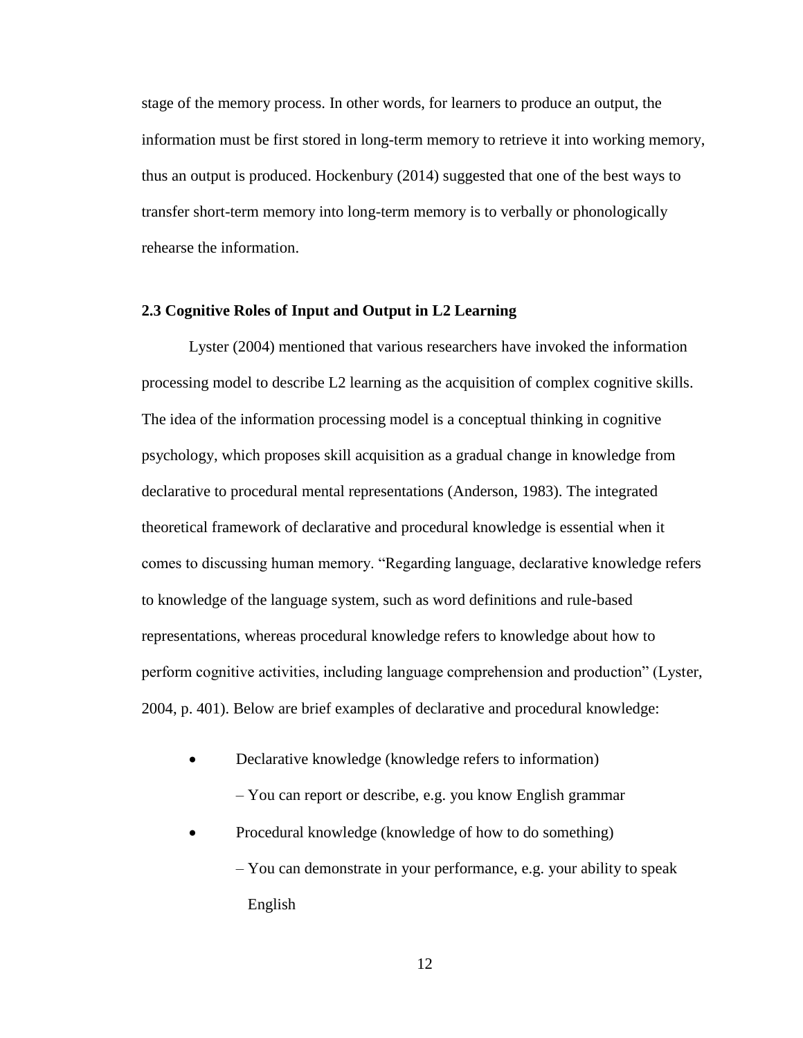stage of the memory process. In other words, for learners to produce an output, the information must be first stored in long-term memory to retrieve it into working memory, thus an output is produced. Hockenbury (2014) suggested that one of the best ways to transfer short-term memory into long-term memory is to verbally or phonologically rehearse the information.

### 2.3 Cognitive Roles of Input and Output in L2 Learning

Lyster (2004) mentioned that various researchers have invoked the information processing model to describe L2 learning as the acquisition of complex cognitive skills. The idea of the information processing model is a conceptual thinking in cognitive psychology, which proposes skill acquisition as a gradual change in knowledge from declarative to procedural mental representations (Anderson, 1983). The integrated theoretical framework of declarative and procedural knowledge is essential when it comes to discussing human memory. "Regarding language, declarative knowledge refers to knowledge of the language system, such as word definitions and rule-based representations, whereas procedural knowledge refers to knowledge about how to perform cognitive activities, including language comprehension and production" (Lyster, 2004, p. 401). Below are brief examples of declarative and procedural knowledge:

- Declarative knowledge (knowledge refers to information)
  – You can report or describe, e.g. you know English grammar
- Procedural knowledge (knowledge of how to do something)
  – You can demonstrate in your performance, e.g. your ability to speak English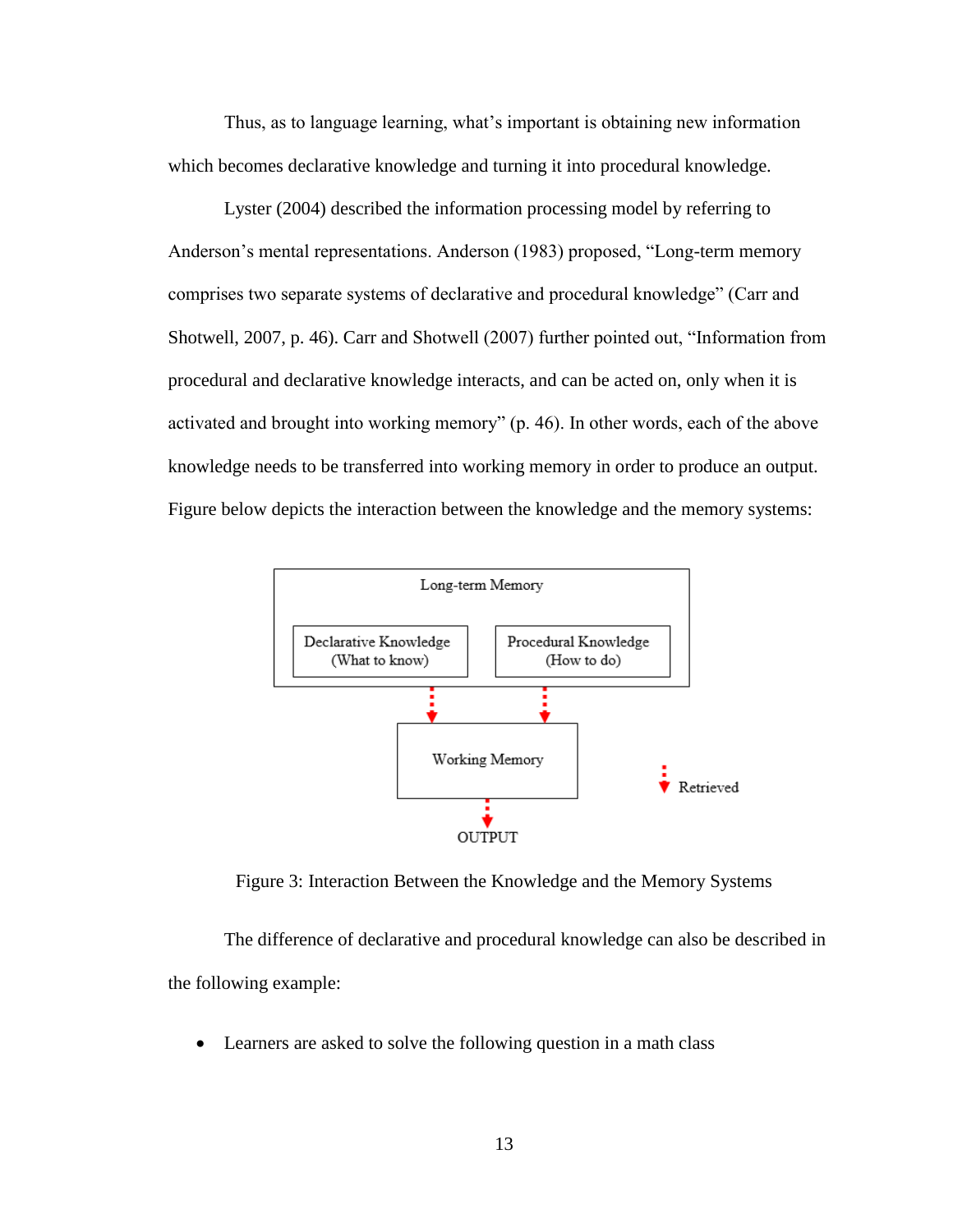Thus, as to language learning, what's important is obtaining new information which becomes declarative knowledge and turning it into procedural knowledge.

Lyster (2004) described the information processing model by referring to Anderson's mental representations. Anderson (1983) proposed, "Long-term memory comprises two separate systems of declarative and procedural knowledge" (Carr and Shotwell, 2007, p. 46). Carr and Shotwell (2007) further pointed out, "Information from procedural and declarative knowledge interacts, and can be acted on, only when it is activated and brought into working memory" (p. 46). In other words, each of the above knowledge needs to be transferred into working memory in order to produce an output. Figure below depicts the interaction between the knowledge and the memory systems:

Long-term Memory

Declarative Knowledge (What to know) | Procedural Knowledge (How to do)

Working Memory

OUTPUT

Retrieved

Figure 3: Interaction Between the Knowledge and the Memory Systems

The difference of declarative and procedural knowledge can also be described in the following example:

- Learners are asked to solve the following question in a math class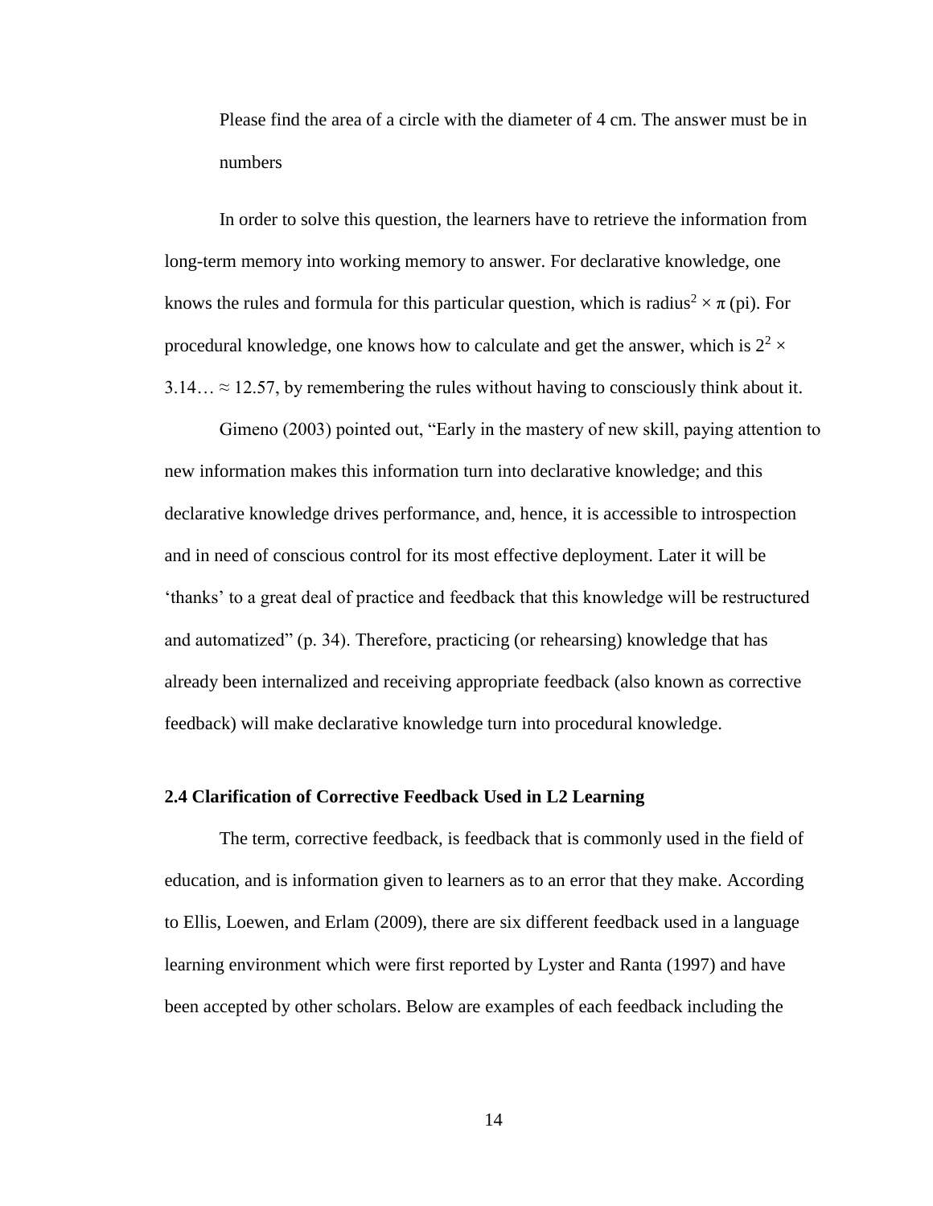Please find the area of a circle with the diameter of 4 cm. The answer must be in numbers

In order to solve this question, the learners have to retrieve the information from long-term memory into working memory to answer. For declarative knowledge, one knows the rules and formula for this particular question, which is radius$^2 \times \pi$ (pi). For procedural knowledge, one knows how to calculate and get the answer, which is $2^2 \times 3.14\ldots \approx 12.57$, by remembering the rules without having to consciously think about it.

Gimeno (2003) pointed out, “Early in the mastery of new skill, paying attention to new information makes this information turn into declarative knowledge; and this declarative knowledge drives performance, and, hence, it is accessible to introspection and in need of conscious control for its most effective deployment. Later it will be ‘thanks’ to a great deal of practice and feedback that this knowledge will be restructured and automatized” (p. 34). Therefore, practicing (or rehearsing) knowledge that has already been internalized and receiving appropriate feedback (also known as corrective feedback) will make declarative knowledge turn into procedural knowledge.

### 2.4 Clarification of Corrective Feedback Used in L2 Learning

The term, corrective feedback, is feedback that is commonly used in the field of education, and is information given to learners as to an error that they make. According to Ellis, Loewen, and Erlam (2009), there are six different feedback used in a language learning environment which were first reported by Lyster and Ranta (1997) and have been accepted by other scholars. Below are examples of each feedback including the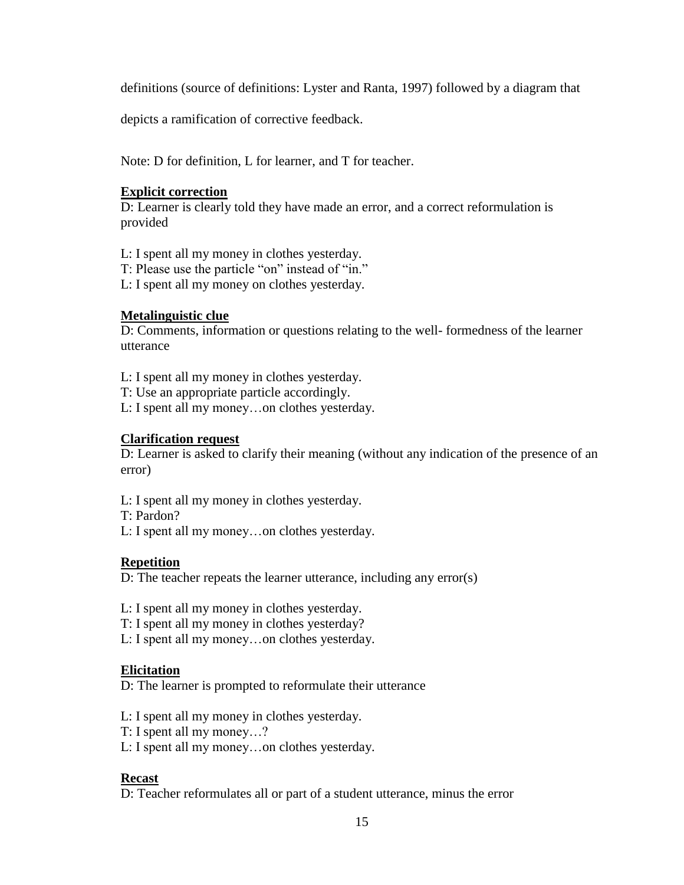definitions (source of definitions: Lyster and Ranta, 1997) followed by a diagram that depicts a ramification of corrective feedback.

Note: D for definition, L for learner, and T for teacher.

**<u>Explicit correction</u>**

D: Learner is clearly told they have made an error, and a correct reformulation is provided

L: I spent all my money in clothes yesterday.
T: Please use the particle "on" instead of "in."
L: I spent all my money on clothes yesterday.

**<u>Metalinguistic clue</u>**

D: Comments, information or questions relating to the well- formedness of the learner utterance

L: I spent all my money in clothes yesterday.
T: Use an appropriate particle accordingly.
L: I spent all my money…on clothes yesterday.

**<u>Clarification request</u>**

D: Learner is asked to clarify their meaning (without any indication of the presence of an error)

L: I spent all my money in clothes yesterday.
T: Pardon?
L: I spent all my money…on clothes yesterday.

**<u>Repetition</u>**

D: The teacher repeats the learner utterance, including any error(s)

L: I spent all my money in clothes yesterday.
T: I spent all my money in clothes yesterday?
L: I spent all my money…on clothes yesterday.

**<u>Elicitation</u>**

D: The learner is prompted to reformulate their utterance

L: I spent all my money in clothes yesterday.
T: I spent all my money…?
L: I spent all my money…on clothes yesterday.

**<u>Recast</u>**

D: Teacher reformulates all or part of a student utterance, minus the error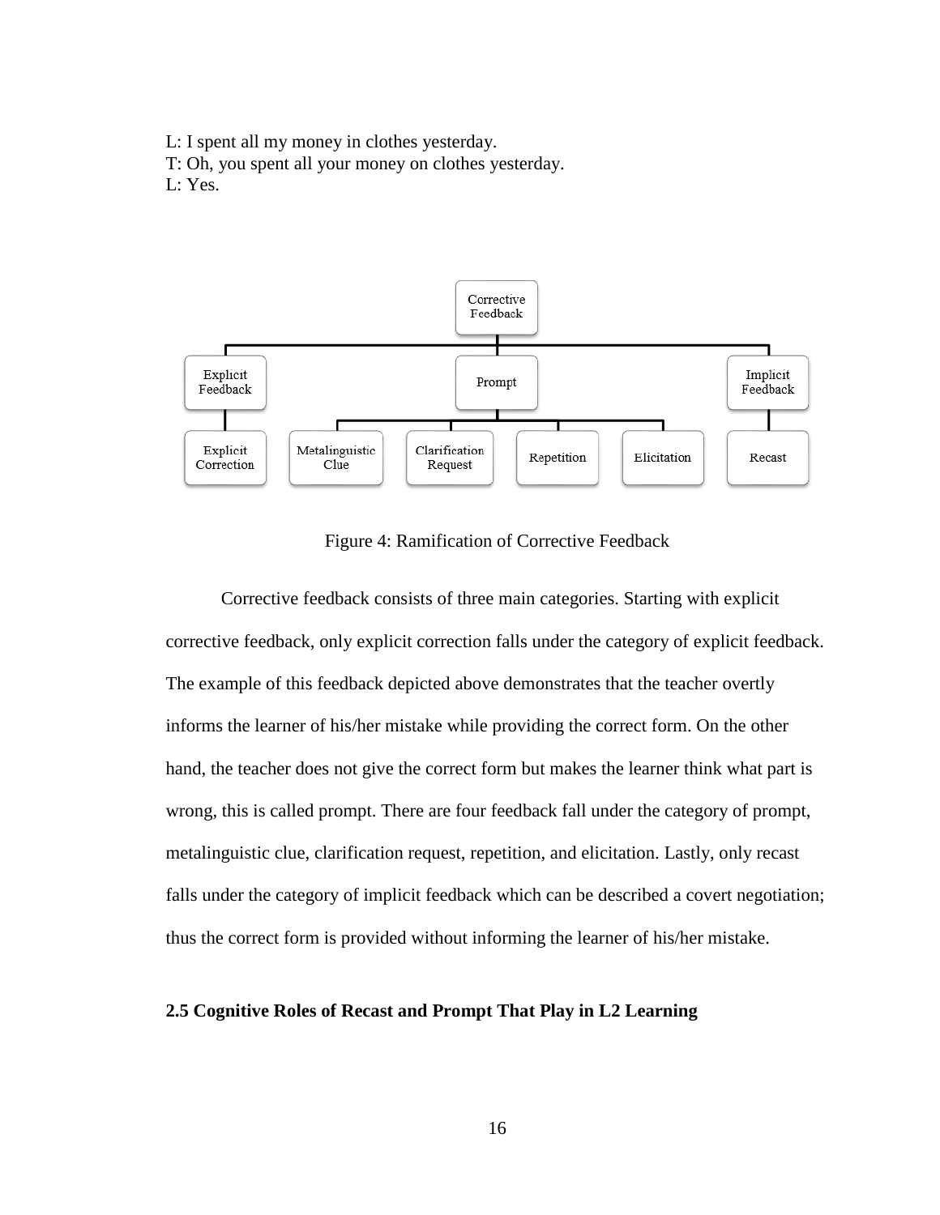L: I spent all my money in clothes yesterday.
T: Oh, you spent all your money on clothes yesterday.
L: Yes.

Figure 4: Ramification of Corrective Feedback

Corrective feedback consists of three main categories. Starting with explicit corrective feedback, only explicit correction falls under the category of explicit feedback. The example of this feedback depicted above demonstrates that the teacher overtly informs the learner of his/her mistake while providing the correct form. On the other hand, the teacher does not give the correct form but makes the learner think what part is wrong, this is called prompt. There are four feedback fall under the category of prompt, metalinguistic clue, clarification request, repetition, and elicitation. Lastly, only recast falls under the category of implicit feedback which can be described a covert negotiation; thus the correct form is provided without informing the learner of his/her mistake.

### 2.5 Cognitive Roles of Recast and Prompt That Play in L2 Learning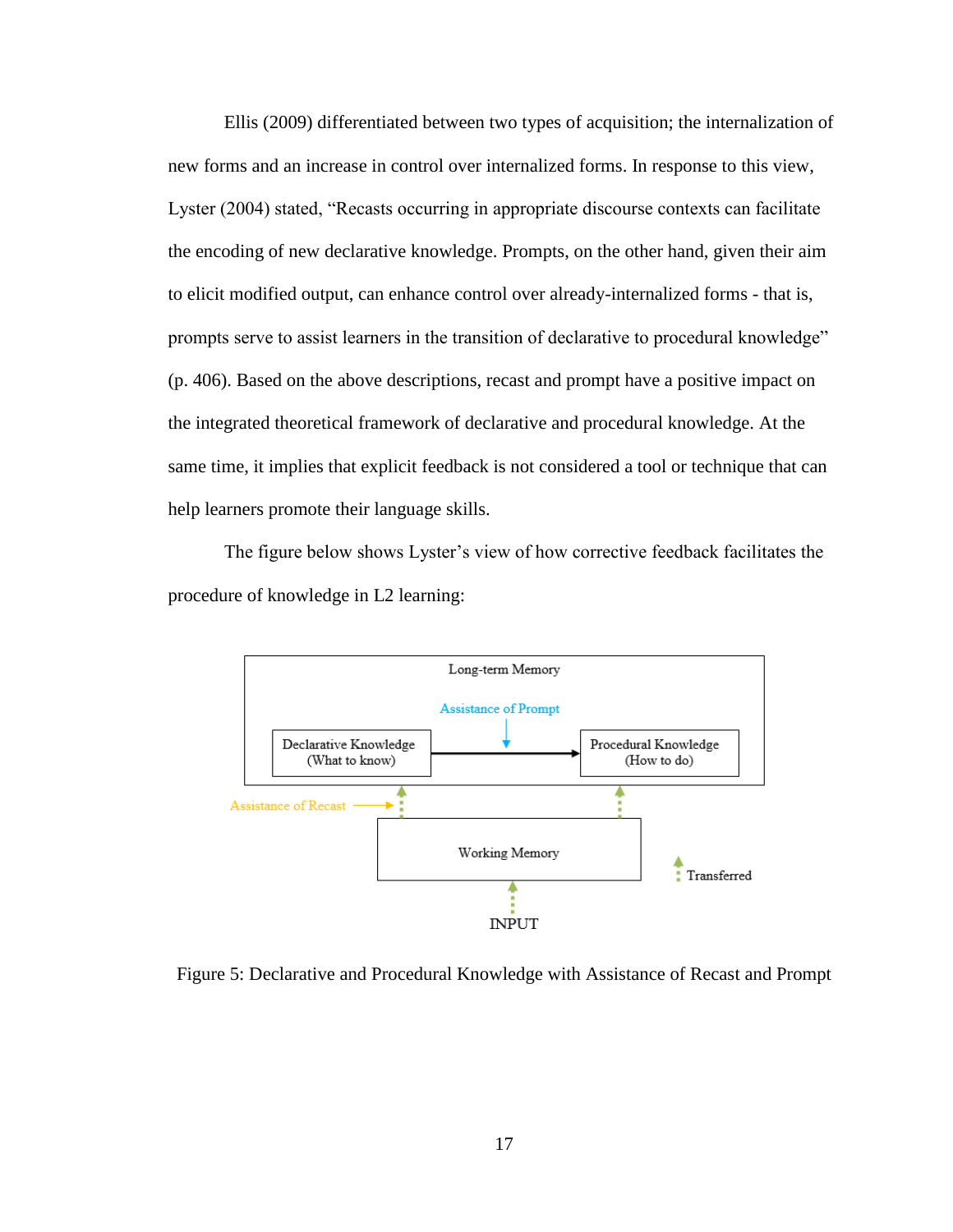Ellis (2009) differentiated between two types of acquisition; the internalization of new forms and an increase in control over internalized forms. In response to this view, Lyster (2004) stated, "Recasts occurring in appropriate discourse contexts can facilitate the encoding of new declarative knowledge. Prompts, on the other hand, given their aim to elicit modified output, can enhance control over already-internalized forms - that is, prompts serve to assist learners in the transition of declarative to procedural knowledge" (p. 406). Based on the above descriptions, recast and prompt have a positive impact on the integrated theoretical framework of declarative and procedural knowledge. At the same time, it implies that explicit feedback is not considered a tool or technique that can help learners promote their language skills.

The figure below shows Lyster's view of how corrective feedback facilitates the procedure of knowledge in L2 learning:

Long-term Memory

Assistance of Prompt

Declarative Knowledge (What to know)

Procedural Knowledge (How to do)

Assistance of Recast

Working Memory

Transferred

INPUT

Figure 5: Declarative and Procedural Knowledge with Assistance of Recast and Prompt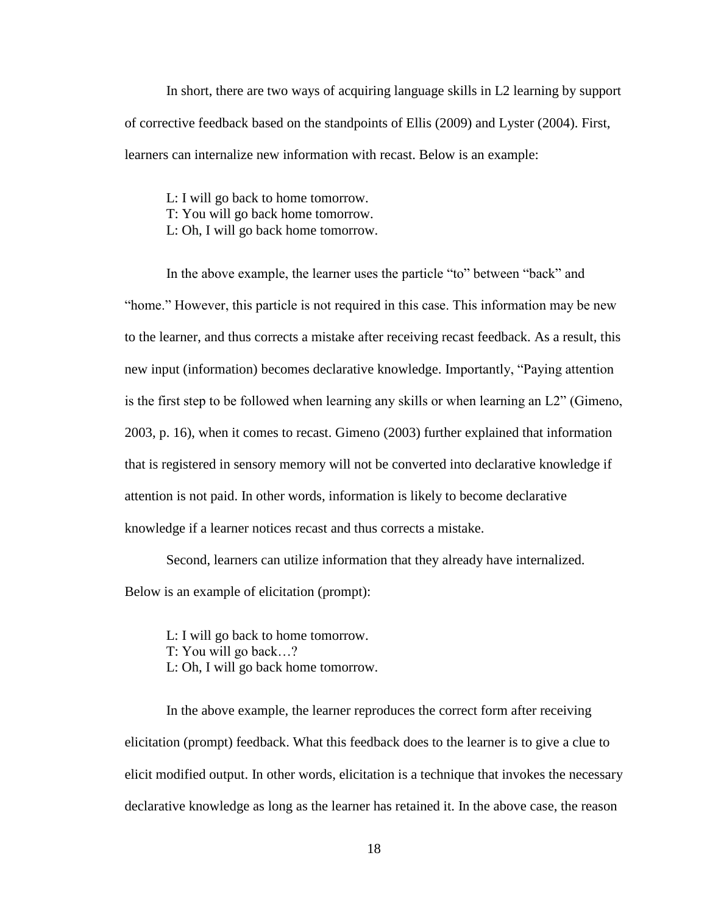In short, there are two ways of acquiring language skills in L2 learning by support of corrective feedback based on the standpoints of Ellis (2009) and Lyster (2004). First, learners can internalize new information with recast. Below is an example:

> L: I will go back to home tomorrow.
> T: You will go back home tomorrow.
> L: Oh, I will go back home tomorrow.

In the above example, the learner uses the particle "to" between "back" and "home." However, this particle is not required in this case. This information may be new to the learner, and thus corrects a mistake after receiving recast feedback. As a result, this new input (information) becomes declarative knowledge. Importantly, "Paying attention is the first step to be followed when learning any skills or when learning an L2" (Gimeno, 2003, p. 16), when it comes to recast. Gimeno (2003) further explained that information that is registered in sensory memory will not be converted into declarative knowledge if attention is not paid. In other words, information is likely to become declarative knowledge if a learner notices recast and thus corrects a mistake.

Second, learners can utilize information that they already have internalized. Below is an example of elicitation (prompt):

> L: I will go back to home tomorrow.
> T: You will go back…?
> L: Oh, I will go back home tomorrow.

In the above example, the learner reproduces the correct form after receiving elicitation (prompt) feedback. What this feedback does to the learner is to give a clue to elicit modified output. In other words, elicitation is a technique that invokes the necessary declarative knowledge as long as the learner has retained it. In the above case, the reason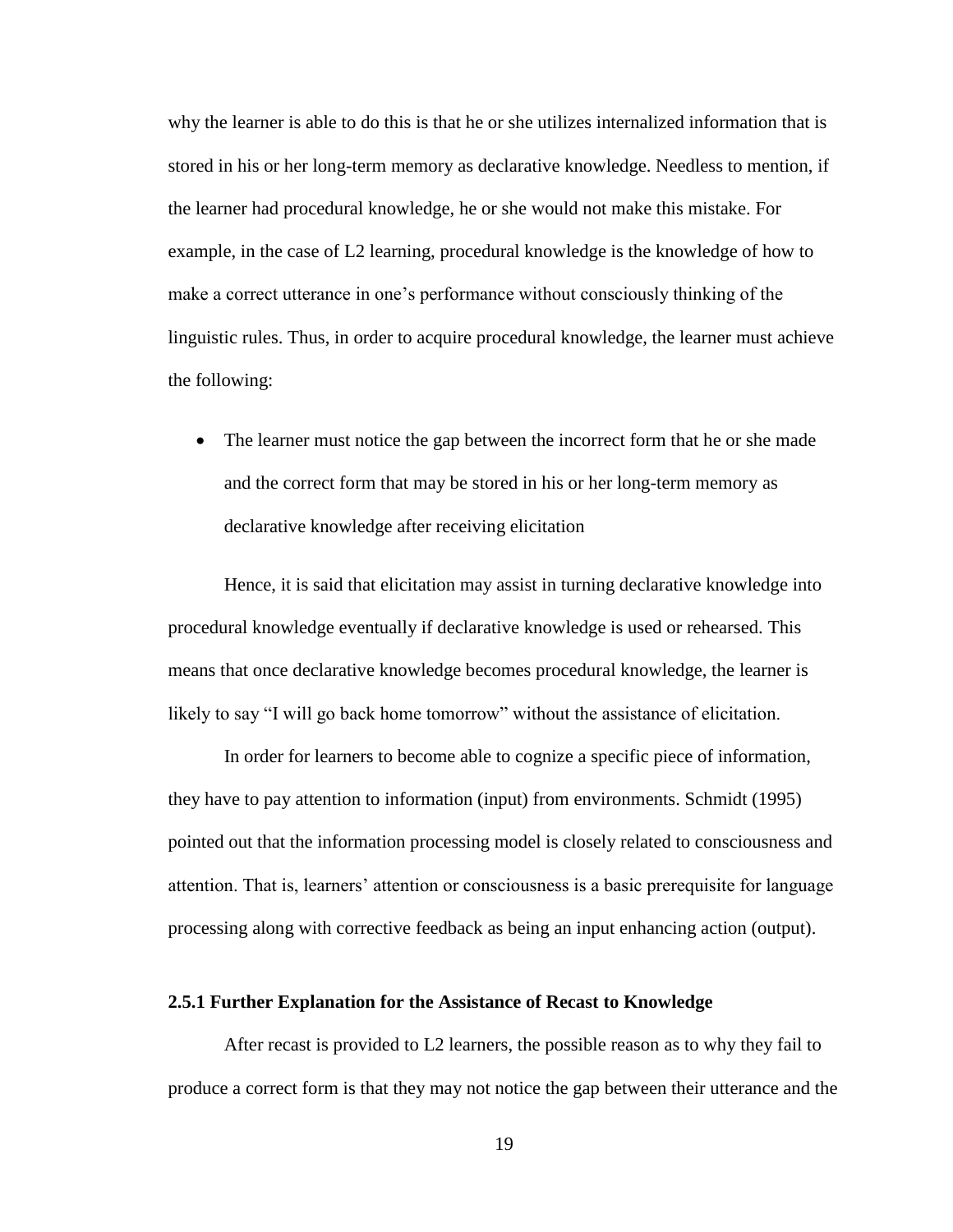why the learner is able to do this is that he or she utilizes internalized information that is stored in his or her long-term memory as declarative knowledge. Needless to mention, if the learner had procedural knowledge, he or she would not make this mistake. For example, in the case of L2 learning, procedural knowledge is the knowledge of how to make a correct utterance in one's performance without consciously thinking of the linguistic rules. Thus, in order to acquire procedural knowledge, the learner must achieve the following:

- The learner must notice the gap between the incorrect form that he or she made and the correct form that may be stored in his or her long-term memory as declarative knowledge after receiving elicitation

Hence, it is said that elicitation may assist in turning declarative knowledge into procedural knowledge eventually if declarative knowledge is used or rehearsed. This means that once declarative knowledge becomes procedural knowledge, the learner is likely to say "I will go back home tomorrow" without the assistance of elicitation.

In order for learners to become able to cognize a specific piece of information, they have to pay attention to information (input) from environments. Schmidt (1995) pointed out that the information processing model is closely related to consciousness and attention. That is, learners' attention or consciousness is a basic prerequisite for language processing along with corrective feedback as being an input enhancing action (output).

### 2.5.1 Further Explanation for the Assistance of Recast to Knowledge

After recast is provided to L2 learners, the possible reason as to why they fail to produce a correct form is that they may not notice the gap between their utterance and the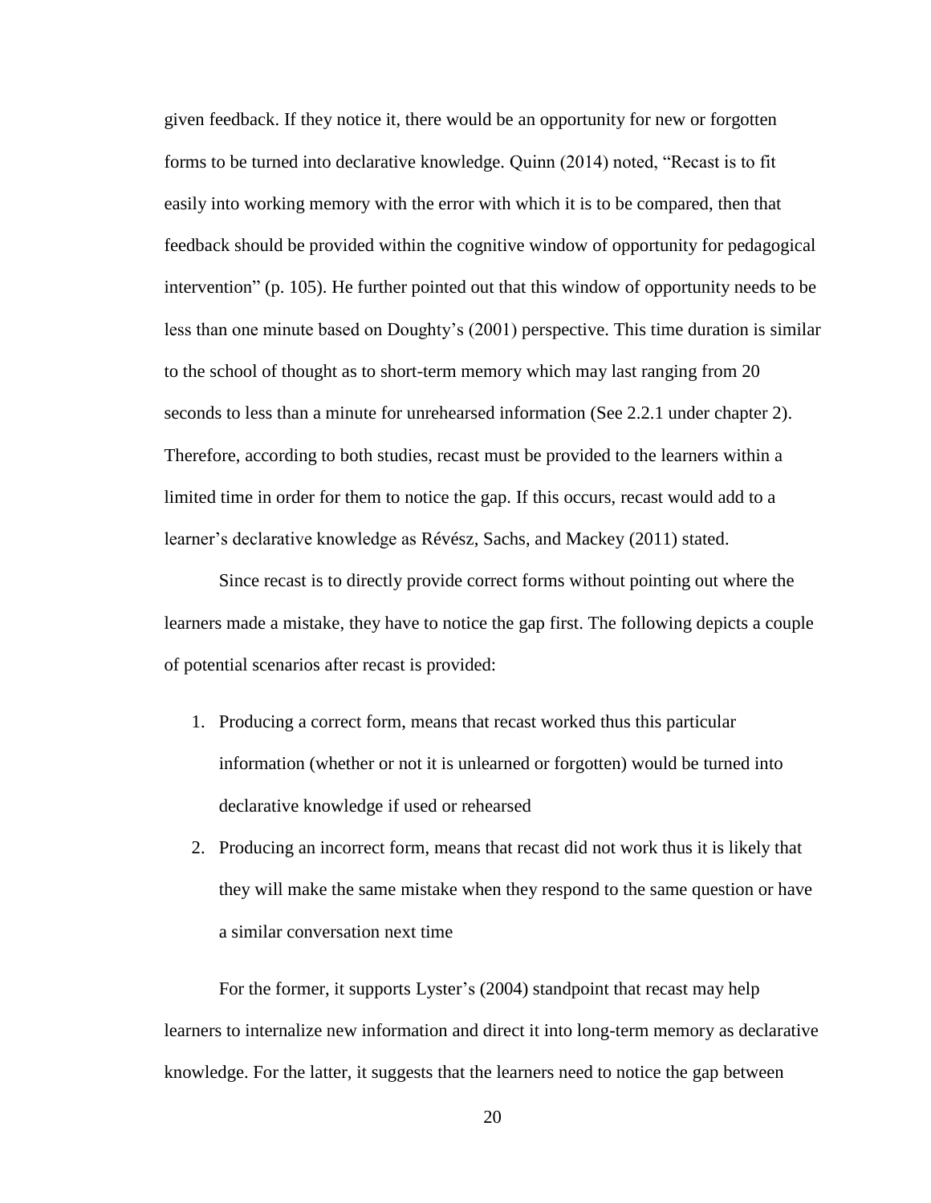given feedback. If they notice it, there would be an opportunity for new or forgotten forms to be turned into declarative knowledge. Quinn (2014) noted, “Recast is to fit easily into working memory with the error with which it is to be compared, then that feedback should be provided within the cognitive window of opportunity for pedagogical intervention” (p. 105). He further pointed out that this window of opportunity needs to be less than one minute based on Doughty’s (2001) perspective. This time duration is similar to the school of thought as to short-term memory which may last ranging from 20 seconds to less than a minute for unrehearsed information (See 2.2.1 under chapter 2). Therefore, according to both studies, recast must be provided to the learners within a limited time in order for them to notice the gap. If this occurs, recast would add to a learner’s declarative knowledge as Révész, Sachs, and Mackey (2011) stated.

Since recast is to directly provide correct forms without pointing out where the learners made a mistake, they have to notice the gap first. The following depicts a couple of potential scenarios after recast is provided:

1. Producing a correct form, means that recast worked thus this particular information (whether or not it is unlearned or forgotten) would be turned into declarative knowledge if used or rehearsed
2. Producing an incorrect form, means that recast did not work thus it is likely that they will make the same mistake when they respond to the same question or have a similar conversation next time

For the former, it supports Lyster’s (2004) standpoint that recast may help learners to internalize new information and direct it into long-term memory as declarative knowledge. For the latter, it suggests that the learners need to notice the gap between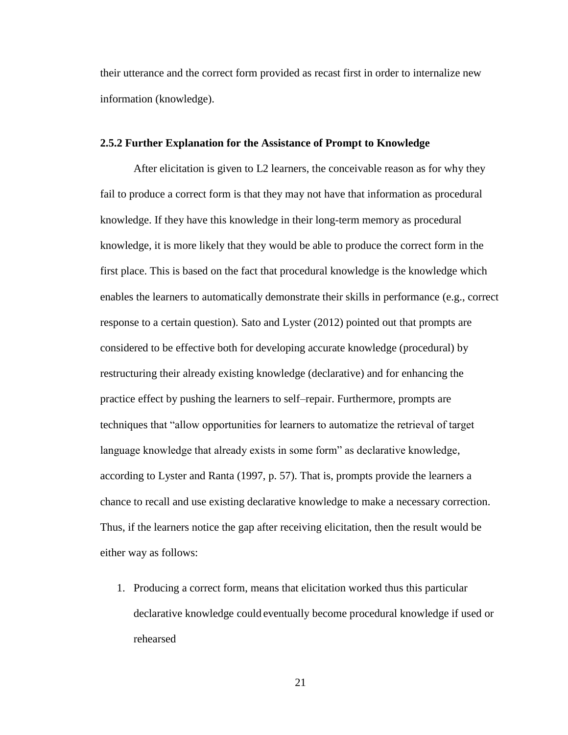their utterance and the correct form provided as recast first in order to internalize new information (knowledge).

### 2.5.2 Further Explanation for the Assistance of Prompt to Knowledge

After elicitation is given to L2 learners, the conceivable reason as for why they fail to produce a correct form is that they may not have that information as procedural knowledge. If they have this knowledge in their long-term memory as procedural knowledge, it is more likely that they would be able to produce the correct form in the first place. This is based on the fact that procedural knowledge is the knowledge which enables the learners to automatically demonstrate their skills in performance (e.g., correct response to a certain question). Sato and Lyster (2012) pointed out that prompts are considered to be effective both for developing accurate knowledge (procedural) by restructuring their already existing knowledge (declarative) and for enhancing the practice effect by pushing the learners to self–repair. Furthermore, prompts are techniques that "allow opportunities for learners to automatize the retrieval of target language knowledge that already exists in some form" as declarative knowledge, according to Lyster and Ranta (1997, p. 57). That is, prompts provide the learners a chance to recall and use existing declarative knowledge to make a necessary correction. Thus, if the learners notice the gap after receiving elicitation, then the result would be either way as follows:

1. Producing a correct form, means that elicitation worked thus this particular declarative knowledge could eventually become procedural knowledge if used or rehearsed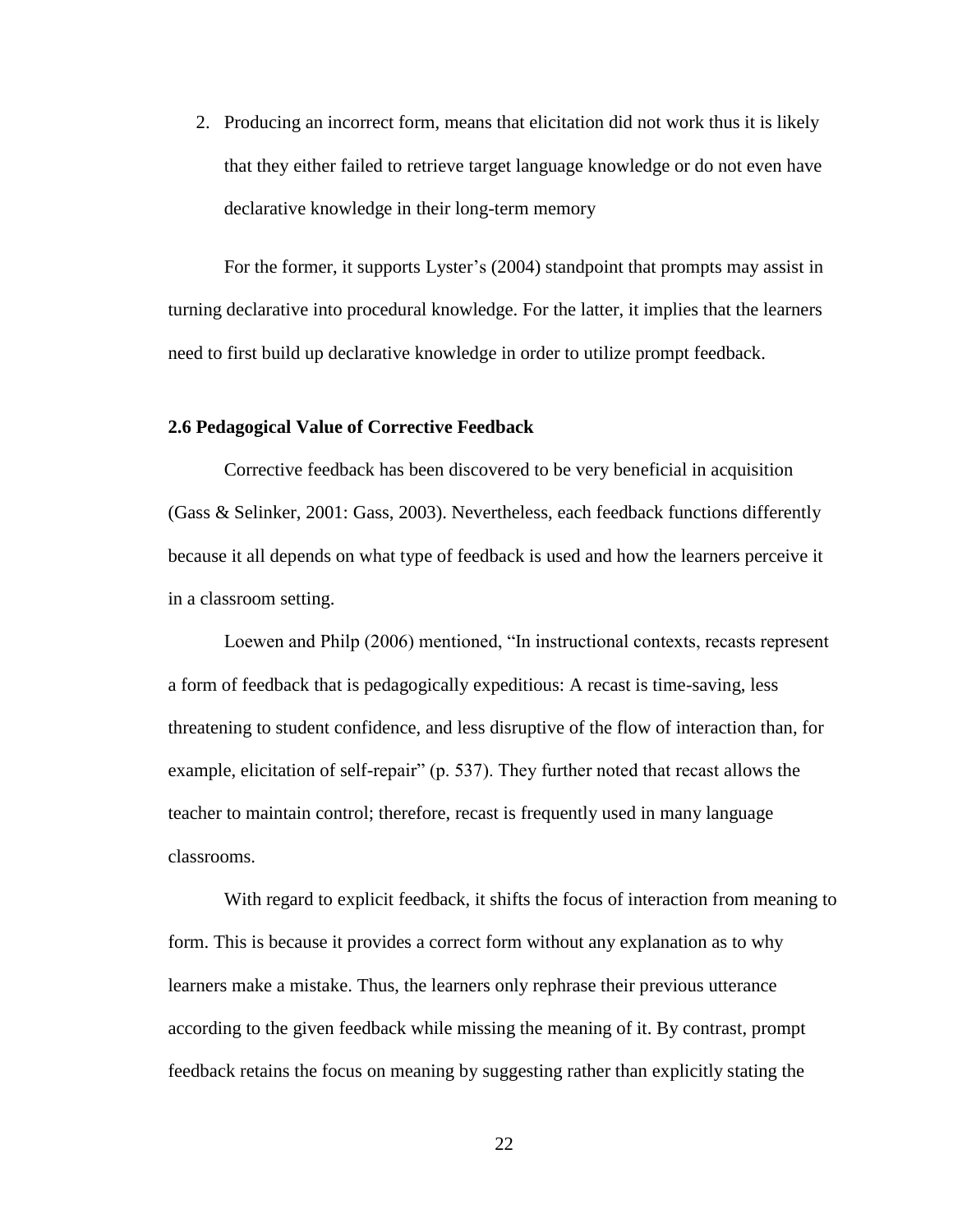2. Producing an incorrect form, means that elicitation did not work thus it is likely that they either failed to retrieve target language knowledge or do not even have declarative knowledge in their long-term memory

For the former, it supports Lyster's (2004) standpoint that prompts may assist in turning declarative into procedural knowledge. For the latter, it implies that the learners need to first build up declarative knowledge in order to utilize prompt feedback.

### 2.6 Pedagogical Value of Corrective Feedback

Corrective feedback has been discovered to be very beneficial in acquisition (Gass & Selinker, 2001: Gass, 2003). Nevertheless, each feedback functions differently because it all depends on what type of feedback is used and how the learners perceive it in a classroom setting.

Loewen and Philp (2006) mentioned, "In instructional contexts, recasts represent a form of feedback that is pedagogically expeditious: A recast is time-saving, less threatening to student confidence, and less disruptive of the flow of interaction than, for example, elicitation of self-repair" (p. 537). They further noted that recast allows the teacher to maintain control; therefore, recast is frequently used in many language classrooms.

With regard to explicit feedback, it shifts the focus of interaction from meaning to form. This is because it provides a correct form without any explanation as to why learners make a mistake. Thus, the learners only rephrase their previous utterance according to the given feedback while missing the meaning of it. By contrast, prompt feedback retains the focus on meaning by suggesting rather than explicitly stating the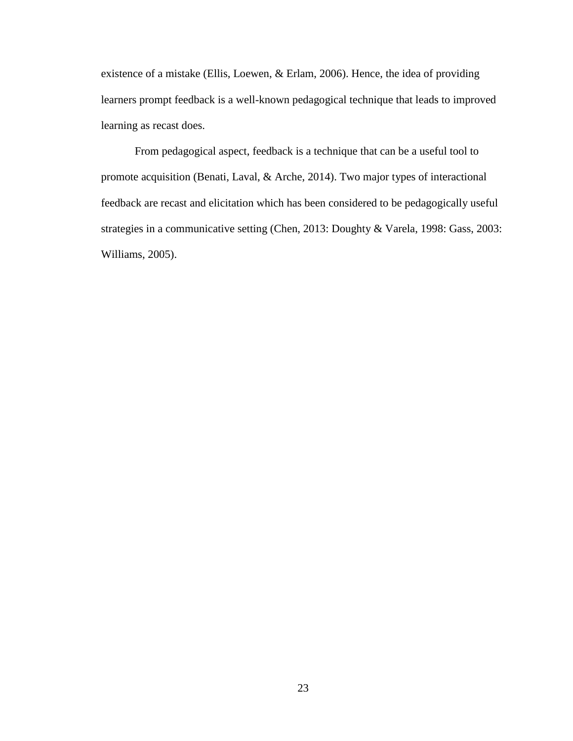existence of a mistake (Ellis, Loewen, & Erlam, 2006). Hence, the idea of providing learners prompt feedback is a well-known pedagogical technique that leads to improved learning as recast does.

From pedagogical aspect, feedback is a technique that can be a useful tool to promote acquisition (Benati, Laval, & Arche, 2014). Two major types of interactional feedback are recast and elicitation which has been considered to be pedagogically useful strategies in a communicative setting (Chen, 2013: Doughty & Varela, 1998: Gass, 2003: Williams, 2005).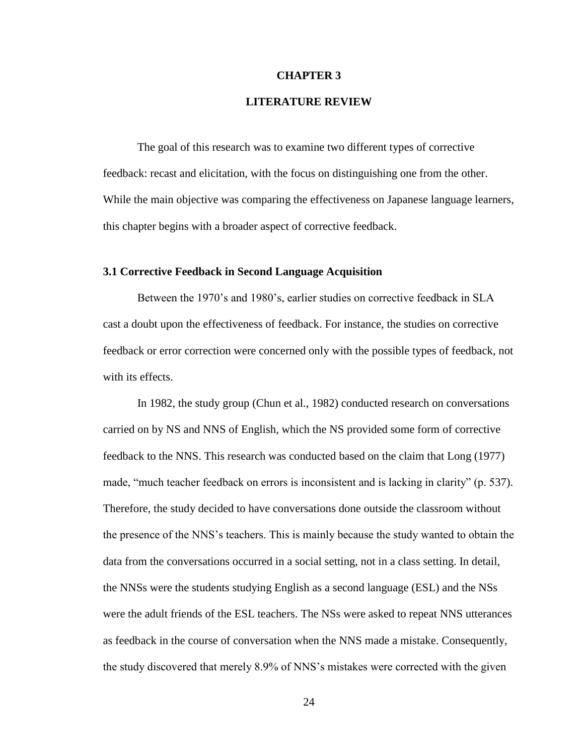# CHAPTER 3

# LITERATURE REVIEW

The goal of this research was to examine two different types of corrective feedback: recast and elicitation, with the focus on distinguishing one from the other. While the main objective was comparing the effectiveness on Japanese language learners, this chapter begins with a broader aspect of corrective feedback.

## 3.1 Corrective Feedback in Second Language Acquisition

Between the 1970's and 1980's, earlier studies on corrective feedback in SLA cast a doubt upon the effectiveness of feedback. For instance, the studies on corrective feedback or error correction were concerned only with the possible types of feedback, not with its effects.

In 1982, the study group (Chun et al., 1982) conducted research on conversations carried on by NS and NNS of English, which the NS provided some form of corrective feedback to the NNS. This research was conducted based on the claim that Long (1977) made, "much teacher feedback on errors is inconsistent and is lacking in clarity" (p. 537). Therefore, the study decided to have conversations done outside the classroom without the presence of the NNS's teachers. This is mainly because the study wanted to obtain the data from the conversations occurred in a social setting, not in a class setting. In detail, the NNSs were the students studying English as a second language (ESL) and the NSs were the adult friends of the ESL teachers. The NSs were asked to repeat NNS utterances as feedback in the course of conversation when the NNS made a mistake. Consequently, the study discovered that merely 8.9% of NNS's mistakes were corrected with the given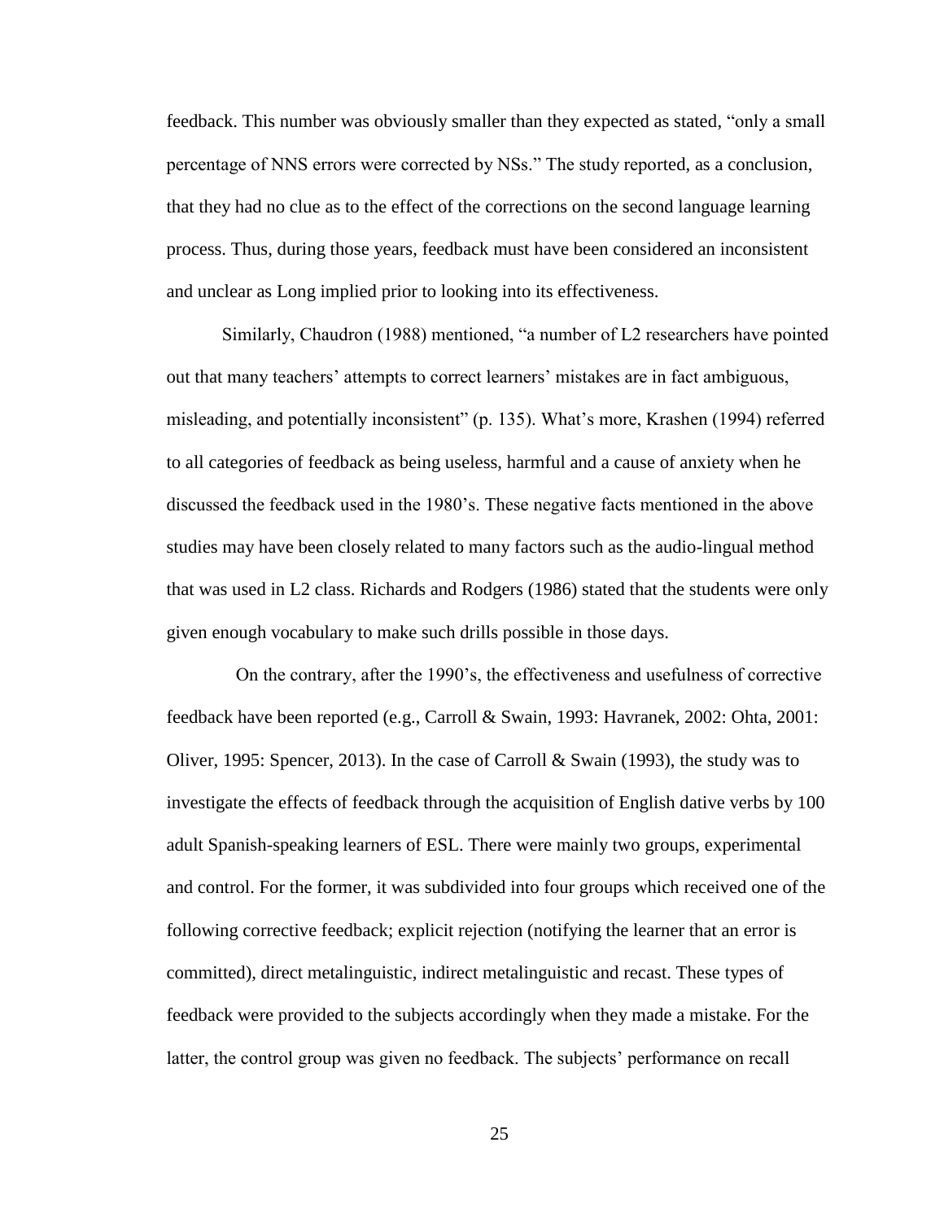feedback. This number was obviously smaller than they expected as stated, "only a small percentage of NNS errors were corrected by NSs." The study reported, as a conclusion, that they had no clue as to the effect of the corrections on the second language learning process. Thus, during those years, feedback must have been considered an inconsistent and unclear as Long implied prior to looking into its effectiveness.

Similarly, Chaudron (1988) mentioned, "a number of L2 researchers have pointed out that many teachers' attempts to correct learners' mistakes are in fact ambiguous, misleading, and potentially inconsistent" (p. 135). What's more, Krashen (1994) referred to all categories of feedback as being useless, harmful and a cause of anxiety when he discussed the feedback used in the 1980's. These negative facts mentioned in the above studies may have been closely related to many factors such as the audio-lingual method that was used in L2 class. Richards and Rodgers (1986) stated that the students were only given enough vocabulary to make such drills possible in those days.

On the contrary, after the 1990's, the effectiveness and usefulness of corrective feedback have been reported (e.g., Carroll & Swain, 1993: Havranek, 2002: Ohta, 2001: Oliver, 1995: Spencer, 2013). In the case of Carroll & Swain (1993), the study was to investigate the effects of feedback through the acquisition of English dative verbs by 100 adult Spanish-speaking learners of ESL. There were mainly two groups, experimental and control. For the former, it was subdivided into four groups which received one of the following corrective feedback; explicit rejection (notifying the learner that an error is committed), direct metalinguistic, indirect metalinguistic and recast. These types of feedback were provided to the subjects accordingly when they made a mistake. For the latter, the control group was given no feedback. The subjects' performance on recall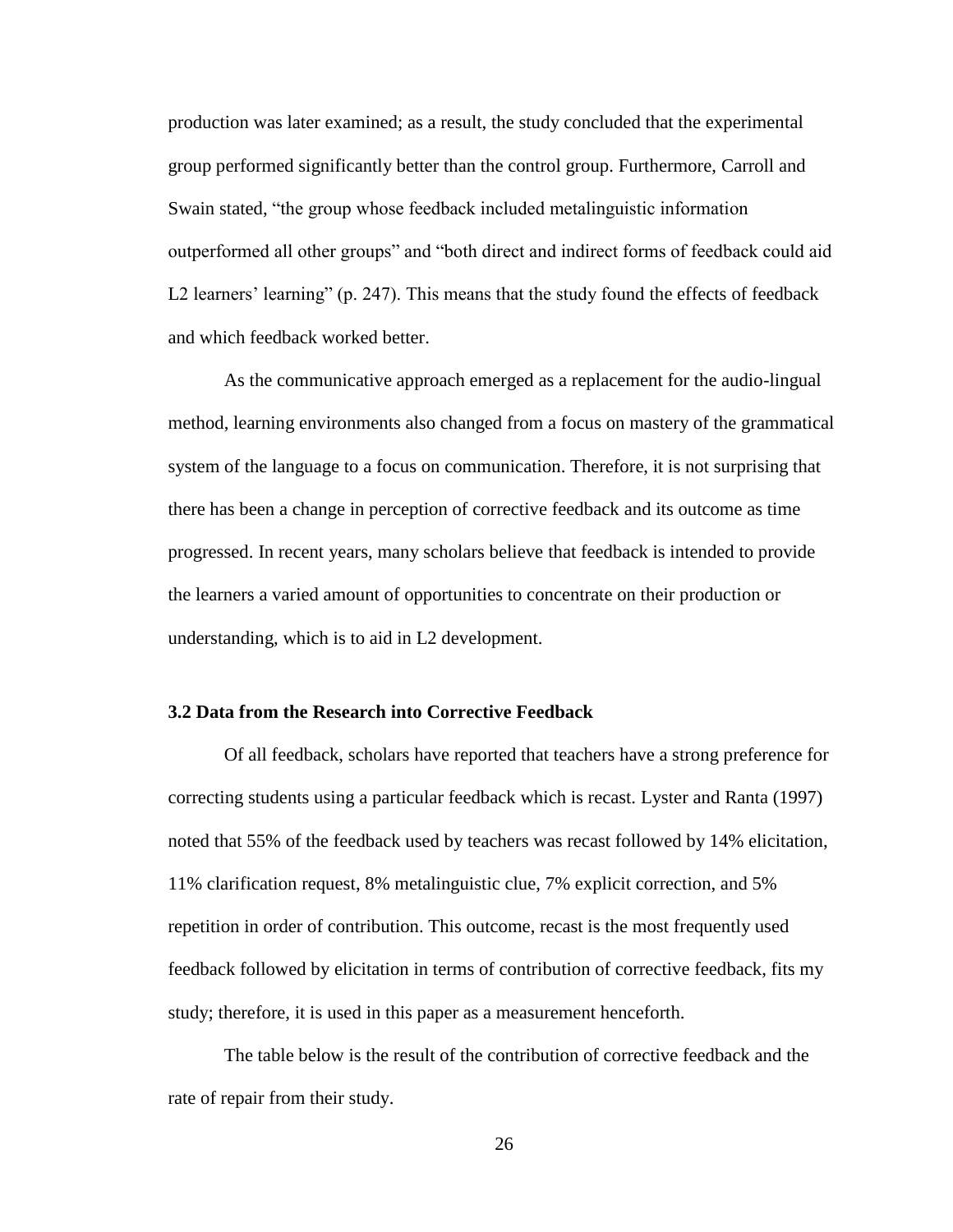production was later examined; as a result, the study concluded that the experimental group performed significantly better than the control group. Furthermore, Carroll and Swain stated, “the group whose feedback included metalinguistic information outperformed all other groups” and “both direct and indirect forms of feedback could aid L2 learners’ learning” (p. 247). This means that the study found the effects of feedback and which feedback worked better.

As the communicative approach emerged as a replacement for the audio-lingual method, learning environments also changed from a focus on mastery of the grammatical system of the language to a focus on communication. Therefore, it is not surprising that there has been a change in perception of corrective feedback and its outcome as time progressed. In recent years, many scholars believe that feedback is intended to provide the learners a varied amount of opportunities to concentrate on their production or understanding, which is to aid in L2 development.

### 3.2 Data from the Research into Corrective Feedback

Of all feedback, scholars have reported that teachers have a strong preference for correcting students using a particular feedback which is recast. Lyster and Ranta (1997) noted that 55% of the feedback used by teachers was recast followed by 14% elicitation, 11% clarification request, 8% metalinguistic clue, 7% explicit correction, and 5% repetition in order of contribution. This outcome, recast is the most frequently used feedback followed by elicitation in terms of contribution of corrective feedback, fits my study; therefore, it is used in this paper as a measurement henceforth.

The table below is the result of the contribution of corrective feedback and the rate of repair from their study.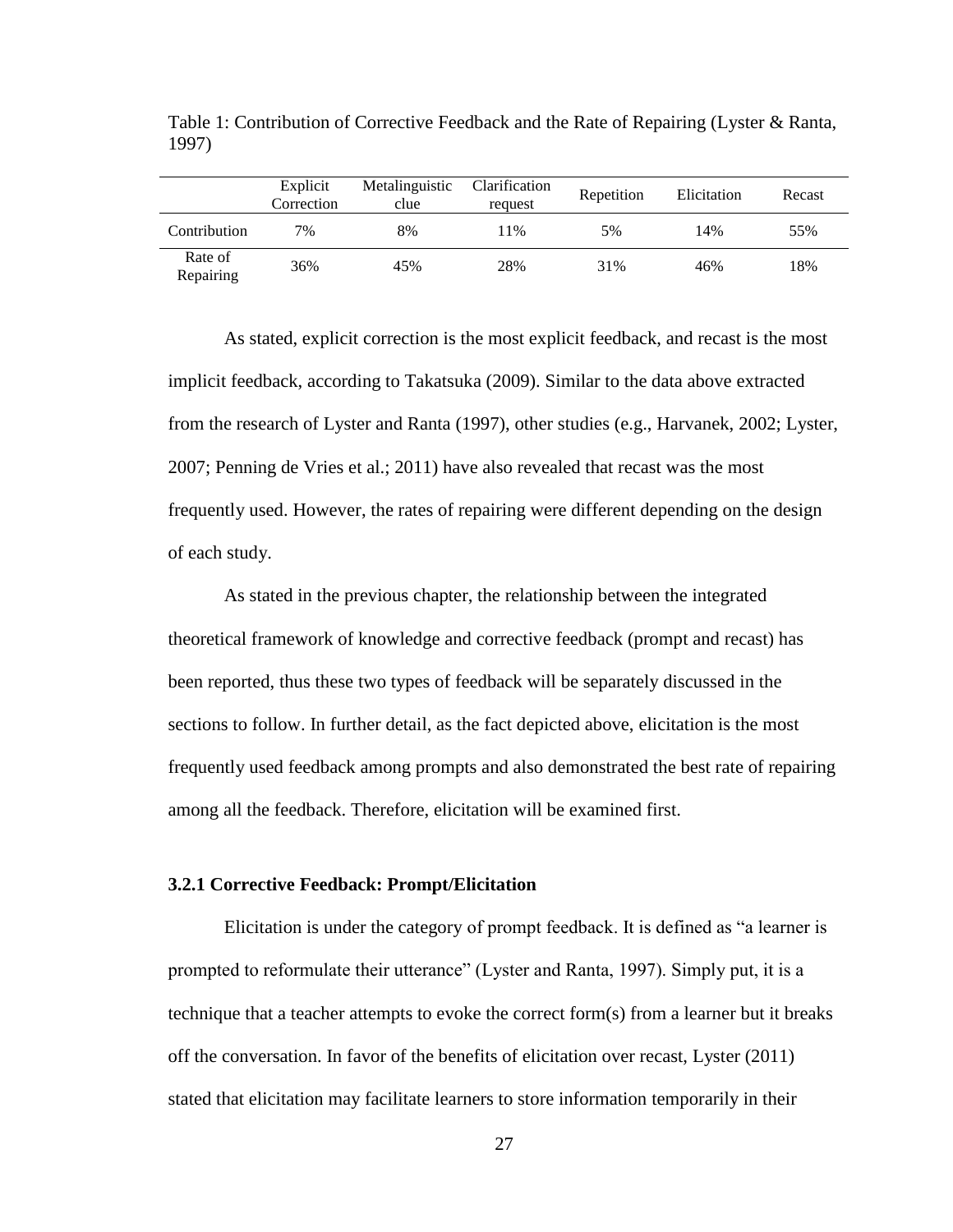Table 1: Contribution of Corrective Feedback and the Rate of Repairing (Lyster & Ranta, 1997)

| | Explicit Correction | Metalinguistic clue | Clarification request | Repetition | Elicitation | Recast |
|---|---|---|---|---|---|---|
| Contribution | 7% | 8% | 11% | 5% | 14% | 55% |
| Rate of Repairing | 36% | 45% | 28% | 31% | 46% | 18% |

As stated, explicit correction is the most explicit feedback, and recast is the most implicit feedback, according to Takatsuka (2009). Similar to the data above extracted from the research of Lyster and Ranta (1997), other studies (e.g., Harvanek, 2002; Lyster, 2007; Penning de Vries et al.; 2011) have also revealed that recast was the most frequently used. However, the rates of repairing were different depending on the design of each study.

As stated in the previous chapter, the relationship between the integrated theoretical framework of knowledge and corrective feedback (prompt and recast) has been reported, thus these two types of feedback will be separately discussed in the sections to follow. In further detail, as the fact depicted above, elicitation is the most frequently used feedback among prompts and also demonstrated the best rate of repairing among all the feedback. Therefore, elicitation will be examined first.

### 3.2.1 Corrective Feedback: Prompt/Elicitation

Elicitation is under the category of prompt feedback. It is defined as "a learner is prompted to reformulate their utterance" (Lyster and Ranta, 1997). Simply put, it is a technique that a teacher attempts to evoke the correct form(s) from a learner but it breaks off the conversation. In favor of the benefits of elicitation over recast, Lyster (2011) stated that elicitation may facilitate learners to store information temporarily in their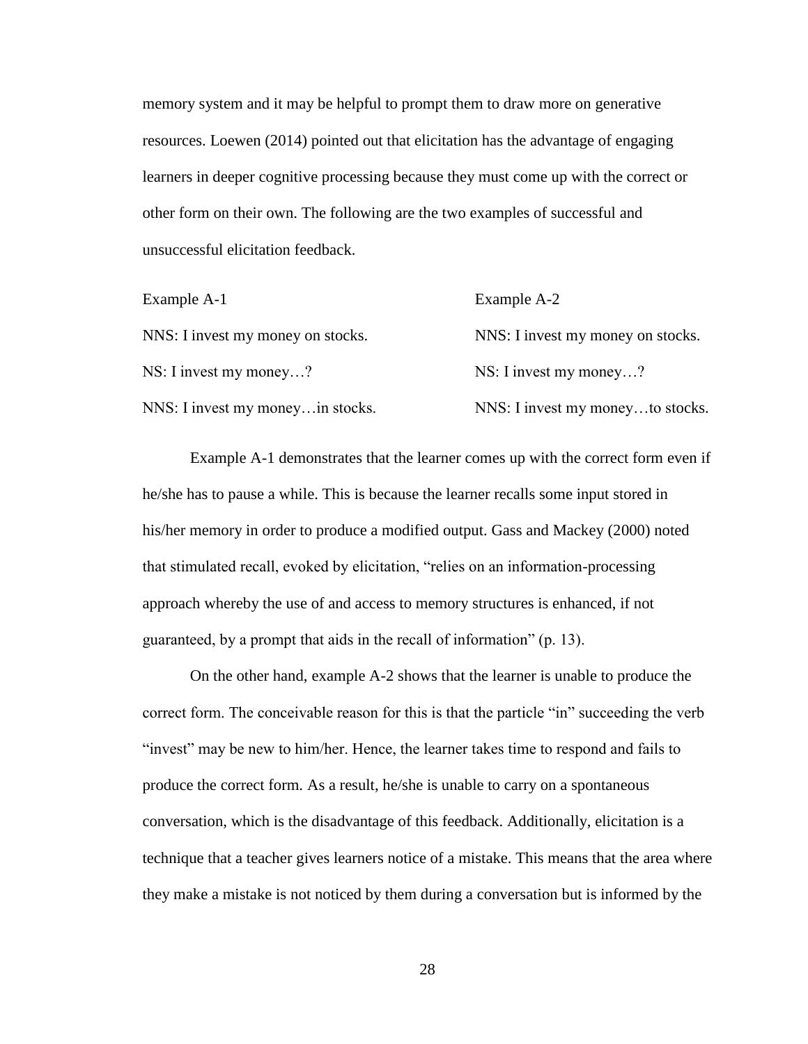memory system and it may be helpful to prompt them to draw more on generative resources. Loewen (2014) pointed out that elicitation has the advantage of engaging learners in deeper cognitive processing because they must come up with the correct or other form on their own. The following are the two examples of successful and unsuccessful elicitation feedback.

Example A-1

NNS: I invest my money on stocks.

NS: I invest my money…?

NNS: I invest my money…in stocks.

Example A-2

NNS: I invest my money on stocks.

NS: I invest my money…?

NNS: I invest my money…to stocks.

Example A-1 demonstrates that the learner comes up with the correct form even if he/she has to pause a while. This is because the learner recalls some input stored in his/her memory in order to produce a modified output. Gass and Mackey (2000) noted that stimulated recall, evoked by elicitation, "relies on an information-processing approach whereby the use of and access to memory structures is enhanced, if not guaranteed, by a prompt that aids in the recall of information" (p. 13).

On the other hand, example A-2 shows that the learner is unable to produce the correct form. The conceivable reason for this is that the particle "in" succeeding the verb "invest" may be new to him/her. Hence, the learner takes time to respond and fails to produce the correct form. As a result, he/she is unable to carry on a spontaneous conversation, which is the disadvantage of this feedback. Additionally, elicitation is a technique that a teacher gives learners notice of a mistake. This means that the area where they make a mistake is not noticed by them during a conversation but is informed by the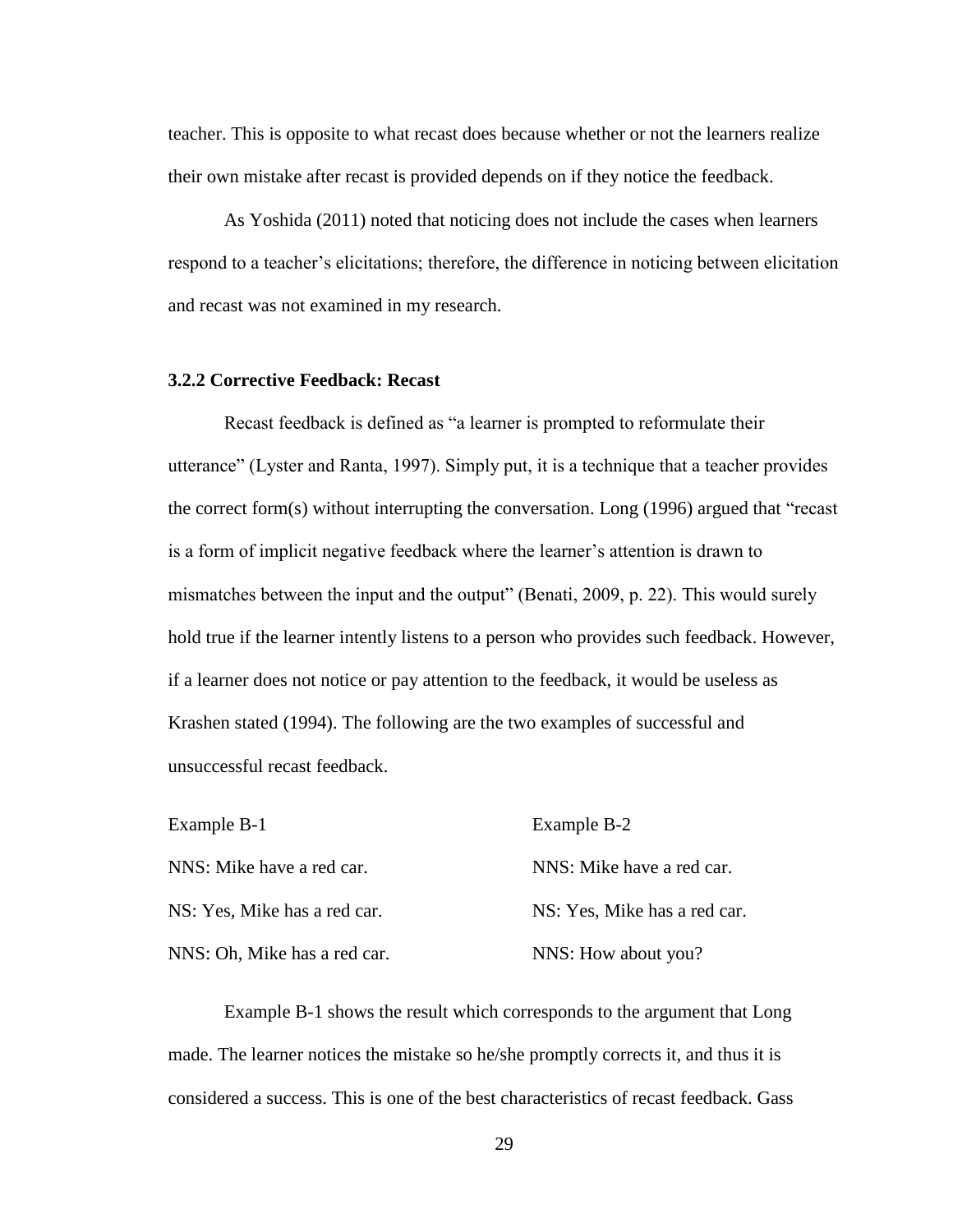teacher. This is opposite to what recast does because whether or not the learners realize their own mistake after recast is provided depends on if they notice the feedback.

As Yoshida (2011) noted that noticing does not include the cases when learners respond to a teacher's elicitations; therefore, the difference in noticing between elicitation and recast was not examined in my research.

### 3.2.2 Corrective Feedback: Recast

Recast feedback is defined as "a learner is prompted to reformulate their utterance" (Lyster and Ranta, 1997). Simply put, it is a technique that a teacher provides the correct form(s) without interrupting the conversation. Long (1996) argued that "recast is a form of implicit negative feedback where the learner's attention is drawn to mismatches between the input and the output" (Benati, 2009, p. 22). This would surely hold true if the learner intently listens to a person who provides such feedback. However, if a learner does not notice or pay attention to the feedback, it would be useless as Krashen stated (1994). The following are the two examples of successful and unsuccessful recast feedback.

| Example B-1 | Example B-2 |
|---|---|
| NNS: Mike have a red car. | NNS: Mike have a red car. |
| NS: Yes, Mike has a red car. | NS: Yes, Mike has a red car. |
| NNS: Oh, Mike has a red car. | NNS: How about you? |

Example B-1 shows the result which corresponds to the argument that Long made. The learner notices the mistake so he/she promptly corrects it, and thus it is considered a success. This is one of the best characteristics of recast feedback. Gass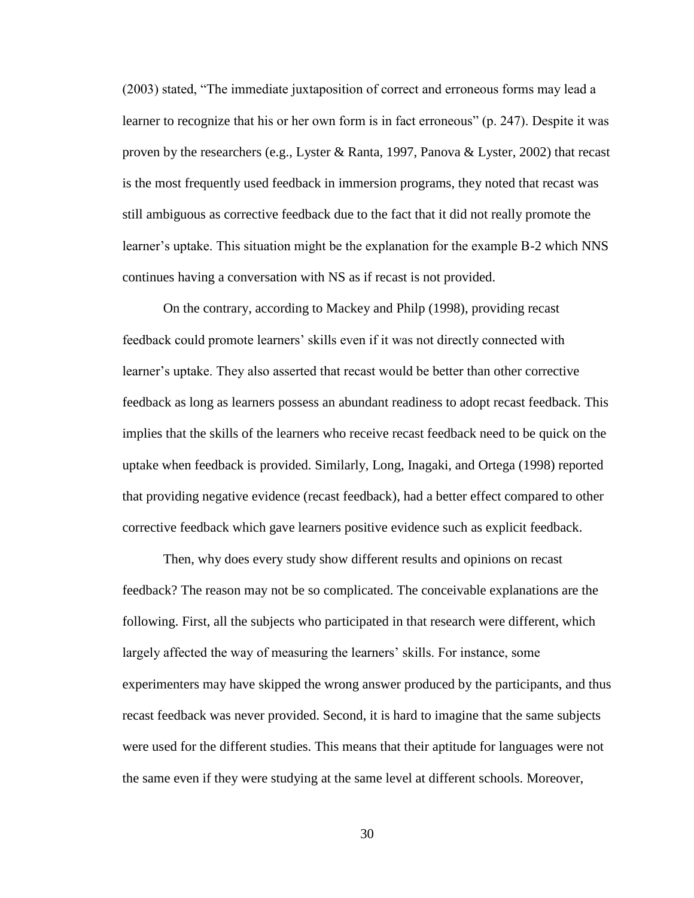(2003) stated, "The immediate juxtaposition of correct and erroneous forms may lead a learner to recognize that his or her own form is in fact erroneous" (p. 247). Despite it was proven by the researchers (e.g., Lyster & Ranta, 1997, Panova & Lyster, 2002) that recast is the most frequently used feedback in immersion programs, they noted that recast was still ambiguous as corrective feedback due to the fact that it did not really promote the learner's uptake. This situation might be the explanation for the example B-2 which NNS continues having a conversation with NS as if recast is not provided.

On the contrary, according to Mackey and Philp (1998), providing recast feedback could promote learners' skills even if it was not directly connected with learner's uptake. They also asserted that recast would be better than other corrective feedback as long as learners possess an abundant readiness to adopt recast feedback. This implies that the skills of the learners who receive recast feedback need to be quick on the uptake when feedback is provided. Similarly, Long, Inagaki, and Ortega (1998) reported that providing negative evidence (recast feedback), had a better effect compared to other corrective feedback which gave learners positive evidence such as explicit feedback.

Then, why does every study show different results and opinions on recast feedback? The reason may not be so complicated. The conceivable explanations are the following. First, all the subjects who participated in that research were different, which largely affected the way of measuring the learners' skills. For instance, some experimenters may have skipped the wrong answer produced by the participants, and thus recast feedback was never provided. Second, it is hard to imagine that the same subjects were used for the different studies. This means that their aptitude for languages were not the same even if they were studying at the same level at different schools. Moreover,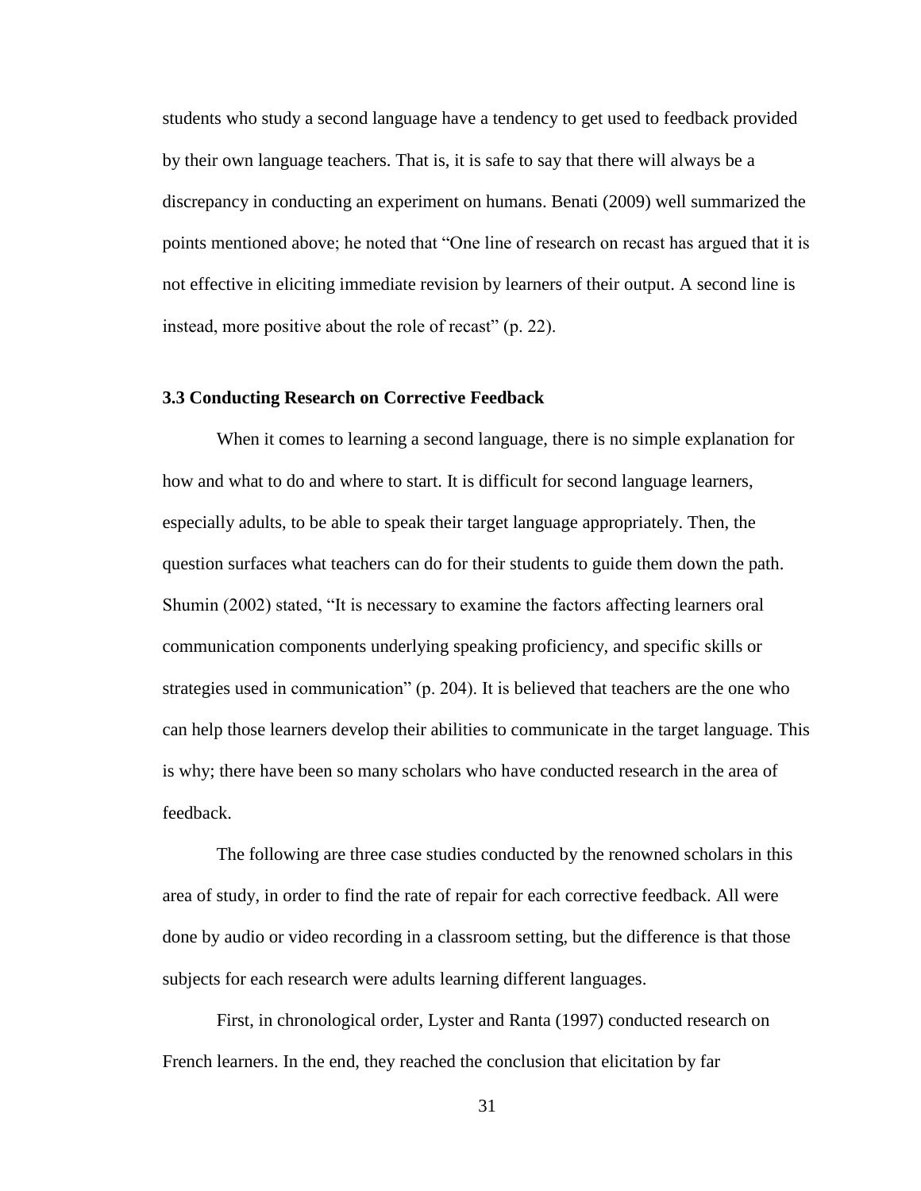students who study a second language have a tendency to get used to feedback provided by their own language teachers. That is, it is safe to say that there will always be a discrepancy in conducting an experiment on humans. Benati (2009) well summarized the points mentioned above; he noted that "One line of research on recast has argued that it is not effective in eliciting immediate revision by learners of their output. A second line is instead, more positive about the role of recast" (p. 22).

### 3.3 Conducting Research on Corrective Feedback

When it comes to learning a second language, there is no simple explanation for how and what to do and where to start. It is difficult for second language learners, especially adults, to be able to speak their target language appropriately. Then, the question surfaces what teachers can do for their students to guide them down the path. Shumin (2002) stated, "It is necessary to examine the factors affecting learners oral communication components underlying speaking proficiency, and specific skills or strategies used in communication" (p. 204). It is believed that teachers are the one who can help those learners develop their abilities to communicate in the target language. This is why; there have been so many scholars who have conducted research in the area of feedback.

The following are three case studies conducted by the renowned scholars in this area of study, in order to find the rate of repair for each corrective feedback. All were done by audio or video recording in a classroom setting, but the difference is that those subjects for each research were adults learning different languages.

First, in chronological order, Lyster and Ranta (1997) conducted research on French learners. In the end, they reached the conclusion that elicitation by far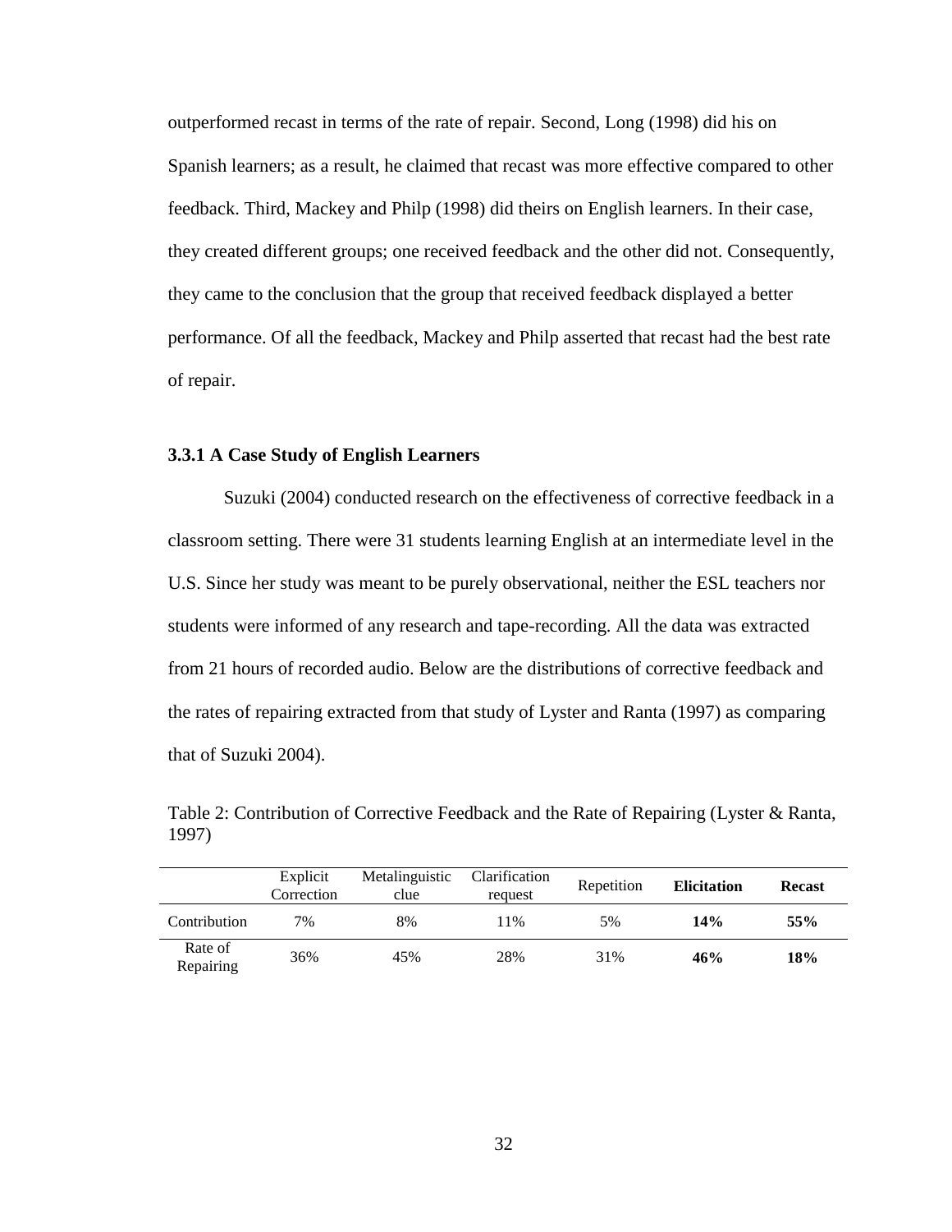outperformed recast in terms of the rate of repair. Second, Long (1998) did his on Spanish learners; as a result, he claimed that recast was more effective compared to other feedback. Third, Mackey and Philp (1998) did theirs on English learners. In their case, they created different groups; one received feedback and the other did not. Consequently, they came to the conclusion that the group that received feedback displayed a better performance. Of all the feedback, Mackey and Philp asserted that recast had the best rate of repair.

### 3.3.1 A Case Study of English Learners

Suzuki (2004) conducted research on the effectiveness of corrective feedback in a classroom setting. There were 31 students learning English at an intermediate level in the U.S. Since her study was meant to be purely observational, neither the ESL teachers nor students were informed of any research and tape-recording. All the data was extracted from 21 hours of recorded audio. Below are the distributions of corrective feedback and the rates of repairing extracted from that study of Lyster and Ranta (1997) as comparing that of Suzuki 2004).

Table 2: Contribution of Corrective Feedback and the Rate of Repairing (Lyster & Ranta, 1997)

| | Explicit Correction | Metalinguistic clue | Clarification request | Repetition | **Elicitation** | **Recast** |
|---|---|---|---|---|---|---|
| Contribution | 7% | 8% | 11% | 5% | **14%** | **55%** |
| Rate of Repairing | 36% | 45% | 28% | 31% | **46%** | **18%** |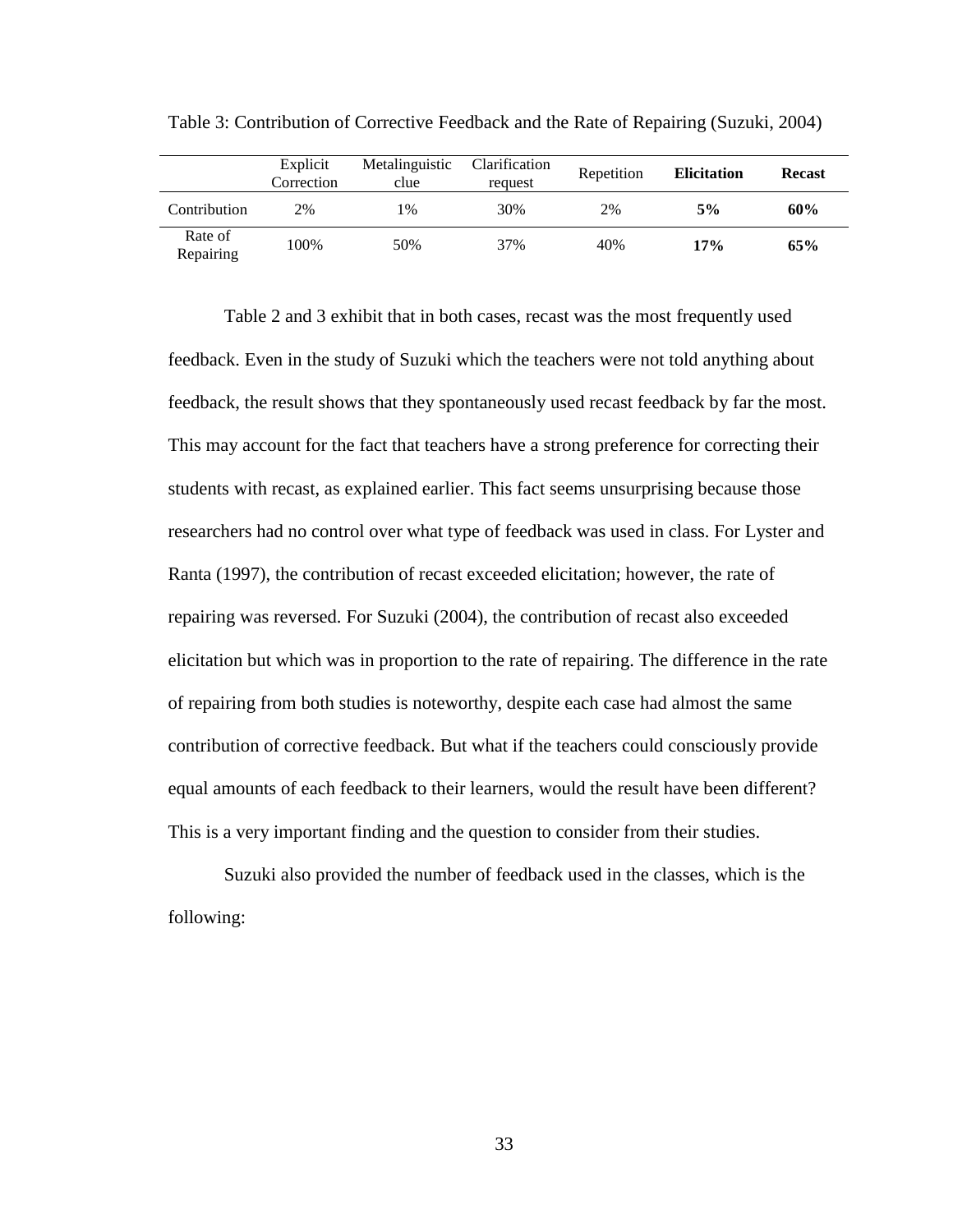Table 3: Contribution of Corrective Feedback and the Rate of Repairing (Suzuki, 2004)

| | Explicit Correction | Metalinguistic clue | Clarification request | Repetition | **Elicitation** | **Recast** |
|---|---|---|---|---|---|---|
| Contribution | 2% | 1% | 30% | 2% | **5%** | **60%** |
| Rate of Repairing | 100% | 50% | 37% | 40% | **17%** | **65%** |

Table 2 and 3 exhibit that in both cases, recast was the most frequently used feedback. Even in the study of Suzuki which the teachers were not told anything about feedback, the result shows that they spontaneously used recast feedback by far the most. This may account for the fact that teachers have a strong preference for correcting their students with recast, as explained earlier. This fact seems unsurprising because those researchers had no control over what type of feedback was used in class. For Lyster and Ranta (1997), the contribution of recast exceeded elicitation; however, the rate of repairing was reversed. For Suzuki (2004), the contribution of recast also exceeded elicitation but which was in proportion to the rate of repairing. The difference in the rate of repairing from both studies is noteworthy, despite each case had almost the same contribution of corrective feedback. But what if the teachers could consciously provide equal amounts of each feedback to their learners, would the result have been different? This is a very important finding and the question to consider from their studies.

Suzuki also provided the number of feedback used in the classes, which is the following: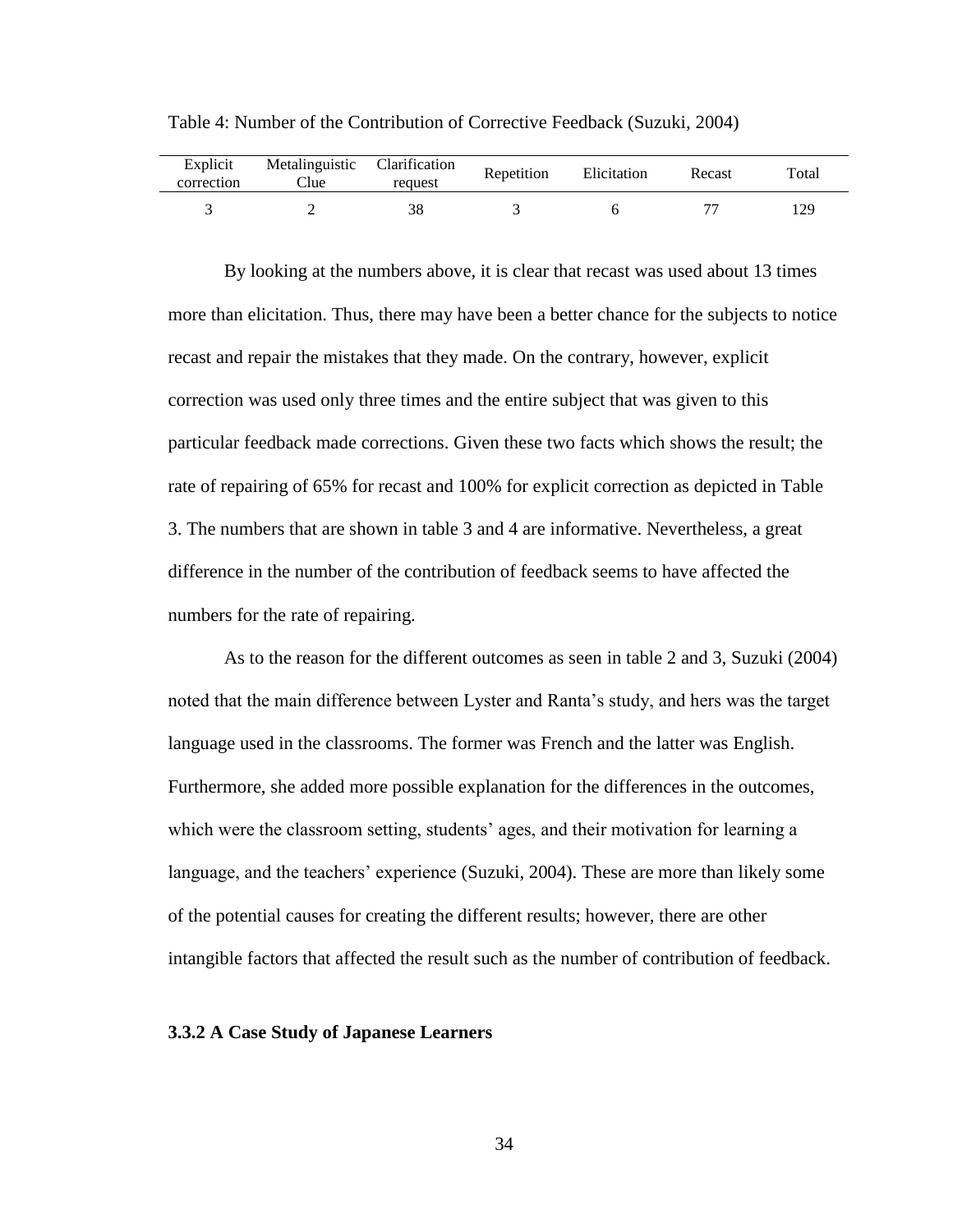Table 4: Number of the Contribution of Corrective Feedback (Suzuki, 2004)

| Explicit correction | Metalinguistic Clue | Clarification request | Repetition | Elicitation | Recast | Total |
|---|---|---|---|---|---|---|
| 3 | 2 | 38 | 3 | 6 | 77 | 129 |

By looking at the numbers above, it is clear that recast was used about 13 times more than elicitation. Thus, there may have been a better chance for the subjects to notice recast and repair the mistakes that they made. On the contrary, however, explicit correction was used only three times and the entire subject that was given to this particular feedback made corrections. Given these two facts which shows the result; the rate of repairing of 65% for recast and 100% for explicit correction as depicted in Table 3. The numbers that are shown in table 3 and 4 are informative. Nevertheless, a great difference in the number of the contribution of feedback seems to have affected the numbers for the rate of repairing.

As to the reason for the different outcomes as seen in table 2 and 3, Suzuki (2004) noted that the main difference between Lyster and Ranta's study, and hers was the target language used in the classrooms. The former was French and the latter was English. Furthermore, she added more possible explanation for the differences in the outcomes, which were the classroom setting, students' ages, and their motivation for learning a language, and the teachers' experience (Suzuki, 2004). These are more than likely some of the potential causes for creating the different results; however, there are other intangible factors that affected the result such as the number of contribution of feedback.

### 3.3.2 A Case Study of Japanese Learners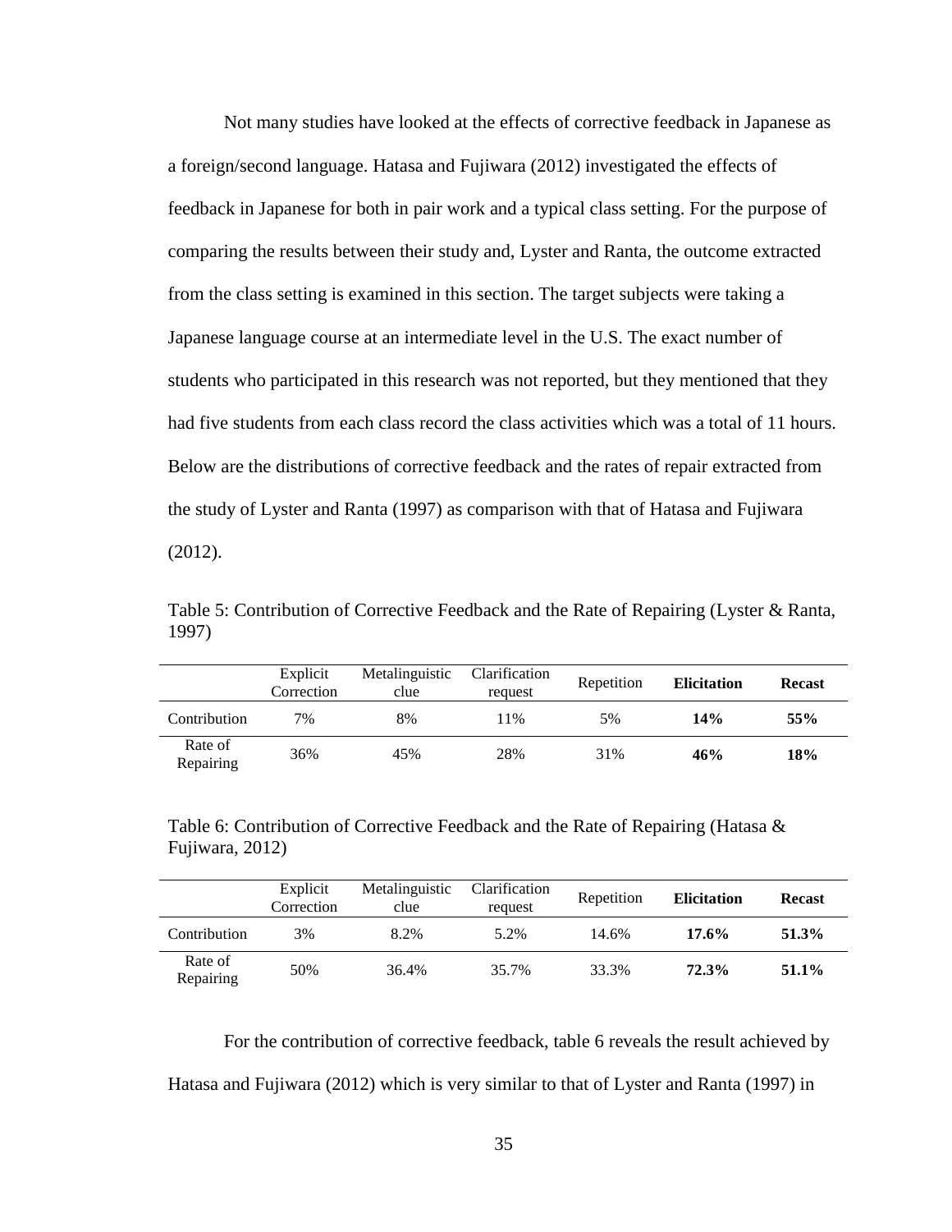Not many studies have looked at the effects of corrective feedback in Japanese as a foreign/second language. Hatasa and Fujiwara (2012) investigated the effects of feedback in Japanese for both in pair work and a typical class setting. For the purpose of comparing the results between their study and, Lyster and Ranta, the outcome extracted from the class setting is examined in this section. The target subjects were taking a Japanese language course at an intermediate level in the U.S. The exact number of students who participated in this research was not reported, but they mentioned that they had five students from each class record the class activities which was a total of 11 hours. Below are the distributions of corrective feedback and the rates of repair extracted from the study of Lyster and Ranta (1997) as comparison with that of Hatasa and Fujiwara (2012).

Table 5: Contribution of Corrective Feedback and the Rate of Repairing (Lyster & Ranta, 1997)

| | Explicit Correction | Metalinguistic clue | Clarification request | Repetition | **Elicitation** | **Recast** |
|---|---|---|---|---|---|---|
| Contribution | 7% | 8% | 11% | 5% | **14%** | **55%** |
| Rate of Repairing | 36% | 45% | 28% | 31% | **46%** | **18%** |

Table 6: Contribution of Corrective Feedback and the Rate of Repairing (Hatasa & Fujiwara, 2012)

| | Explicit Correction | Metalinguistic clue | Clarification request | Repetition | **Elicitation** | **Recast** |
|---|---|---|---|---|---|---|
| Contribution | 3% | 8.2% | 5.2% | 14.6% | **17.6%** | **51.3%** |
| Rate of Repairing | 50% | 36.4% | 35.7% | 33.3% | **72.3%** | **51.1%** |

For the contribution of corrective feedback, table 6 reveals the result achieved by Hatasa and Fujiwara (2012) which is very similar to that of Lyster and Ranta (1997) in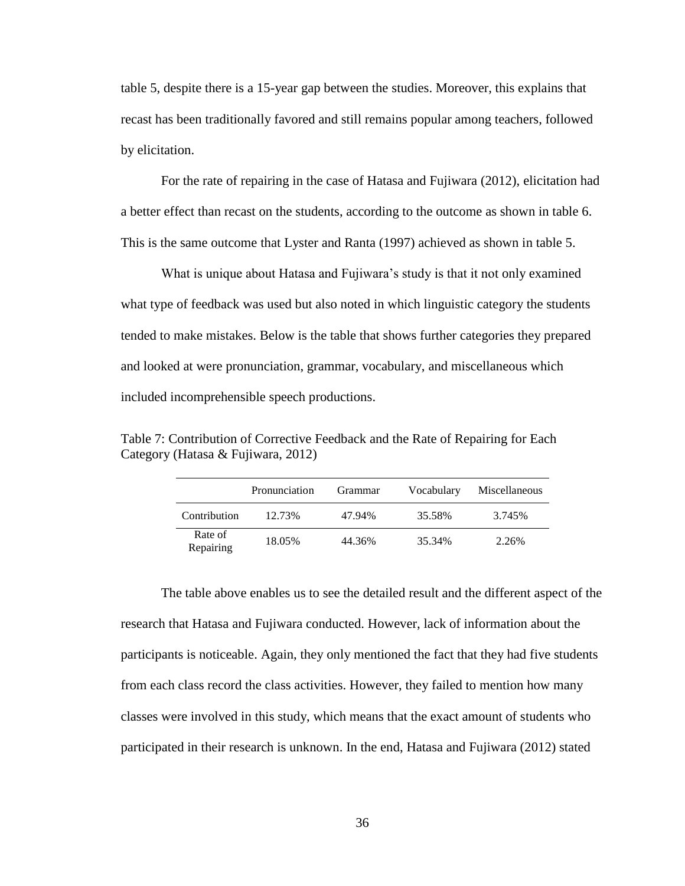table 5, despite there is a 15-year gap between the studies. Moreover, this explains that recast has been traditionally favored and still remains popular among teachers, followed by elicitation.

For the rate of repairing in the case of Hatasa and Fujiwara (2012), elicitation had a better effect than recast on the students, according to the outcome as shown in table 6. This is the same outcome that Lyster and Ranta (1997) achieved as shown in table 5.

What is unique about Hatasa and Fujiwara's study is that it not only examined what type of feedback was used but also noted in which linguistic category the students tended to make mistakes. Below is the table that shows further categories they prepared and looked at were pronunciation, grammar, vocabulary, and miscellaneous which included incomprehensible speech productions.

Table 7: Contribution of Corrective Feedback and the Rate of Repairing for Each Category (Hatasa & Fujiwara, 2012)

| | Pronunciation | Grammar | Vocabulary | Miscellaneous |
|---|---|---|---|---|
| Contribution | 12.73% | 47.94% | 35.58% | 3.745% |
| Rate of Repairing | 18.05% | 44.36% | 35.34% | 2.26% |

The table above enables us to see the detailed result and the different aspect of the research that Hatasa and Fujiwara conducted. However, lack of information about the participants is noticeable. Again, they only mentioned the fact that they had five students from each class record the class activities. However, they failed to mention how many classes were involved in this study, which means that the exact amount of students who participated in their research is unknown. In the end, Hatasa and Fujiwara (2012) stated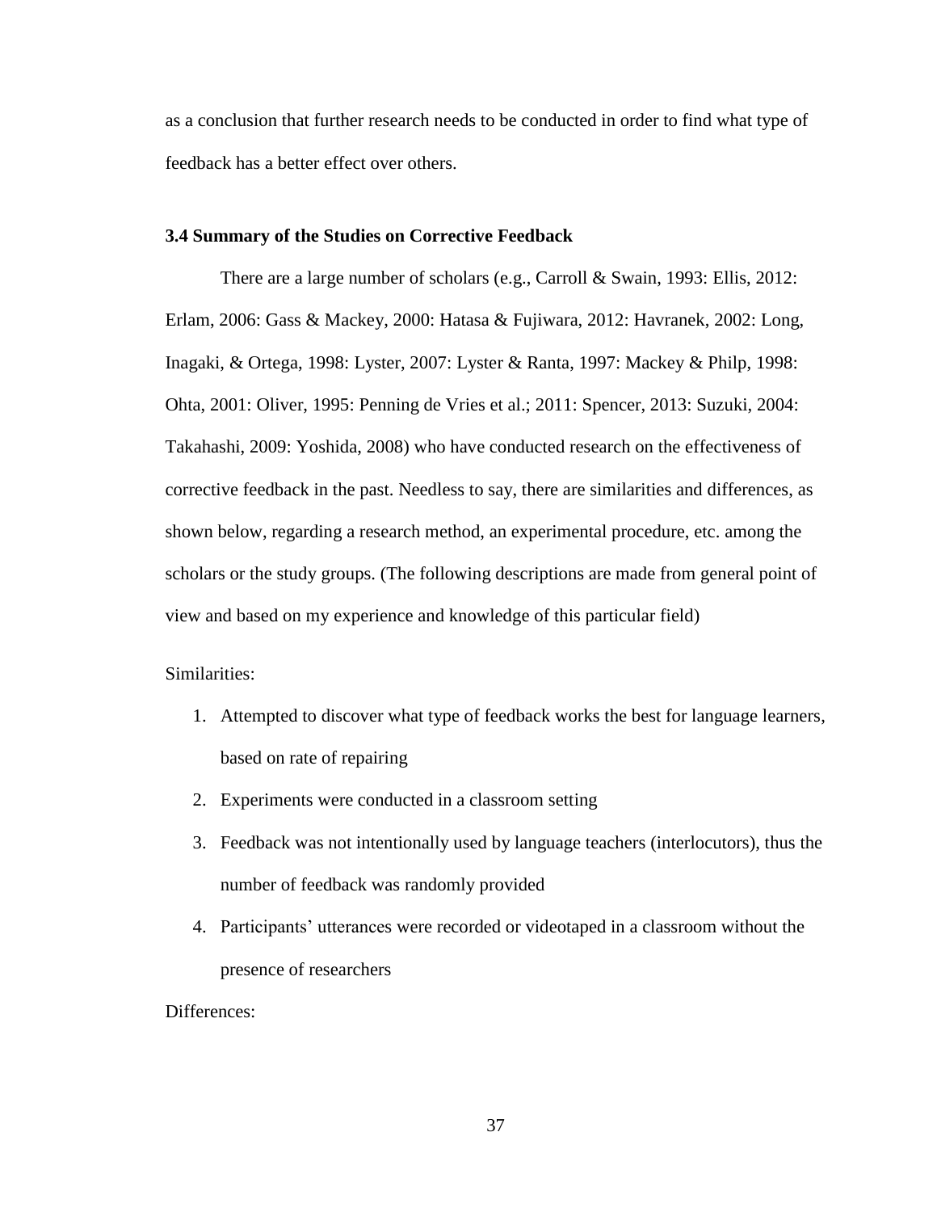as a conclusion that further research needs to be conducted in order to find what type of feedback has a better effect over others.

### 3.4 Summary of the Studies on Corrective Feedback

There are a large number of scholars (e.g., Carroll & Swain, 1993: Ellis, 2012: Erlam, 2006: Gass & Mackey, 2000: Hatasa & Fujiwara, 2012: Havranek, 2002: Long, Inagaki, & Ortega, 1998: Lyster, 2007: Lyster & Ranta, 1997: Mackey & Philp, 1998: Ohta, 2001: Oliver, 1995: Penning de Vries et al.; 2011: Spencer, 2013: Suzuki, 2004: Takahashi, 2009: Yoshida, 2008) who have conducted research on the effectiveness of corrective feedback in the past. Needless to say, there are similarities and differences, as shown below, regarding a research method, an experimental procedure, etc. among the scholars or the study groups. (The following descriptions are made from general point of view and based on my experience and knowledge of this particular field)

Similarities:

1. Attempted to discover what type of feedback works the best for language learners, based on rate of repairing
2. Experiments were conducted in a classroom setting
3. Feedback was not intentionally used by language teachers (interlocutors), thus the number of feedback was randomly provided
4. Participants' utterances were recorded or videotaped in a classroom without the presence of researchers

Differences: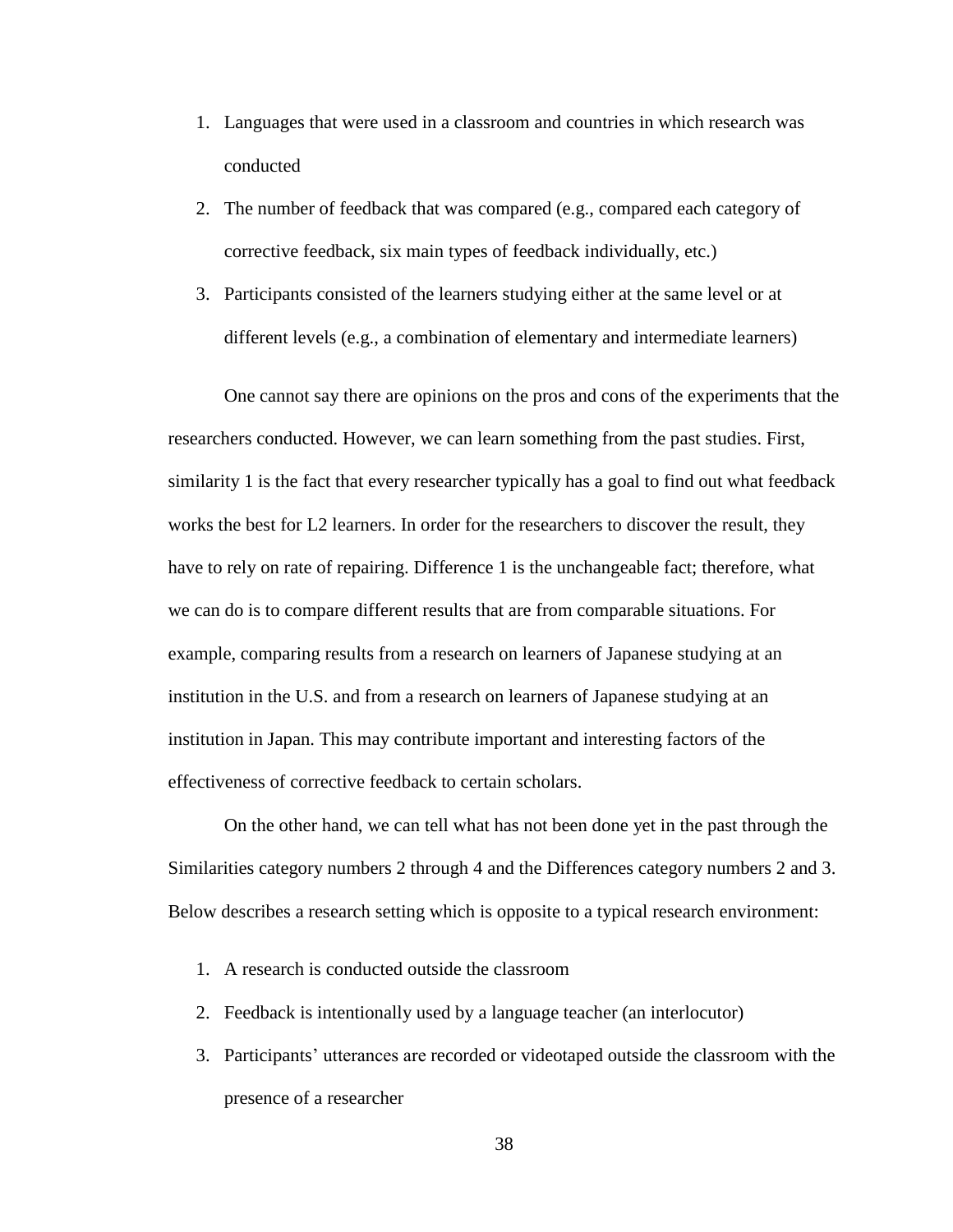1. Languages that were used in a classroom and countries in which research was conducted
2. The number of feedback that was compared (e.g., compared each category of corrective feedback, six main types of feedback individually, etc.)
3. Participants consisted of the learners studying either at the same level or at different levels (e.g., a combination of elementary and intermediate learners)

One cannot say there are opinions on the pros and cons of the experiments that the researchers conducted. However, we can learn something from the past studies. First, similarity 1 is the fact that every researcher typically has a goal to find out what feedback works the best for L2 learners. In order for the researchers to discover the result, they have to rely on rate of repairing. Difference 1 is the unchangeable fact; therefore, what we can do is to compare different results that are from comparable situations. For example, comparing results from a research on learners of Japanese studying at an institution in the U.S. and from a research on learners of Japanese studying at an institution in Japan. This may contribute important and interesting factors of the effectiveness of corrective feedback to certain scholars.

On the other hand, we can tell what has not been done yet in the past through the Similarities category numbers 2 through 4 and the Differences category numbers 2 and 3. Below describes a research setting which is opposite to a typical research environment:

1. A research is conducted outside the classroom
2. Feedback is intentionally used by a language teacher (an interlocutor)
3. Participants' utterances are recorded or videotaped outside the classroom with the presence of a researcher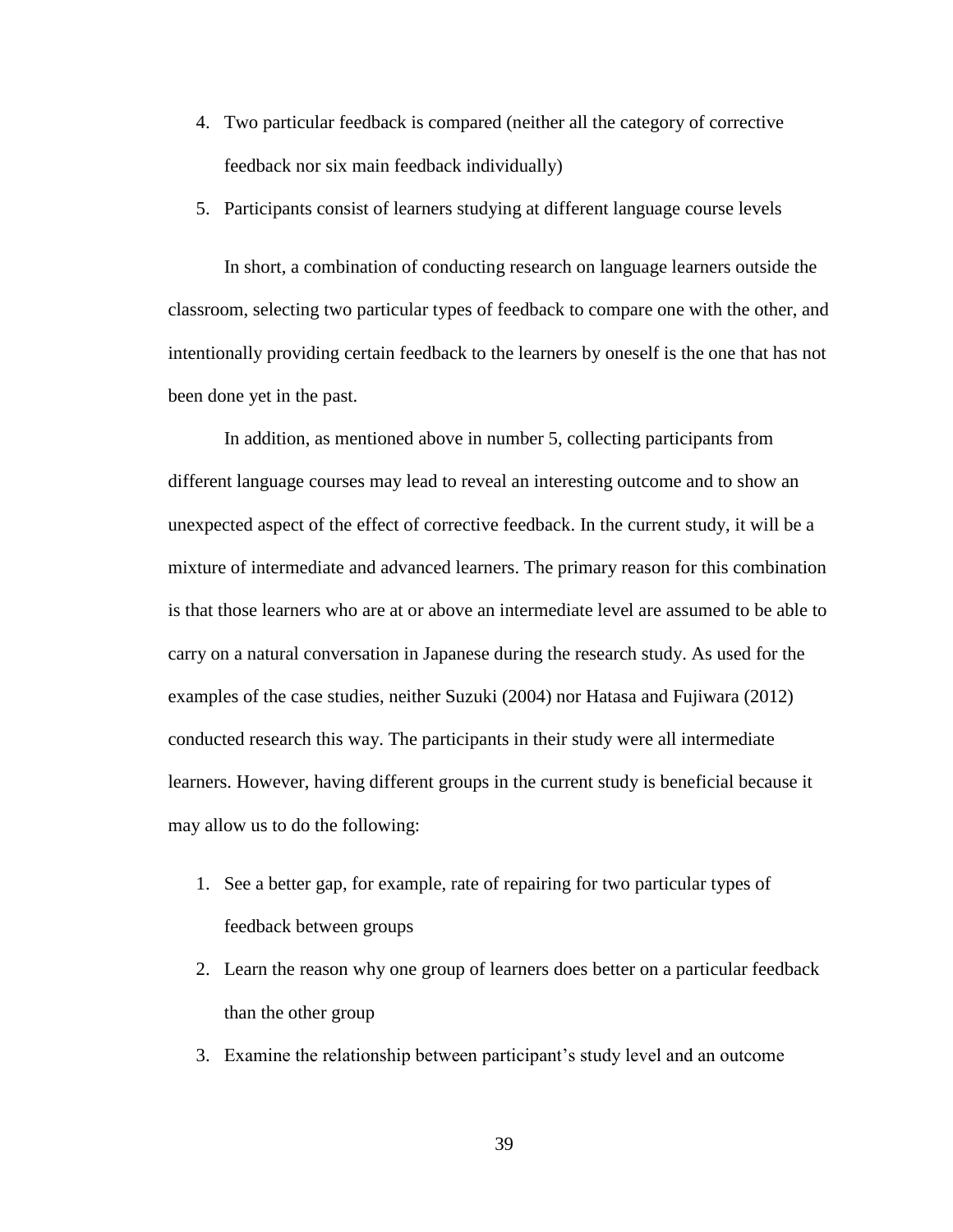4. Two particular feedback is compared (neither all the category of corrective feedback nor six main feedback individually)
5. Participants consist of learners studying at different language course levels

In short, a combination of conducting research on language learners outside the classroom, selecting two particular types of feedback to compare one with the other, and intentionally providing certain feedback to the learners by oneself is the one that has not been done yet in the past.

In addition, as mentioned above in number 5, collecting participants from different language courses may lead to reveal an interesting outcome and to show an unexpected aspect of the effect of corrective feedback. In the current study, it will be a mixture of intermediate and advanced learners. The primary reason for this combination is that those learners who are at or above an intermediate level are assumed to be able to carry on a natural conversation in Japanese during the research study. As used for the examples of the case studies, neither Suzuki (2004) nor Hatasa and Fujiwara (2012) conducted research this way. The participants in their study were all intermediate learners. However, having different groups in the current study is beneficial because it may allow us to do the following:

1. See a better gap, for example, rate of repairing for two particular types of feedback between groups
2. Learn the reason why one group of learners does better on a particular feedback than the other group
3. Examine the relationship between participant's study level and an outcome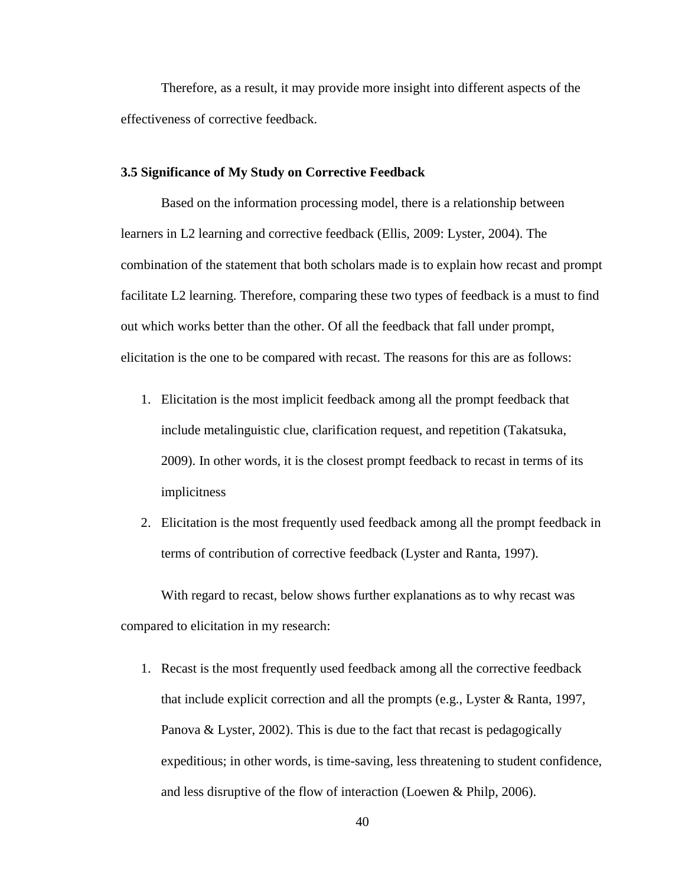Therefore, as a result, it may provide more insight into different aspects of the effectiveness of corrective feedback.

### 3.5 Significance of My Study on Corrective Feedback

Based on the information processing model, there is a relationship between learners in L2 learning and corrective feedback (Ellis, 2009: Lyster, 2004). The combination of the statement that both scholars made is to explain how recast and prompt facilitate L2 learning. Therefore, comparing these two types of feedback is a must to find out which works better than the other. Of all the feedback that fall under prompt, elicitation is the one to be compared with recast. The reasons for this are as follows:

1. Elicitation is the most implicit feedback among all the prompt feedback that include metalinguistic clue, clarification request, and repetition (Takatsuka, 2009). In other words, it is the closest prompt feedback to recast in terms of its implicitness
2. Elicitation is the most frequently used feedback among all the prompt feedback in terms of contribution of corrective feedback (Lyster and Ranta, 1997).

With regard to recast, below shows further explanations as to why recast was compared to elicitation in my research:

1. Recast is the most frequently used feedback among all the corrective feedback that include explicit correction and all the prompts (e.g., Lyster & Ranta, 1997, Panova & Lyster, 2002). This is due to the fact that recast is pedagogically expeditious; in other words, is time-saving, less threatening to student confidence, and less disruptive of the flow of interaction (Loewen & Philp, 2006).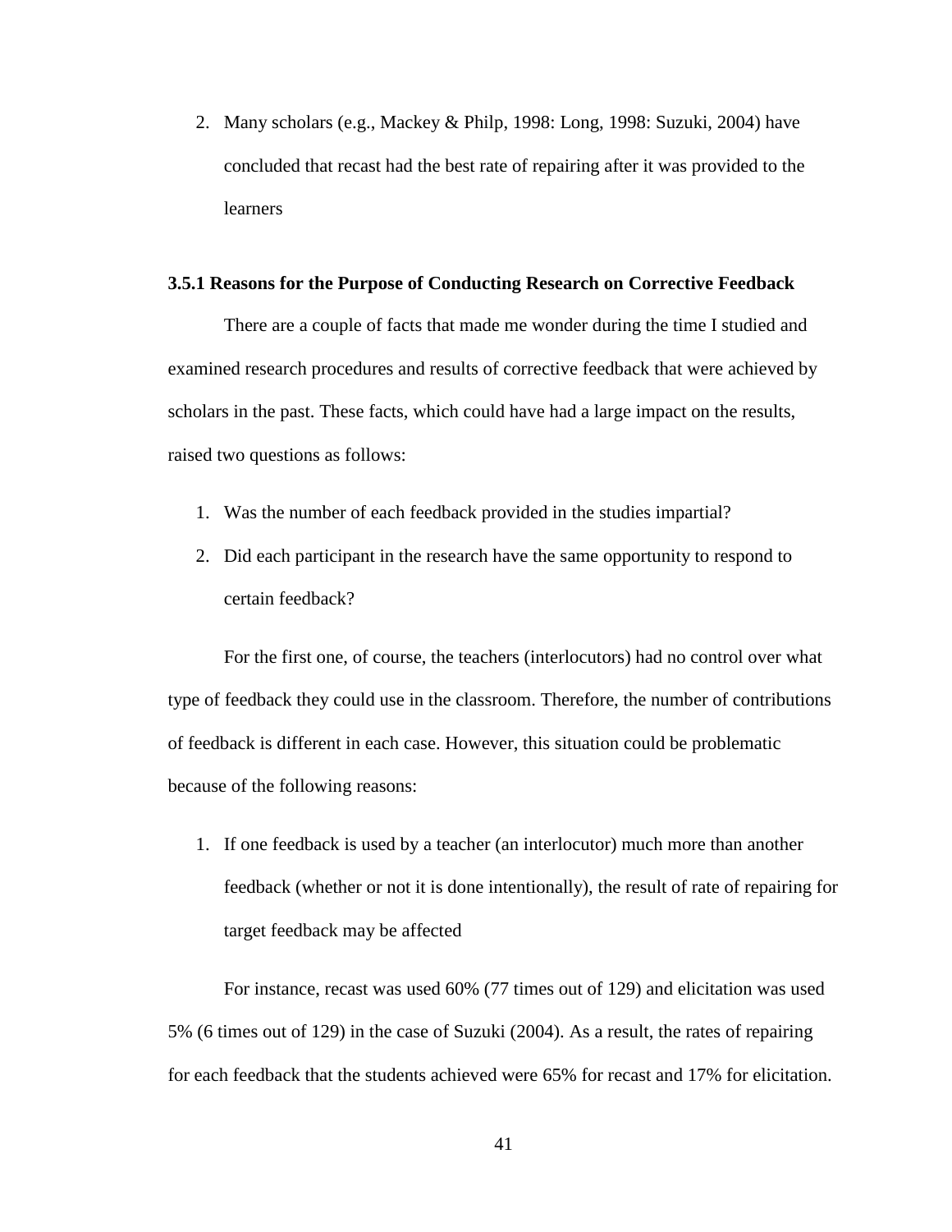2. Many scholars (e.g., Mackey & Philp, 1998: Long, 1998: Suzuki, 2004) have concluded that recast had the best rate of repairing after it was provided to the learners

### 3.5.1 Reasons for the Purpose of Conducting Research on Corrective Feedback

There are a couple of facts that made me wonder during the time I studied and examined research procedures and results of corrective feedback that were achieved by scholars in the past. These facts, which could have had a large impact on the results, raised two questions as follows:

1. Was the number of each feedback provided in the studies impartial?
2. Did each participant in the research have the same opportunity to respond to certain feedback?

For the first one, of course, the teachers (interlocutors) had no control over what type of feedback they could use in the classroom. Therefore, the number of contributions of feedback is different in each case. However, this situation could be problematic because of the following reasons:

1. If one feedback is used by a teacher (an interlocutor) much more than another feedback (whether or not it is done intentionally), the result of rate of repairing for target feedback may be affected

For instance, recast was used 60% (77 times out of 129) and elicitation was used 5% (6 times out of 129) in the case of Suzuki (2004). As a result, the rates of repairing for each feedback that the students achieved were 65% for recast and 17% for elicitation.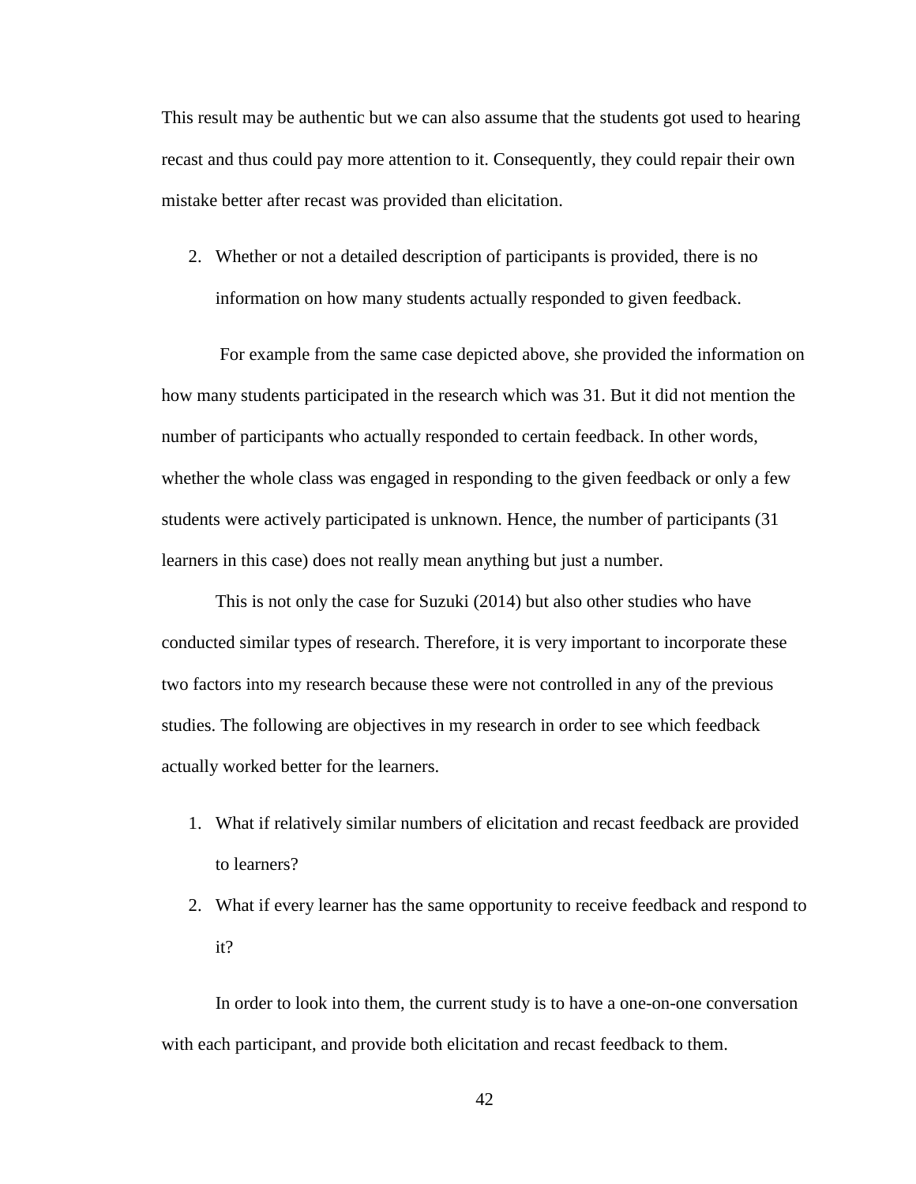This result may be authentic but we can also assume that the students got used to hearing recast and thus could pay more attention to it. Consequently, they could repair their own mistake better after recast was provided than elicitation.

2. Whether or not a detailed description of participants is provided, there is no information on how many students actually responded to given feedback.

For example from the same case depicted above, she provided the information on how many students participated in the research which was 31. But it did not mention the number of participants who actually responded to certain feedback. In other words, whether the whole class was engaged in responding to the given feedback or only a few students were actively participated is unknown. Hence, the number of participants (31 learners in this case) does not really mean anything but just a number.

This is not only the case for Suzuki (2014) but also other studies who have conducted similar types of research. Therefore, it is very important to incorporate these two factors into my research because these were not controlled in any of the previous studies. The following are objectives in my research in order to see which feedback actually worked better for the learners.

1. What if relatively similar numbers of elicitation and recast feedback are provided to learners?
2. What if every learner has the same opportunity to receive feedback and respond to it?

In order to look into them, the current study is to have a one-on-one conversation with each participant, and provide both elicitation and recast feedback to them.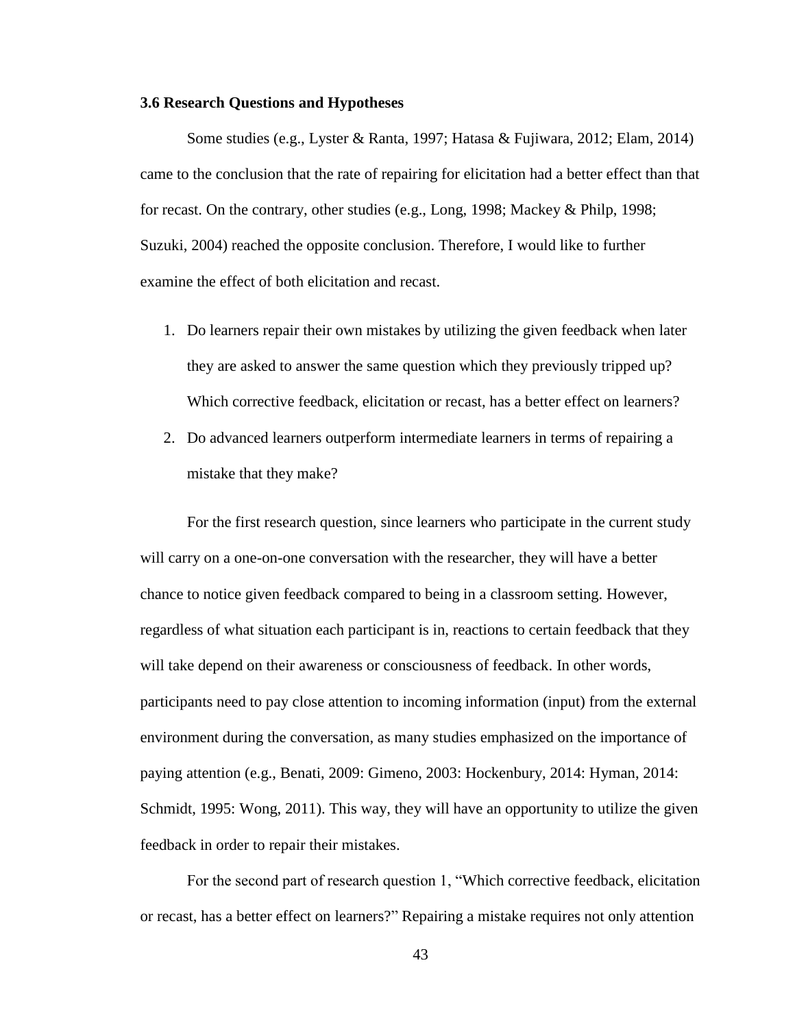### 3.6 Research Questions and Hypotheses

Some studies (e.g., Lyster & Ranta, 1997; Hatasa & Fujiwara, 2012; Elam, 2014) came to the conclusion that the rate of repairing for elicitation had a better effect than that for recast. On the contrary, other studies (e.g., Long, 1998; Mackey & Philp, 1998; Suzuki, 2004) reached the opposite conclusion. Therefore, I would like to further examine the effect of both elicitation and recast.

1. Do learners repair their own mistakes by utilizing the given feedback when later they are asked to answer the same question which they previously tripped up? Which corrective feedback, elicitation or recast, has a better effect on learners?
2. Do advanced learners outperform intermediate learners in terms of repairing a mistake that they make?

For the first research question, since learners who participate in the current study will carry on a one-on-one conversation with the researcher, they will have a better chance to notice given feedback compared to being in a classroom setting. However, regardless of what situation each participant is in, reactions to certain feedback that they will take depend on their awareness or consciousness of feedback. In other words, participants need to pay close attention to incoming information (input) from the external environment during the conversation, as many studies emphasized on the importance of paying attention (e.g., Benati, 2009: Gimeno, 2003: Hockenbury, 2014: Hyman, 2014: Schmidt, 1995: Wong, 2011). This way, they will have an opportunity to utilize the given feedback in order to repair their mistakes.

For the second part of research question 1, "Which corrective feedback, elicitation or recast, has a better effect on learners?" Repairing a mistake requires not only attention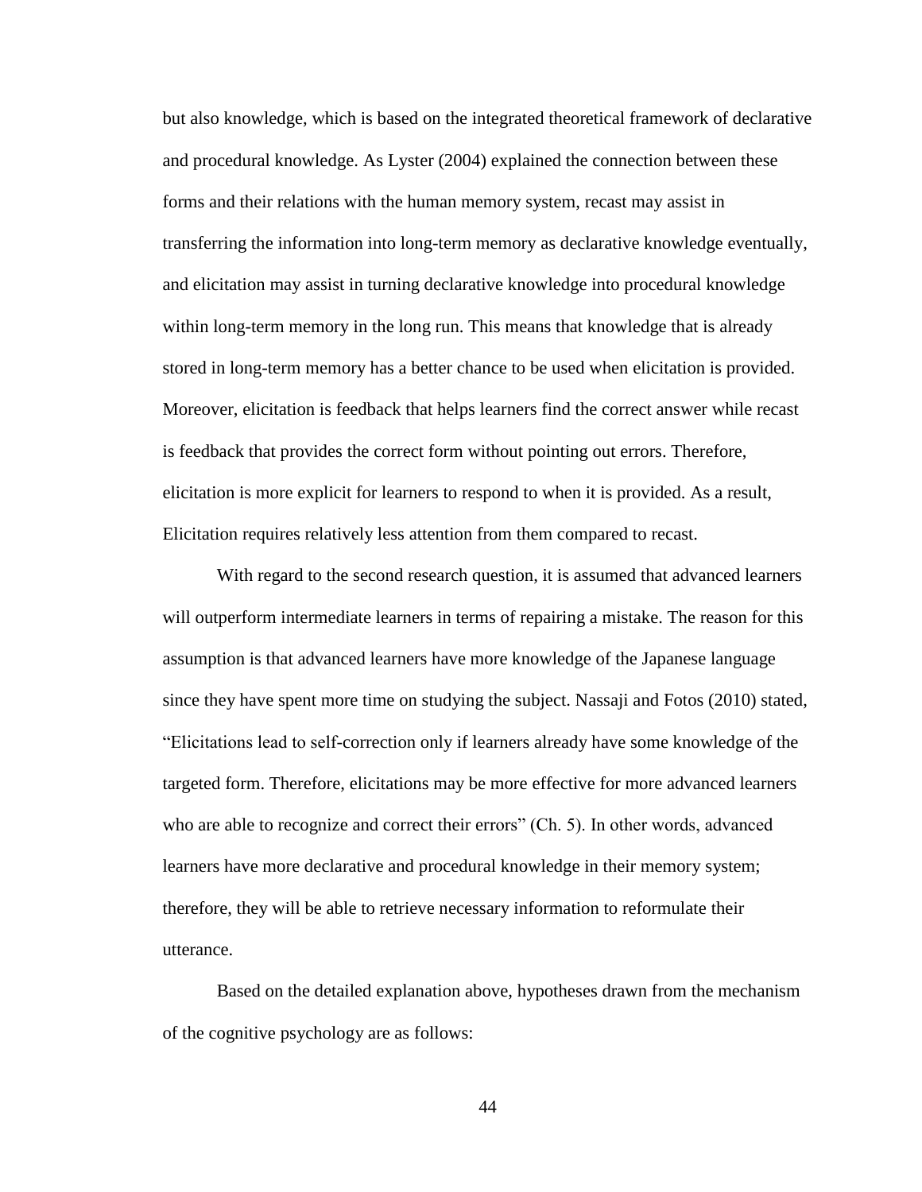but also knowledge, which is based on the integrated theoretical framework of declarative and procedural knowledge. As Lyster (2004) explained the connection between these forms and their relations with the human memory system, recast may assist in transferring the information into long-term memory as declarative knowledge eventually, and elicitation may assist in turning declarative knowledge into procedural knowledge within long-term memory in the long run. This means that knowledge that is already stored in long-term memory has a better chance to be used when elicitation is provided. Moreover, elicitation is feedback that helps learners find the correct answer while recast is feedback that provides the correct form without pointing out errors. Therefore, elicitation is more explicit for learners to respond to when it is provided. As a result, Elicitation requires relatively less attention from them compared to recast.

With regard to the second research question, it is assumed that advanced learners will outperform intermediate learners in terms of repairing a mistake. The reason for this assumption is that advanced learners have more knowledge of the Japanese language since they have spent more time on studying the subject. Nassaji and Fotos (2010) stated, "Elicitations lead to self-correction only if learners already have some knowledge of the targeted form. Therefore, elicitations may be more effective for more advanced learners who are able to recognize and correct their errors" (Ch. 5). In other words, advanced learners have more declarative and procedural knowledge in their memory system; therefore, they will be able to retrieve necessary information to reformulate their utterance.

Based on the detailed explanation above, hypotheses drawn from the mechanism of the cognitive psychology are as follows: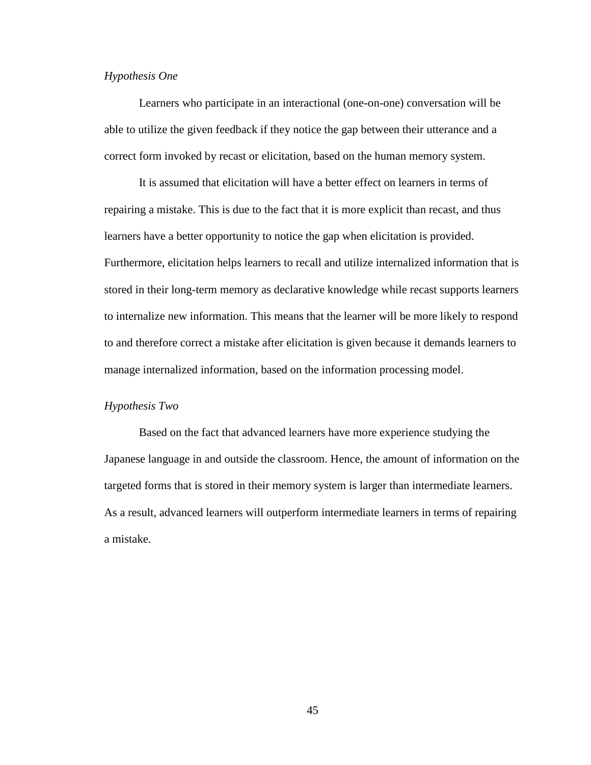*Hypothesis One*

Learners who participate in an interactional (one-on-one) conversation will be able to utilize the given feedback if they notice the gap between their utterance and a correct form invoked by recast or elicitation, based on the human memory system.

It is assumed that elicitation will have a better effect on learners in terms of repairing a mistake. This is due to the fact that it is more explicit than recast, and thus learners have a better opportunity to notice the gap when elicitation is provided. Furthermore, elicitation helps learners to recall and utilize internalized information that is stored in their long-term memory as declarative knowledge while recast supports learners to internalize new information. This means that the learner will be more likely to respond to and therefore correct a mistake after elicitation is given because it demands learners to manage internalized information, based on the information processing model.

*Hypothesis Two*

Based on the fact that advanced learners have more experience studying the Japanese language in and outside the classroom. Hence, the amount of information on the targeted forms that is stored in their memory system is larger than intermediate learners. As a result, advanced learners will outperform intermediate learners in terms of repairing a mistake.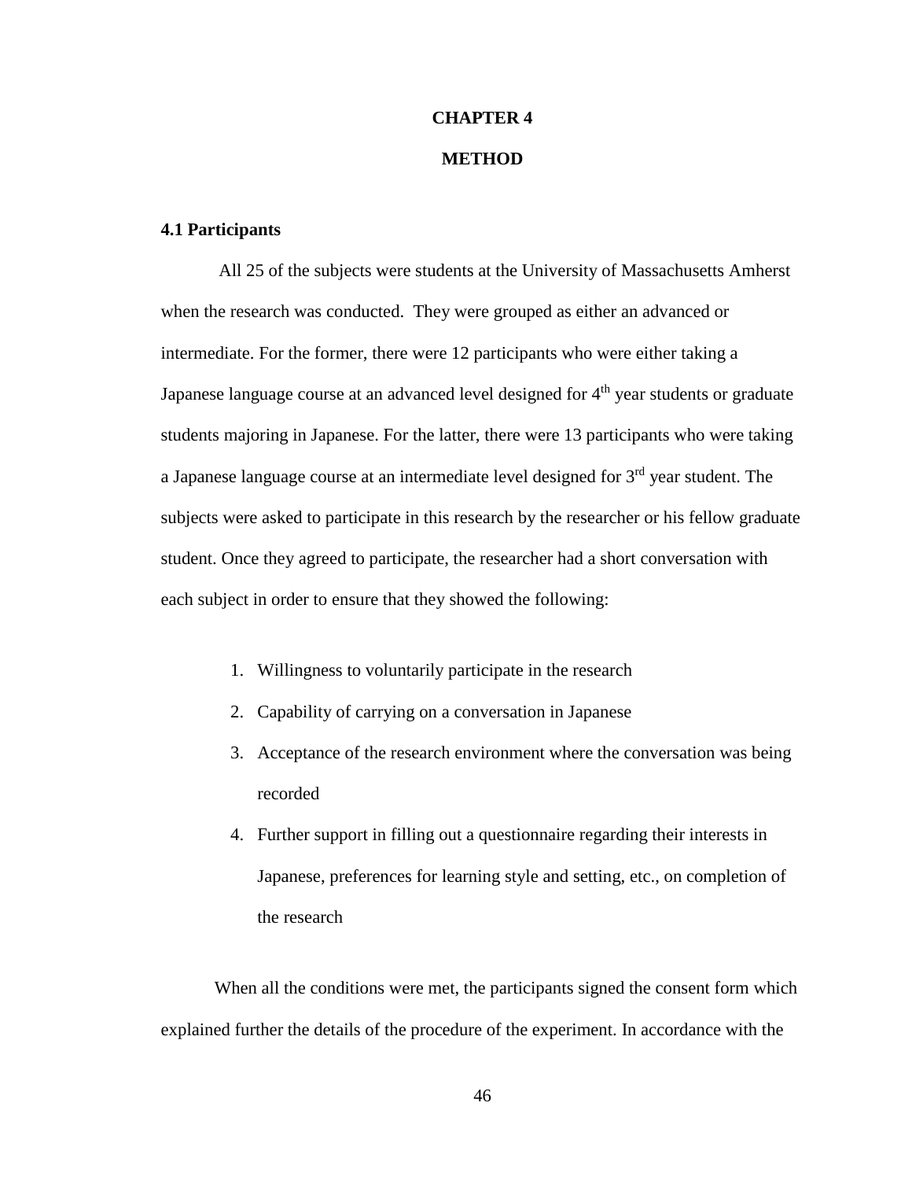# CHAPTER 4

# METHOD

## 4.1 Participants

All 25 of the subjects were students at the University of Massachusetts Amherst when the research was conducted. They were grouped as either an advanced or intermediate. For the former, there were 12 participants who were either taking a Japanese language course at an advanced level designed for 4th year students or graduate students majoring in Japanese. For the latter, there were 13 participants who were taking a Japanese language course at an intermediate level designed for 3rd year student. The subjects were asked to participate in this research by the researcher or his fellow graduate student. Once they agreed to participate, the researcher had a short conversation with each subject in order to ensure that they showed the following:

1. Willingness to voluntarily participate in the research
2. Capability of carrying on a conversation in Japanese
3. Acceptance of the research environment where the conversation was being recorded
4. Further support in filling out a questionnaire regarding their interests in Japanese, preferences for learning style and setting, etc., on completion of the research

When all the conditions were met, the participants signed the consent form which explained further the details of the procedure of the experiment. In accordance with the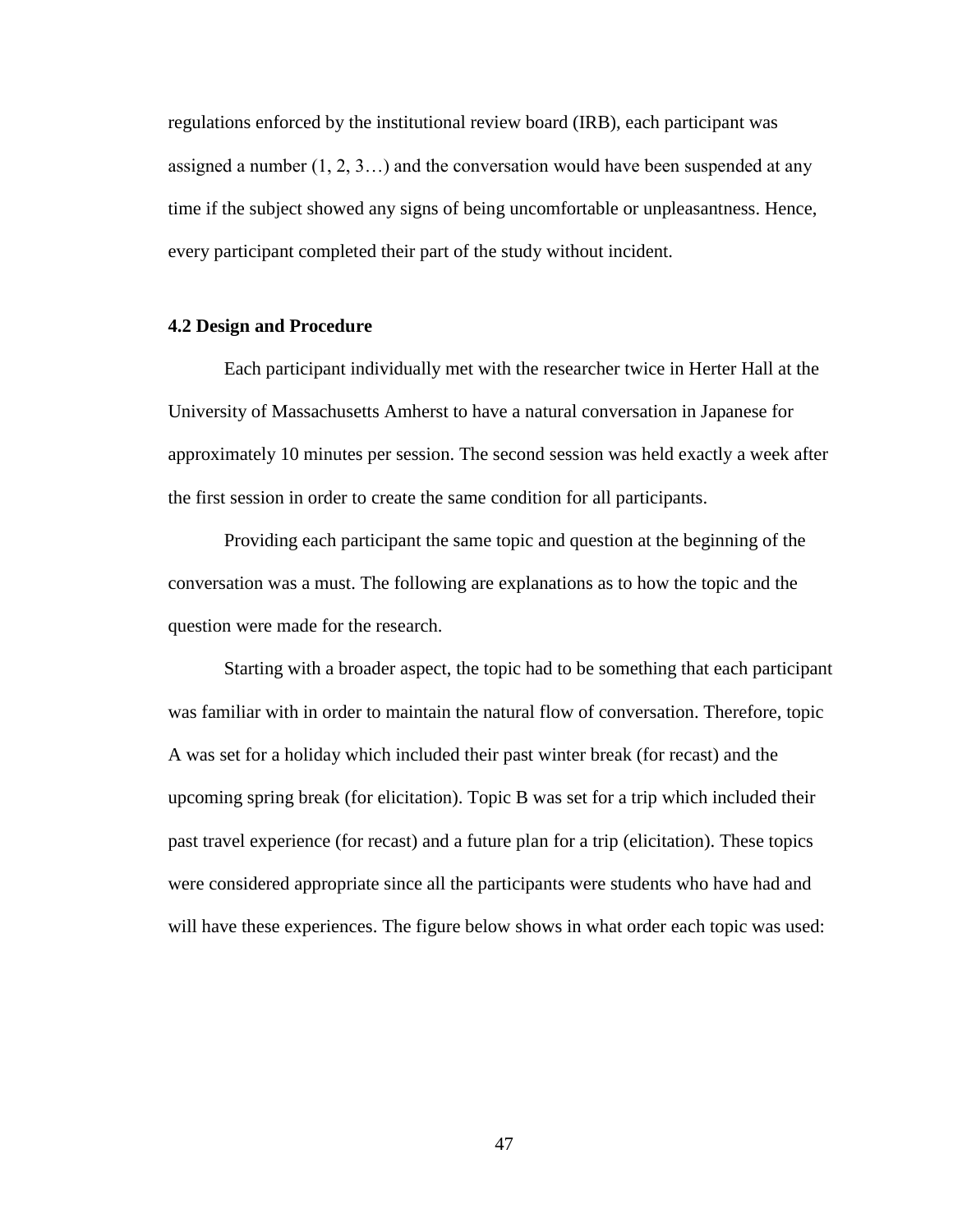regulations enforced by the institutional review board (IRB), each participant was assigned a number (1, 2, 3…) and the conversation would have been suspended at any time if the subject showed any signs of being uncomfortable or unpleasantness. Hence, every participant completed their part of the study without incident.

### 4.2 Design and Procedure

Each participant individually met with the researcher twice in Herter Hall at the University of Massachusetts Amherst to have a natural conversation in Japanese for approximately 10 minutes per session. The second session was held exactly a week after the first session in order to create the same condition for all participants.

Providing each participant the same topic and question at the beginning of the conversation was a must. The following are explanations as to how the topic and the question were made for the research.

Starting with a broader aspect, the topic had to be something that each participant was familiar with in order to maintain the natural flow of conversation. Therefore, topic A was set for a holiday which included their past winter break (for recast) and the upcoming spring break (for elicitation). Topic B was set for a trip which included their past travel experience (for recast) and a future plan for a trip (elicitation). These topics were considered appropriate since all the participants were students who have had and will have these experiences. The figure below shows in what order each topic was used: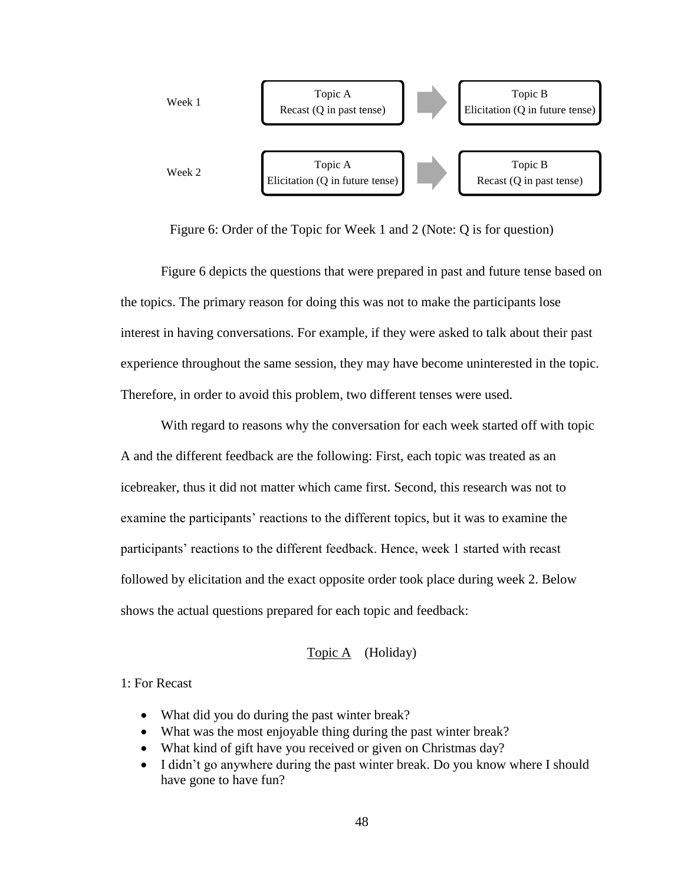| | | | |
|---|---|---|---|
| Week 1 | Topic A<br>Recast (Q in past tense) | → | Topic B<br>Elicitation (Q in future tense) |
| Week 2 | Topic A<br>Elicitation (Q in future tense) | → | Topic B<br>Recast (Q in past tense) |

Figure 6: Order of the Topic for Week 1 and 2 (Note: Q is for question)

Figure 6 depicts the questions that were prepared in past and future tense based on the topics. The primary reason for doing this was not to make the participants lose interest in having conversations. For example, if they were asked to talk about their past experience throughout the same session, they may have become uninterested in the topic. Therefore, in order to avoid this problem, two different tenses were used.

With regard to reasons why the conversation for each week started off with topic A and the different feedback are the following: First, each topic was treated as an icebreaker, thus it did not matter which came first. Second, this research was not to examine the participants' reactions to the different topics, but it was to examine the participants' reactions to the different feedback. Hence, week 1 started with recast followed by elicitation and the exact opposite order took place during week 2. Below shows the actual questions prepared for each topic and feedback:

<u>Topic A</u> (Holiday)

1: For Recast

- What did you do during the past winter break?
- What was the most enjoyable thing during the past winter break?
- What kind of gift have you received or given on Christmas day?
- I didn't go anywhere during the past winter break. Do you know where I should have gone to have fun?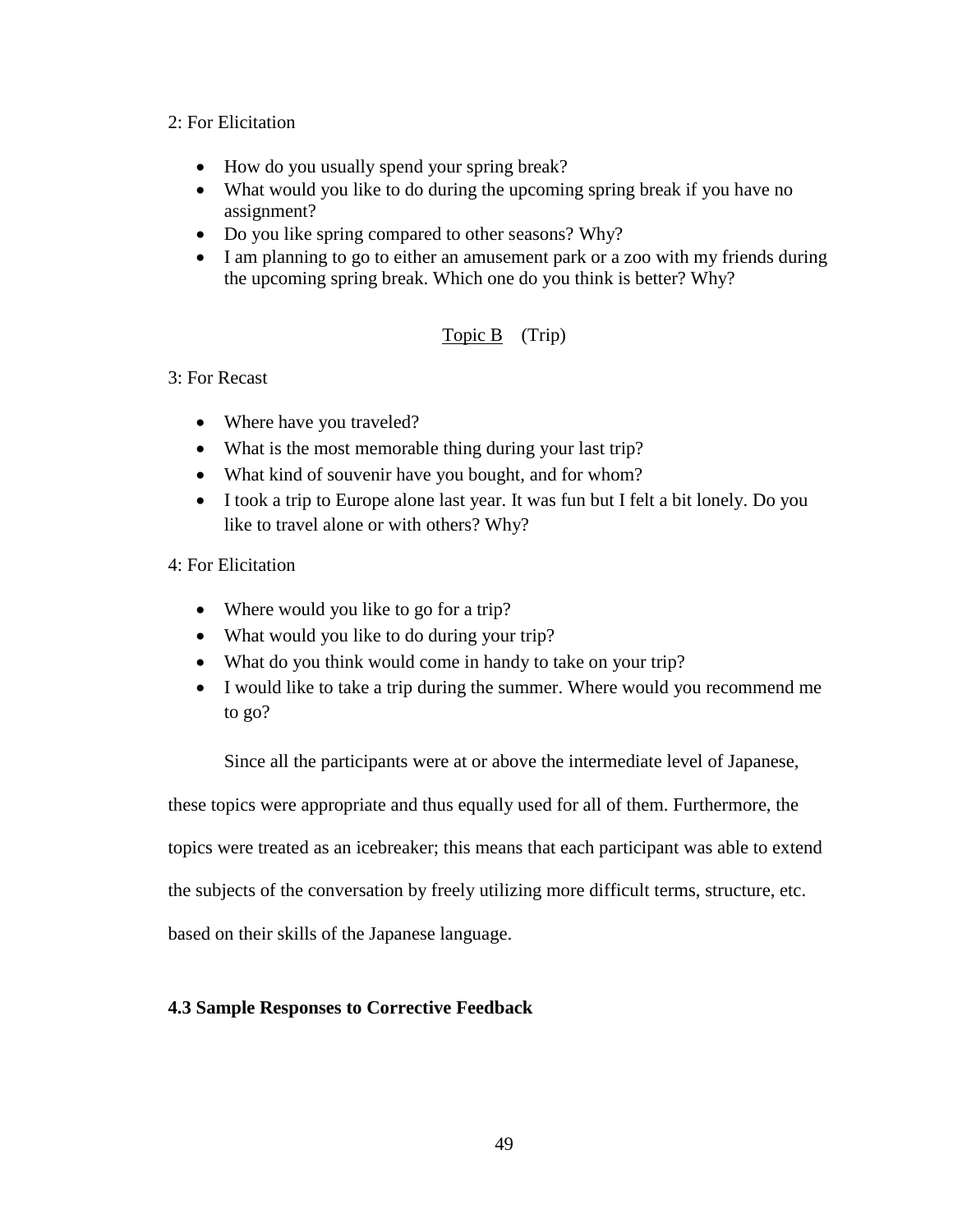2: For Elicitation

- How do you usually spend your spring break?
- What would you like to do during the upcoming spring break if you have no assignment?
- Do you like spring compared to other seasons? Why?
- I am planning to go to either an amusement park or a zoo with my friends during the upcoming spring break. Which one do you think is better? Why?

<u>Topic B</u> (Trip)

3: For Recast

- Where have you traveled?
- What is the most memorable thing during your last trip?
- What kind of souvenir have you bought, and for whom?
- I took a trip to Europe alone last year. It was fun but I felt a bit lonely. Do you like to travel alone or with others? Why?

4: For Elicitation

- Where would you like to go for a trip?
- What would you like to do during your trip?
- What do you think would come in handy to take on your trip?
- I would like to take a trip during the summer. Where would you recommend me to go?

Since all the participants were at or above the intermediate level of Japanese, these topics were appropriate and thus equally used for all of them. Furthermore, the topics were treated as an icebreaker; this means that each participant was able to extend the subjects of the conversation by freely utilizing more difficult terms, structure, etc. based on their skills of the Japanese language.

### 4.3 Sample Responses to Corrective Feedback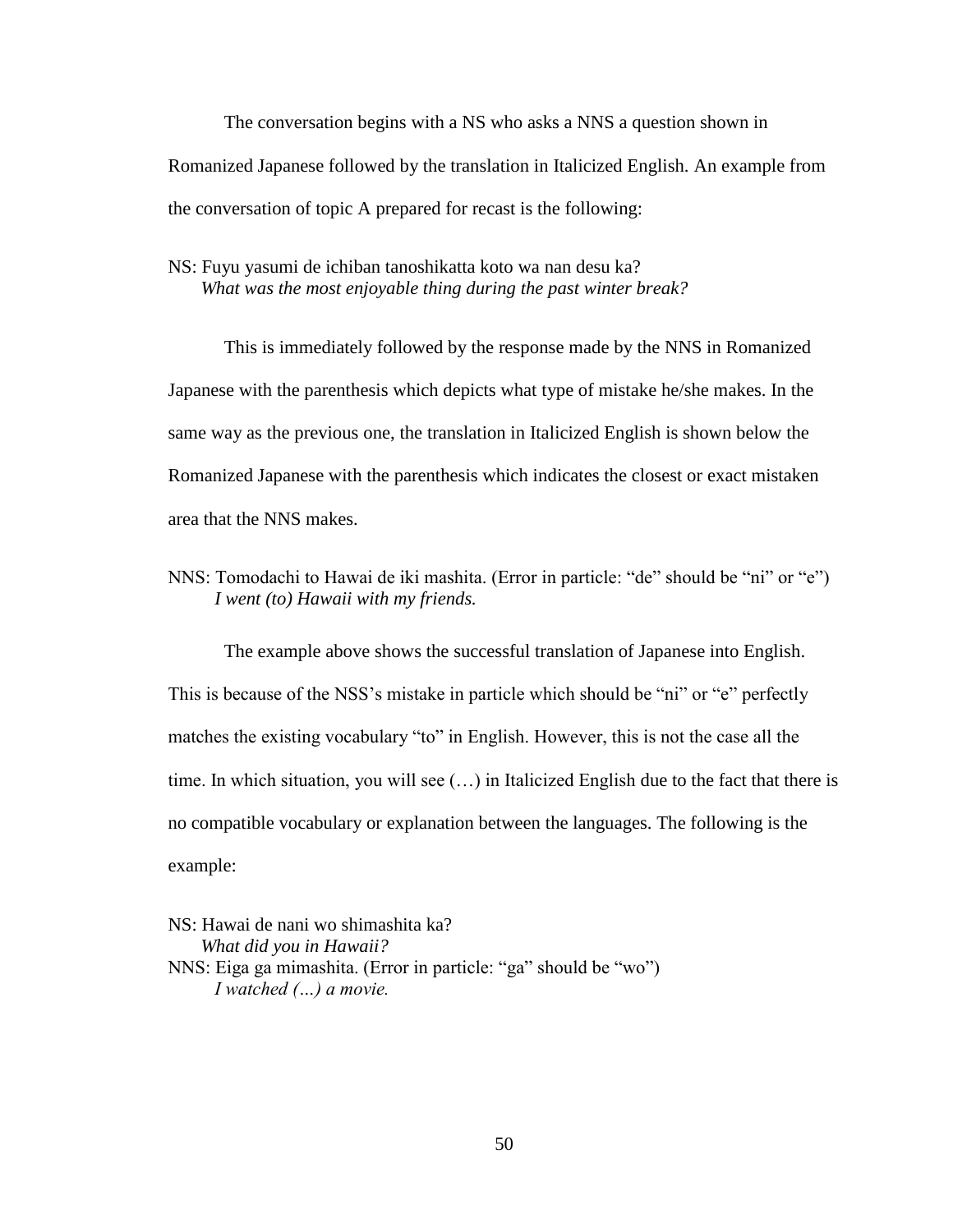The conversation begins with a NS who asks a NNS a question shown in Romanized Japanese followed by the translation in Italicized English. An example from the conversation of topic A prepared for recast is the following:

NS: Fuyu yasumi de ichiban tanoshikatta koto wa nan desu ka?
*What was the most enjoyable thing during the past winter break?*

This is immediately followed by the response made by the NNS in Romanized Japanese with the parenthesis which depicts what type of mistake he/she makes. In the same way as the previous one, the translation in Italicized English is shown below the Romanized Japanese with the parenthesis which indicates the closest or exact mistaken area that the NNS makes.

NNS: Tomodachi to Hawai de iki mashita. (Error in particle: "de" should be "ni" or "e")
*I went (to) Hawaii with my friends.*

The example above shows the successful translation of Japanese into English. This is because of the NSS's mistake in particle which should be "ni" or "e" perfectly matches the existing vocabulary "to" in English. However, this is not the case all the time. In which situation, you will see (…) in Italicized English due to the fact that there is no compatible vocabulary or explanation between the languages. The following is the example:

NS: Hawai de nani wo shimashita ka?
*What did you in Hawaii?*
NNS: Eiga ga mimashita. (Error in particle: "ga" should be "wo")
*I watched (…) a movie.*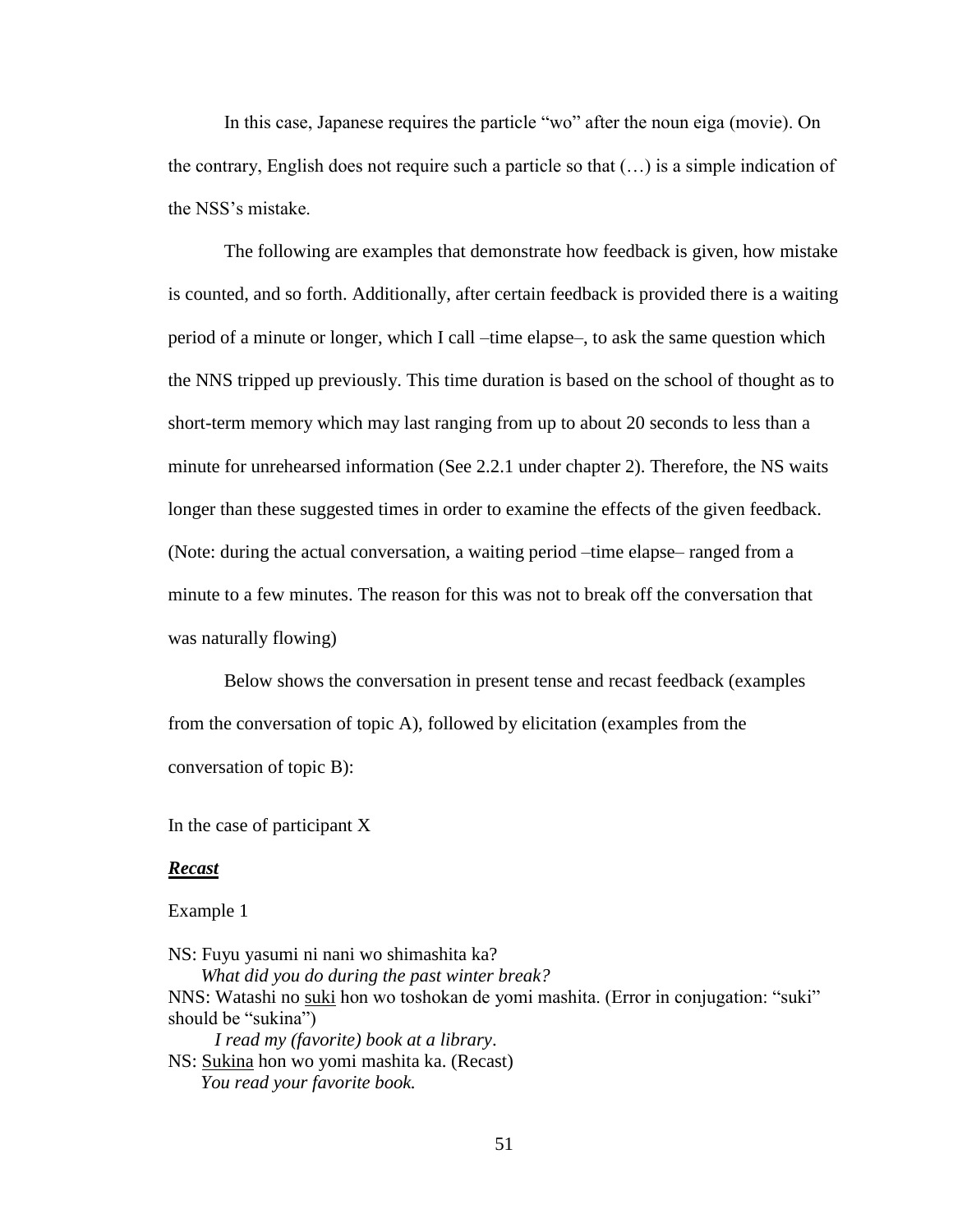In this case, Japanese requires the particle "wo" after the noun eiga (movie). On the contrary, English does not require such a particle so that (…) is a simple indication of the NSS's mistake.

The following are examples that demonstrate how feedback is given, how mistake is counted, and so forth. Additionally, after certain feedback is provided there is a waiting period of a minute or longer, which I call –time elapse–, to ask the same question which the NNS tripped up previously. This time duration is based on the school of thought as to short-term memory which may last ranging from up to about 20 seconds to less than a minute for unrehearsed information (See 2.2.1 under chapter 2). Therefore, the NS waits longer than these suggested times in order to examine the effects of the given feedback. (Note: during the actual conversation, a waiting period –time elapse– ranged from a minute to a few minutes. The reason for this was not to break off the conversation that was naturally flowing)

Below shows the conversation in present tense and recast feedback (examples from the conversation of topic A), followed by elicitation (examples from the conversation of topic B):

In the case of participant X

***Recast***

Example 1

NS: Fuyu yasumi ni nani wo shimashita ka?
*What did you do during the past winter break?*
NNS: Watashi no suki hon wo toshokan de yomi mashita. (Error in conjugation: "suki" should be "sukina")
*I read my (favorite) book at a library*.
NS: Sukina hon wo yomi mashita ka. (Recast)
*You read your favorite book.*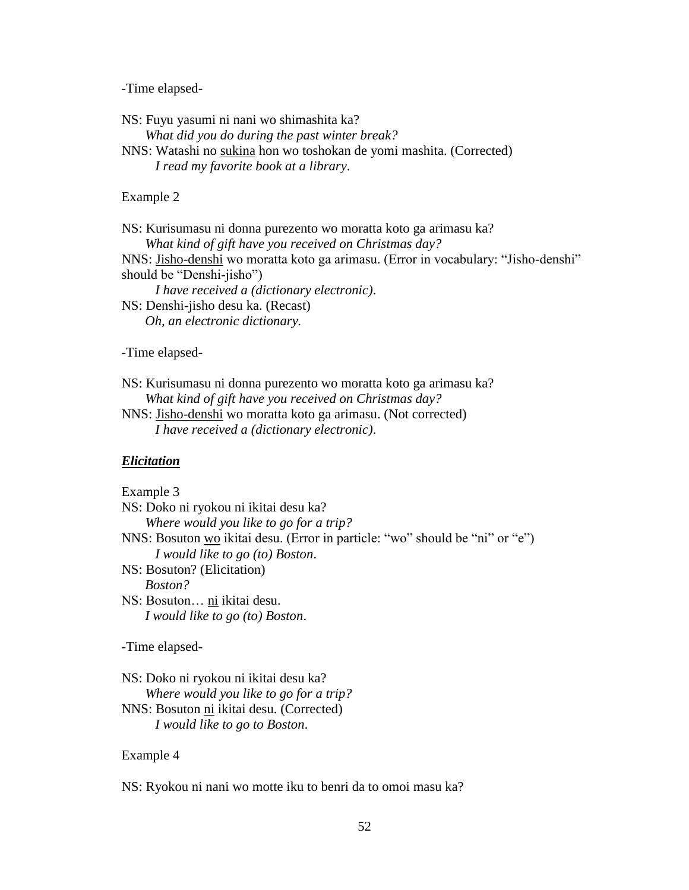-Time elapsed-

NS: Fuyu yasumi ni nani wo shimashita ka?
*What did you do during the past winter break?*
NNS: Watashi no <u>sukina</u> hon wo toshokan de yomi mashita. (Corrected)
*I read my favorite book at a library*.

Example 2

NS: Kurisumasu ni donna purezento wo moratta koto ga arimasu ka?
*What kind of gift have you received on Christmas day?*
NNS: <u>Jisho-denshi</u> wo moratta koto ga arimasu. (Error in vocabulary: "Jisho-denshi" should be "Denshi-jisho")
*I have received a (dictionary electronic).*
NS: Denshi-jisho desu ka. (Recast)
*Oh, an electronic dictionary.*

-Time elapsed-

NS: Kurisumasu ni donna purezento wo moratta koto ga arimasu ka?
*What kind of gift have you received on Christmas day?*
NNS: <u>Jisho-denshi</u> wo moratta koto ga arimasu. (Not corrected)
*I have received a (dictionary electronic).*

***<u>Elicitation</u>***

Example 3
NS: Doko ni ryokou ni ikitai desu ka?
*Where would you like to go for a trip?*
NNS: Bosuton <u>wo</u> ikitai desu. (Error in particle: "wo" should be "ni" or "e")
*I would like to go (to) Boston*.
NS: Bosuton? (Elicitation)
*Boston?*
NS: Bosuton… <u>ni</u> ikitai desu.
*I would like to go (to) Boston*.

-Time elapsed-

NS: Doko ni ryokou ni ikitai desu ka?
*Where would you like to go for a trip?*
NNS: Bosuton <u>ni</u> ikitai desu. (Corrected)
*I would like to go to Boston*.

Example 4

NS: Ryokou ni nani wo motte iku to benri da to omoi masu ka?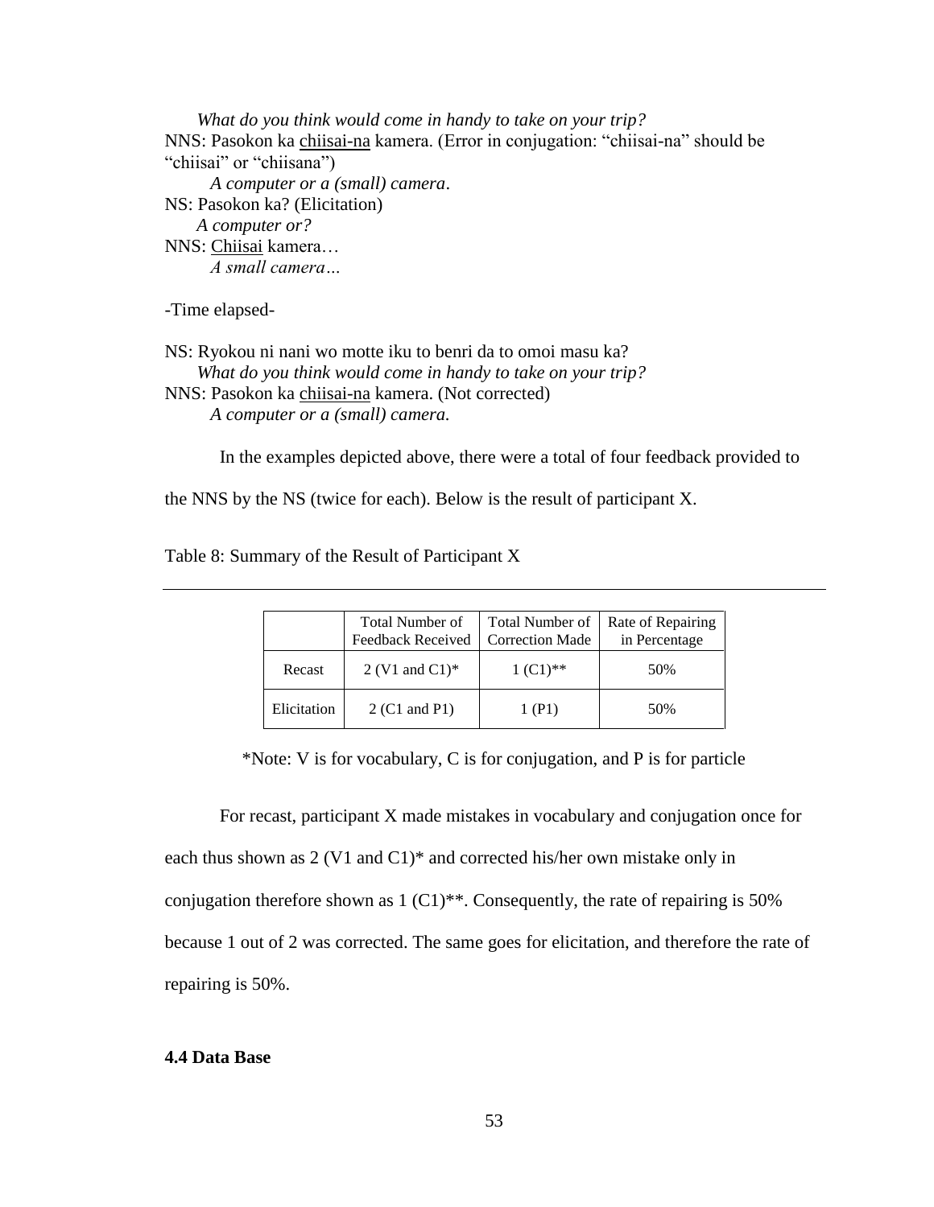*What do you think would come in handy to take on your trip?*

NNS: Pasokon ka <u>chiisai-na</u> kamera. (Error in conjugation: "chiisai-na" should be "chiisai" or "chiisana")

*A computer or a (small) camera*.

NS: Pasokon ka? (Elicitation)

*A computer or?*

NNS: <u>Chiisai</u> kamera…

*A small camera…*

-Time elapsed-

NS: Ryokou ni nani wo motte iku to benri da to omoi masu ka?

*What do you think would come in handy to take on your trip?*

NNS: Pasokon ka <u>chiisai-na</u> kamera. (Not corrected)

*A computer or a (small) camera.*

In the examples depicted above, there were a total of four feedback provided to the NNS by the NS (twice for each). Below is the result of participant X.

Table 8: Summary of the Result of Participant X

| | Total Number of Feedback Received | Total Number of Correction Made | Rate of Repairing in Percentage |
|---|---|---|---|
| Recast | 2 (V1 and C1)* | 1 (C1)** | 50% |
| Elicitation | 2 (C1 and P1) | 1 (P1) | 50% |

*Note: V is for vocabulary, C is for conjugation, and P is for particle

For recast, participant X made mistakes in vocabulary and conjugation once for each thus shown as 2 (V1 and C1)* and corrected his/her own mistake only in conjugation therefore shown as 1 (C1)**. Consequently, the rate of repairing is 50% because 1 out of 2 was corrected. The same goes for elicitation, and therefore the rate of repairing is 50%.

### 4.4 Data Base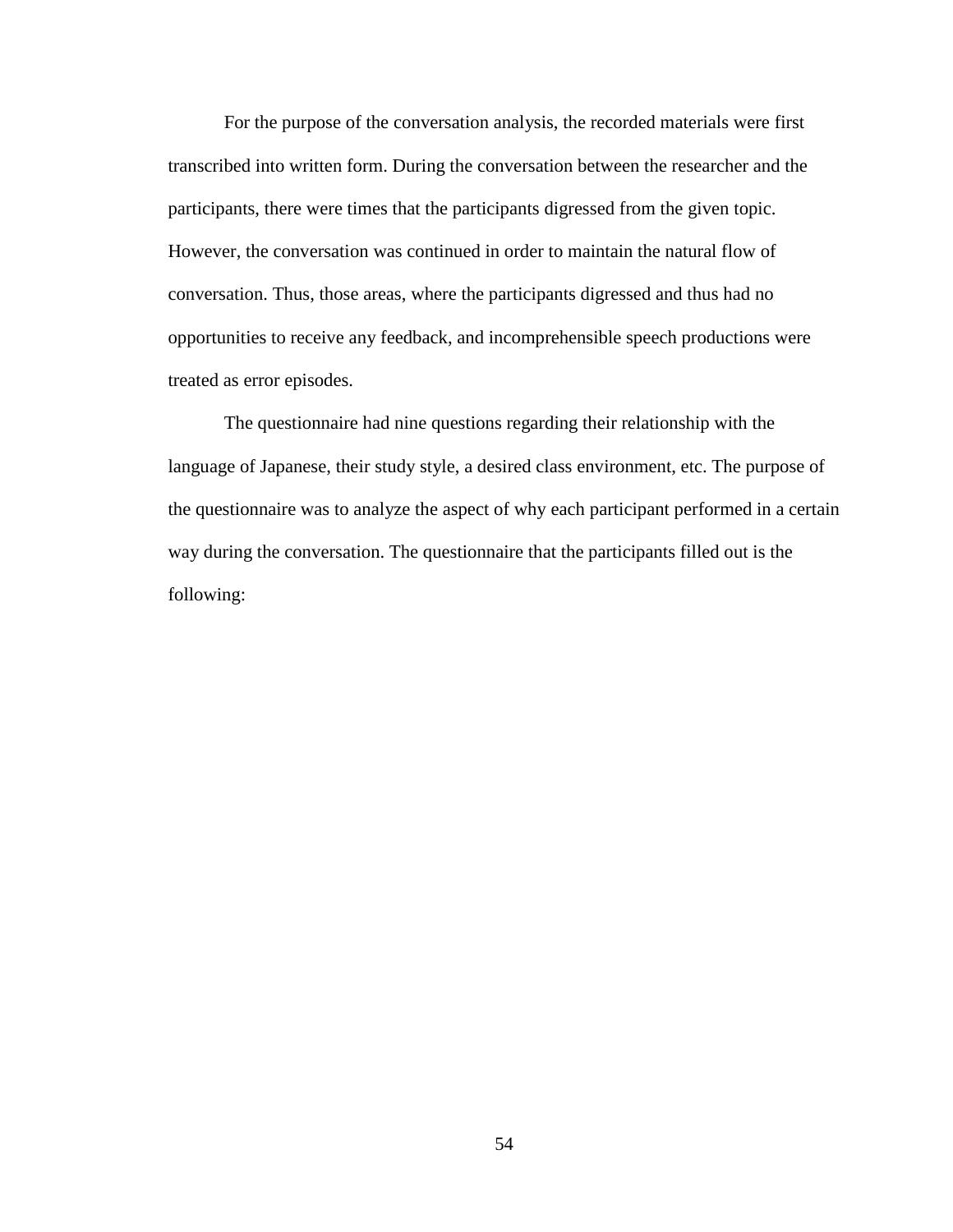For the purpose of the conversation analysis, the recorded materials were first transcribed into written form. During the conversation between the researcher and the participants, there were times that the participants digressed from the given topic. However, the conversation was continued in order to maintain the natural flow of conversation. Thus, those areas, where the participants digressed and thus had no opportunities to receive any feedback, and incomprehensible speech productions were treated as error episodes.

The questionnaire had nine questions regarding their relationship with the language of Japanese, their study style, a desired class environment, etc. The purpose of the questionnaire was to analyze the aspect of why each participant performed in a certain way during the conversation. The questionnaire that the participants filled out is the following: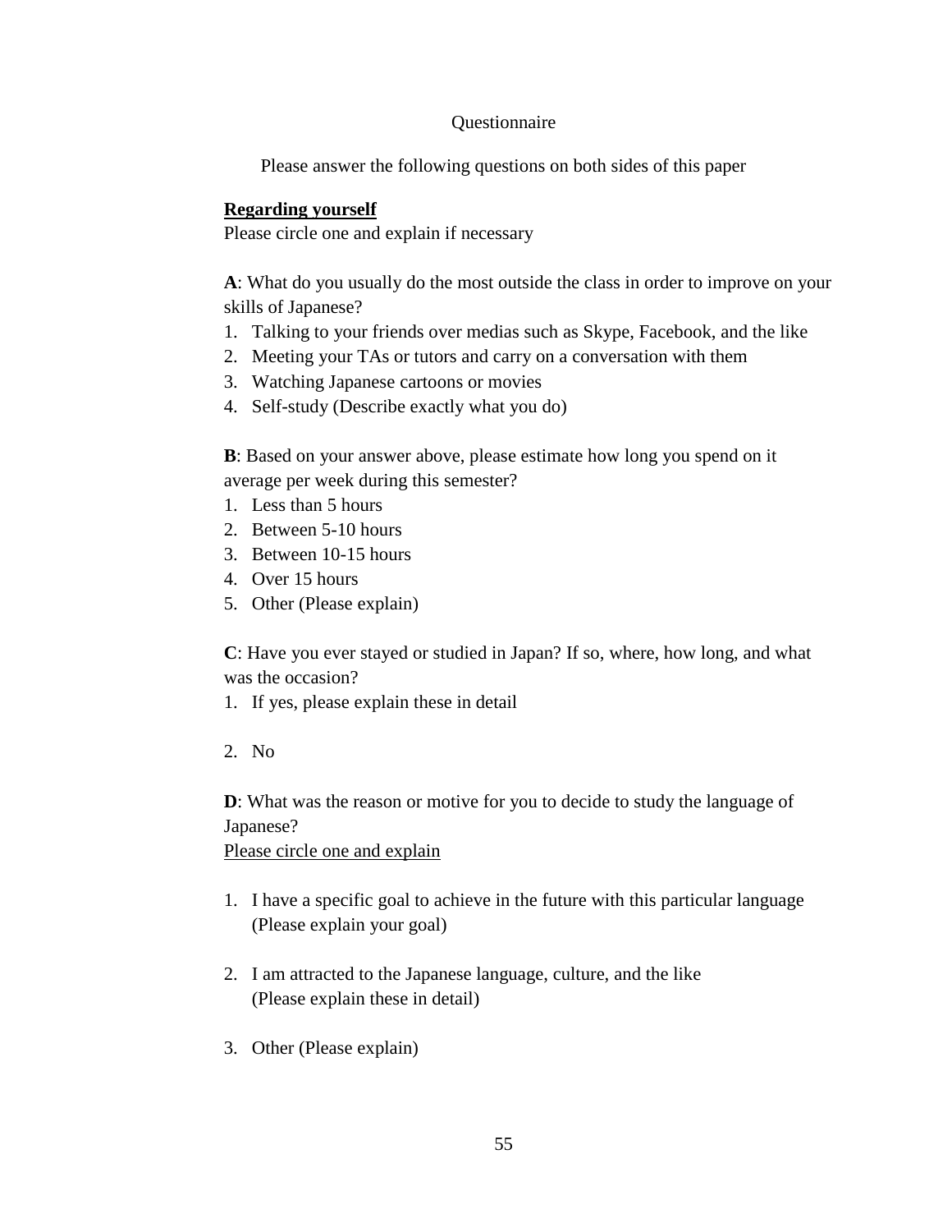# Questionnaire

Please answer the following questions on both sides of this paper

**<u>Regarding yourself</u>**

Please circle one and explain if necessary

**A**: What do you usually do the most outside the class in order to improve on your skills of Japanese?

1. Talking to your friends over medias such as Skype, Facebook, and the like
2. Meeting your TAs or tutors and carry on a conversation with them
3. Watching Japanese cartoons or movies
4. Self-study (Describe exactly what you do)

**B**: Based on your answer above, please estimate how long you spend on it average per week during this semester?

1. Less than 5 hours
2. Between 5-10 hours
3. Between 10-15 hours
4. Over 15 hours
5. Other (Please explain)

**C**: Have you ever stayed or studied in Japan? If so, where, how long, and what was the occasion?

1. If yes, please explain these in detail

2. No

**D**: What was the reason or motive for you to decide to study the language of Japanese?

<u>Please circle one and explain</u>

1. I have a specific goal to achieve in the future with this particular language
   (Please explain your goal)

2. I am attracted to the Japanese language, culture, and the like
   (Please explain these in detail)

3. Other (Please explain)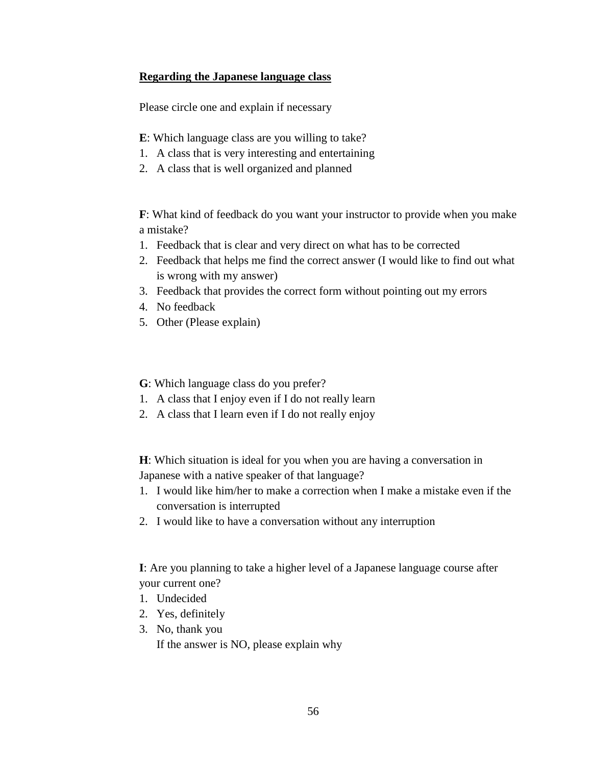**<u>Regarding the Japanese language class</u>**

Please circle one and explain if necessary

**E**: Which language class are you willing to take?

1. A class that is very interesting and entertaining
2. A class that is well organized and planned

**F**: What kind of feedback do you want your instructor to provide when you make a mistake?

1. Feedback that is clear and very direct on what has to be corrected
2. Feedback that helps me find the correct answer (I would like to find out what is wrong with my answer)
3. Feedback that provides the correct form without pointing out my errors
4. No feedback
5. Other (Please explain)

**G**: Which language class do you prefer?

1. A class that I enjoy even if I do not really learn
2. A class that I learn even if I do not really enjoy

**H**: Which situation is ideal for you when you are having a conversation in Japanese with a native speaker of that language?

1. I would like him/her to make a correction when I make a mistake even if the conversation is interrupted
2. I would like to have a conversation without any interruption

**I**: Are you planning to take a higher level of a Japanese language course after your current one?

1. Undecided
2. Yes, definitely
3. No, thank you
   If the answer is NO, please explain why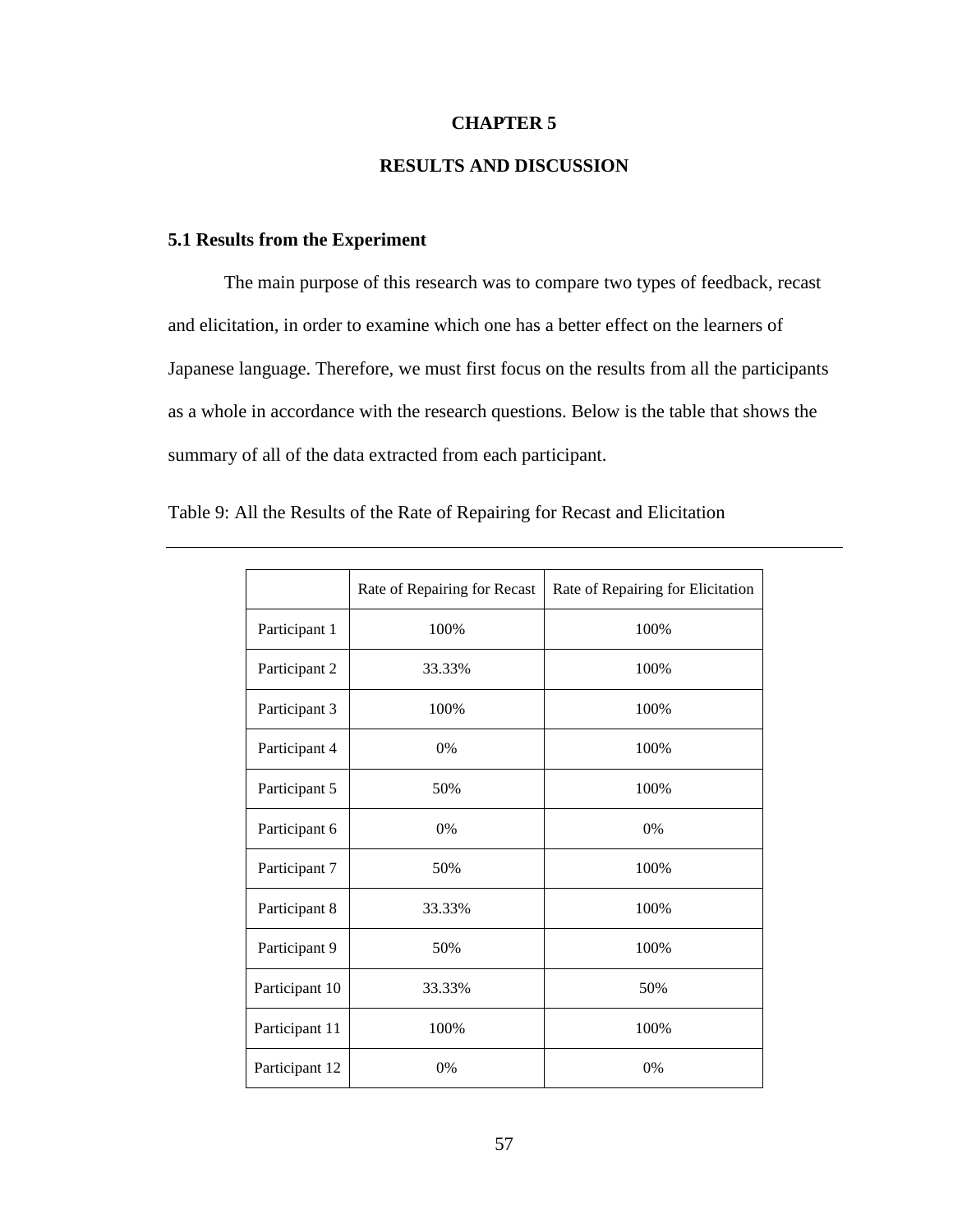# CHAPTER 5

# RESULTS AND DISCUSSION

## 5.1 Results from the Experiment

The main purpose of this research was to compare two types of feedback, recast and elicitation, in order to examine which one has a better effect on the learners of Japanese language. Therefore, we must first focus on the results from all the participants as a whole in accordance with the research questions. Below is the table that shows the summary of all of the data extracted from each participant.

Table 9: All the Results of the Rate of Repairing for Recast and Elicitation

| | Rate of Repairing for Recast | Rate of Repairing for Elicitation |
|---|---|---|
| Participant 1 | 100% | 100% |
| Participant 2 | 33.33% | 100% |
| Participant 3 | 100% | 100% |
| Participant 4 | 0% | 100% |
| Participant 5 | 50% | 100% |
| Participant 6 | 0% | 0% |
| Participant 7 | 50% | 100% |
| Participant 8 | 33.33% | 100% |
| Participant 9 | 50% | 100% |
| Participant 10 | 33.33% | 50% |
| Participant 11 | 100% | 100% |
| Participant 12 | 0% | 0% |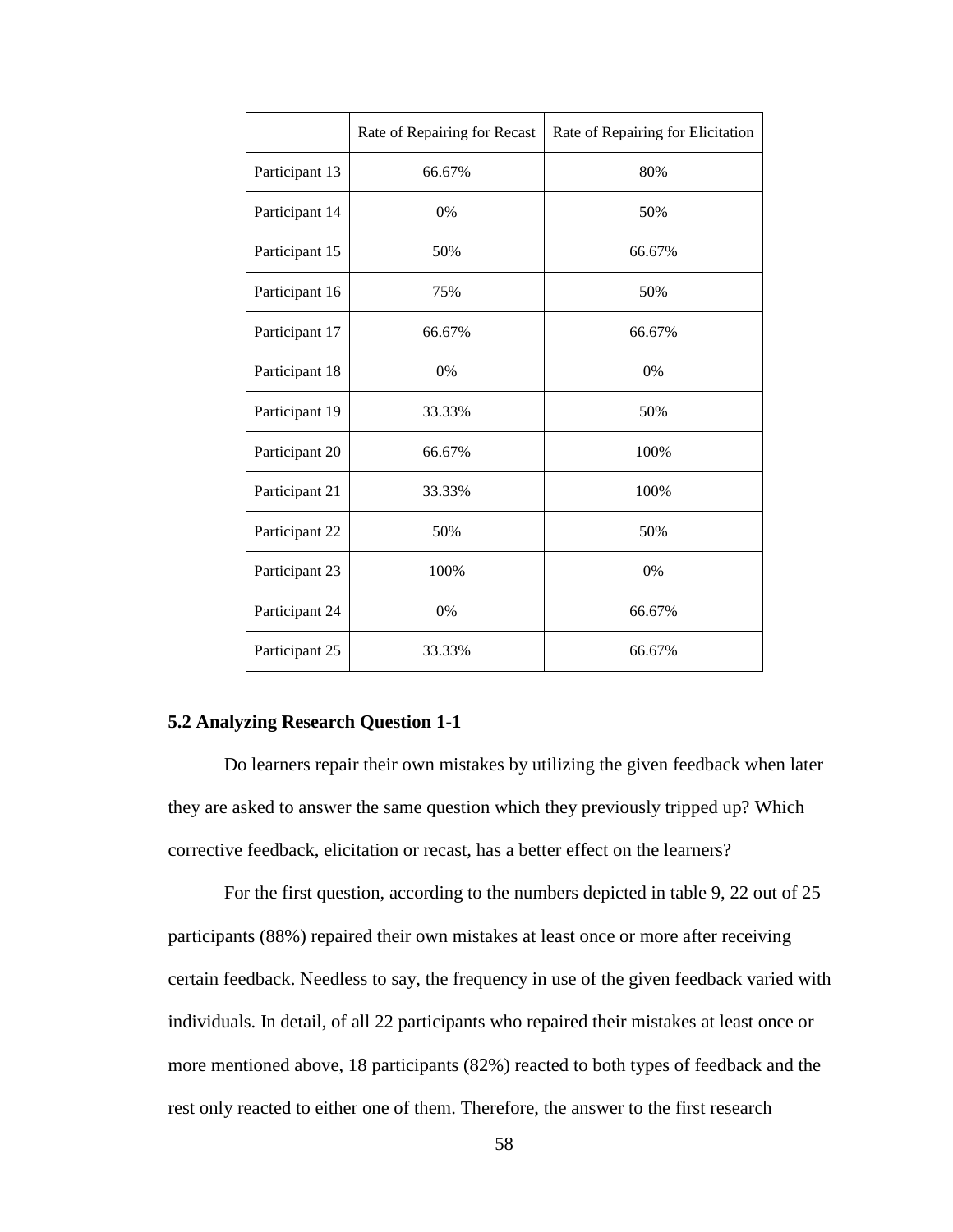| | Rate of Repairing for Recast | Rate of Repairing for Elicitation |
|---|---|---|
| Participant 13 | 66.67% | 80% |
| Participant 14 | 0% | 50% |
| Participant 15 | 50% | 66.67% |
| Participant 16 | 75% | 50% |
| Participant 17 | 66.67% | 66.67% |
| Participant 18 | 0% | 0% |
| Participant 19 | 33.33% | 50% |
| Participant 20 | 66.67% | 100% |
| Participant 21 | 33.33% | 100% |
| Participant 22 | 50% | 50% |
| Participant 23 | 100% | 0% |
| Participant 24 | 0% | 66.67% |
| Participant 25 | 33.33% | 66.67% |

### 5.2 Analyzing Research Question 1-1

Do learners repair their own mistakes by utilizing the given feedback when later they are asked to answer the same question which they previously tripped up? Which corrective feedback, elicitation or recast, has a better effect on the learners?

For the first question, according to the numbers depicted in table 9, 22 out of 25 participants (88%) repaired their own mistakes at least once or more after receiving certain feedback. Needless to say, the frequency in use of the given feedback varied with individuals. In detail, of all 22 participants who repaired their mistakes at least once or more mentioned above, 18 participants (82%) reacted to both types of feedback and the rest only reacted to either one of them. Therefore, the answer to the first research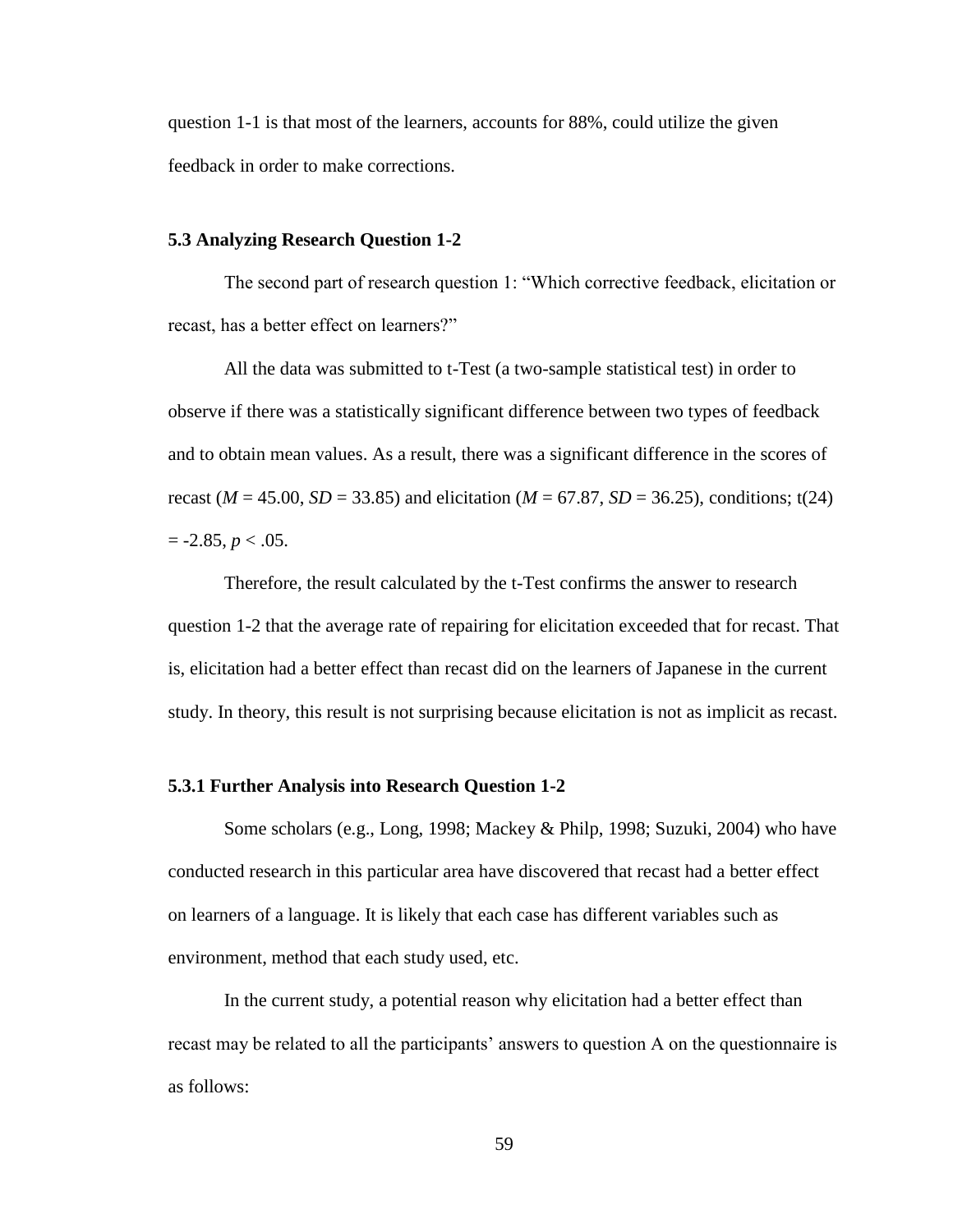question 1-1 is that most of the learners, accounts for 88%, could utilize the given feedback in order to make corrections.

### 5.3 Analyzing Research Question 1-2

The second part of research question 1: "Which corrective feedback, elicitation or recast, has a better effect on learners?"

All the data was submitted to t-Test (a two-sample statistical test) in order to observe if there was a statistically significant difference between two types of feedback and to obtain mean values. As a result, there was a significant difference in the scores of recast ($M$ = 45.00, $SD$ = 33.85) and elicitation ($M$ = 67.87, $SD$ = 36.25), conditions; $t(24) = -2.85$, $p < .05$.

Therefore, the result calculated by the t-Test confirms the answer to research question 1-2 that the average rate of repairing for elicitation exceeded that for recast. That is, elicitation had a better effect than recast did on the learners of Japanese in the current study. In theory, this result is not surprising because elicitation is not as implicit as recast.

#### 5.3.1 Further Analysis into Research Question 1-2

Some scholars (e.g., Long, 1998; Mackey & Philp, 1998; Suzuki, 2004) who have conducted research in this particular area have discovered that recast had a better effect on learners of a language. It is likely that each case has different variables such as environment, method that each study used, etc.

In the current study, a potential reason why elicitation had a better effect than recast may be related to all the participants' answers to question A on the questionnaire is as follows: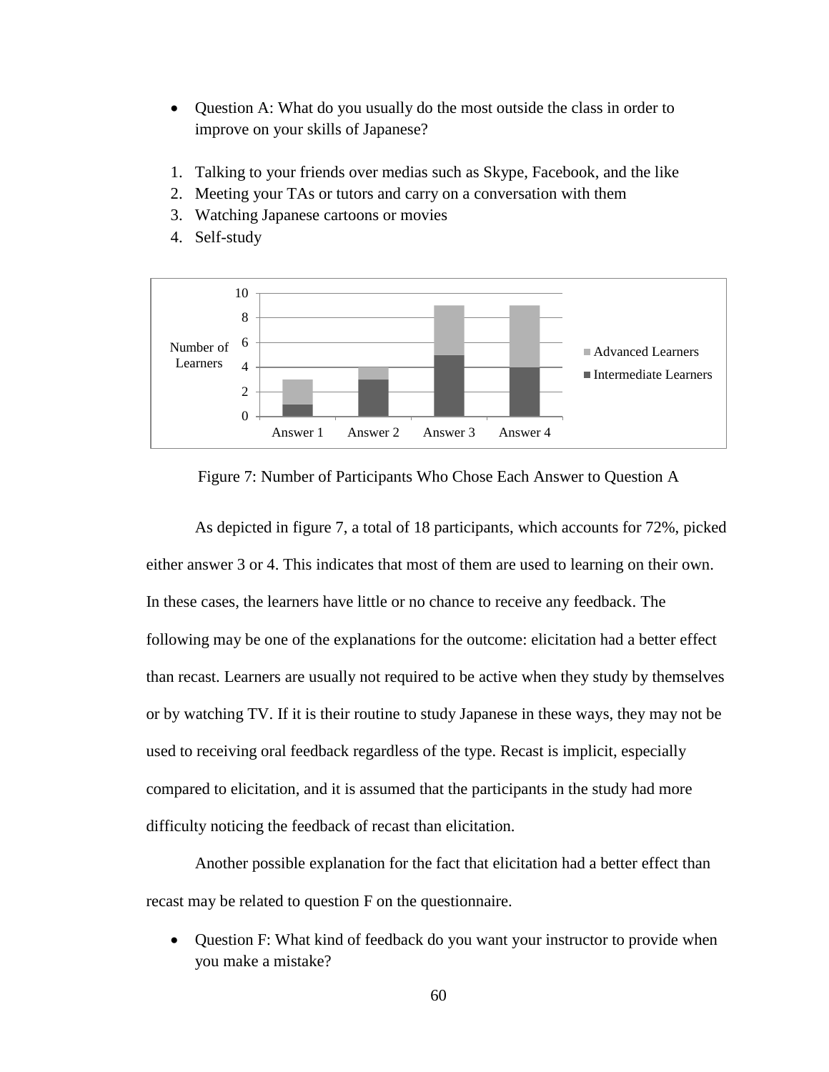- Question A: What do you usually do the most outside the class in order to improve on your skills of Japanese?

1. Talking to your friends over medias such as Skype, Facebook, and the like
2. Meeting your TAs or tutors and carry on a conversation with them
3. Watching Japanese cartoons or movies
4. Self-study

Figure 7: Number of Participants Who Chose Each Answer to Question A

As depicted in figure 7, a total of 18 participants, which accounts for 72%, picked either answer 3 or 4. This indicates that most of them are used to learning on their own. In these cases, the learners have little or no chance to receive any feedback. The following may be one of the explanations for the outcome: elicitation had a better effect than recast. Learners are usually not required to be active when they study by themselves or by watching TV. If it is their routine to study Japanese in these ways, they may not be used to receiving oral feedback regardless of the type. Recast is implicit, especially compared to elicitation, and it is assumed that the participants in the study had more difficulty noticing the feedback of recast than elicitation.

Another possible explanation for the fact that elicitation had a better effect than recast may be related to question F on the questionnaire.

- Question F: What kind of feedback do you want your instructor to provide when you make a mistake?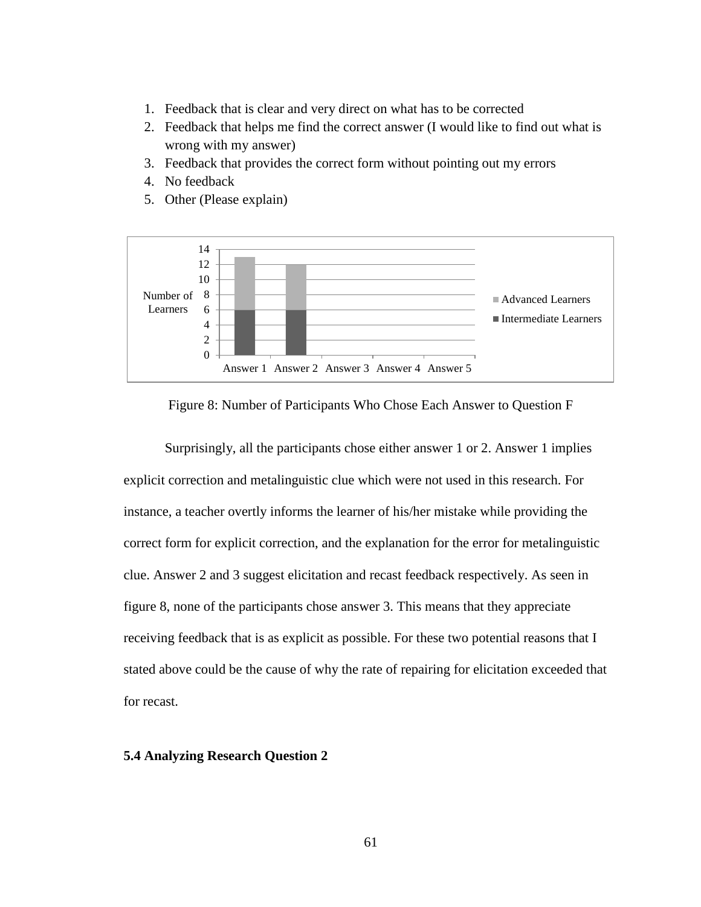1. Feedback that is clear and very direct on what has to be corrected
2. Feedback that helps me find the correct answer (I would like to find out what is wrong with my answer)
3. Feedback that provides the correct form without pointing out my errors
4. No feedback
5. Other (Please explain)

Figure 8: Number of Participants Who Chose Each Answer to Question F

Surprisingly, all the participants chose either answer 1 or 2. Answer 1 implies explicit correction and metalinguistic clue which were not used in this research. For instance, a teacher overtly informs the learner of his/her mistake while providing the correct form for explicit correction, and the explanation for the error for metalinguistic clue. Answer 2 and 3 suggest elicitation and recast feedback respectively. As seen in figure 8, none of the participants chose answer 3. This means that they appreciate receiving feedback that is as explicit as possible. For these two potential reasons that I stated above could be the cause of why the rate of repairing for elicitation exceeded that for recast.

**5.4 Analyzing Research Question 2**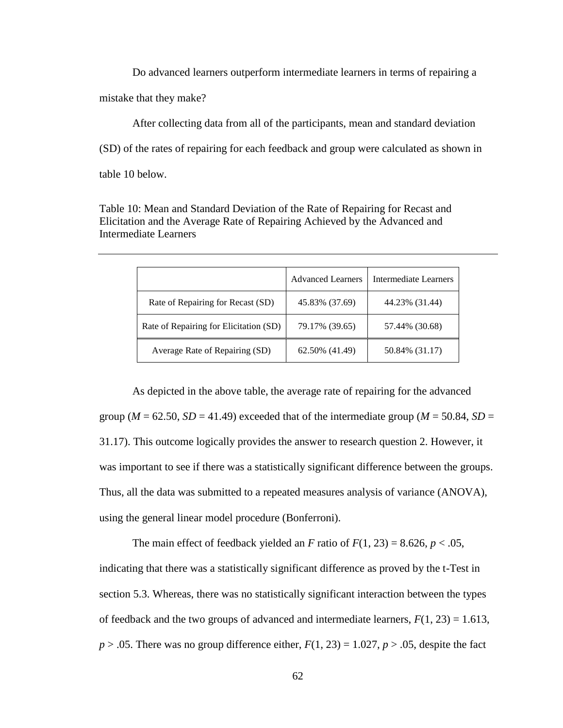Do advanced learners outperform intermediate learners in terms of repairing a mistake that they make?

After collecting data from all of the participants, mean and standard deviation (SD) of the rates of repairing for each feedback and group were calculated as shown in table 10 below.

Table 10: Mean and Standard Deviation of the Rate of Repairing for Recast and Elicitation and the Average Rate of Repairing Achieved by the Advanced and Intermediate Learners

| | Advanced Learners | Intermediate Learners |
|---|---|---|
| Rate of Repairing for Recast (SD) | 45.83% (37.69) | 44.23% (31.44) |
| Rate of Repairing for Elicitation (SD) | 79.17% (39.65) | 57.44% (30.68) |
| Average Rate of Repairing (SD) | 62.50% (41.49) | 50.84% (31.17) |

As depicted in the above table, the average rate of repairing for the advanced group ($M$ = 62.50, $SD$ = 41.49) exceeded that of the intermediate group ($M$ = 50.84, $SD$ = 31.17). This outcome logically provides the answer to research question 2. However, it was important to see if there was a statistically significant difference between the groups. Thus, all the data was submitted to a repeated measures analysis of variance (ANOVA), using the general linear model procedure (Bonferroni).

The main effect of feedback yielded an $F$ ratio of $F(1, 23) = 8.626$, $p < .05$, indicating that there was a statistically significant difference as proved by the t-Test in section 5.3. Whereas, there was no statistically significant interaction between the types of feedback and the two groups of advanced and intermediate learners, $F(1, 23) = 1.613$, $p > .05$. There was no group difference either, $F(1, 23) = 1.027$, $p > .05$, despite the fact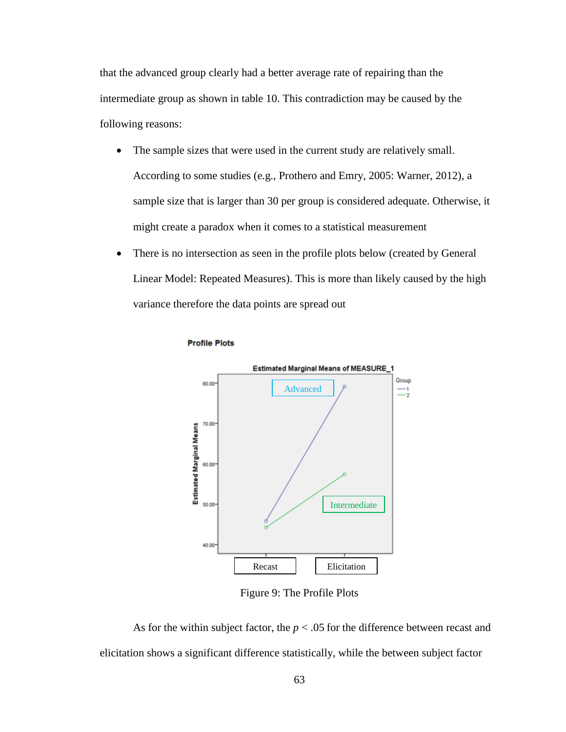that the advanced group clearly had a better average rate of repairing than the intermediate group as shown in table 10. This contradiction may be caused by the following reasons:

- The sample sizes that were used in the current study are relatively small. According to some studies (e.g., Prothero and Emry, 2005: Warner, 2012), a sample size that is larger than 30 per group is considered adequate. Otherwise, it might create a paradox when it comes to a statistical measurement
- There is no intersection as seen in the profile plots below (created by General Linear Model: Repeated Measures). This is more than likely caused by the high variance therefore the data points are spread out

Figure 9: The Profile Plots

As for the within subject factor, the $p < .05$ for the difference between recast and elicitation shows a significant difference statistically, while the between subject factor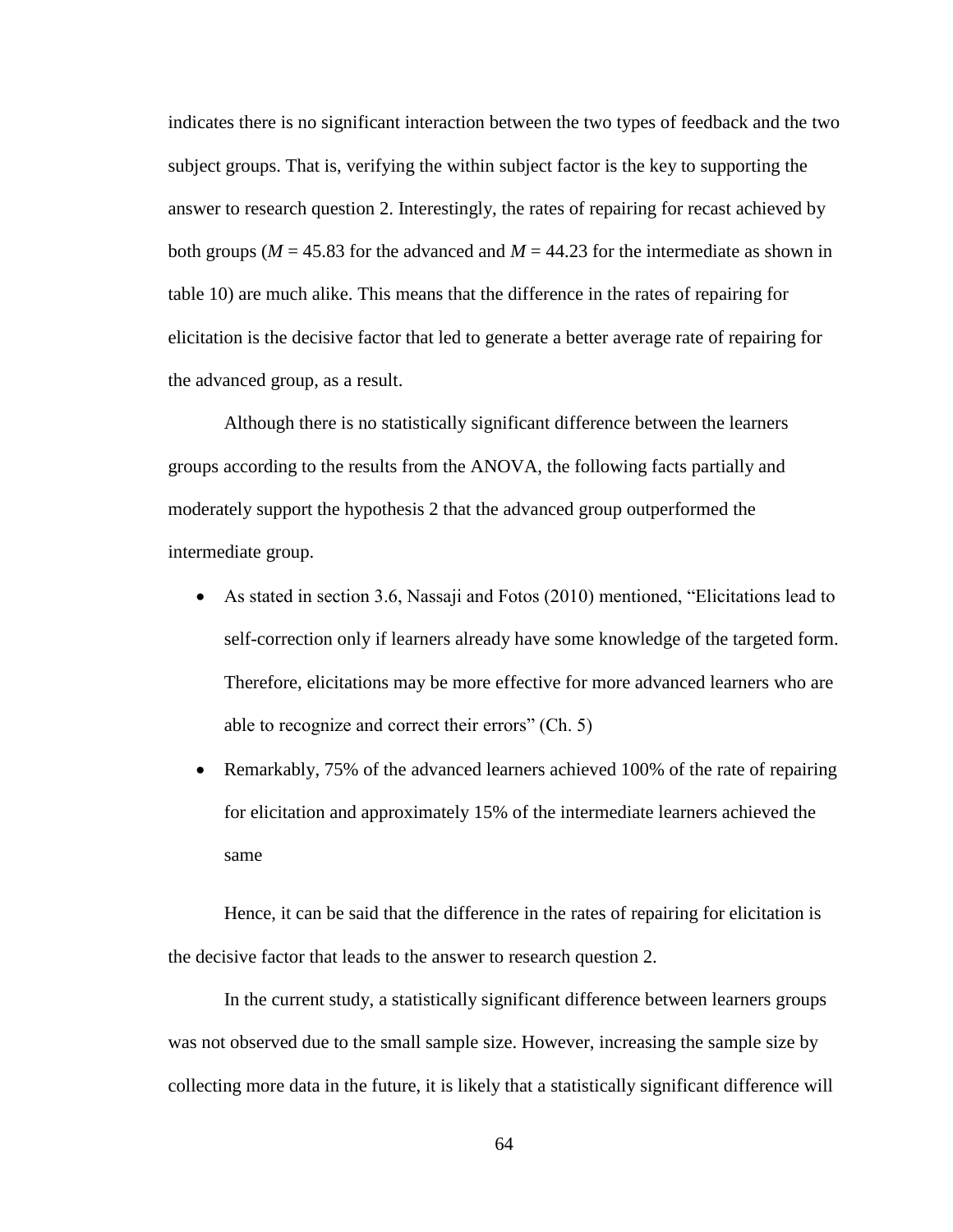indicates there is no significant interaction between the two types of feedback and the two subject groups. That is, verifying the within subject factor is the key to supporting the answer to research question 2. Interestingly, the rates of repairing for recast achieved by both groups ($M$ = 45.83 for the advanced and $M$ = 44.23 for the intermediate as shown in table 10) are much alike. This means that the difference in the rates of repairing for elicitation is the decisive factor that led to generate a better average rate of repairing for the advanced group, as a result.

Although there is no statistically significant difference between the learners groups according to the results from the ANOVA, the following facts partially and moderately support the hypothesis 2 that the advanced group outperformed the intermediate group.

- As stated in section 3.6, Nassaji and Fotos (2010) mentioned, "Elicitations lead to self-correction only if learners already have some knowledge of the targeted form. Therefore, elicitations may be more effective for more advanced learners who are able to recognize and correct their errors" (Ch. 5)
- Remarkably, 75% of the advanced learners achieved 100% of the rate of repairing for elicitation and approximately 15% of the intermediate learners achieved the same

Hence, it can be said that the difference in the rates of repairing for elicitation is the decisive factor that leads to the answer to research question 2.

In the current study, a statistically significant difference between learners groups was not observed due to the small sample size. However, increasing the sample size by collecting more data in the future, it is likely that a statistically significant difference will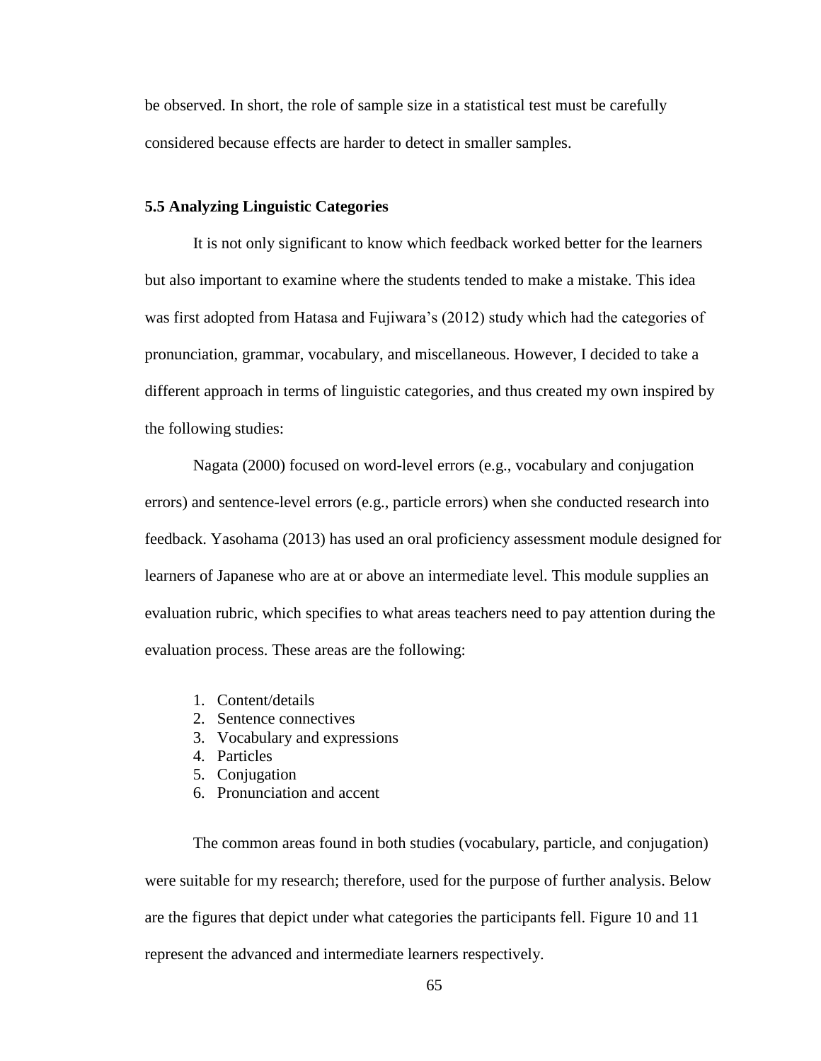be observed. In short, the role of sample size in a statistical test must be carefully considered because effects are harder to detect in smaller samples.

### 5.5 Analyzing Linguistic Categories

It is not only significant to know which feedback worked better for the learners but also important to examine where the students tended to make a mistake. This idea was first adopted from Hatasa and Fujiwara's (2012) study which had the categories of pronunciation, grammar, vocabulary, and miscellaneous. However, I decided to take a different approach in terms of linguistic categories, and thus created my own inspired by the following studies:

Nagata (2000) focused on word-level errors (e.g., vocabulary and conjugation errors) and sentence-level errors (e.g., particle errors) when she conducted research into feedback. Yasohama (2013) has used an oral proficiency assessment module designed for learners of Japanese who are at or above an intermediate level. This module supplies an evaluation rubric, which specifies to what areas teachers need to pay attention during the evaluation process. These areas are the following:

1. Content/details
2. Sentence connectives
3. Vocabulary and expressions
4. Particles
5. Conjugation
6. Pronunciation and accent

The common areas found in both studies (vocabulary, particle, and conjugation) were suitable for my research; therefore, used for the purpose of further analysis. Below are the figures that depict under what categories the participants fell. Figure 10 and 11 represent the advanced and intermediate learners respectively.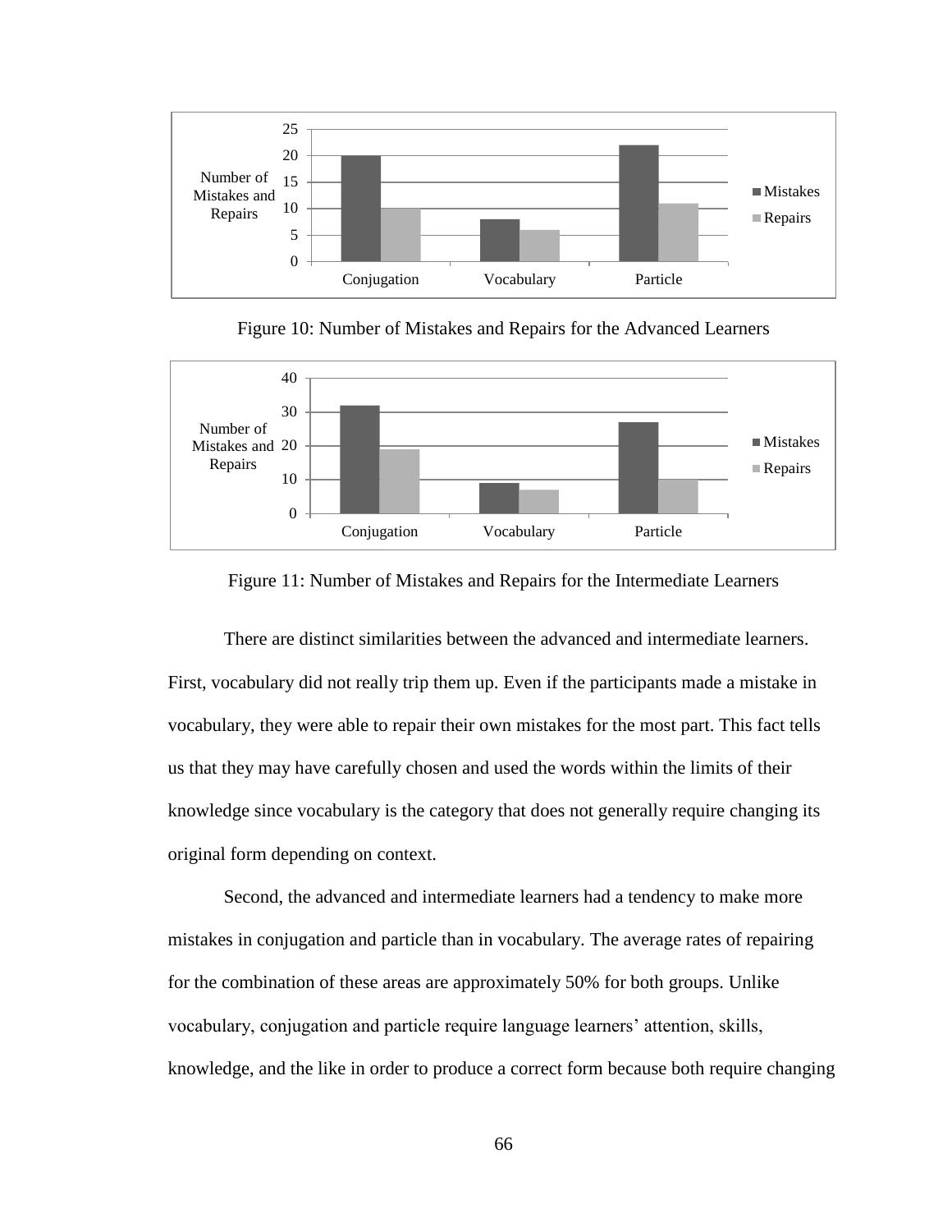Figure 10: Number of Mistakes and Repairs for the Advanced Learners

Figure 11: Number of Mistakes and Repairs for the Intermediate Learners

There are distinct similarities between the advanced and intermediate learners. First, vocabulary did not really trip them up. Even if the participants made a mistake in vocabulary, they were able to repair their own mistakes for the most part. This fact tells us that they may have carefully chosen and used the words within the limits of their knowledge since vocabulary is the category that does not generally require changing its original form depending on context.

Second, the advanced and intermediate learners had a tendency to make more mistakes in conjugation and particle than in vocabulary. The average rates of repairing for the combination of these areas are approximately 50% for both groups. Unlike vocabulary, conjugation and particle require language learners' attention, skills, knowledge, and the like in order to produce a correct form because both require changing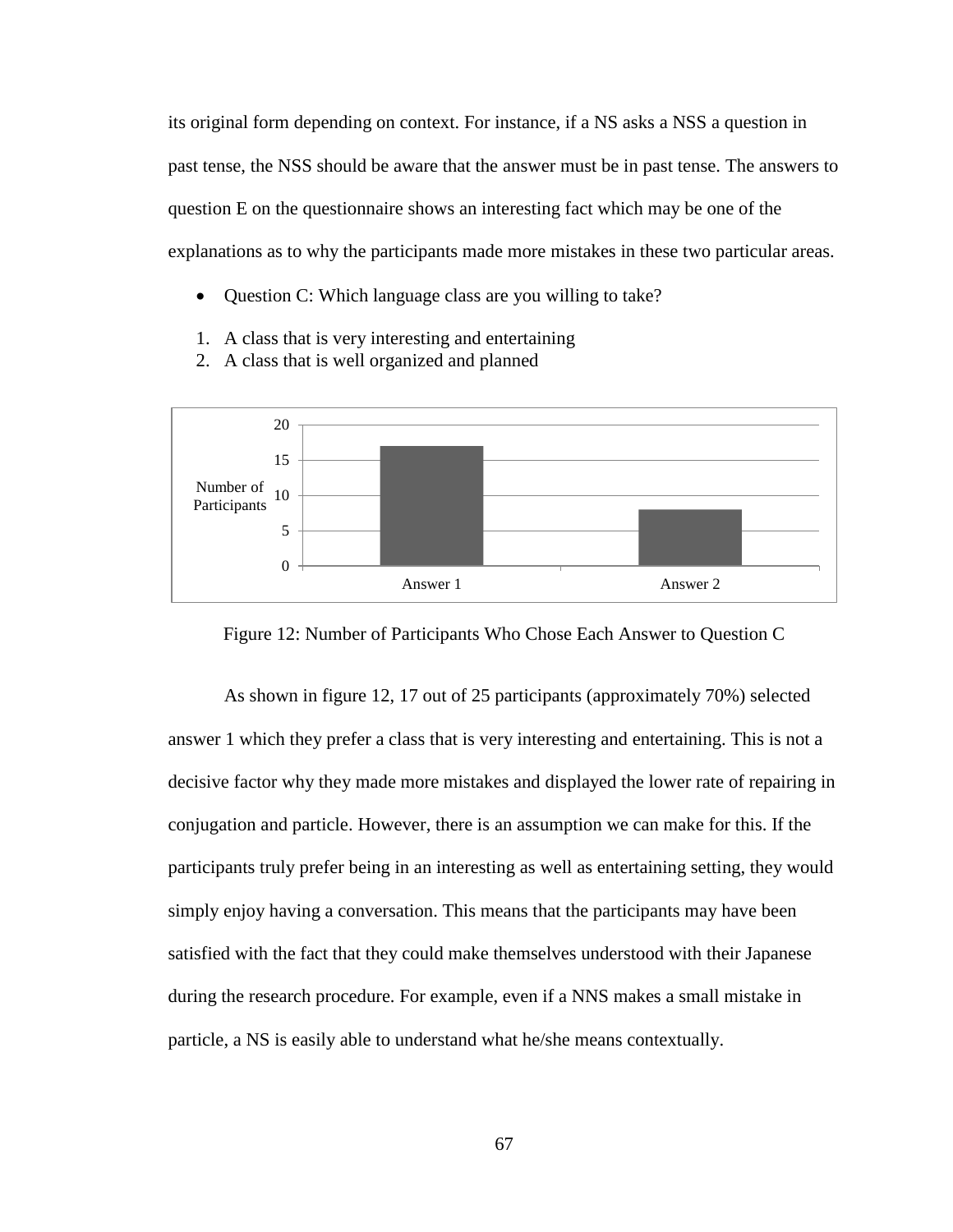its original form depending on context. For instance, if a NS asks a NSS a question in past tense, the NSS should be aware that the answer must be in past tense. The answers to question E on the questionnaire shows an interesting fact which may be one of the explanations as to why the participants made more mistakes in these two particular areas.

- Question C: Which language class are you willing to take?

1. A class that is very interesting and entertaining
2. A class that is well organized and planned

Figure 12: Number of Participants Who Chose Each Answer to Question C

As shown in figure 12, 17 out of 25 participants (approximately 70%) selected answer 1 which they prefer a class that is very interesting and entertaining. This is not a decisive factor why they made more mistakes and displayed the lower rate of repairing in conjugation and particle. However, there is an assumption we can make for this. If the participants truly prefer being in an interesting as well as entertaining setting, they would simply enjoy having a conversation. This means that the participants may have been satisfied with the fact that they could make themselves understood with their Japanese during the research procedure. For example, even if a NNS makes a small mistake in particle, a NS is easily able to understand what he/she means contextually.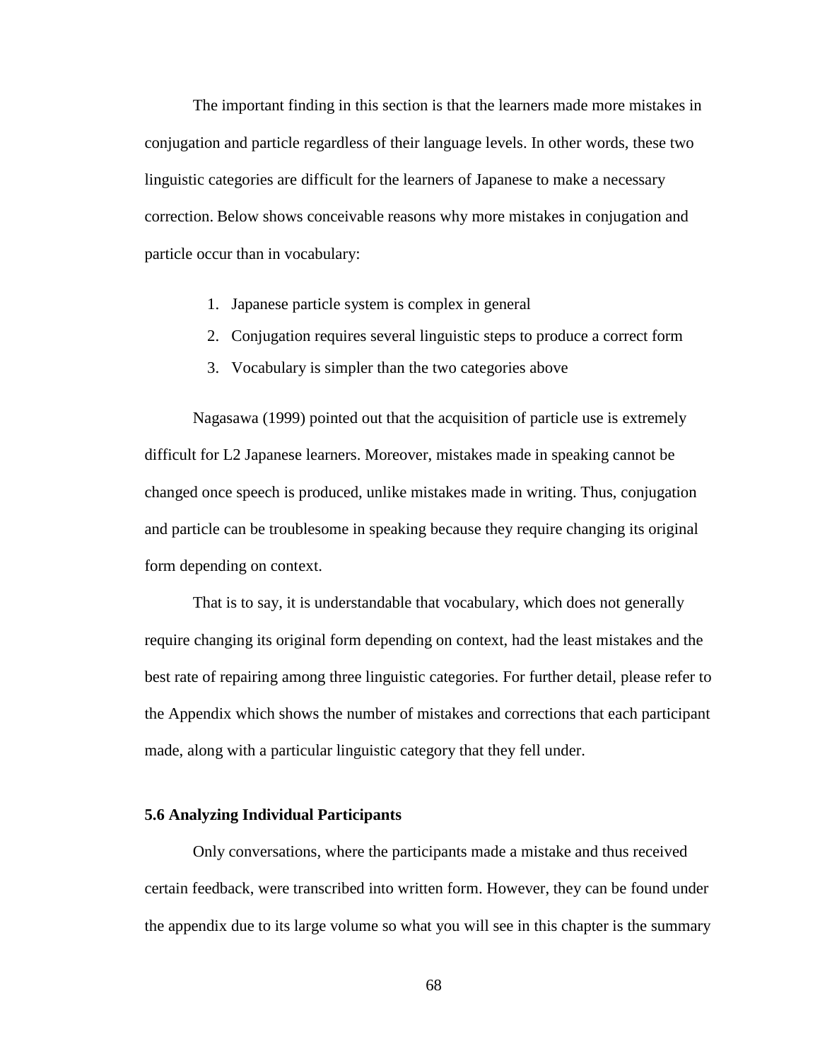The important finding in this section is that the learners made more mistakes in conjugation and particle regardless of their language levels. In other words, these two linguistic categories are difficult for the learners of Japanese to make a necessary correction. Below shows conceivable reasons why more mistakes in conjugation and particle occur than in vocabulary:

1. Japanese particle system is complex in general
2. Conjugation requires several linguistic steps to produce a correct form
3. Vocabulary is simpler than the two categories above

Nagasawa (1999) pointed out that the acquisition of particle use is extremely difficult for L2 Japanese learners. Moreover, mistakes made in speaking cannot be changed once speech is produced, unlike mistakes made in writing. Thus, conjugation and particle can be troublesome in speaking because they require changing its original form depending on context.

That is to say, it is understandable that vocabulary, which does not generally require changing its original form depending on context, had the least mistakes and the best rate of repairing among three linguistic categories. For further detail, please refer to the Appendix which shows the number of mistakes and corrections that each participant made, along with a particular linguistic category that they fell under.

### 5.6 Analyzing Individual Participants

Only conversations, where the participants made a mistake and thus received certain feedback, were transcribed into written form. However, they can be found under the appendix due to its large volume so what you will see in this chapter is the summary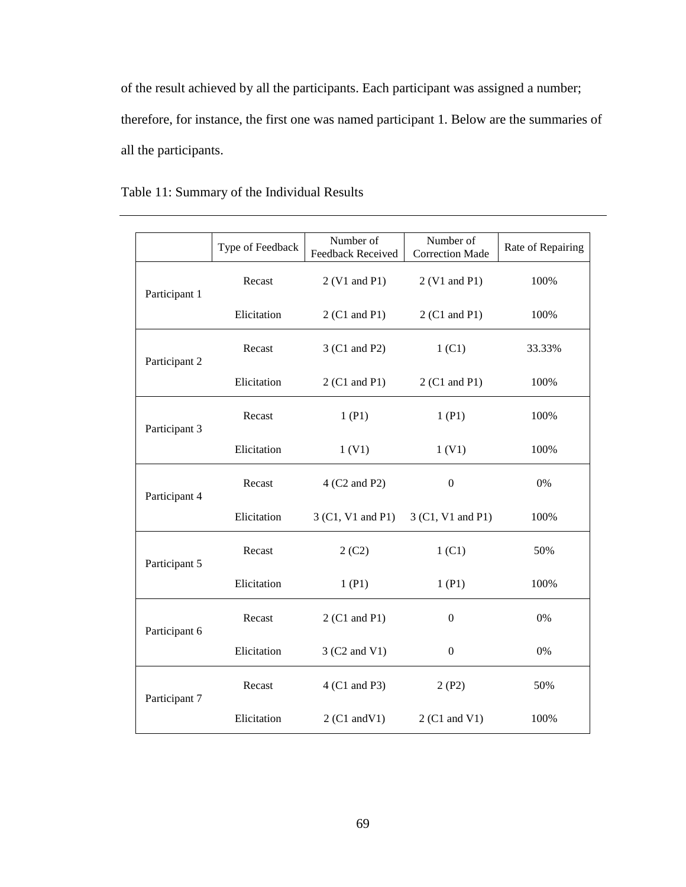of the result achieved by all the participants. Each participant was assigned a number; therefore, for instance, the first one was named participant 1. Below are the summaries of all the participants.

Table 11: Summary of the Individual Results

| | Type of Feedback | Number of Feedback Received | Number of Correction Made | Rate of Repairing |
|---|---|---|---|---|
| Participant 1 | Recast | 2 (V1 and P1) | 2 (V1 and P1) | 100% |
| | Elicitation | 2 (C1 and P1) | 2 (C1 and P1) | 100% |
| Participant 2 | Recast | 3 (C1 and P2) | 1 (C1) | 33.33% |
| | Elicitation | 2 (C1 and P1) | 2 (C1 and P1) | 100% |
| Participant 3 | Recast | 1 (P1) | 1 (P1) | 100% |
| | Elicitation | 1 (V1) | 1 (V1) | 100% |
| Participant 4 | Recast | 4 (C2 and P2) | 0 | 0% |
| | Elicitation | 3 (C1, V1 and P1) | 3 (C1, V1 and P1) | 100% |
| Participant 5 | Recast | 2 (C2) | 1 (C1) | 50% |
| | Elicitation | 1 (P1) | 1 (P1) | 100% |
| Participant 6 | Recast | 2 (C1 and P1) | 0 | 0% |
| | Elicitation | 3 (C2 and V1) | 0 | 0% |
| Participant 7 | Recast | 4 (C1 and P3) | 2 (P2) | 50% |
| | Elicitation | 2 (C1 andV1) | 2 (C1 and V1) | 100% |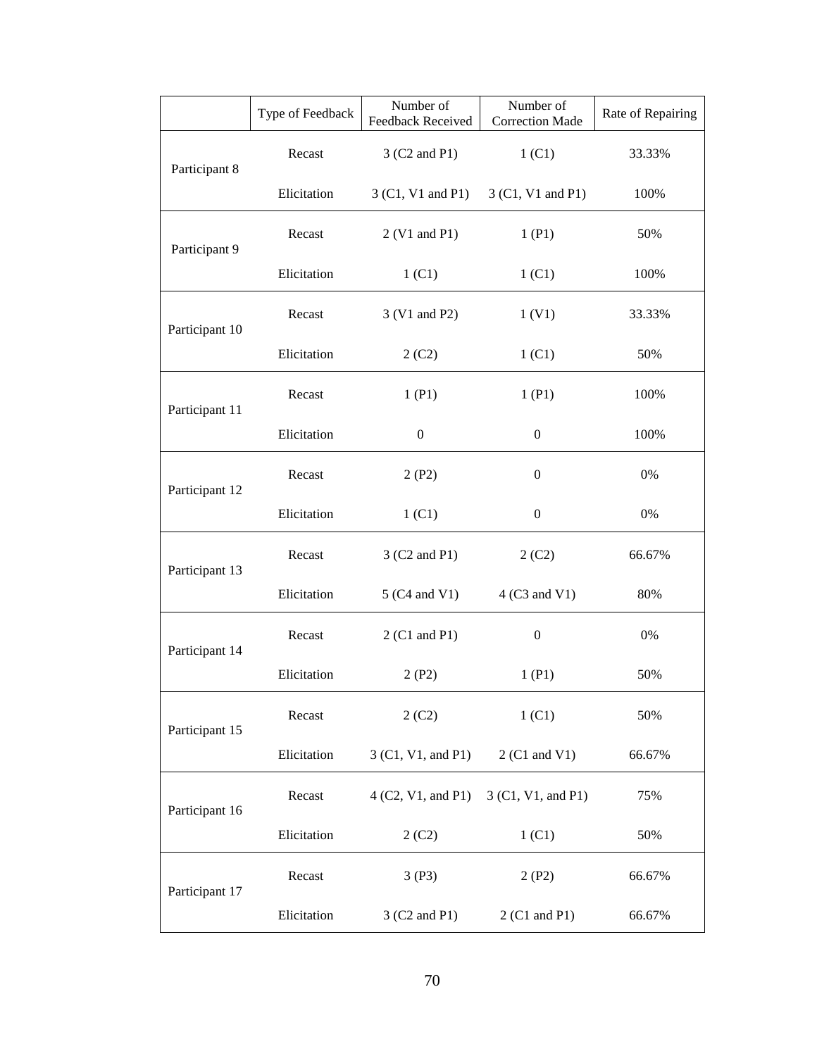| | Type of Feedback | Number of Feedback Received | Number of Correction Made | Rate of Repairing |
|---|---|---|---|---|
| Participant 8 | Recast | 3 (C2 and P1) | 1 (C1) | 33.33% |
| | Elicitation | 3 (C1, V1 and P1) | 3 (C1, V1 and P1) | 100% |
| Participant 9 | Recast | 2 (V1 and P1) | 1 (P1) | 50% |
| | Elicitation | 1 (C1) | 1 (C1) | 100% |
| Participant 10 | Recast | 3 (V1 and P2) | 1 (V1) | 33.33% |
| | Elicitation | 2 (C2) | 1 (C1) | 50% |
| Participant 11 | Recast | 1 (P1) | 1 (P1) | 100% |
| | Elicitation | 0 | 0 | 100% |
| Participant 12 | Recast | 2 (P2) | 0 | 0% |
| | Elicitation | 1 (C1) | 0 | 0% |
| Participant 13 | Recast | 3 (C2 and P1) | 2 (C2) | 66.67% |
| | Elicitation | 5 (C4 and V1) | 4 (C3 and V1) | 80% |
| Participant 14 | Recast | 2 (C1 and P1) | 0 | 0% |
| | Elicitation | 2 (P2) | 1 (P1) | 50% |
| Participant 15 | Recast | 2 (C2) | 1 (C1) | 50% |
| | Elicitation | 3 (C1, V1, and P1) | 2 (C1 and V1) | 66.67% |
| Participant 16 | Recast | 4 (C2, V1, and P1) | 3 (C1, V1, and P1) | 75% |
| | Elicitation | 2 (C2) | 1 (C1) | 50% |
| Participant 17 | Recast | 3 (P3) | 2 (P2) | 66.67% |
| | Elicitation | 3 (C2 and P1) | 2 (C1 and P1) | 66.67% |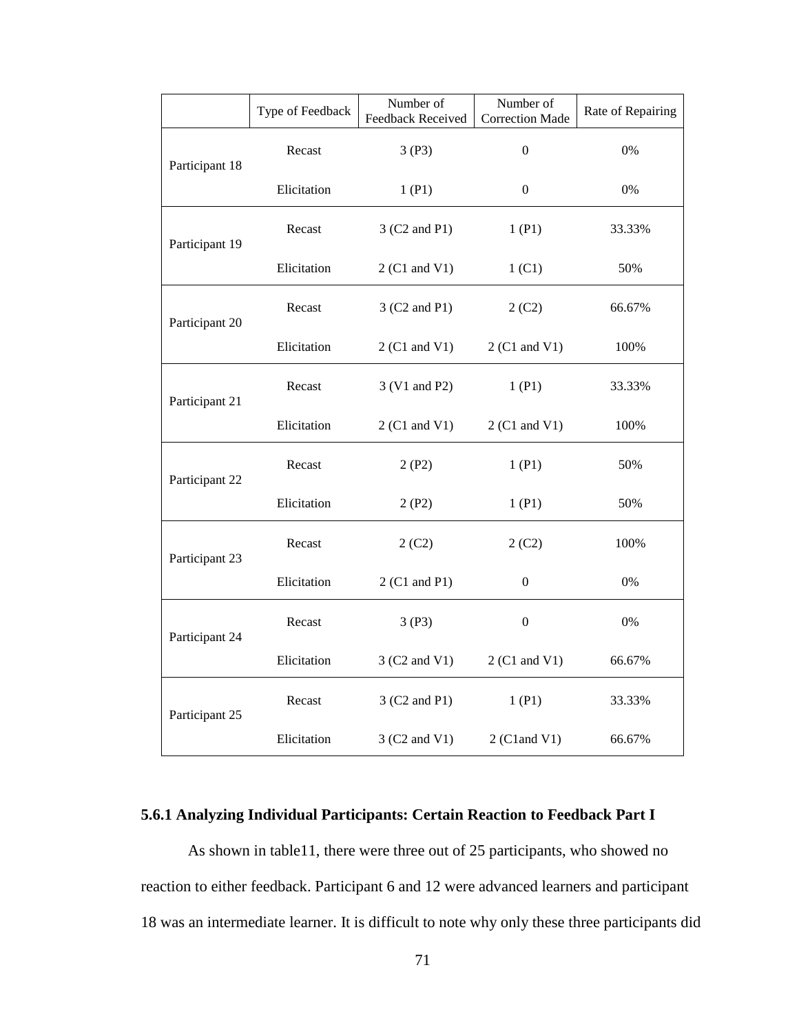| | Type of Feedback | Number of Feedback Received | Number of Correction Made | Rate of Repairing |
|---|---|---|---|---|
| Participant 18 | Recast | 3 (P3) | 0 | 0% |
| | Elicitation | 1 (P1) | 0 | 0% |
| Participant 19 | Recast | 3 (C2 and P1) | 1 (P1) | 33.33% |
| | Elicitation | 2 (C1 and V1) | 1 (C1) | 50% |
| Participant 20 | Recast | 3 (C2 and P1) | 2 (C2) | 66.67% |
| | Elicitation | 2 (C1 and V1) | 2 (C1 and V1) | 100% |
| Participant 21 | Recast | 3 (V1 and P2) | 1 (P1) | 33.33% |
| | Elicitation | 2 (C1 and V1) | 2 (C1 and V1) | 100% |
| Participant 22 | Recast | 2 (P2) | 1 (P1) | 50% |
| | Elicitation | 2 (P2) | 1 (P1) | 50% |
| Participant 23 | Recast | 2 (C2) | 2 (C2) | 100% |
| | Elicitation | 2 (C1 and P1) | 0 | 0% |
| Participant 24 | Recast | 3 (P3) | 0 | 0% |
| | Elicitation | 3 (C2 and V1) | 2 (C1 and V1) | 66.67% |
| Participant 25 | Recast | 3 (C2 and P1) | 1 (P1) | 33.33% |
| | Elicitation | 3 (C2 and V1) | 2 (C1and V1) | 66.67% |

### 5.6.1 Analyzing Individual Participants: Certain Reaction to Feedback Part I

As shown in table11, there were three out of 25 participants, who showed no reaction to either feedback. Participant 6 and 12 were advanced learners and participant 18 was an intermediate learner. It is difficult to note why only these three participants did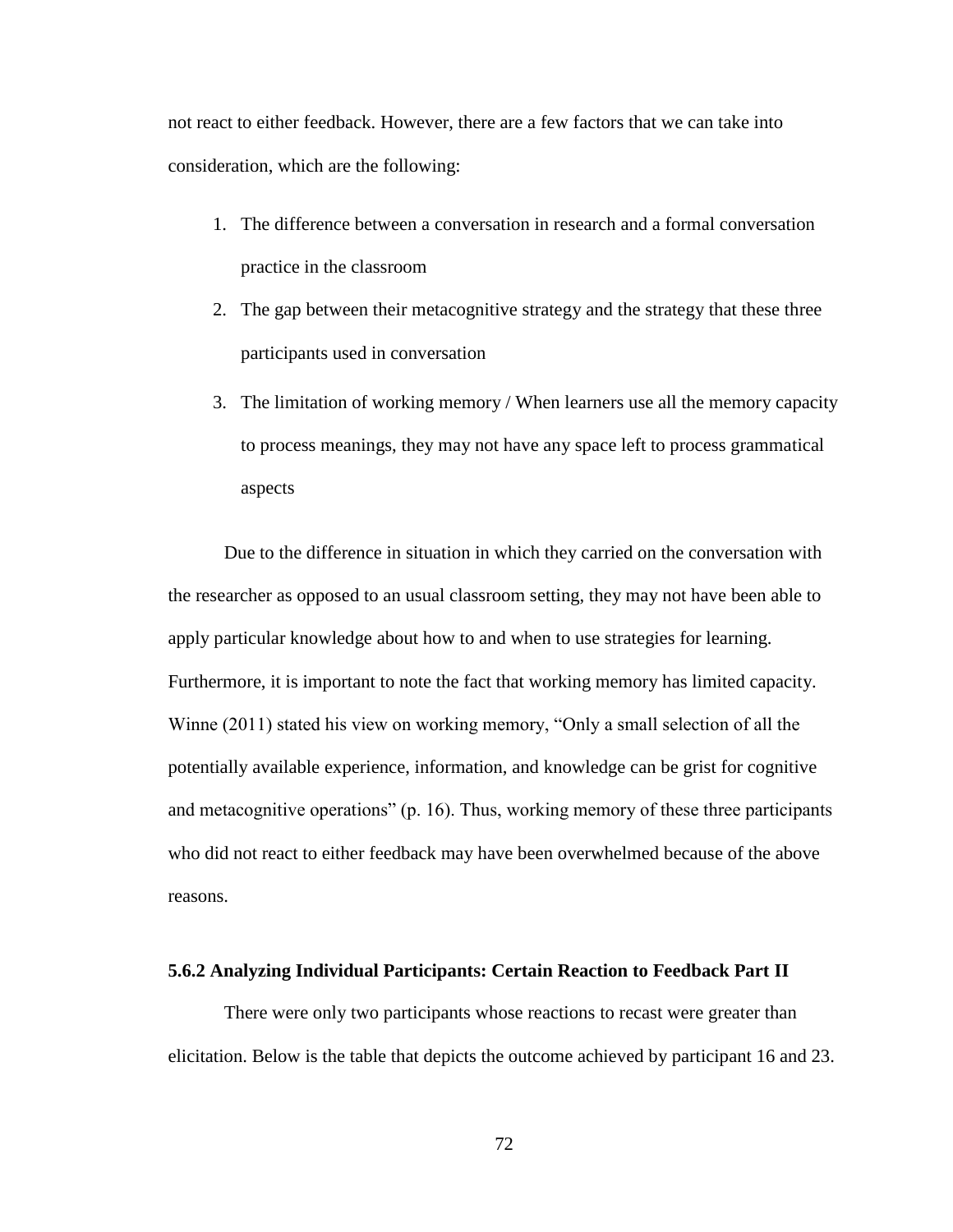not react to either feedback. However, there are a few factors that we can take into consideration, which are the following:

1. The difference between a conversation in research and a formal conversation practice in the classroom
2. The gap between their metacognitive strategy and the strategy that these three participants used in conversation
3. The limitation of working memory / When learners use all the memory capacity to process meanings, they may not have any space left to process grammatical aspects

Due to the difference in situation in which they carried on the conversation with the researcher as opposed to an usual classroom setting, they may not have been able to apply particular knowledge about how to and when to use strategies for learning. Furthermore, it is important to note the fact that working memory has limited capacity. Winne (2011) stated his view on working memory, "Only a small selection of all the potentially available experience, information, and knowledge can be grist for cognitive and metacognitive operations" (p. 16). Thus, working memory of these three participants who did not react to either feedback may have been overwhelmed because of the above reasons.

### 5.6.2 Analyzing Individual Participants: Certain Reaction to Feedback Part II

There were only two participants whose reactions to recast were greater than elicitation. Below is the table that depicts the outcome achieved by participant 16 and 23.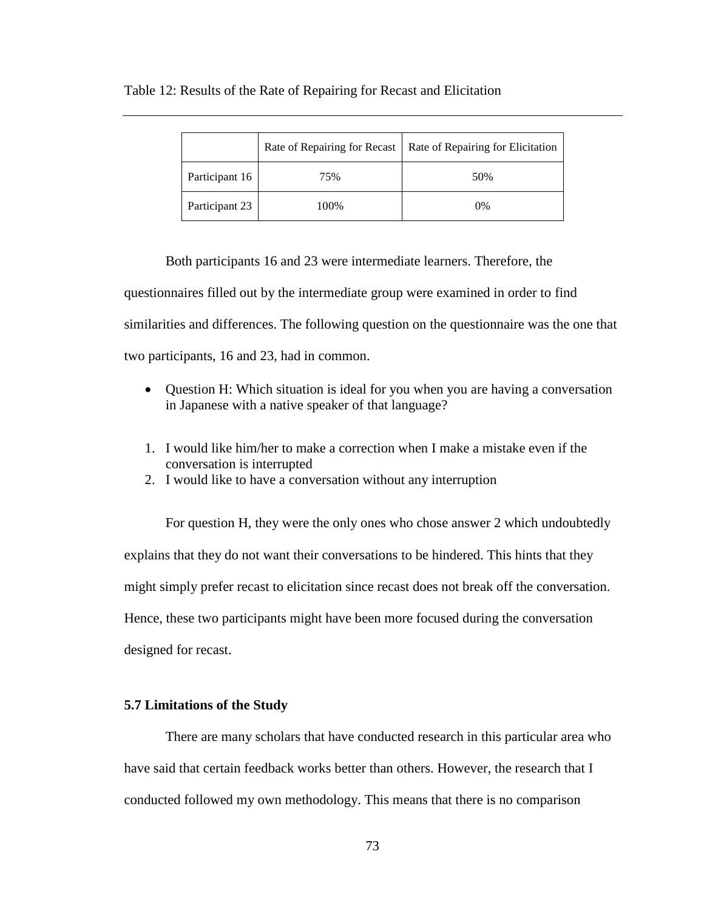Table 12: Results of the Rate of Repairing for Recast and Elicitation

| | Rate of Repairing for Recast | Rate of Repairing for Elicitation |
|---|---|---|
| Participant 16 | 75% | 50% |
| Participant 23 | 100% | 0% |

Both participants 16 and 23 were intermediate learners. Therefore, the questionnaires filled out by the intermediate group were examined in order to find similarities and differences. The following question on the questionnaire was the one that two participants, 16 and 23, had in common.

- Question H: Which situation is ideal for you when you are having a conversation in Japanese with a native speaker of that language?

1. I would like him/her to make a correction when I make a mistake even if the conversation is interrupted
2. I would like to have a conversation without any interruption

For question H, they were the only ones who chose answer 2 which undoubtedly explains that they do not want their conversations to be hindered. This hints that they might simply prefer recast to elicitation since recast does not break off the conversation. Hence, these two participants might have been more focused during the conversation designed for recast.

### 5.7 Limitations of the Study

There are many scholars that have conducted research in this particular area who have said that certain feedback works better than others. However, the research that I conducted followed my own methodology. This means that there is no comparison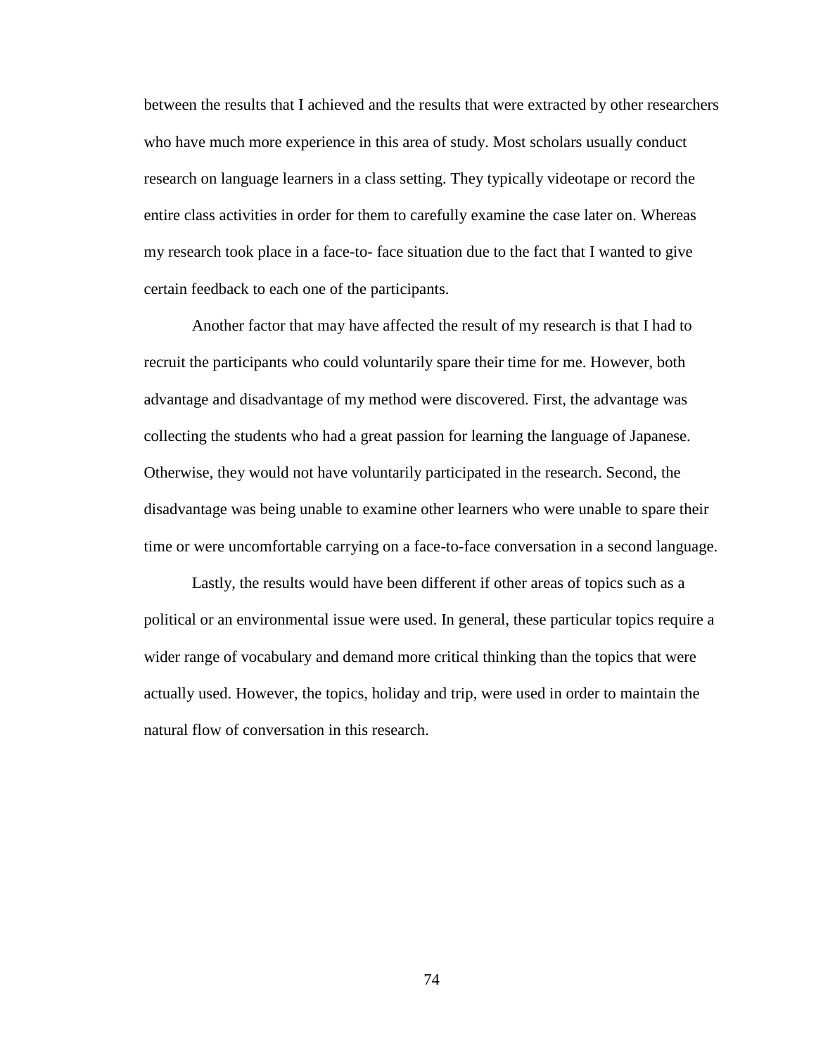between the results that I achieved and the results that were extracted by other researchers who have much more experience in this area of study. Most scholars usually conduct research on language learners in a class setting. They typically videotape or record the entire class activities in order for them to carefully examine the case later on. Whereas my research took place in a face-to- face situation due to the fact that I wanted to give certain feedback to each one of the participants.

Another factor that may have affected the result of my research is that I had to recruit the participants who could voluntarily spare their time for me. However, both advantage and disadvantage of my method were discovered. First, the advantage was collecting the students who had a great passion for learning the language of Japanese. Otherwise, they would not have voluntarily participated in the research. Second, the disadvantage was being unable to examine other learners who were unable to spare their time or were uncomfortable carrying on a face-to-face conversation in a second language.

Lastly, the results would have been different if other areas of topics such as a political or an environmental issue were used. In general, these particular topics require a wider range of vocabulary and demand more critical thinking than the topics that were actually used. However, the topics, holiday and trip, were used in order to maintain the natural flow of conversation in this research.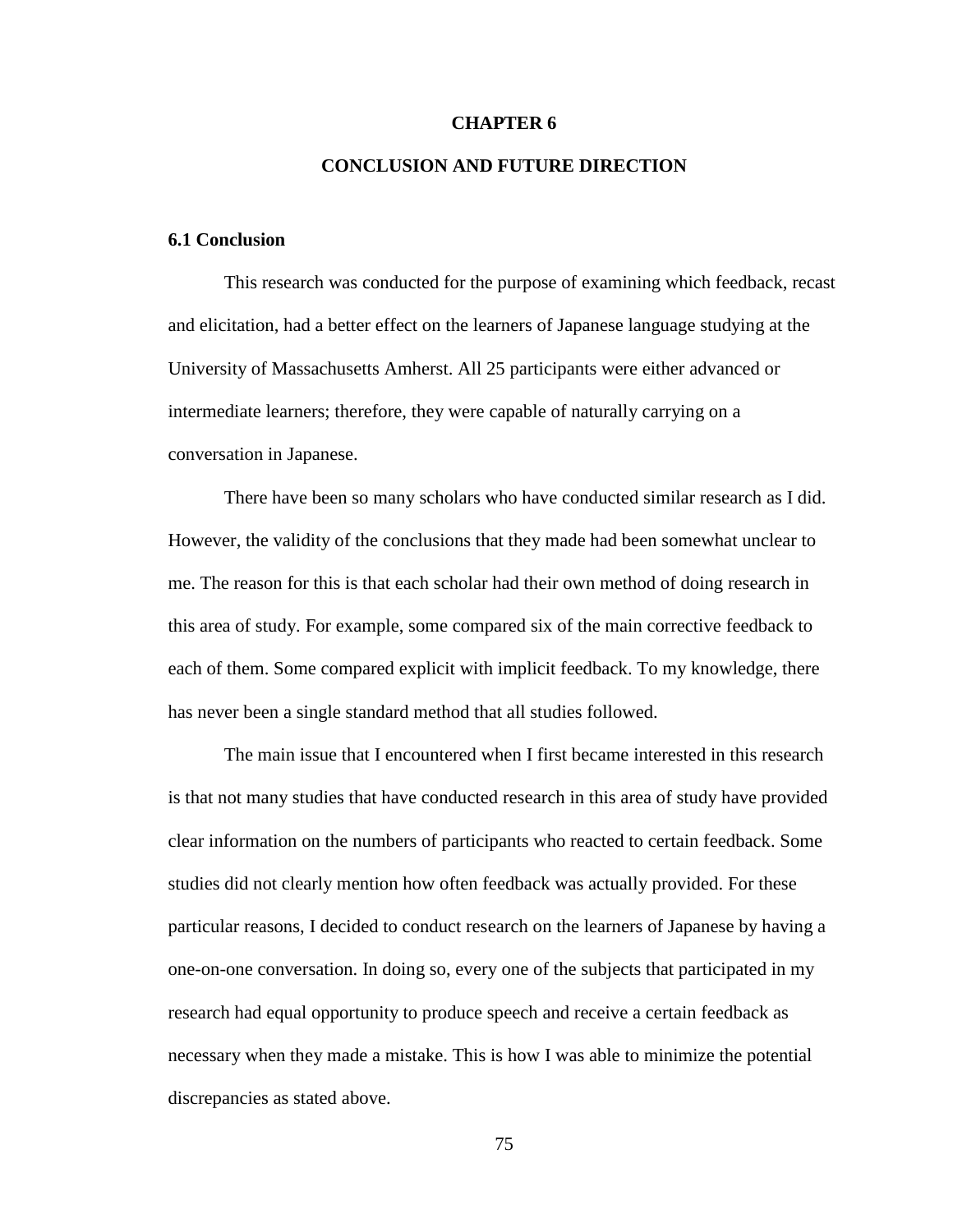# CHAPTER 6

# CONCLUSION AND FUTURE DIRECTION

## 6.1 Conclusion

This research was conducted for the purpose of examining which feedback, recast and elicitation, had a better effect on the learners of Japanese language studying at the University of Massachusetts Amherst. All 25 participants were either advanced or intermediate learners; therefore, they were capable of naturally carrying on a conversation in Japanese.

There have been so many scholars who have conducted similar research as I did. However, the validity of the conclusions that they made had been somewhat unclear to me. The reason for this is that each scholar had their own method of doing research in this area of study. For example, some compared six of the main corrective feedback to each of them. Some compared explicit with implicit feedback. To my knowledge, there has never been a single standard method that all studies followed.

The main issue that I encountered when I first became interested in this research is that not many studies that have conducted research in this area of study have provided clear information on the numbers of participants who reacted to certain feedback. Some studies did not clearly mention how often feedback was actually provided. For these particular reasons, I decided to conduct research on the learners of Japanese by having a one-on-one conversation. In doing so, every one of the subjects that participated in my research had equal opportunity to produce speech and receive a certain feedback as necessary when they made a mistake. This is how I was able to minimize the potential discrepancies as stated above.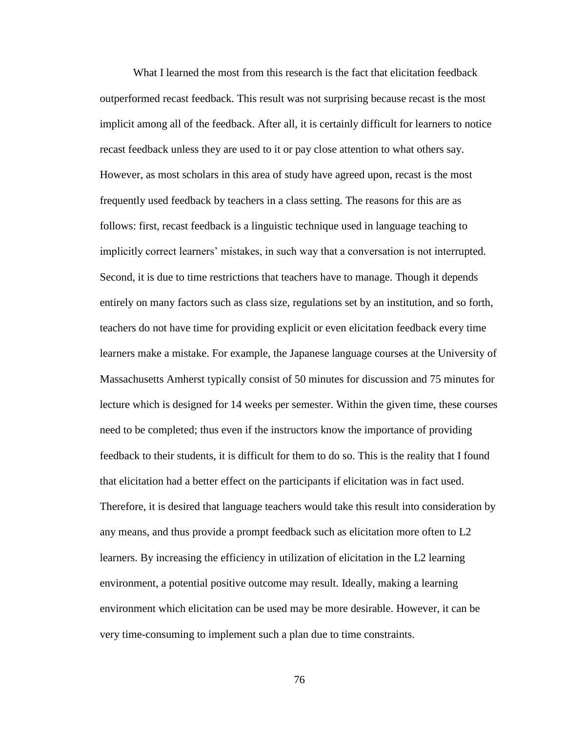What I learned the most from this research is the fact that elicitation feedback outperformed recast feedback. This result was not surprising because recast is the most implicit among all of the feedback. After all, it is certainly difficult for learners to notice recast feedback unless they are used to it or pay close attention to what others say. However, as most scholars in this area of study have agreed upon, recast is the most frequently used feedback by teachers in a class setting. The reasons for this are as follows: first, recast feedback is a linguistic technique used in language teaching to implicitly correct learners' mistakes, in such way that a conversation is not interrupted. Second, it is due to time restrictions that teachers have to manage. Though it depends entirely on many factors such as class size, regulations set by an institution, and so forth, teachers do not have time for providing explicit or even elicitation feedback every time learners make a mistake. For example, the Japanese language courses at the University of Massachusetts Amherst typically consist of 50 minutes for discussion and 75 minutes for lecture which is designed for 14 weeks per semester. Within the given time, these courses need to be completed; thus even if the instructors know the importance of providing feedback to their students, it is difficult for them to do so. This is the reality that I found that elicitation had a better effect on the participants if elicitation was in fact used. Therefore, it is desired that language teachers would take this result into consideration by any means, and thus provide a prompt feedback such as elicitation more often to L2 learners. By increasing the efficiency in utilization of elicitation in the L2 learning environment, a potential positive outcome may result. Ideally, making a learning environment which elicitation can be used may be more desirable. However, it can be very time-consuming to implement such a plan due to time constraints.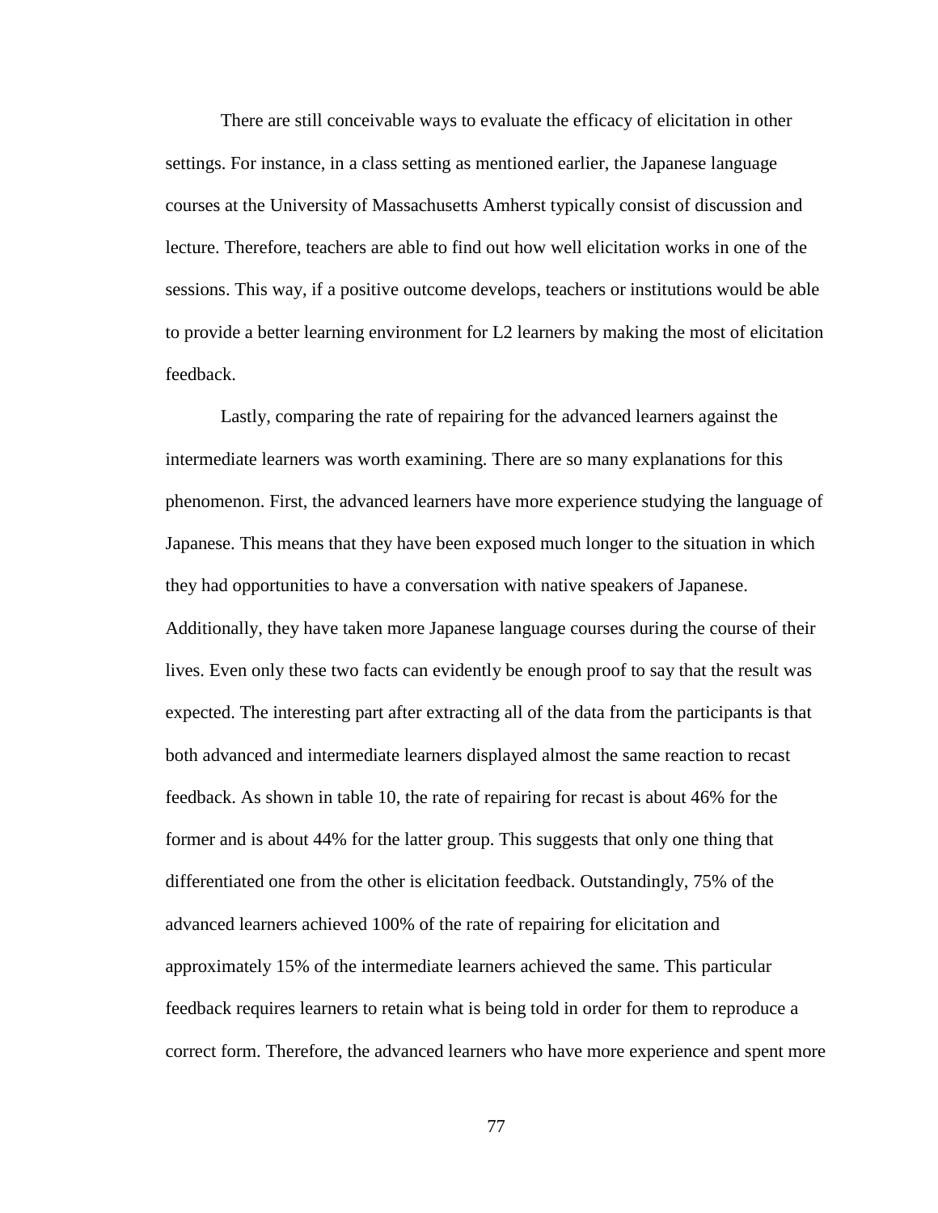There are still conceivable ways to evaluate the efficacy of elicitation in other settings. For instance, in a class setting as mentioned earlier, the Japanese language courses at the University of Massachusetts Amherst typically consist of discussion and lecture. Therefore, teachers are able to find out how well elicitation works in one of the sessions. This way, if a positive outcome develops, teachers or institutions would be able to provide a better learning environment for L2 learners by making the most of elicitation feedback.

Lastly, comparing the rate of repairing for the advanced learners against the intermediate learners was worth examining. There are so many explanations for this phenomenon. First, the advanced learners have more experience studying the language of Japanese. This means that they have been exposed much longer to the situation in which they had opportunities to have a conversation with native speakers of Japanese. Additionally, they have taken more Japanese language courses during the course of their lives. Even only these two facts can evidently be enough proof to say that the result was expected. The interesting part after extracting all of the data from the participants is that both advanced and intermediate learners displayed almost the same reaction to recast feedback. As shown in table 10, the rate of repairing for recast is about 46% for the former and is about 44% for the latter group. This suggests that only one thing that differentiated one from the other is elicitation feedback. Outstandingly, 75% of the advanced learners achieved 100% of the rate of repairing for elicitation and approximately 15% of the intermediate learners achieved the same. This particular feedback requires learners to retain what is being told in order for them to reproduce a correct form. Therefore, the advanced learners who have more experience and spent more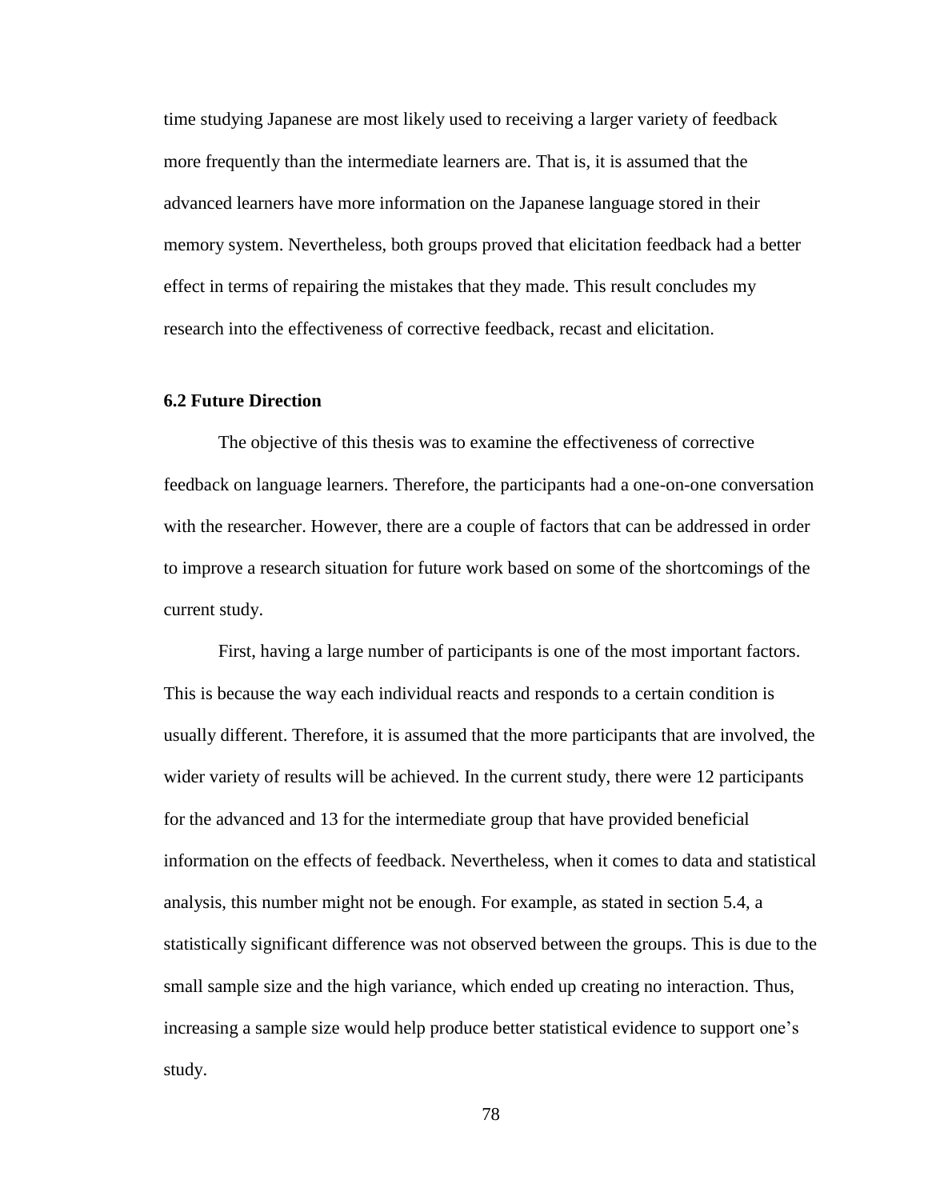time studying Japanese are most likely used to receiving a larger variety of feedback more frequently than the intermediate learners are. That is, it is assumed that the advanced learners have more information on the Japanese language stored in their memory system. Nevertheless, both groups proved that elicitation feedback had a better effect in terms of repairing the mistakes that they made. This result concludes my research into the effectiveness of corrective feedback, recast and elicitation.

### 6.2 Future Direction

The objective of this thesis was to examine the effectiveness of corrective feedback on language learners. Therefore, the participants had a one-on-one conversation with the researcher. However, there are a couple of factors that can be addressed in order to improve a research situation for future work based on some of the shortcomings of the current study.

First, having a large number of participants is one of the most important factors. This is because the way each individual reacts and responds to a certain condition is usually different. Therefore, it is assumed that the more participants that are involved, the wider variety of results will be achieved. In the current study, there were 12 participants for the advanced and 13 for the intermediate group that have provided beneficial information on the effects of feedback. Nevertheless, when it comes to data and statistical analysis, this number might not be enough. For example, as stated in section 5.4, a statistically significant difference was not observed between the groups. This is due to the small sample size and the high variance, which ended up creating no interaction. Thus, increasing a sample size would help produce better statistical evidence to support one's study.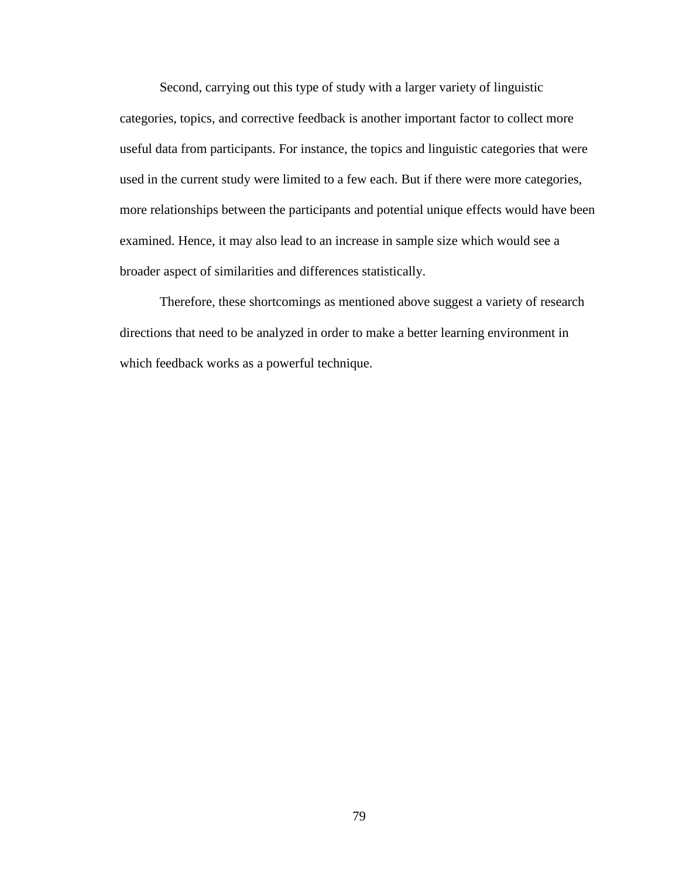Second, carrying out this type of study with a larger variety of linguistic categories, topics, and corrective feedback is another important factor to collect more useful data from participants. For instance, the topics and linguistic categories that were used in the current study were limited to a few each. But if there were more categories, more relationships between the participants and potential unique effects would have been examined. Hence, it may also lead to an increase in sample size which would see a broader aspect of similarities and differences statistically.

Therefore, these shortcomings as mentioned above suggest a variety of research directions that need to be analyzed in order to make a better learning environment in which feedback works as a powerful technique.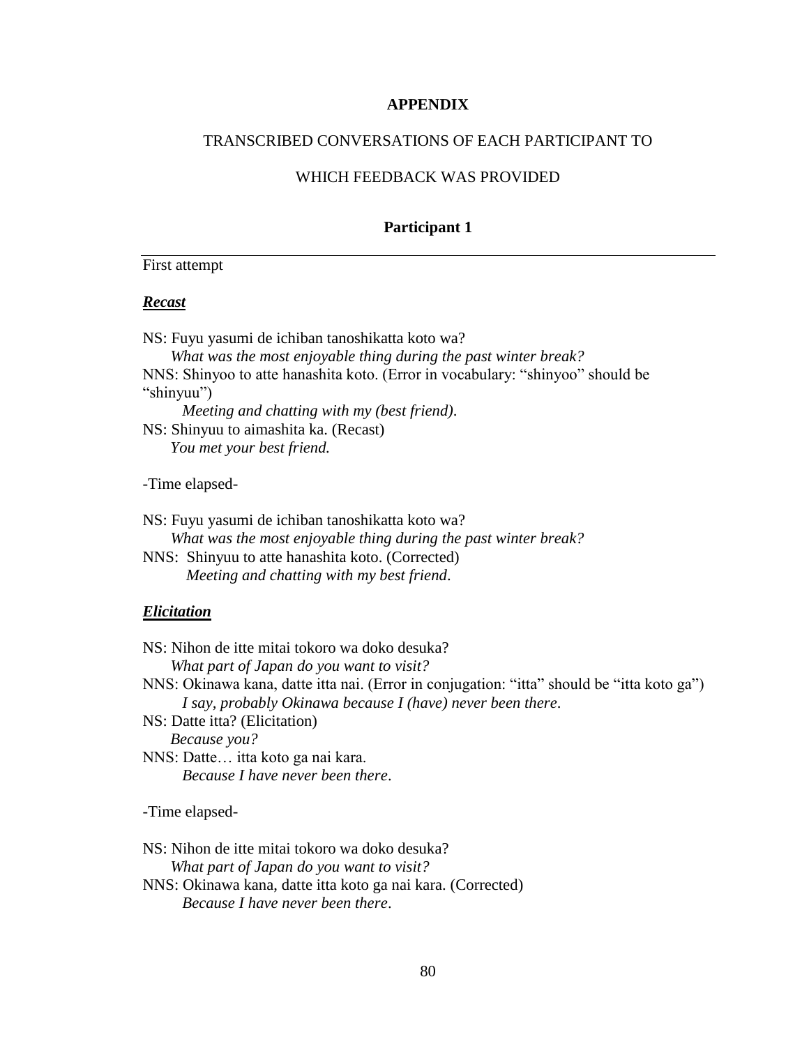**APPENDIX**

TRANSCRIBED CONVERSATIONS OF EACH PARTICIPANT TO

WHICH FEEDBACK WAS PROVIDED

**Participant 1**

---

First attempt

***Recast***

NS: Fuyu yasumi de ichiban tanoshikatta koto wa?
*What was the most enjoyable thing during the past winter break?*
NNS: Shinyoo to atte hanashita koto. (Error in vocabulary: "shinyoo" should be "shinyuu")
*Meeting and chatting with my (best friend).*
NS: Shinyuu to aimashita ka. (Recast)
*You met your best friend.*

-Time elapsed-

NS: Fuyu yasumi de ichiban tanoshikatta koto wa?
*What was the most enjoyable thing during the past winter break?*
NNS: Shinyuu to atte hanashita koto. (Corrected)
*Meeting and chatting with my best friend.*

***Elicitation***

NS: Nihon de itte mitai tokoro wa doko desuka?
*What part of Japan do you want to visit?*
NNS: Okinawa kana, datte itta nai. (Error in conjugation: "itta" should be "itta koto ga")
*I say, probably Okinawa because I (have) never been there.*
NS: Datte itta? (Elicitation)
*Because you?*
NNS: Datte… itta koto ga nai kara.
*Because I have never been there.*

-Time elapsed-

NS: Nihon de itte mitai tokoro wa doko desuka?
*What part of Japan do you want to visit?*
NNS: Okinawa kana, datte itta koto ga nai kara. (Corrected)
*Because I have never been there.*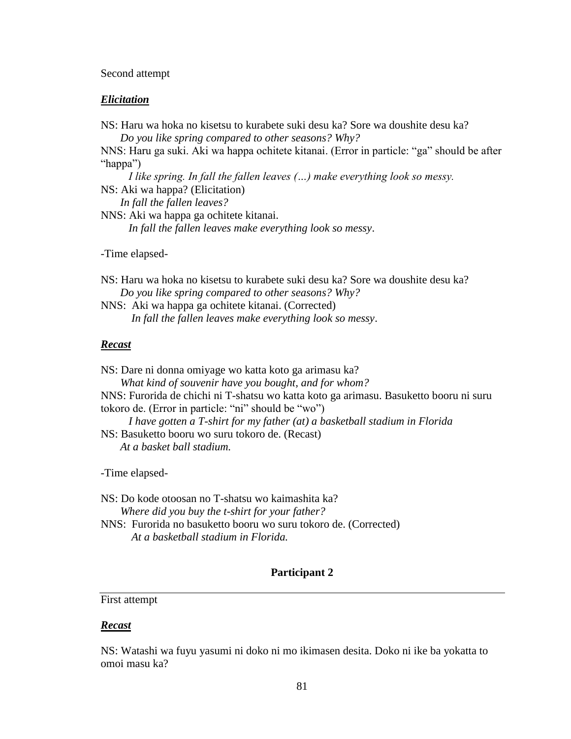Second attempt

***Elicitation***

NS: Haru wa hoka no kisetsu to kurabete suki desu ka? Sore wa doushite desu ka?
*Do you like spring compared to other seasons? Why?*

NNS: Haru ga suki. Aki wa happa ochitete kitanai. (Error in particle: "ga" should be after "happa")
*I like spring. In fall the fallen leaves (…) make everything look so messy.*

NS: Aki wa happa? (Elicitation)
*In fall the fallen leaves?*

NNS: Aki wa happa ga ochitete kitanai.
*In fall the fallen leaves make everything look so messy*.

-Time elapsed-

NS: Haru wa hoka no kisetsu to kurabete suki desu ka? Sore wa doushite desu ka?
*Do you like spring compared to other seasons? Why?*

NNS: Aki wa happa ga ochitete kitanai. (Corrected)
*In fall the fallen leaves make everything look so messy*.

***Recast***

NS: Dare ni donna omiyage wo katta koto ga arimasu ka?
*What kind of souvenir have you bought, and for whom?*

NNS: Furorida de chichi ni T-shatsu wo katta koto ga arimasu. Basuketto booru ni suru tokoro de. (Error in particle: "ni" should be "wo")
*I have gotten a T-shirt for my father (at) a basketball stadium in Florida*

NS: Basuketto booru wo suru tokoro de. (Recast)
*At a basket ball stadium.*

-Time elapsed-

NS: Do kode otoosan no T-shatsu wo kaimashita ka?
*Where did you buy the t-shirt for your father?*

NNS: Furorida no basuketto booru wo suru tokoro de. (Corrected)
*At a basketball stadium in Florida.*

**Participant 2**

---

First attempt

***Recast***

NS: Watashi wa fuyu yasumi ni doko ni mo ikimasen desita. Doko ni ike ba yokatta to omoi masu ka?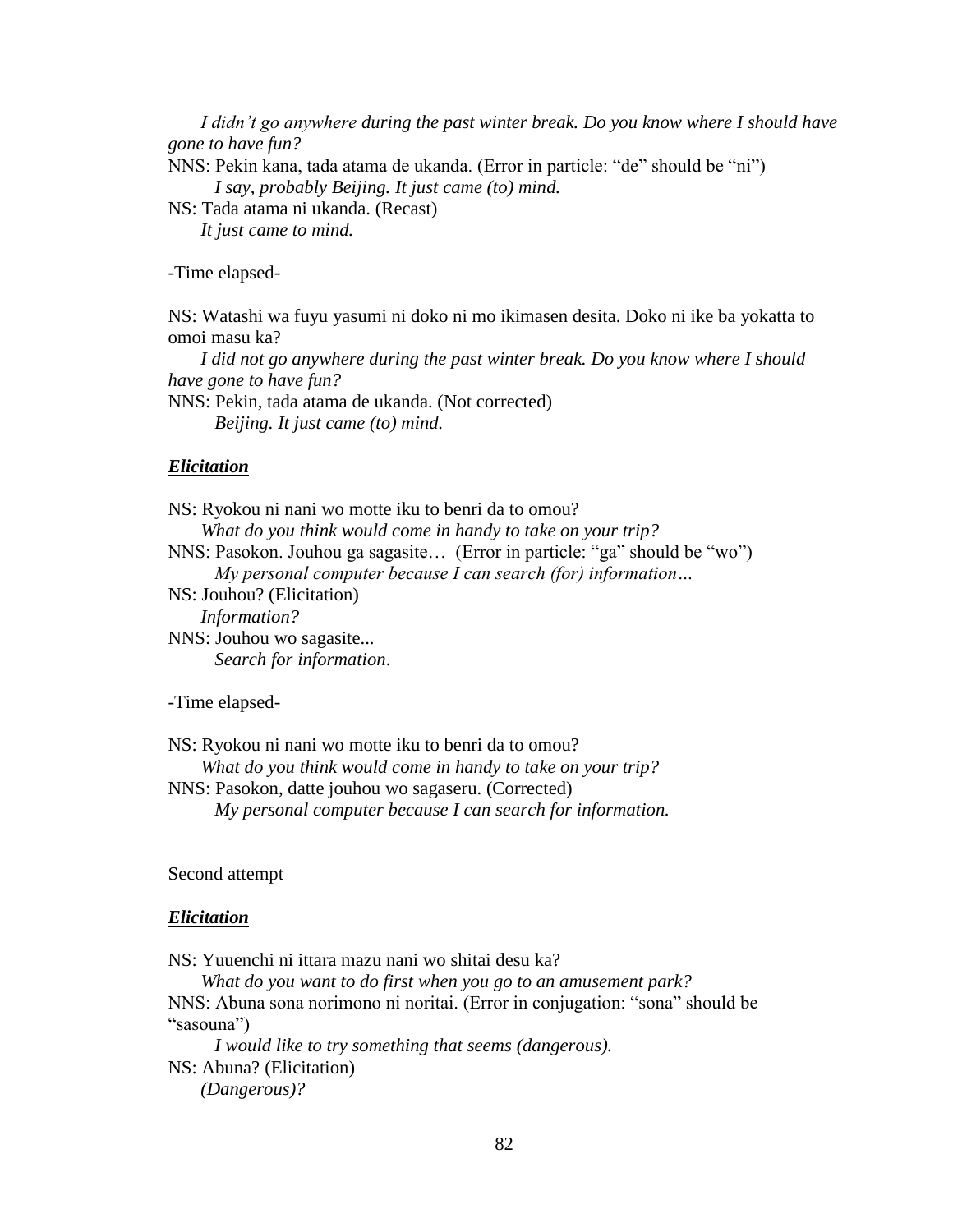*I didn't go anywhere during the past winter break. Do you know where I should have gone to have fun?*

NNS: Pekin kana, tada atama de ukanda. (Error in particle: "de" should be "ni")
*I say, probably Beijing. It just came (to) mind.*

NS: Tada atama ni ukanda. (Recast)
*It just came to mind.*

-Time elapsed-

NS: Watashi wa fuyu yasumi ni doko ni mo ikimasen desita. Doko ni ike ba yokatta to omoi masu ka?
*I did not go anywhere during the past winter break. Do you know where I should have gone to have fun?*

NNS: Pekin, tada atama de ukanda. (Not corrected)
*Beijing. It just came (to) mind.*

***Elicitation***

NS: Ryokou ni nani wo motte iku to benri da to omou?
*What do you think would come in handy to take on your trip?*

NNS: Pasokon. Jouhou ga sagasite… (Error in particle: "ga" should be "wo")
*My personal computer because I can search (for) information…*

NS: Jouhou? (Elicitation)
*Information?*

NNS: Jouhou wo sagasite...
*Search for information*.

-Time elapsed-

NS: Ryokou ni nani wo motte iku to benri da to omou?
*What do you think would come in handy to take on your trip?*

NNS: Pasokon, datte jouhou wo sagaseru. (Corrected)
*My personal computer because I can search for information.*

Second attempt

***Elicitation***

NS: Yuuenchi ni ittara mazu nani wo shitai desu ka?
*What do you want to do first when you go to an amusement park?*

NNS: Abuna sona norimono ni noritai. (Error in conjugation: "sona" should be "sasouna")
*I would like to try something that seems (dangerous).*

NS: Abuna? (Elicitation)
*(Dangerous)?*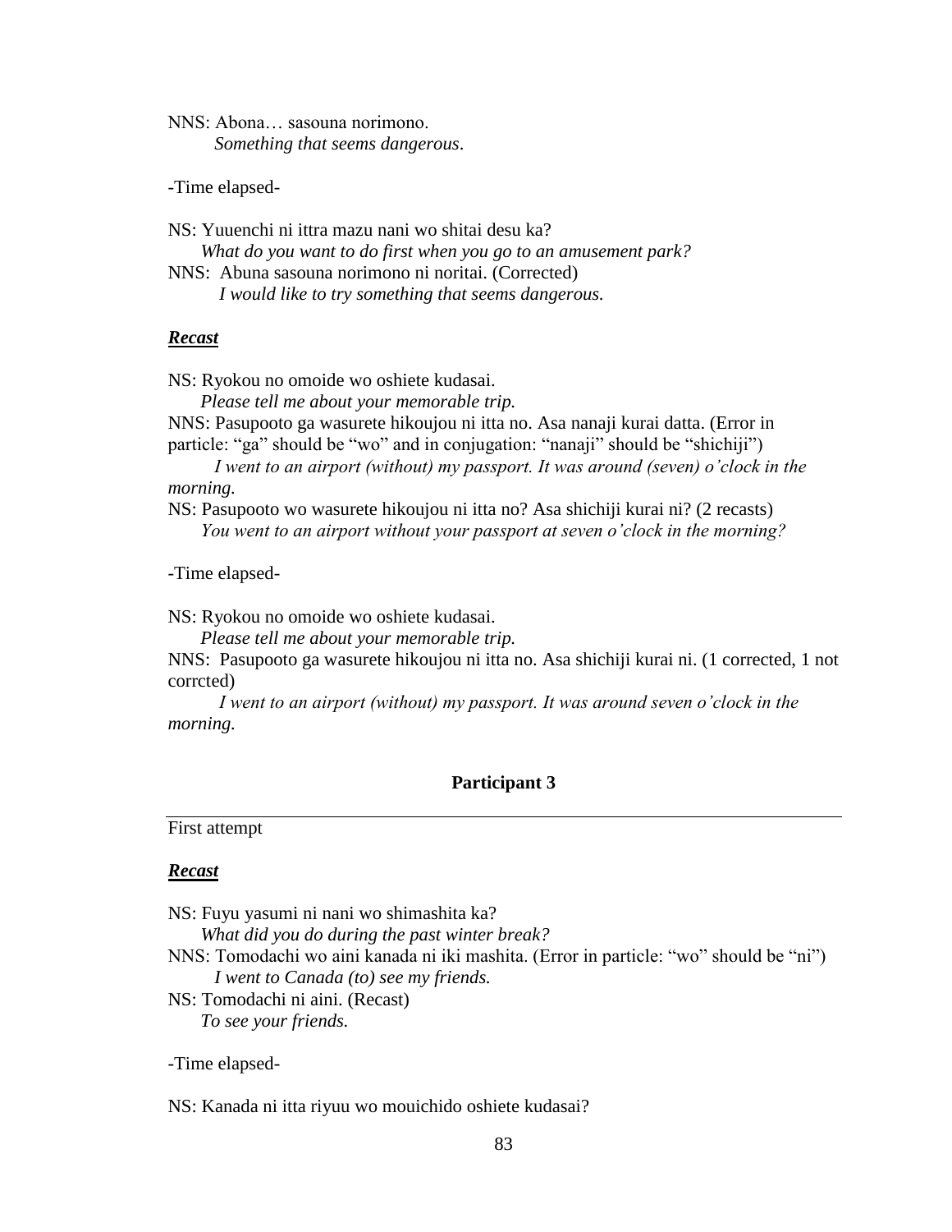NNS: Abona… sasouna norimono.
*Something that seems dangerous*.

-Time elapsed-

NS: Yuuenchi ni ittra mazu nani wo shitai desu ka?
*What do you want to do first when you go to an amusement park?*
NNS: Abuna sasouna norimono ni noritai. (Corrected)
*I would like to try something that seems dangerous.*

***Recast***

NS: Ryokou no omoide wo oshiete kudasai.
*Please tell me about your memorable trip.*
NNS: Pasupooto ga wasurete hikoujou ni itta no. Asa nanaji kurai datta. (Error in particle: "ga" should be "wo" and in conjugation: "nanaji" should be "shichiji")
*I went to an airport (without) my passport. It was around (seven) o'clock in the morning.*
NS: Pasupooto wo wasurete hikoujou ni itta no? Asa shichiji kurai ni? (2 recasts)
*You went to an airport without your passport at seven o'clock in the morning?*

-Time elapsed-

NS: Ryokou no omoide wo oshiete kudasai.
*Please tell me about your memorable trip.*
NNS: Pasupooto ga wasurete hikoujou ni itta no. Asa shichiji kurai ni. (1 corrected, 1 not corrcted)
*I went to an airport (without) my passport. It was around seven o'clock in the morning.*

**Participant 3**

First attempt

***Recast***

NS: Fuyu yasumi ni nani wo shimashita ka?
*What did you do during the past winter break?*
NNS: Tomodachi wo aini kanada ni iki mashita. (Error in particle: "wo" should be "ni")
*I went to Canada (to) see my friends.*
NS: Tomodachi ni aini. (Recast)
*To see your friends.*

-Time elapsed-

NS: Kanada ni itta riyuu wo mouichido oshiete kudasai?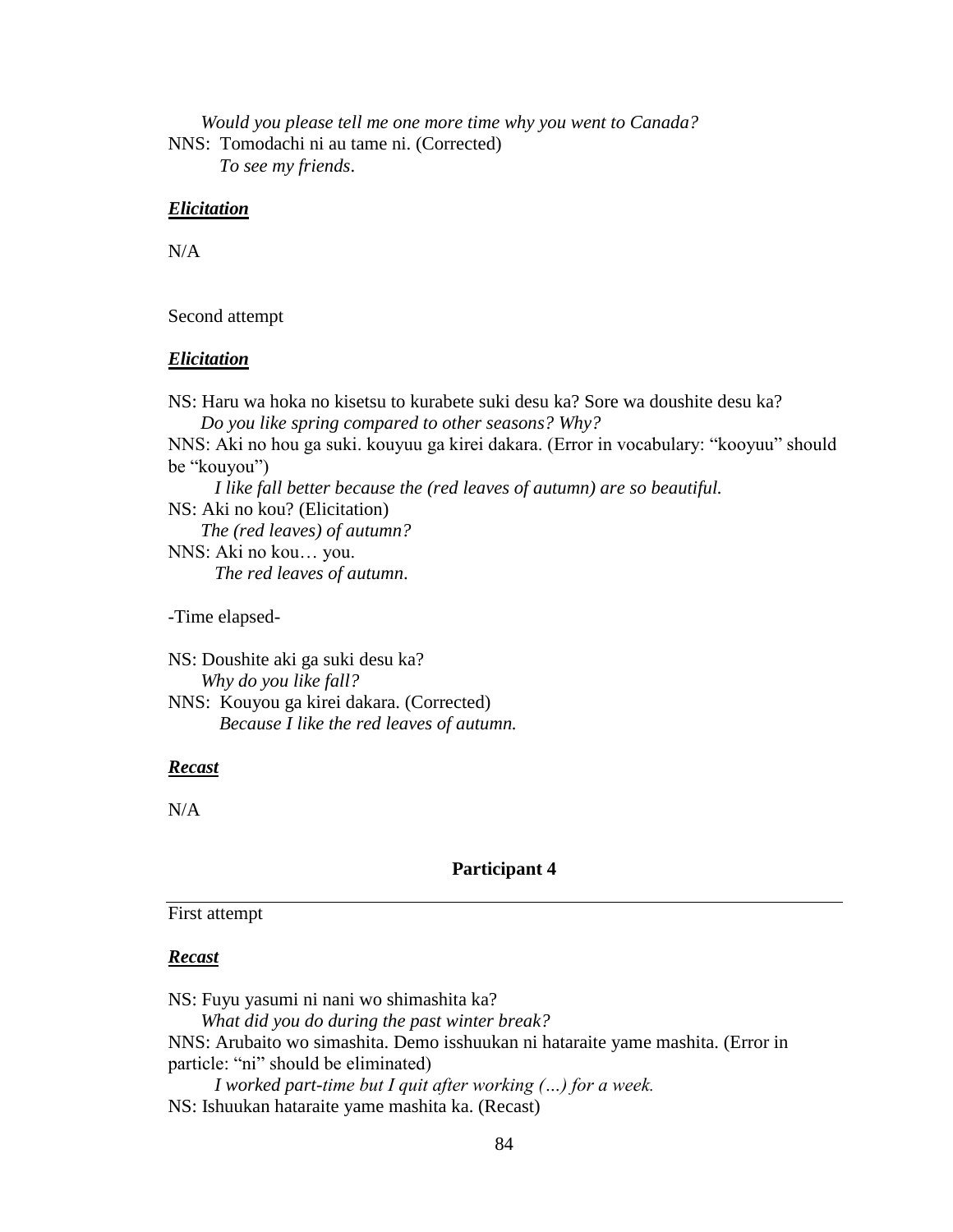*Would you please tell me one more time why you went to Canada?*
NNS: Tomodachi ni au tame ni. (Corrected)
*To see my friends*.

***Elicitation***

N/A

Second attempt

***Elicitation***

NS: Haru wa hoka no kisetsu to kurabete suki desu ka? Sore wa doushite desu ka?
*Do you like spring compared to other seasons? Why?*
NNS: Aki no hou ga suki. kouyuu ga kirei dakara. (Error in vocabulary: "kooyuu" should be "kouyou")
*I like fall better because the (red leaves of autumn) are so beautiful.*
NS: Aki no kou? (Elicitation)
*The (red leaves) of autumn?*
NNS: Aki no kou… you.
*The red leaves of autumn*.

-Time elapsed-

NS: Doushite aki ga suki desu ka?
*Why do you like fall?*
NNS: Kouyou ga kirei dakara. (Corrected)
*Because I like the red leaves of autumn.*

***Recast***

N/A

**Participant 4**

First attempt

***Recast***

NS: Fuyu yasumi ni nani wo shimashita ka?
*What did you do during the past winter break?*
NNS: Arubaito wo simashita. Demo isshuukan ni hataraite yame mashita. (Error in particle: "ni" should be eliminated)
*I worked part-time but I quit after working (…) for a week.*
NS: Ishuukan hataraite yame mashita ka. (Recast)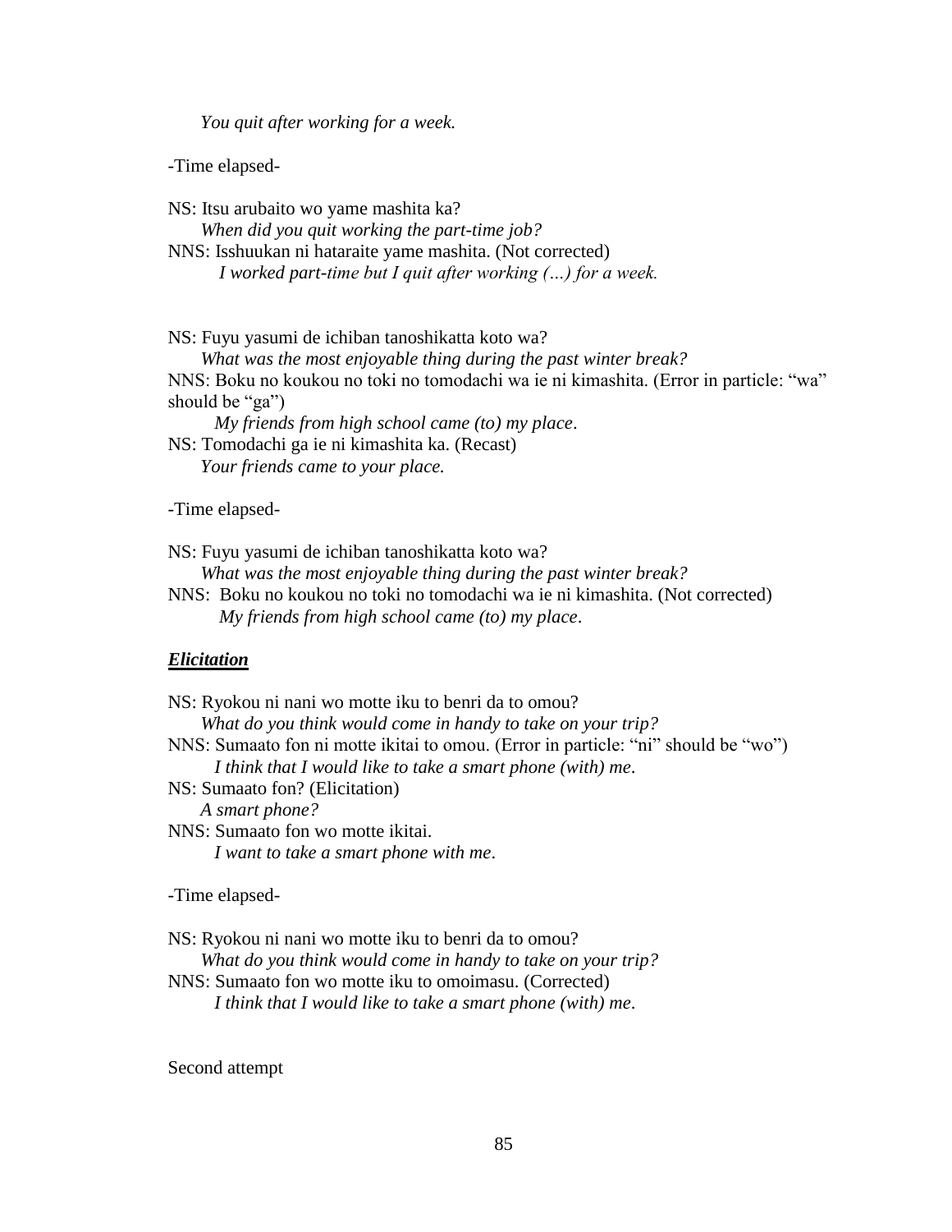*You quit after working for a week.*

-Time elapsed-

NS: Itsu arubaito wo yame mashita ka?
*When did you quit working the part-time job?*
NNS: Isshuukan ni hataraite yame mashita. (Not corrected)
*I worked part-time but I quit after working (…) for a week.*

NS: Fuyu yasumi de ichiban tanoshikatta koto wa?
*What was the most enjoyable thing during the past winter break?*
NNS: Boku no koukou no toki no tomodachi wa ie ni kimashita. (Error in particle: "wa" should be "ga")
*My friends from high school came (to) my place*.
NS: Tomodachi ga ie ni kimashita ka. (Recast)
*Your friends came to your place.*

-Time elapsed-

NS: Fuyu yasumi de ichiban tanoshikatta koto wa?
*What was the most enjoyable thing during the past winter break?*
NNS: Boku no koukou no toki no tomodachi wa ie ni kimashita. (Not corrected)
*My friends from high school came (to) my place*.

***Elicitation***

NS: Ryokou ni nani wo motte iku to benri da to omou?
*What do you think would come in handy to take on your trip?*
NNS: Sumaato fon ni motte ikitai to omou. (Error in particle: "ni" should be "wo")
*I think that I would like to take a smart phone (with) me*.
NS: Sumaato fon? (Elicitation)
*A smart phone?*
NNS: Sumaato fon wo motte ikitai.
*I want to take a smart phone with me*.

-Time elapsed-

NS: Ryokou ni nani wo motte iku to benri da to omou?
*What do you think would come in handy to take on your trip?*
NNS: Sumaato fon wo motte iku to omoimasu. (Corrected)
*I think that I would like to take a smart phone (with) me*.

Second attempt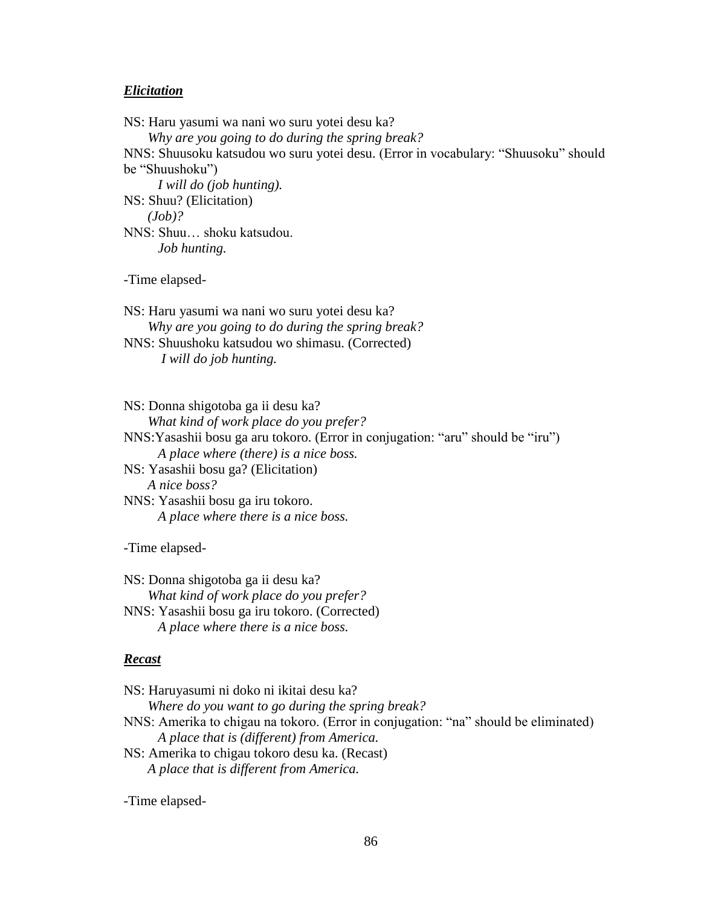***Elicitation***

NS: Haru yasumi wa nani wo suru yotei desu ka?
*Why are you going to do during the spring break?*
NNS: Shuusoku katsudou wo suru yotei desu. (Error in vocabulary: "Shuusoku" should be "Shuushoku")
*I will do (job hunting).*
NS: Shuu? (Elicitation)
*(Job)?*
NNS: Shuu… shoku katsudou.
*Job hunting.*

-Time elapsed-

NS: Haru yasumi wa nani wo suru yotei desu ka?
*Why are you going to do during the spring break?*
NNS: Shuushoku katsudou wo shimasu. (Corrected)
*I will do job hunting.*

NS: Donna shigotoba ga ii desu ka?
*What kind of work place do you prefer?*
NNS:Yasashii bosu ga aru tokoro. (Error in conjugation: "aru" should be "iru")
*A place where (there) is a nice boss.*
NS: Yasashii bosu ga? (Elicitation)
*A nice boss?*
NNS: Yasashii bosu ga iru tokoro.
*A place where there is a nice boss.*

-Time elapsed-

NS: Donna shigotoba ga ii desu ka?
*What kind of work place do you prefer?*
NNS: Yasashii bosu ga iru tokoro. (Corrected)
*A place where there is a nice boss.*

***Recast***

NS: Haruyasumi ni doko ni ikitai desu ka?
*Where do you want to go during the spring break?*
NNS: Amerika to chigau na tokoro. (Error in conjugation: "na" should be eliminated)
*A place that is (different) from America.*
NS: Amerika to chigau tokoro desu ka. (Recast)
*A place that is different from America.*

-Time elapsed-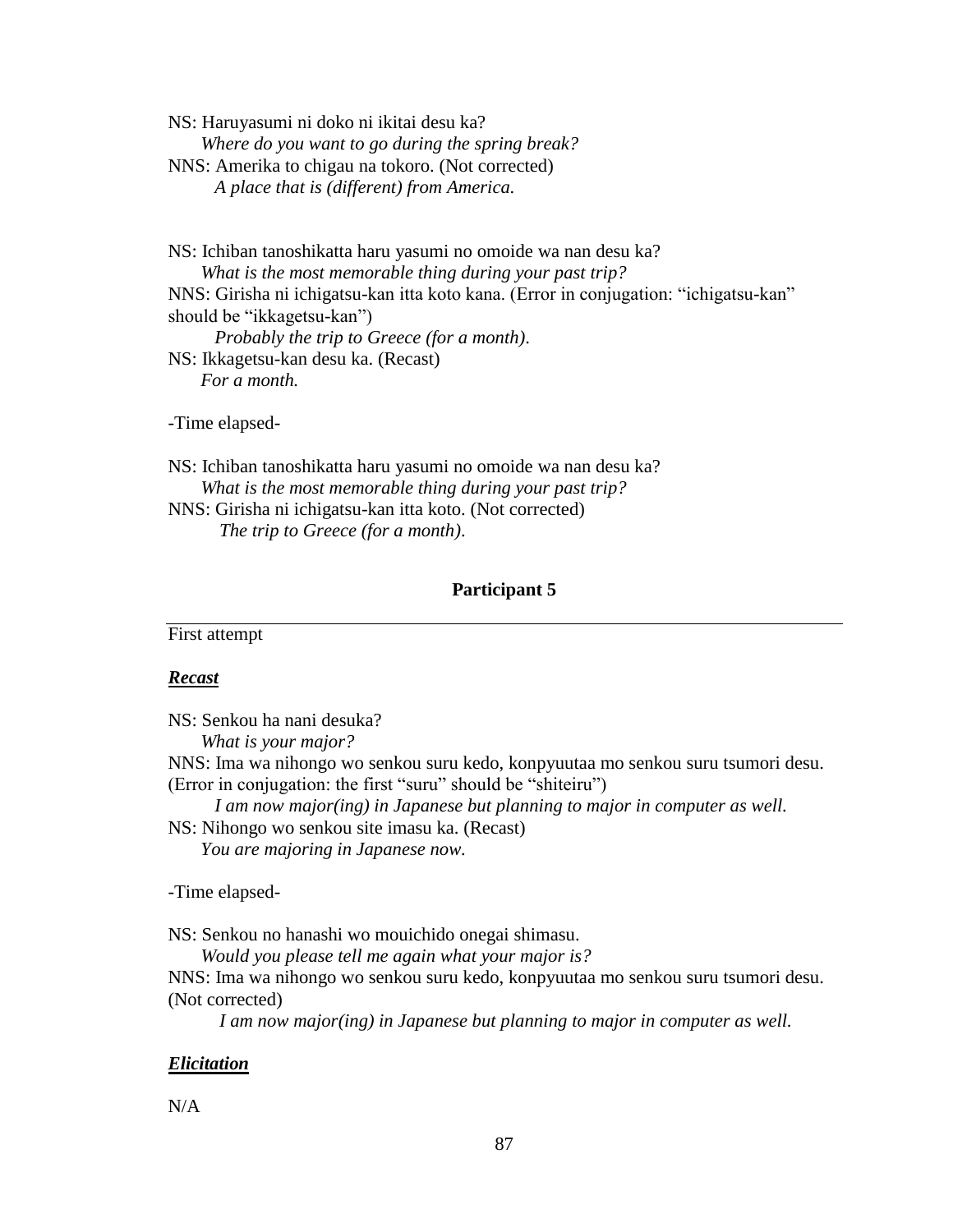NS: Haruyasumi ni doko ni ikitai desu ka?
*Where do you want to go during the spring break?*
NNS: Amerika to chigau na tokoro. (Not corrected)
*A place that is (different) from America.*

NS: Ichiban tanoshikatta haru yasumi no omoide wa nan desu ka?
*What is the most memorable thing during your past trip?*
NNS: Girisha ni ichigatsu-kan itta koto kana. (Error in conjugation: “ichigatsu-kan” should be “ikkagetsu-kan”)
*Probably the trip to Greece (for a month).*
NS: Ikkagetsu-kan desu ka. (Recast)
*For a month.*

-Time elapsed-

NS: Ichiban tanoshikatta haru yasumi no omoide wa nan desu ka?
*What is the most memorable thing during your past trip?*
NNS: Girisha ni ichigatsu-kan itta koto. (Not corrected)
*The trip to Greece (for a month).*

## Participant 5

First attempt

***Recast***

NS: Senkou ha nani desuka?
*What is your major?*
NNS: Ima wa nihongo wo senkou suru kedo, konpyuutaa mo senkou suru tsumori desu. (Error in conjugation: the first “suru” should be “shiteiru”)
*I am now major(ing) in Japanese but planning to major in computer as well.*
NS: Nihongo wo senkou site imasu ka. (Recast)
*You are majoring in Japanese now.*

-Time elapsed-

NS: Senkou no hanashi wo mouichido onegai shimasu.
*Would you please tell me again what your major is?*
NNS: Ima wa nihongo wo senkou suru kedo, konpyuutaa mo senkou suru tsumori desu. (Not corrected)
*I am now major(ing) in Japanese but planning to major in computer as well.*

***Elicitation***

N/A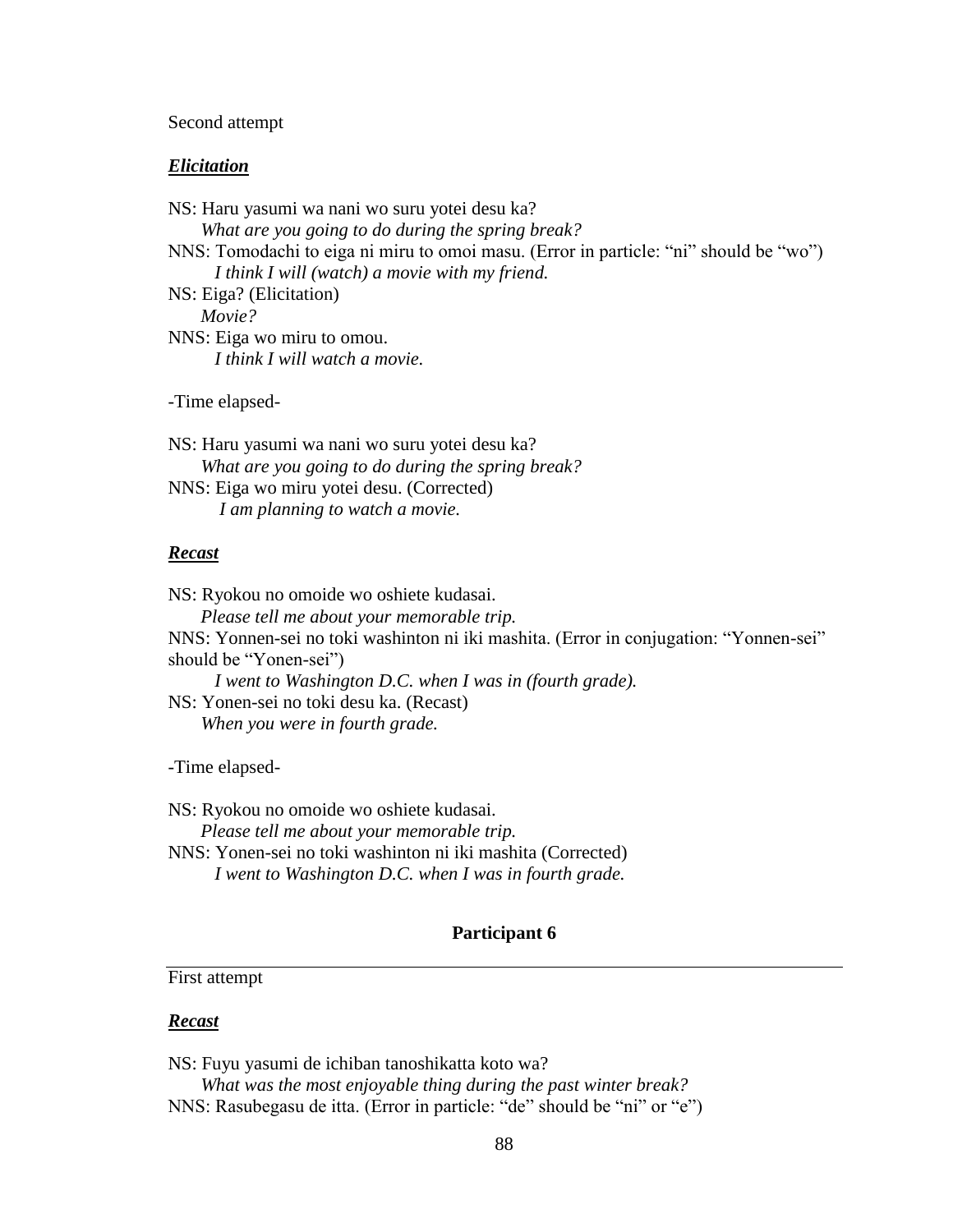Second attempt

***Elicitation***

NS: Haru yasumi wa nani wo suru yotei desu ka?
*What are you going to do during the spring break?*
NNS: Tomodachi to eiga ni miru to omoi masu. (Error in particle: "ni" should be "wo")
*I think I will (watch) a movie with my friend.*
NS: Eiga? (Elicitation)
*Movie?*
NNS: Eiga wo miru to omou.
*I think I will watch a movie.*

-Time elapsed-

NS: Haru yasumi wa nani wo suru yotei desu ka?
*What are you going to do during the spring break?*
NNS: Eiga wo miru yotei desu. (Corrected)
*I am planning to watch a movie.*

***Recast***

NS: Ryokou no omoide wo oshiete kudasai.
*Please tell me about your memorable trip.*
NNS: Yonnen-sei no toki washinton ni iki mashita. (Error in conjugation: "Yonnen-sei" should be "Yonen-sei")
*I went to Washington D.C. when I was in (fourth grade).*
NS: Yonen-sei no toki desu ka. (Recast)
*When you were in fourth grade.*

-Time elapsed-

NS: Ryokou no omoide wo oshiete kudasai.
*Please tell me about your memorable trip.*
NNS: Yonen-sei no toki washinton ni iki mashita (Corrected)
*I went to Washington D.C. when I was in fourth grade.*

**Participant 6**

First attempt

***Recast***

NS: Fuyu yasumi de ichiban tanoshikatta koto wa?
*What was the most enjoyable thing during the past winter break?*
NNS: Rasubegasu de itta. (Error in particle: "de" should be "ni" or "e")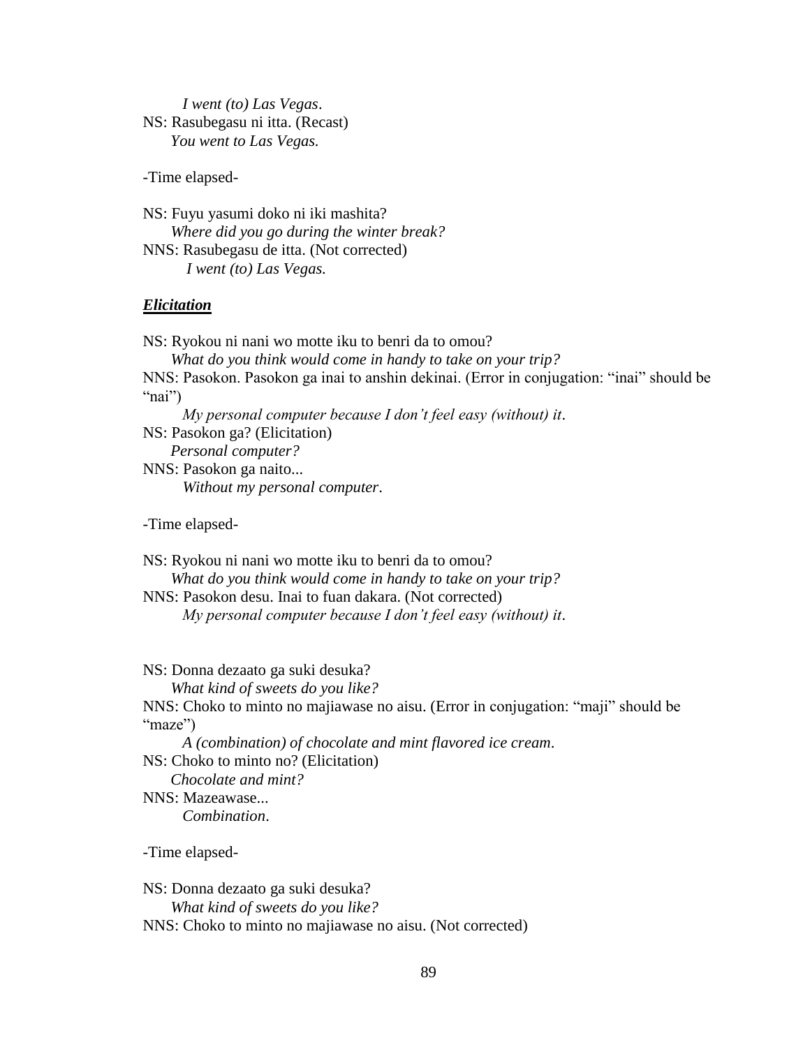*I went (to) Las Vegas.*
NS: Rasubegasu ni itta. (Recast)
*You went to Las Vegas.*

-Time elapsed-

NS: Fuyu yasumi doko ni iki mashita?
*Where did you go during the winter break?*
NNS: Rasubegasu de itta. (Not corrected)
*I went (to) Las Vegas.*

***Elicitation***

NS: Ryokou ni nani wo motte iku to benri da to omou?
*What do you think would come in handy to take on your trip?*
NNS: Pasokon. Pasokon ga inai to anshin dekinai. (Error in conjugation: "inai" should be "nai")
*My personal computer because I don't feel easy (without) it.*
NS: Pasokon ga? (Elicitation)
*Personal computer?*
NNS: Pasokon ga naito...
*Without my personal computer.*

-Time elapsed-

NS: Ryokou ni nani wo motte iku to benri da to omou?
*What do you think would come in handy to take on your trip?*
NNS: Pasokon desu. Inai to fuan dakara. (Not corrected)
*My personal computer because I don't feel easy (without) it.*

NS: Donna dezaato ga suki desuka?
*What kind of sweets do you like?*
NNS: Choko to minto no majiawase no aisu. (Error in conjugation: "maji" should be "maze")
*A (combination) of chocolate and mint flavored ice cream.*
NS: Choko to minto no? (Elicitation)
*Chocolate and mint?*
NNS: Mazeawase...
*Combination.*

-Time elapsed-

NS: Donna dezaato ga suki desuka?
*What kind of sweets do you like?*
NNS: Choko to minto no majiawase no aisu. (Not corrected)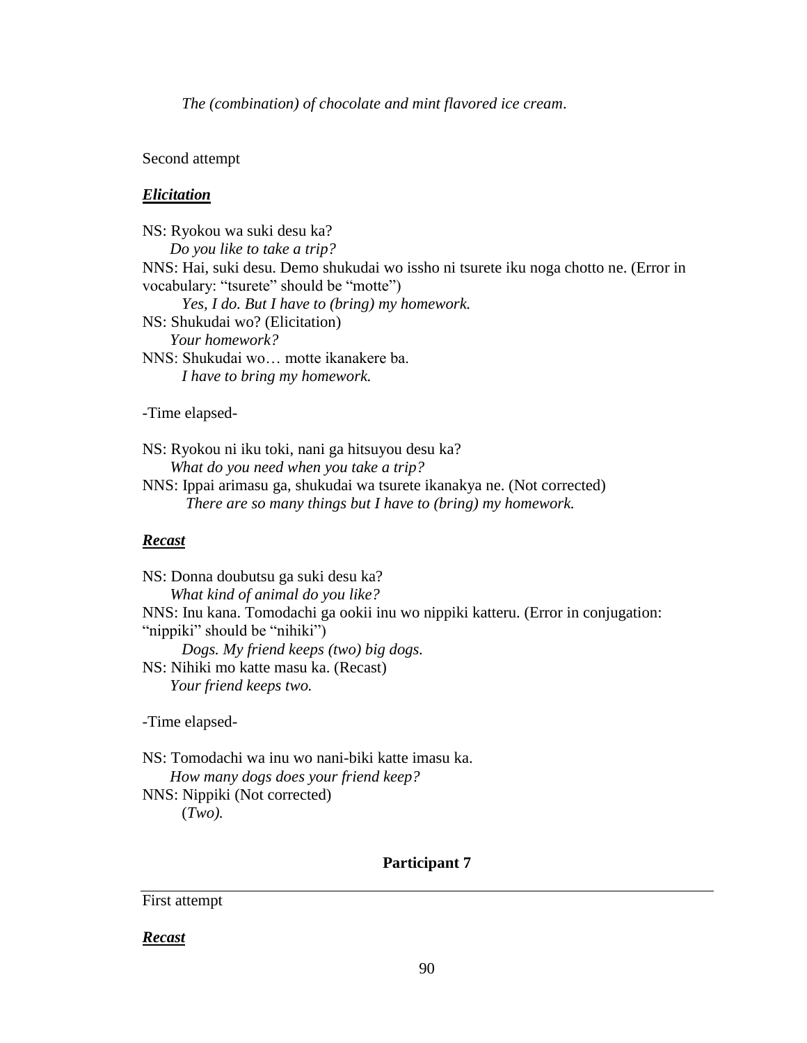*The (combination) of chocolate and mint flavored ice cream*.

Second attempt

***Elicitation***

NS: Ryokou wa suki desu ka?
*Do you like to take a trip?*
NNS: Hai, suki desu. Demo shukudai wo issho ni tsurete iku noga chotto ne. (Error in vocabulary: “tsurete” should be “motte”)
*Yes, I do. But I have to (bring) my homework.*
NS: Shukudai wo? (Elicitation)
*Your homework?*
NNS: Shukudai wo… motte ikanakere ba.
*I have to bring my homework.*

-Time elapsed-

NS: Ryokou ni iku toki, nani ga hitsuyou desu ka?
*What do you need when you take a trip?*
NNS: Ippai arimasu ga, shukudai wa tsurete ikanakya ne. (Not corrected)
*There are so many things but I have to (bring) my homework.*

***Recast***

NS: Donna doubutsu ga suki desu ka?
*What kind of animal do you like?*
NNS: Inu kana. Tomodachi ga ookii inu wo nippiki katteru. (Error in conjugation: “nippiki” should be “nihiki”)
*Dogs. My friend keeps (two) big dogs.*
NS: Nihiki mo katte masu ka. (Recast)
*Your friend keeps two.*

-Time elapsed-

NS: Tomodachi wa inu wo nani-biki katte imasu ka.
*How many dogs does your friend keep?*
NNS: Nippiki (Not corrected)
(*Two).*

**Participant 7**

First attempt

***Recast***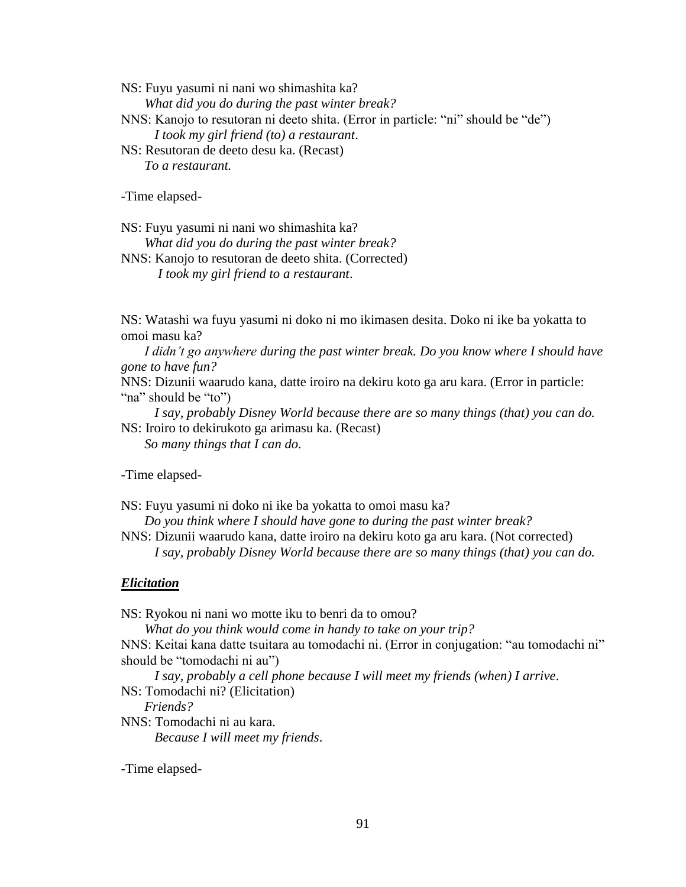NS: Fuyu yasumi ni nani wo shimashita ka?
*What did you do during the past winter break?*
NNS: Kanojo to resutoran ni deeto shita. (Error in particle: "ni" should be "de")
*I took my girl friend (to) a restaurant*.
NS: Resutoran de deeto desu ka. (Recast)
*To a restaurant.*

-Time elapsed-

NS: Fuyu yasumi ni nani wo shimashita ka?
*What did you do during the past winter break?*
NNS: Kanojo to resutoran de deeto shita. (Corrected)
*I took my girl friend to a restaurant*.

NS: Watashi wa fuyu yasumi ni doko ni mo ikimasen desita. Doko ni ike ba yokatta to omoi masu ka?
*I didn't go anywhere during the past winter break. Do you know where I should have gone to have fun?*
NNS: Dizunii waarudo kana, datte iroiro na dekiru koto ga aru kara. (Error in particle: "na" should be "to")
*I say, probably Disney World because there are so many things (that) you can do.*
NS: Iroiro to dekirukoto ga arimasu ka. (Recast)
*So many things that I can do.*

-Time elapsed-

NS: Fuyu yasumi ni doko ni ike ba yokatta to omoi masu ka?
*Do you think where I should have gone to during the past winter break?*
NNS: Dizunii waarudo kana, datte iroiro na dekiru koto ga aru kara. (Not corrected)
*I say, probably Disney World because there are so many things (that) you can do.*

***Elicitation***

NS: Ryokou ni nani wo motte iku to benri da to omou?
*What do you think would come in handy to take on your trip?*
NNS: Keitai kana datte tsuitara au tomodachi ni. (Error in conjugation: "au tomodachi ni" should be "tomodachi ni au")
*I say, probably a cell phone because I will meet my friends (when) I arrive*.
NS: Tomodachi ni? (Elicitation)
*Friends?*
NNS: Tomodachi ni au kara.
*Because I will meet my friends*.

-Time elapsed-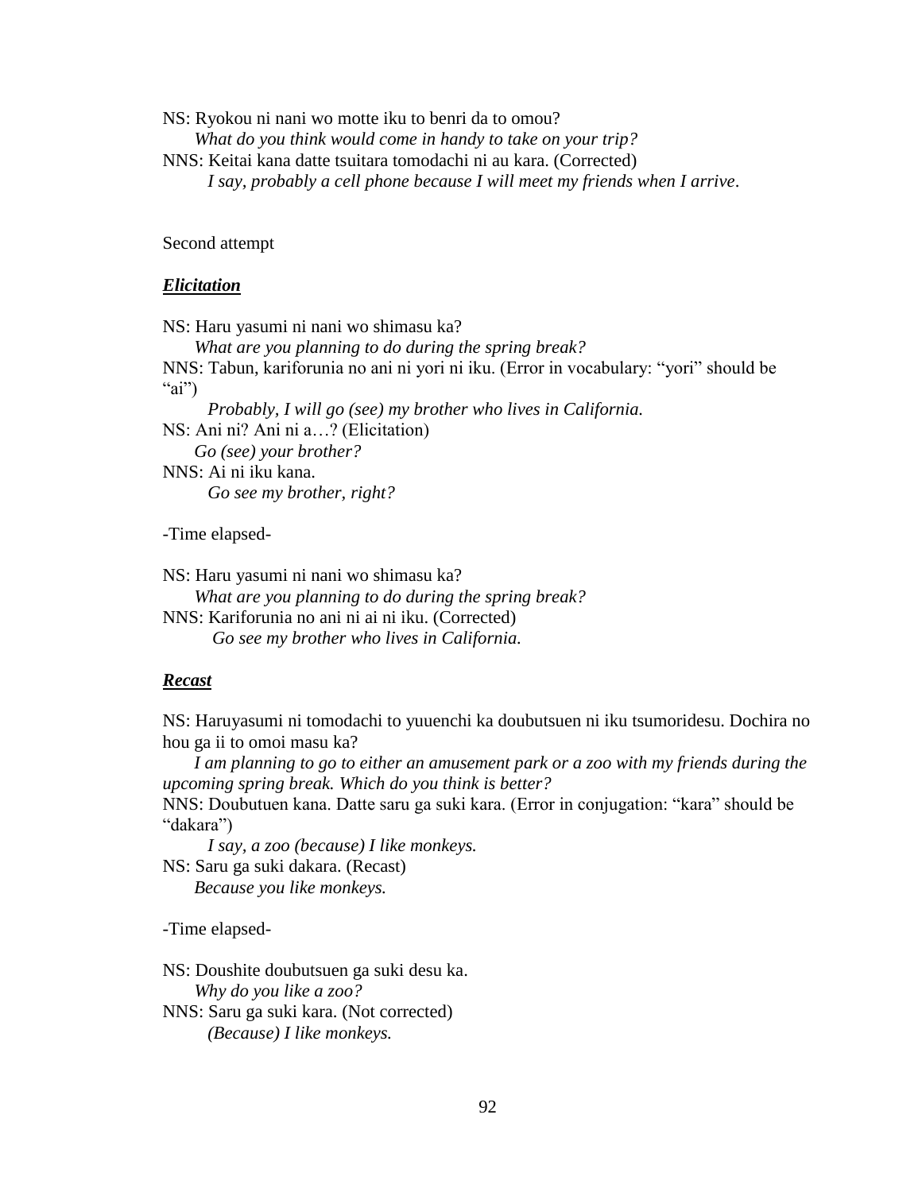NS: Ryokou ni nani wo motte iku to benri da to omou?  
*What do you think would come in handy to take on your trip?*  
NNS: Keitai kana datte tsuitara tomodachi ni au kara. (Corrected)  
*I say, probably a cell phone because I will meet my friends when I arrive*.

Second attempt

***Elicitation***

NS: Haru yasumi ni nani wo shimasu ka?  
*What are you planning to do during the spring break?*  
NNS: Tabun, kariforunia no ani ni yori ni iku. (Error in vocabulary: "yori" should be "ai")  
*Probably, I will go (see) my brother who lives in California.*  
NS: Ani ni? Ani ni a…? (Elicitation)  
*Go (see) your brother?*  
NNS: Ai ni iku kana.  
*Go see my brother, right?*

-Time elapsed-

NS: Haru yasumi ni nani wo shimasu ka?  
*What are you planning to do during the spring break?*  
NNS: Kariforunia no ani ni ai ni iku. (Corrected)  
*Go see my brother who lives in California.*

***Recast***

NS: Haruyasumi ni tomodachi to yuuenchi ka doubutsuen ni iku tsumoridesu. Dochira no hou ga ii to omoi masu ka?  
*I am planning to go to either an amusement park or a zoo with my friends during the upcoming spring break. Which do you think is better?*  
NNS: Doubutuen kana. Datte saru ga suki kara. (Error in conjugation: "kara" should be "dakara")  
*I say, a zoo (because) I like monkeys.*  
NS: Saru ga suki dakara. (Recast)  
*Because you like monkeys.*

-Time elapsed-

NS: Doushite doubutsuen ga suki desu ka.  
*Why do you like a zoo?*  
NNS: Saru ga suki kara. (Not corrected)  
*(Because) I like monkeys.*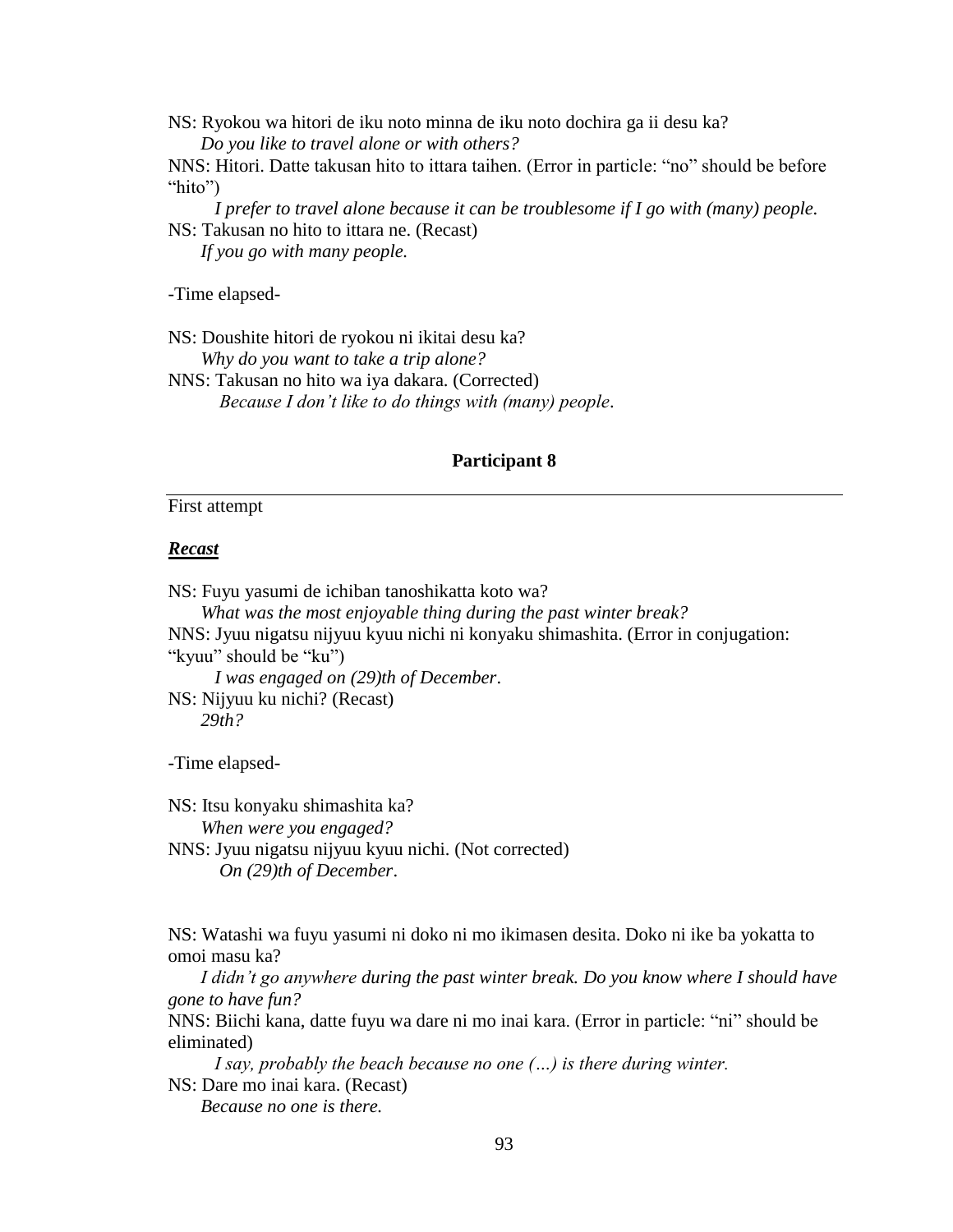NS: Ryokou wa hitori de iku noto minna de iku noto dochira ga ii desu ka?
*Do you like to travel alone or with others?*
NNS: Hitori. Datte takusan hito to ittara taihen. (Error in particle: "no" should be before "hito")
*I prefer to travel alone because it can be troublesome if I go with (many) people.*
NS: Takusan no hito to ittara ne. (Recast)
*If you go with many people.*

-Time elapsed-

NS: Doushite hitori de ryokou ni ikitai desu ka?
*Why do you want to take a trip alone?*
NNS: Takusan no hito wa iya dakara. (Corrected)
*Because I don't like to do things with (many) people.*

**Participant 8**

First attempt

***Recast***

NS: Fuyu yasumi de ichiban tanoshikatta koto wa?
*What was the most enjoyable thing during the past winter break?*
NNS: Jyuu nigatsu nijyuu kyuu nichi ni konyaku shimashita. (Error in conjugation: "kyuu" should be "ku")
*I was engaged on (29)th of December.*
NS: Nijyuu ku nichi? (Recast)
*29th?*

-Time elapsed-

NS: Itsu konyaku shimashita ka?
*When were you engaged?*
NNS: Jyuu nigatsu nijyuu kyuu nichi. (Not corrected)
*On (29)th of December.*

NS: Watashi wa fuyu yasumi ni doko ni mo ikimasen desita. Doko ni ike ba yokatta to omoi masu ka?
*I didn't go anywhere during the past winter break. Do you know where I should have gone to have fun?*
NNS: Biichi kana, datte fuyu wa dare ni mo inai kara. (Error in particle: "ni" should be eliminated)
*I say, probably the beach because no one (…) is there during winter.*
NS: Dare mo inai kara. (Recast)
*Because no one is there.*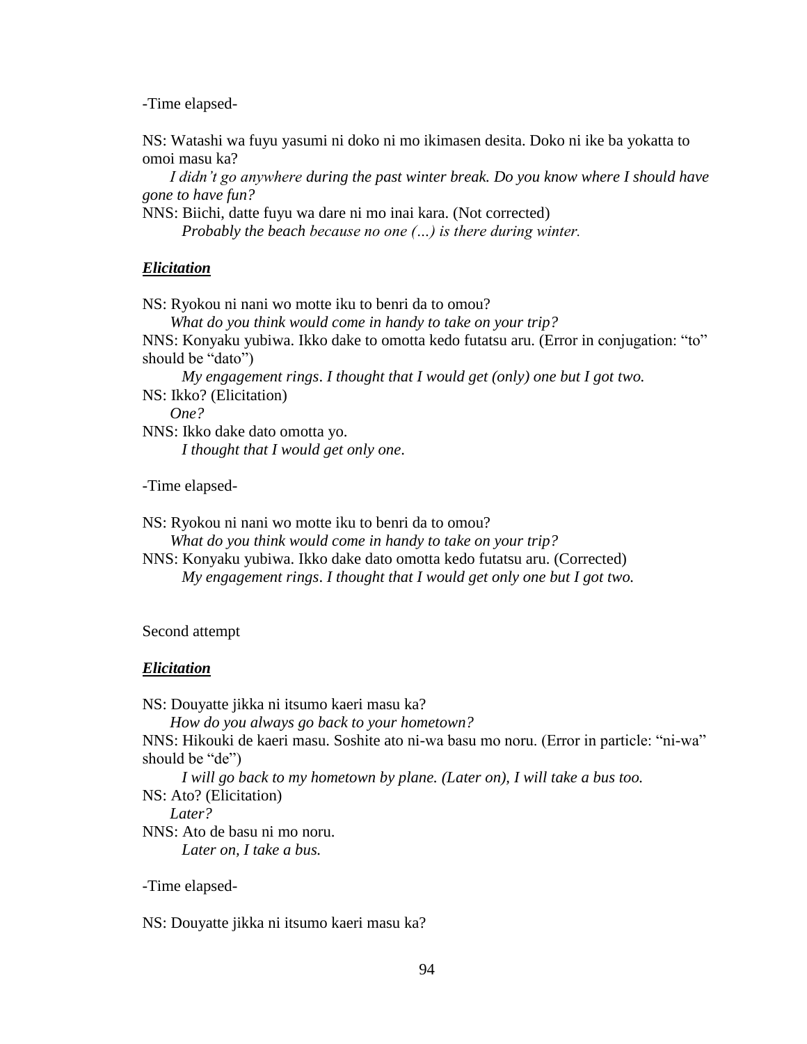-Time elapsed-

NS: Watashi wa fuyu yasumi ni doko ni mo ikimasen desita. Doko ni ike ba yokatta to omoi masu ka?

*I didn't go anywhere during the past winter break. Do you know where I should have gone to have fun?*

NNS: Biichi, datte fuyu wa dare ni mo inai kara. (Not corrected)

*Probably the beach because no one (…) is there during winter.*

***Elicitation***

NS: Ryokou ni nani wo motte iku to benri da to omou?

*What do you think would come in handy to take on your trip?*

NNS: Konyaku yubiwa. Ikko dake to omotta kedo futatsu aru. (Error in conjugation: "to" should be "dato")

*My engagement rings. I thought that I would get (only) one but I got two.*

NS: Ikko? (Elicitation)

*One?*

NNS: Ikko dake dato omotta yo.

*I thought that I would get only one.*

-Time elapsed-

NS: Ryokou ni nani wo motte iku to benri da to omou?

*What do you think would come in handy to take on your trip?*

NNS: Konyaku yubiwa. Ikko dake dato omotta kedo futatsu aru. (Corrected)

*My engagement rings. I thought that I would get only one but I got two.*

Second attempt

***Elicitation***

NS: Douyatte jikka ni itsumo kaeri masu ka?

*How do you always go back to your hometown?*

NNS: Hikouki de kaeri masu. Soshite ato ni-wa basu mo noru. (Error in particle: "ni-wa" should be "de")

*I will go back to my hometown by plane. (Later on), I will take a bus too.*

NS: Ato? (Elicitation)

*Later?*

NNS: Ato de basu ni mo noru.

*Later on, I take a bus.*

-Time elapsed-

NS: Douyatte jikka ni itsumo kaeri masu ka?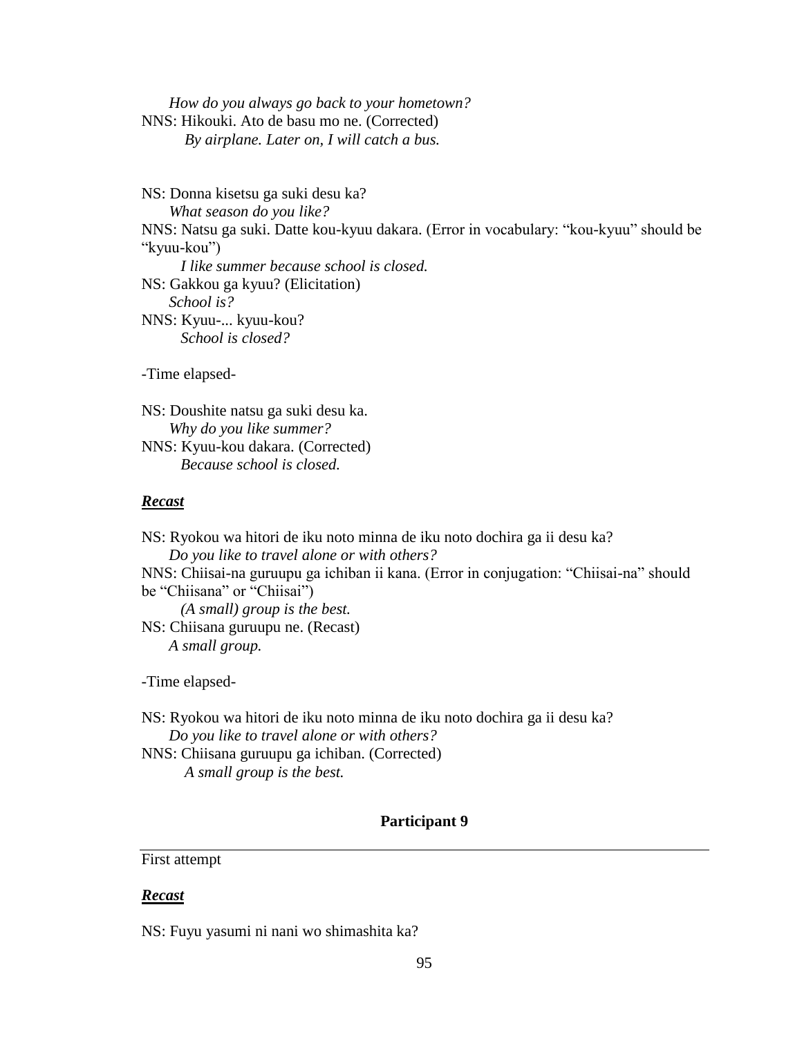*How do you always go back to your hometown?*

NNS: Hikouki. Ato de basu mo ne. (Corrected)

*By airplane. Later on, I will catch a bus.*

NS: Donna kisetsu ga suki desu ka?

*What season do you like?*

NNS: Natsu ga suki. Datte kou-kyuu dakara. (Error in vocabulary: “kou-kyuu” should be “kyuu-kou”)

*I like summer because school is closed.*

NS: Gakkou ga kyuu? (Elicitation)

*School is?*

NNS: Kyuu-... kyuu-kou?

*School is closed?*

-Time elapsed-

NS: Doushite natsu ga suki desu ka.

*Why do you like summer?*

NNS: Kyuu-kou dakara. (Corrected)

*Because school is closed.*

***Recast***

NS: Ryokou wa hitori de iku noto minna de iku noto dochira ga ii desu ka?

*Do you like to travel alone or with others?*

NNS: Chiisai-na guruupu ga ichiban ii kana. (Error in conjugation: “Chiisai-na” should be “Chiisana” or “Chiisai”)

*(A small) group is the best.*

NS: Chiisana guruupu ne. (Recast)

*A small group.*

-Time elapsed-

NS: Ryokou wa hitori de iku noto minna de iku noto dochira ga ii desu ka?

*Do you like to travel alone or with others?*

NNS: Chiisana guruupu ga ichiban. (Corrected)

*A small group is the best.*

**Participant 9**

First attempt

***Recast***

NS: Fuyu yasumi ni nani wo shimashita ka?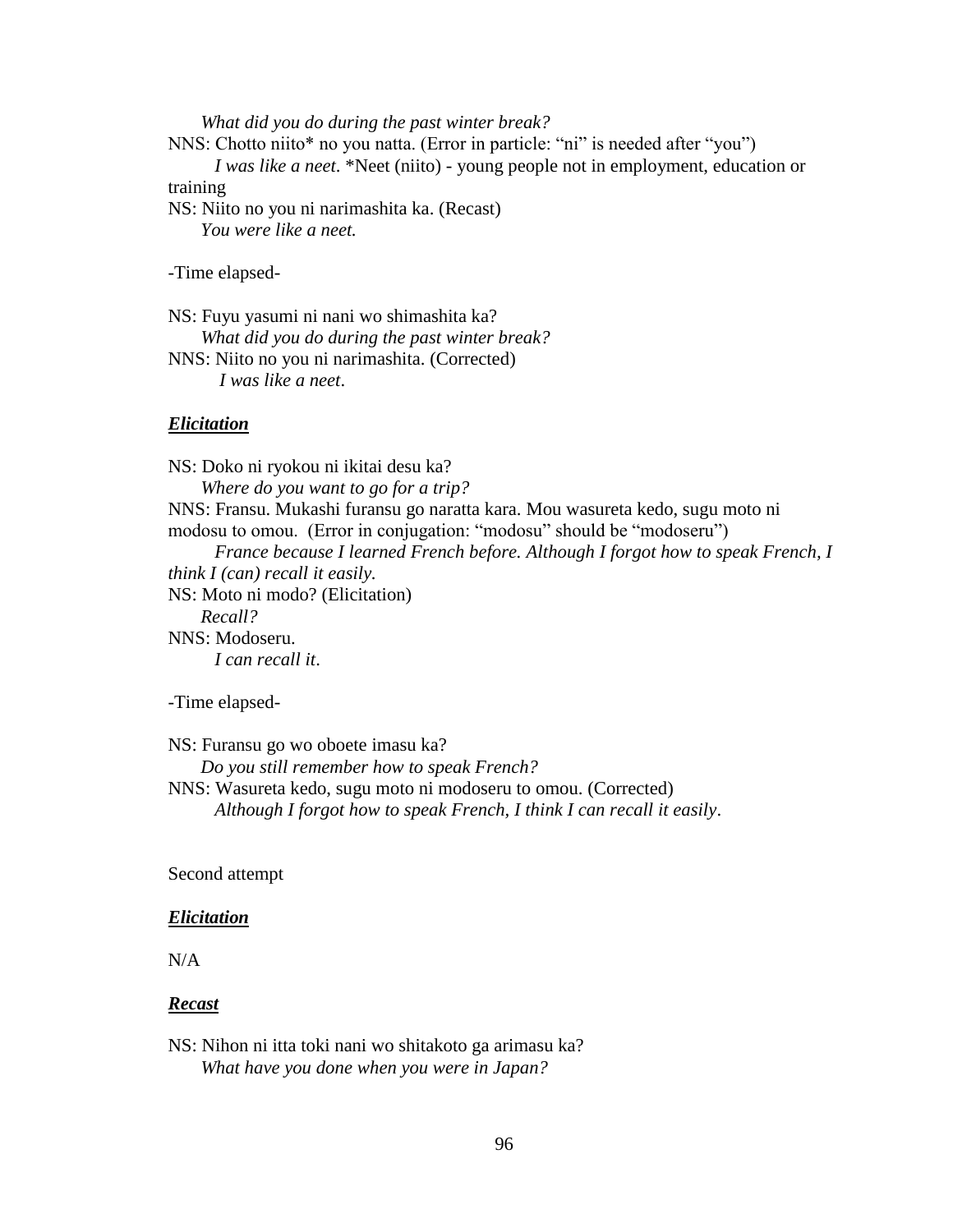*What did you do during the past winter break?*

NNS: Chotto niito* no you natta. (Error in particle: "ni" is needed after "you")

*I was like a neet*. *Neet (niito) - young people not in employment, education or training

NS: Niito no you ni narimashita ka. (Recast)

*You were like a neet.*

-Time elapsed-

NS: Fuyu yasumi ni nani wo shimashita ka?

*What did you do during the past winter break?*

NNS: Niito no you ni narimashita. (Corrected)

*I was like a neet*.

***Elicitation***

NS: Doko ni ryokou ni ikitai desu ka?

*Where do you want to go for a trip?*

NNS: Fransu. Mukashi furansu go naratta kara. Mou wasureta kedo, sugu moto ni modosu to omou. (Error in conjugation: "modosu" should be "modoseru")

*France because I learned French before. Although I forgot how to speak French, I think I (can) recall it easily.*

NS: Moto ni modo? (Elicitation)

*Recall?*

NNS: Modoseru.

*I can recall it*.

-Time elapsed-

NS: Furansu go wo oboete imasu ka?

*Do you still remember how to speak French?*

NNS: Wasureta kedo, sugu moto ni modoseru to omou. (Corrected)

*Although I forgot how to speak French, I think I can recall it easily*.

Second attempt

***Elicitation***

N/A

***Recast***

NS: Nihon ni itta toki nani wo shitakoto ga arimasu ka?

*What have you done when you were in Japan?*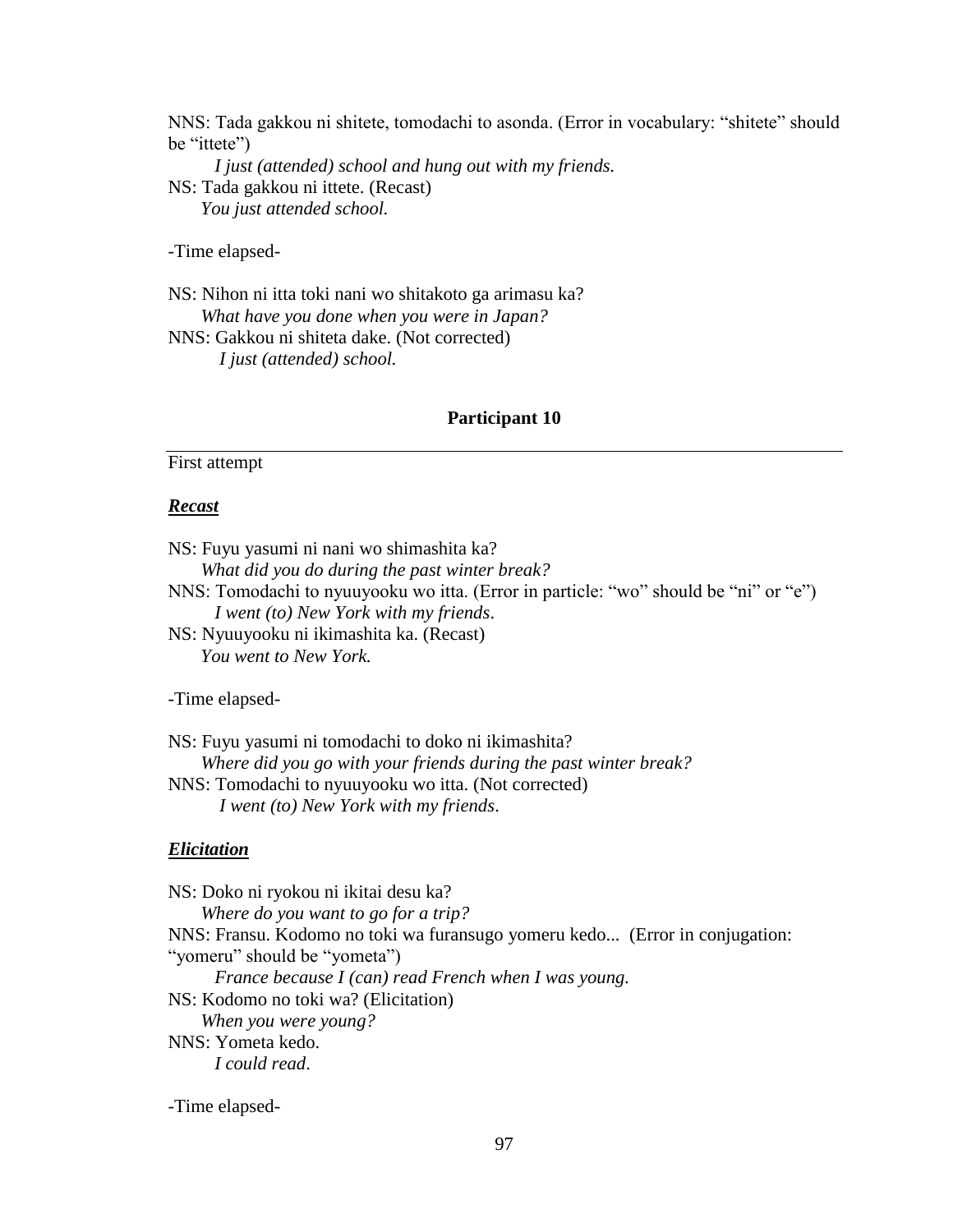NS: Tada gakkou ni shitete, tomodachi to asonda. (Error in vocabulary: "shitete" should be "ittete")

*I just (attended) school and hung out with my friends.*

NS: Tada gakkou ni ittete. (Recast)

*You just attended school.*

-Time elapsed-

NS: Nihon ni itta toki nani wo shitakoto ga arimasu ka?

*What have you done when you were in Japan?*

NNS: Gakkou ni shiteta dake. (Not corrected)

*I just (attended) school.*

## Participant 10

First attempt

### ***Recast***

NS: Fuyu yasumi ni nani wo shimashita ka?

*What did you do during the past winter break?*

NNS: Tomodachi to nyuuyooku wo itta. (Error in particle: "wo" should be "ni" or "e")

*I went (to) New York with my friends.*

NS: Nyuuyooku ni ikimashita ka. (Recast)

*You went to New York.*

-Time elapsed-

NS: Fuyu yasumi ni tomodachi to doko ni ikimashita?

*Where did you go with your friends during the past winter break?*

NNS: Tomodachi to nyuuyooku wo itta. (Not corrected)

*I went (to) New York with my friends.*

### ***Elicitation***

NS: Doko ni ryokou ni ikitai desu ka?

*Where do you want to go for a trip?*

NNS: Fransu. Kodomo no toki wa furansugo yomeru kedo... (Error in conjugation: "yomeru" should be "yometa")

*France because I (can) read French when I was young.*

NS: Kodomo no toki wa? (Elicitation)

*When you were young?*

NNS: Yometa kedo.

*I could read.*

-Time elapsed-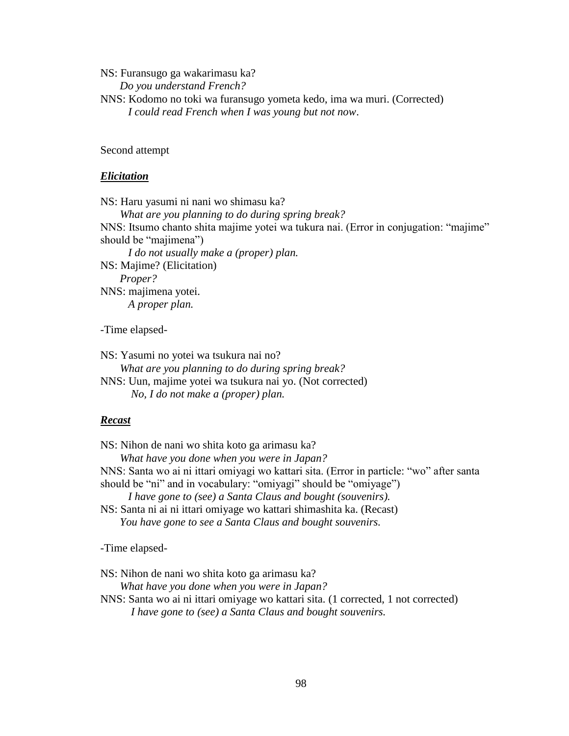NS: Furansugo ga wakarimasu ka?
*Do you understand French?*
NNS: Kodomo no toki wa furansugo yometa kedo, ima wa muri. (Corrected)
*I could read French when I was young but not now*.

Second attempt

***Elicitation***

NS: Haru yasumi ni nani wo shimasu ka?
*What are you planning to do during spring break?*
NNS: Itsumo chanto shita majime yotei wa tukura nai. (Error in conjugation: "majime" should be "majimena")
*I do not usually make a (proper) plan.*
NS: Majime? (Elicitation)
*Proper?*
NNS: majimena yotei.
*A proper plan.*

-Time elapsed-

NS: Yasumi no yotei wa tsukura nai no?
*What are you planning to do during spring break?*
NNS: Uun, majime yotei wa tsukura nai yo. (Not corrected)
*No, I do not make a (proper) plan.*

***Recast***

NS: Nihon de nani wo shita koto ga arimasu ka?
*What have you done when you were in Japan?*
NNS: Santa wo ai ni ittari omiyagi wo kattari sita. (Error in particle: "wo" after santa should be "ni" and in vocabulary: "omiyagi" should be "omiyage")
*I have gone to (see) a Santa Claus and bought (souvenirs).*
NS: Santa ni ai ni ittari omiyage wo kattari shimashita ka. (Recast)
*You have gone to see a Santa Claus and bought souvenirs.*

-Time elapsed-

NS: Nihon de nani wo shita koto ga arimasu ka?
*What have you done when you were in Japan?*
NNS: Santa wo ai ni ittari omiyage wo kattari sita. (1 corrected, 1 not corrected)
*I have gone to (see) a Santa Claus and bought souvenirs.*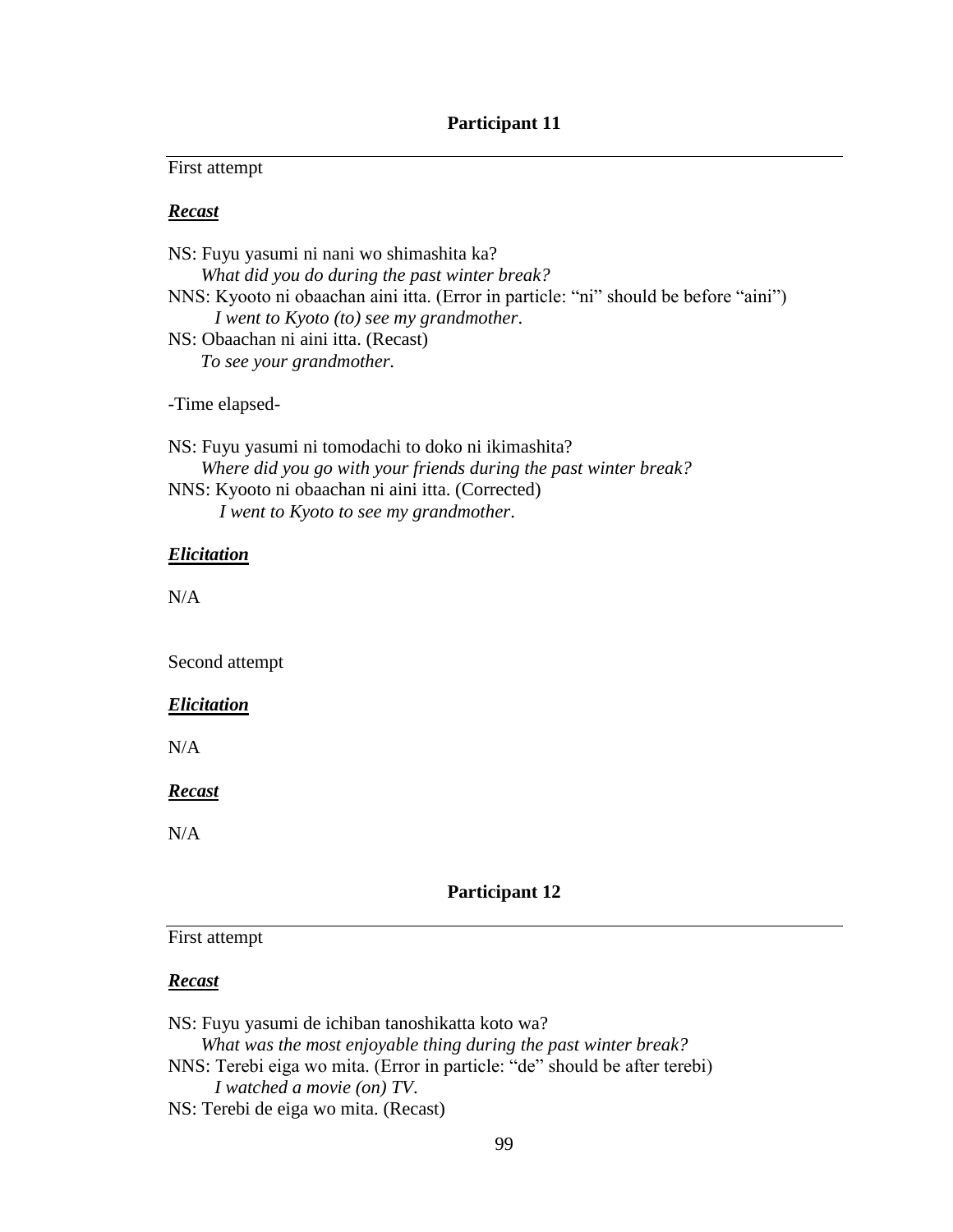**Participant 11**

First attempt

***Recast***

NS: Fuyu yasumi ni nani wo shimashita ka?
*What did you do during the past winter break?*
NNS: Kyooto ni obaachan aini itta. (Error in particle: "ni" should be before "aini")
*I went to Kyoto (to) see my grandmother*.
NS: Obaachan ni aini itta. (Recast)
*To see your grandmother.*

-Time elapsed-

NS: Fuyu yasumi ni tomodachi to doko ni ikimashita?
*Where did you go with your friends during the past winter break?*
NNS: Kyooto ni obaachan ni aini itta. (Corrected)
*I went to Kyoto to see my grandmother*.

***Elicitation***

N/A

Second attempt

***Elicitation***

N/A

***Recast***

N/A

**Participant 12**

First attempt

***Recast***

NS: Fuyu yasumi de ichiban tanoshikatta koto wa?
*What was the most enjoyable thing during the past winter break?*
NNS: Terebi eiga wo mita. (Error in particle: "de" should be after terebi)
*I watched a movie (on) TV*.
NS: Terebi de eiga wo mita. (Recast)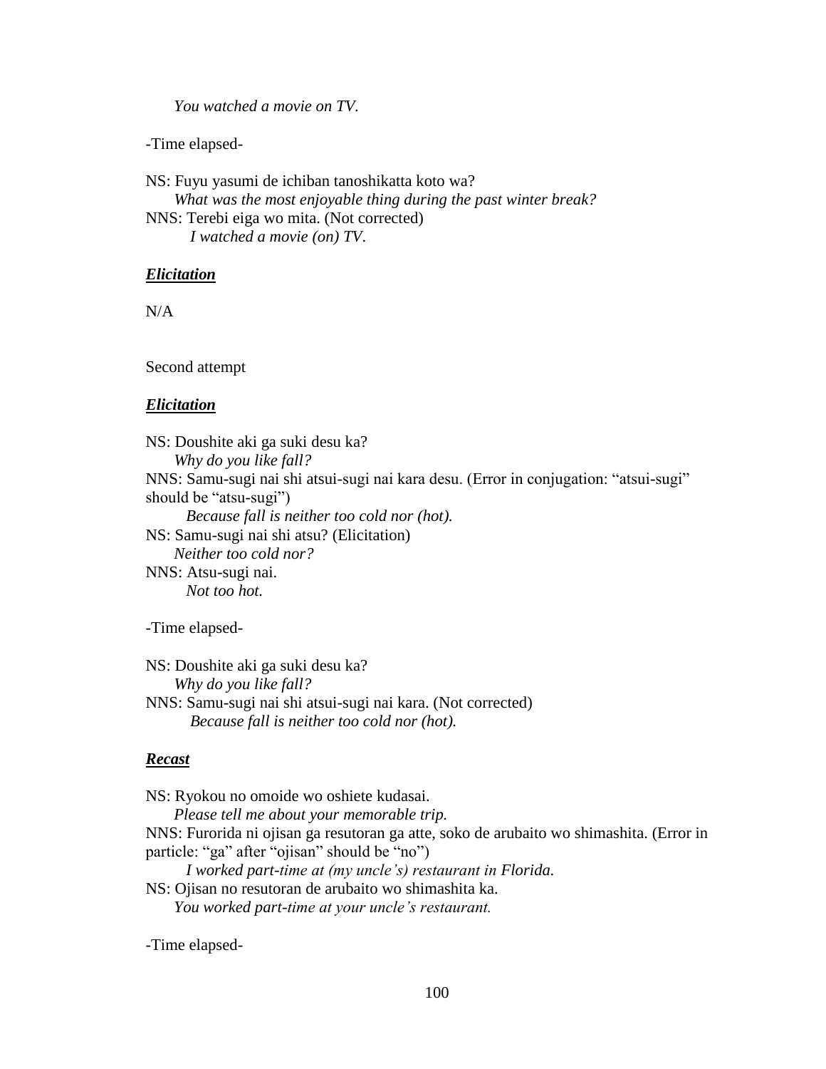*You watched a movie on TV.*

-Time elapsed-

NS: Fuyu yasumi de ichiban tanoshikatta koto wa?
*What was the most enjoyable thing during the past winter break?*
NNS: Terebi eiga wo mita. (Not corrected)
*I watched a movie (on) TV.*

***Elicitation***

N/A

Second attempt

***Elicitation***

NS: Doushite aki ga suki desu ka?
*Why do you like fall?*
NNS: Samu-sugi nai shi atsui-sugi nai kara desu. (Error in conjugation: "atsui-sugi" should be "atsu-sugi")
*Because fall is neither too cold nor (hot).*
NS: Samu-sugi nai shi atsu? (Elicitation)
*Neither too cold nor?*
NNS: Atsu-sugi nai.
*Not too hot.*

-Time elapsed-

NS: Doushite aki ga suki desu ka?
*Why do you like fall?*
NNS: Samu-sugi nai shi atsui-sugi nai kara. (Not corrected)
*Because fall is neither too cold nor (hot).*

***Recast***

NS: Ryokou no omoide wo oshiete kudasai.
*Please tell me about your memorable trip.*
NNS: Furorida ni ojisan ga resutoran ga atte, soko de arubaito wo shimashita. (Error in particle: "ga" after "ojisan" should be "no")
*I worked part-time at (my uncle's) restaurant in Florida.*
NS: Ojisan no resutoran de arubaito wo shimashita ka.
*You worked part-time at your uncle's restaurant.*

-Time elapsed-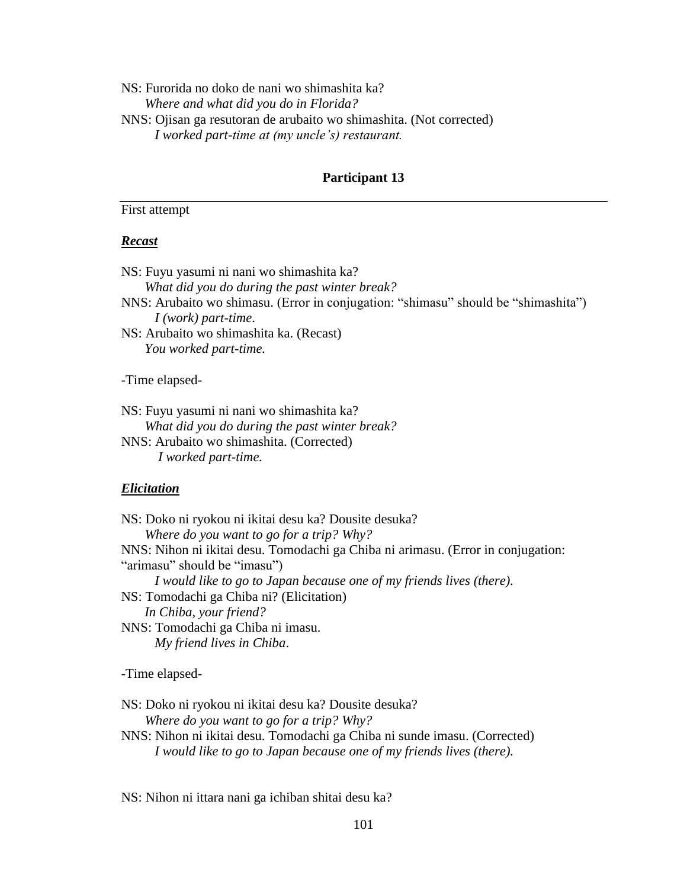NS: Furorida no doko de nani wo shimashita ka?
*Where and what did you do in Florida?*
NNS: Ojisan ga resutoran de arubaito wo shimashita. (Not corrected)
*I worked part-time at (my uncle's) restaurant.*

**Participant 13**

---

First attempt

***Recast***

NS: Fuyu yasumi ni nani wo shimashita ka?
*What did you do during the past winter break?*
NNS: Arubaito wo shimasu. (Error in conjugation: "shimasu" should be "shimashita")
*I (work) part-time*.
NS: Arubaito wo shimashita ka. (Recast)
*You worked part-time.*

-Time elapsed-

NS: Fuyu yasumi ni nani wo shimashita ka?
*What did you do during the past winter break?*
NNS: Arubaito wo shimashita. (Corrected)
*I worked part-time.*

***Elicitation***

NS: Doko ni ryokou ni ikitai desu ka? Dousite desuka?
*Where do you want to go for a trip? Why?*
NNS: Nihon ni ikitai desu. Tomodachi ga Chiba ni arimasu. (Error in conjugation: "arimasu" should be "imasu")
*I would like to go to Japan because one of my friends lives (there).*
NS: Tomodachi ga Chiba ni? (Elicitation)
*In Chiba, your friend?*
NNS: Tomodachi ga Chiba ni imasu.
*My friend lives in Chiba*.

-Time elapsed-

NS: Doko ni ryokou ni ikitai desu ka? Dousite desuka?
*Where do you want to go for a trip? Why?*
NNS: Nihon ni ikitai desu. Tomodachi ga Chiba ni sunde imasu. (Corrected)
*I would like to go to Japan because one of my friends lives (there).*

NS: Nihon ni ittara nani ga ichiban shitai desu ka?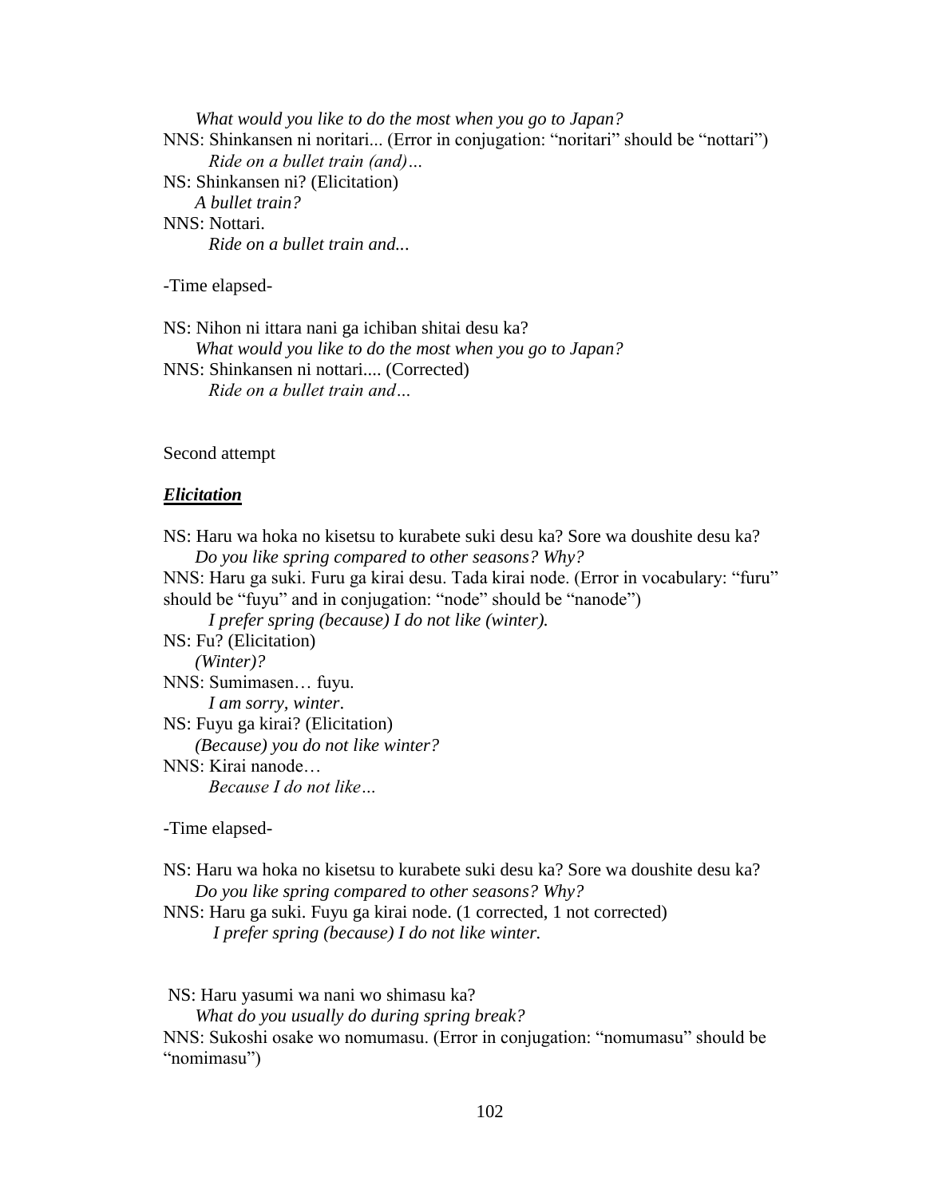*What would you like to do the most when you go to Japan?*

NNS: Shinkansen ni noritari... (Error in conjugation: "noritari" should be "nottari")

*Ride on a bullet train (and)…*

NS: Shinkansen ni? (Elicitation)

*A bullet train?*

NNS: Nottari.

*Ride on a bullet train and...*

-Time elapsed-

NS: Nihon ni ittara nani ga ichiban shitai desu ka?

*What would you like to do the most when you go to Japan?*

NNS: Shinkansen ni nottari.... (Corrected)

*Ride on a bullet train and…*

Second attempt

***Elicitation***

NS: Haru wa hoka no kisetsu to kurabete suki desu ka? Sore wa doushite desu ka?

*Do you like spring compared to other seasons? Why?*

NNS: Haru ga suki. Furu ga kirai desu. Tada kirai node. (Error in vocabulary: "furu" should be "fuyu" and in conjugation: "node" should be "nanode")

*I prefer spring (because) I do not like (winter).*

NS: Fu? (Elicitation)

*(Winter)?*

NNS: Sumimasen… fuyu.

*I am sorry, winter.*

NS: Fuyu ga kirai? (Elicitation)

*(Because) you do not like winter?*

NNS: Kirai nanode…

*Because I do not like…*

-Time elapsed-

NS: Haru wa hoka no kisetsu to kurabete suki desu ka? Sore wa doushite desu ka?

*Do you like spring compared to other seasons? Why?*

NNS: Haru ga suki. Fuyu ga kirai node. (1 corrected, 1 not corrected)

*I prefer spring (because) I do not like winter.*

NS: Haru yasumi wa nani wo shimasu ka?

*What do you usually do during spring break?*

NNS: Sukoshi osake wo nomumasu. (Error in conjugation: "nomumasu" should be "nomimasu")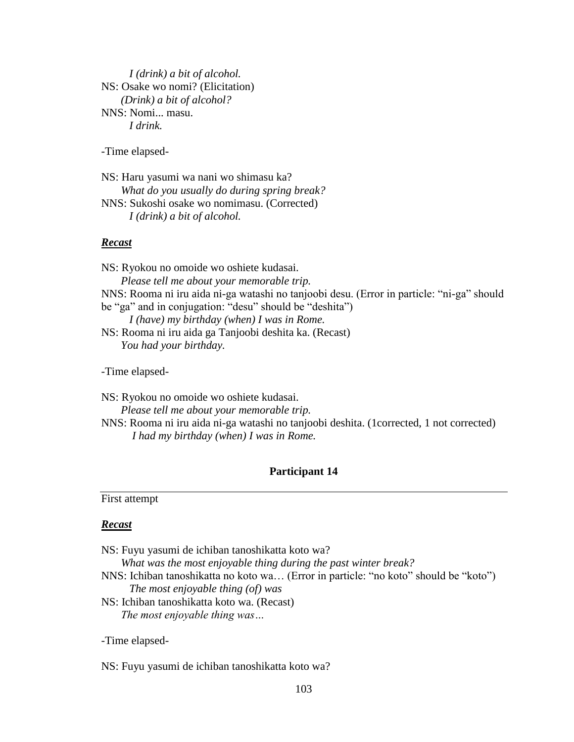*I (drink) a bit of alcohol.*
NS: Osake wo nomi? (Elicitation)
*(Drink) a bit of alcohol?*
NNS: Nomi... masu.
*I drink.*

-Time elapsed-

NS: Haru yasumi wa nani wo shimasu ka?
*What do you usually do during spring break?*
NNS: Sukoshi osake wo nomimasu. (Corrected)
*I (drink) a bit of alcohol.*

***Recast***

NS: Ryokou no omoide wo oshiete kudasai.
*Please tell me about your memorable trip.*
NNS: Rooma ni iru aida ni-ga watashi no tanjoobi desu. (Error in particle: “ni-ga” should be “ga” and in conjugation: “desu” should be “deshita”)
*I (have) my birthday (when) I was in Rome.*
NS: Rooma ni iru aida ga Tanjoobi deshita ka. (Recast)
*You had your birthday.*

-Time elapsed-

NS: Ryokou no omoide wo oshiete kudasai.
*Please tell me about your memorable trip.*
NNS: Rooma ni iru aida ni-ga watashi no tanjoobi deshita. (1corrected, 1 not corrected)
*I had my birthday (when) I was in Rome.*

**Participant 14**

First attempt

***Recast***

NS: Fuyu yasumi de ichiban tanoshikatta koto wa?
*What was the most enjoyable thing during the past winter break?*
NNS: Ichiban tanoshikatta no koto wa… (Error in particle: “no koto” should be “koto”)
*The most enjoyable thing (of) was*
NS: Ichiban tanoshikatta koto wa. (Recast)
*The most enjoyable thing was…*

-Time elapsed-

NS: Fuyu yasumi de ichiban tanoshikatta koto wa?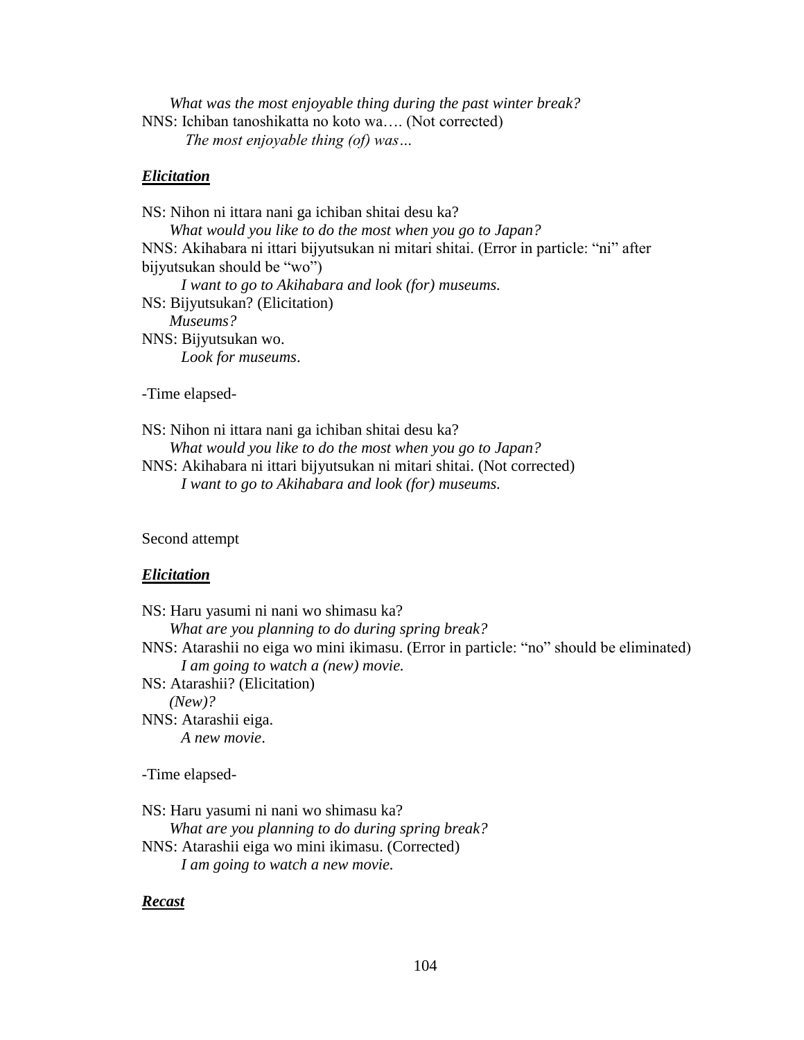*What was the most enjoyable thing during the past winter break?*

NNS: Ichiban tanoshikatta no koto wa…. (Not corrected)

*The most enjoyable thing (of) was…*

***Elicitation***

NS: Nihon ni ittara nani ga ichiban shitai desu ka?

*What would you like to do the most when you go to Japan?*

NNS: Akihabara ni ittari bijyutsukan ni mitari shitai. (Error in particle: "ni" after bijyutsukan should be "wo")

*I want to go to Akihabara and look (for) museums.*

NS: Bijyutsukan? (Elicitation)

*Museums?*

NNS: Bijyutsukan wo.

*Look for museums*.

-Time elapsed-

NS: Nihon ni ittara nani ga ichiban shitai desu ka?

*What would you like to do the most when you go to Japan?*

NNS: Akihabara ni ittari bijyutsukan ni mitari shitai. (Not corrected)

*I want to go to Akihabara and look (for) museums.*

Second attempt

***Elicitation***

NS: Haru yasumi ni nani wo shimasu ka?

*What are you planning to do during spring break?*

NNS: Atarashii no eiga wo mini ikimasu. (Error in particle: "no" should be eliminated)

*I am going to watch a (new) movie.*

NS: Atarashii? (Elicitation)

*(New)?*

NNS: Atarashii eiga.

*A new movie*.

-Time elapsed-

NS: Haru yasumi ni nani wo shimasu ka?

*What are you planning to do during spring break?*

NNS: Atarashii eiga wo mini ikimasu. (Corrected)

*I am going to watch a new movie.*

***Recast***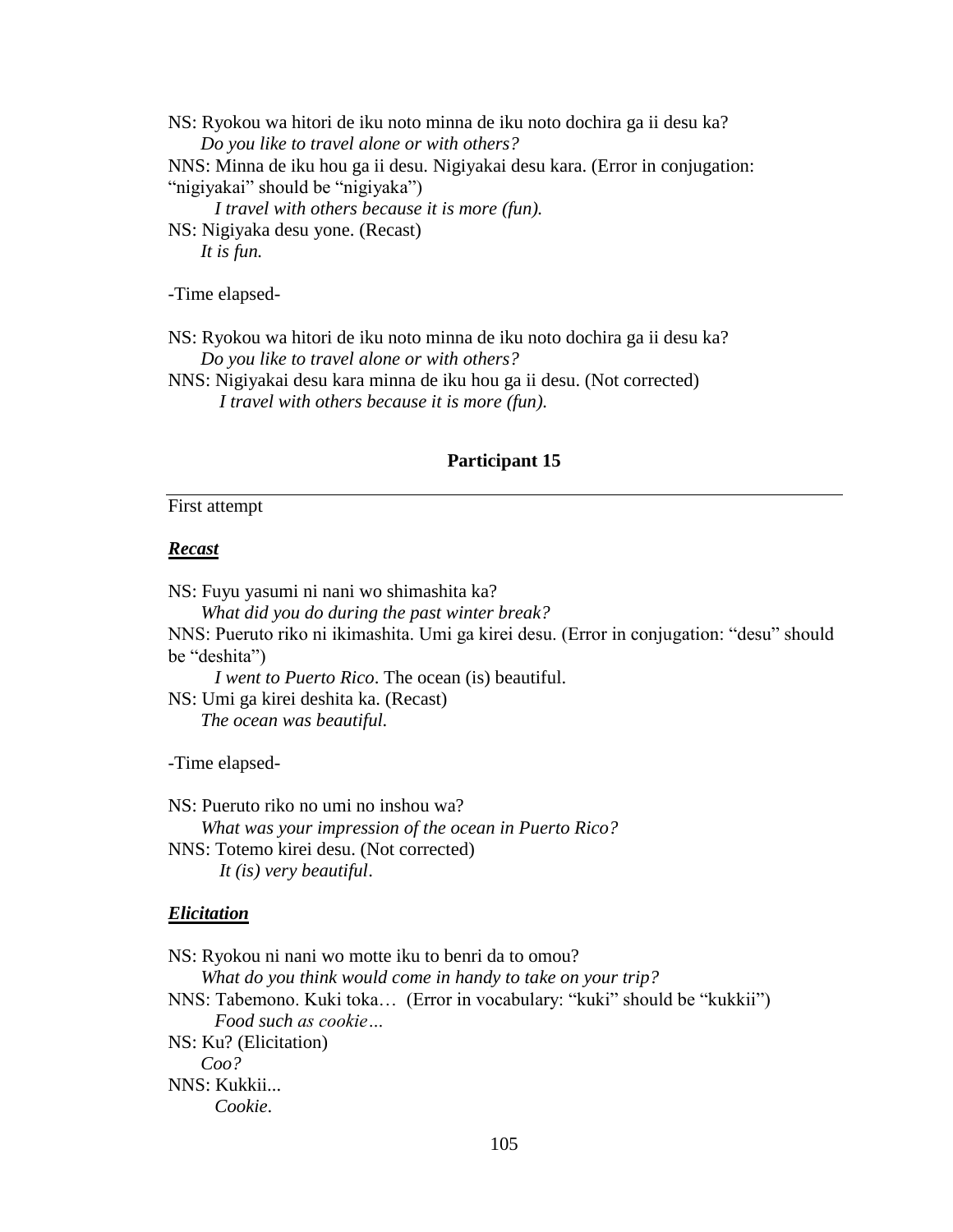NS: Ryokou wa hitori de iku noto minna de iku noto dochira ga ii desu ka?
*Do you like to travel alone or with others?*
NNS: Minna de iku hou ga ii desu. Nigiyakai desu kara. (Error in conjugation: "nigiyakai" should be "nigiyaka")
*I travel with others because it is more (fun).*
NS: Nigiyaka desu yone. (Recast)
*It is fun.*

-Time elapsed-

NS: Ryokou wa hitori de iku noto minna de iku noto dochira ga ii desu ka?
*Do you like to travel alone or with others?*
NNS: Nigiyakai desu kara minna de iku hou ga ii desu. (Not corrected)
*I travel with others because it is more (fun).*

**Participant 15**

First attempt

***Recast***

NS: Fuyu yasumi ni nani wo shimashita ka?
*What did you do during the past winter break?*
NNS: Pueruto riko ni ikimashita. Umi ga kirei desu. (Error in conjugation: "desu" should be "deshita")
*I went to Puerto Rico*. The ocean (is) beautiful.
NS: Umi ga kirei deshita ka. (Recast)
*The ocean was beautiful.*

-Time elapsed-

NS: Pueruto riko no umi no inshou wa?
*What was your impression of the ocean in Puerto Rico?*
NNS: Totemo kirei desu. (Not corrected)
*It (is) very beautiful*.

***Elicitation***

NS: Ryokou ni nani wo motte iku to benri da to omou?
*What do you think would come in handy to take on your trip?*
NNS: Tabemono. Kuki toka… (Error in vocabulary: "kuki" should be "kukkii")
*Food such as cookie…*
NS: Ku? (Elicitation)
*Coo?*
NNS: Kukkii...
*Cookie*.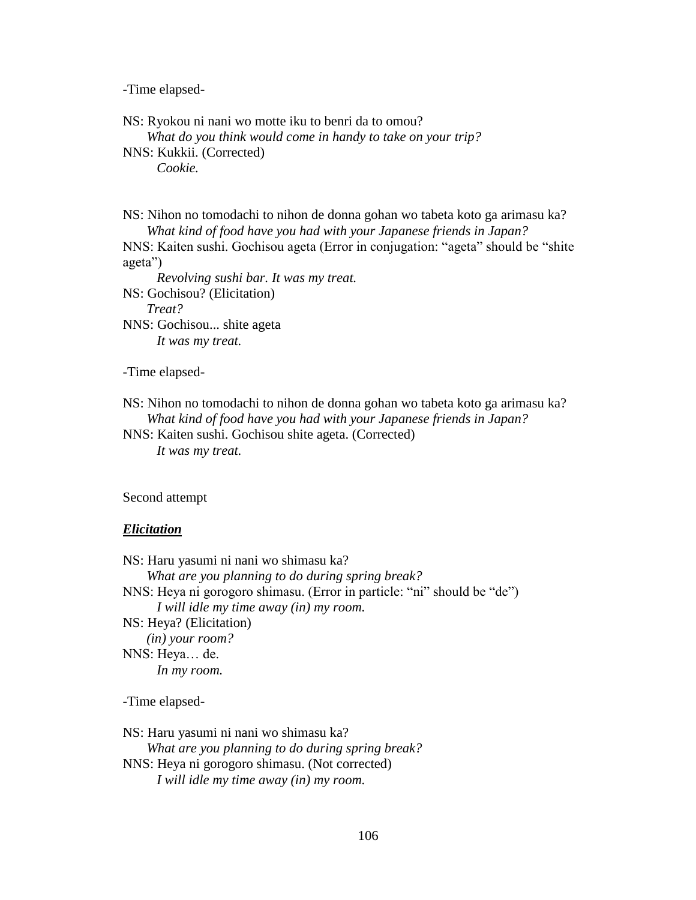-Time elapsed-

NS: Ryokou ni nani wo motte iku to benri da to omou?
*What do you think would come in handy to take on your trip?*
NNS: Kukkii. (Corrected)
*Cookie.*

NS: Nihon no tomodachi to nihon de donna gohan wo tabeta koto ga arimasu ka?
*What kind of food have you had with your Japanese friends in Japan?*
NNS: Kaiten sushi. Gochisou ageta (Error in conjugation: "ageta" should be "shite ageta")
*Revolving sushi bar. It was my treat.*
NS: Gochisou? (Elicitation)
*Treat?*
NNS: Gochisou... shite ageta
*It was my treat.*

-Time elapsed-

NS: Nihon no tomodachi to nihon de donna gohan wo tabeta koto ga arimasu ka?
*What kind of food have you had with your Japanese friends in Japan?*
NNS: Kaiten sushi. Gochisou shite ageta. (Corrected)
*It was my treat.*

Second attempt

***Elicitation***

NS: Haru yasumi ni nani wo shimasu ka?
*What are you planning to do during spring break?*
NNS: Heya ni gorogoro shimasu. (Error in particle: "ni" should be "de")
*I will idle my time away (in) my room.*
NS: Heya? (Elicitation)
*(in) your room?*
NNS: Heya… de.
*In my room.*

-Time elapsed-

NS: Haru yasumi ni nani wo shimasu ka?
*What are you planning to do during spring break?*
NNS: Heya ni gorogoro shimasu. (Not corrected)
*I will idle my time away (in) my room.*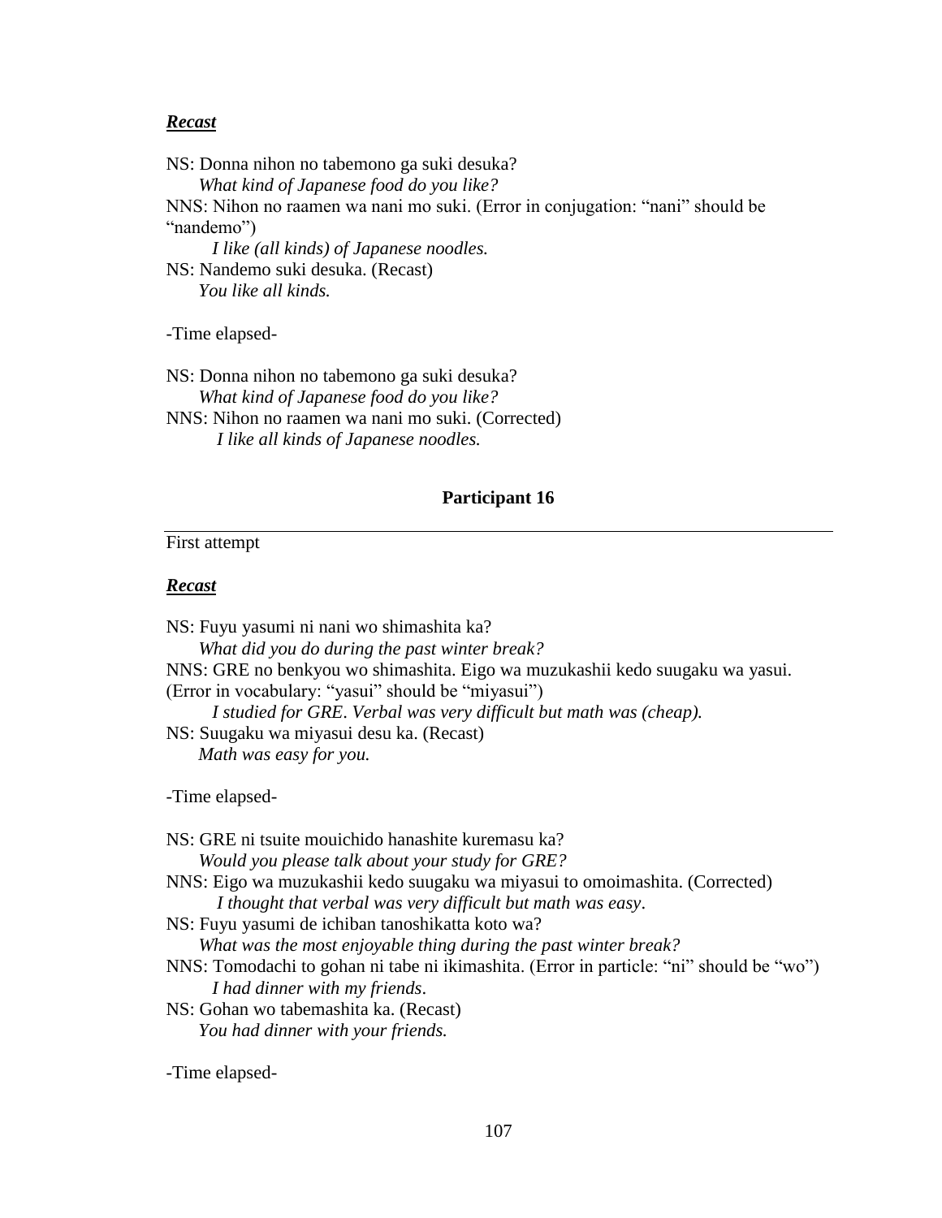***Recast***

NS: Donna nihon no tabemono ga suki desuka?
*What kind of Japanese food do you like?*
NNS: Nihon no raamen wa nani mo suki. (Error in conjugation: “nani” should be “nandemo”)
*I like (all kinds) of Japanese noodles.*
NS: Nandemo suki desuka. (Recast)
*You like all kinds.*

-Time elapsed-

NS: Donna nihon no tabemono ga suki desuka?
*What kind of Japanese food do you like?*
NNS: Nihon no raamen wa nani mo suki. (Corrected)
*I like all kinds of Japanese noodles.*

**Participant 16**

First attempt

***Recast***

NS: Fuyu yasumi ni nani wo shimashita ka?
*What did you do during the past winter break?*
NNS: GRE no benkyou wo shimashita. Eigo wa muzukashii kedo suugaku wa yasui. (Error in vocabulary: “yasui” should be “miyasui”)
*I studied for GRE. Verbal was very difficult but math was (cheap).*
NS: Suugaku wa miyasui desu ka. (Recast)
*Math was easy for you.*

-Time elapsed-

NS: GRE ni tsuite mouichido hanashite kuremasu ka?
*Would you please talk about your study for GRE?*
NNS: Eigo wa muzukashii kedo suugaku wa miyasui to omoimashita. (Corrected)
*I thought that verbal was very difficult but math was easy*.
NS: Fuyu yasumi de ichiban tanoshikatta koto wa?
*What was the most enjoyable thing during the past winter break?*
NNS: Tomodachi to gohan ni tabe ni ikimashita. (Error in particle: “ni” should be “wo”)
*I had dinner with my friends*.
NS: Gohan wo tabemashita ka. (Recast)
*You had dinner with your friends.*

-Time elapsed-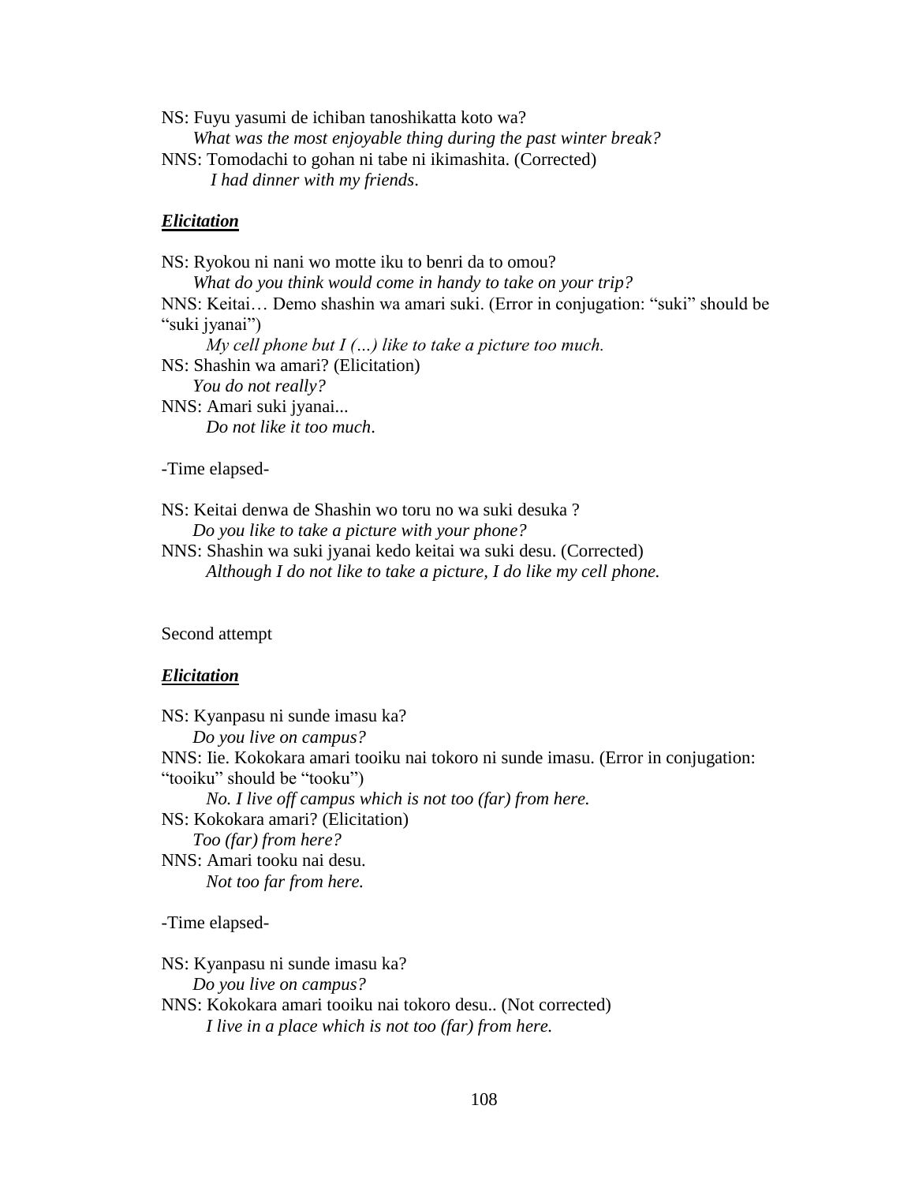NS: Fuyu yasumi de ichiban tanoshikatta koto wa?

*What was the most enjoyable thing during the past winter break?*

NNS: Tomodachi to gohan ni tabe ni ikimashita. (Corrected)

*I had dinner with my friends*.

***Elicitation***

NS: Ryokou ni nani wo motte iku to benri da to omou?

*What do you think would come in handy to take on your trip?*

NNS: Keitai… Demo shashin wa amari suki. (Error in conjugation: "suki" should be "suki jyanai")

*My cell phone but I (…) like to take a picture too much.*

NS: Shashin wa amari? (Elicitation)

*You do not really?*

NNS: Amari suki jyanai...

*Do not like it too much*.

-Time elapsed-

NS: Keitai denwa de Shashin wo toru no wa suki desuka ?

*Do you like to take a picture with your phone?*

NNS: Shashin wa suki jyanai kedo keitai wa suki desu. (Corrected)

*Although I do not like to take a picture, I do like my cell phone.*

Second attempt

***Elicitation***

NS: Kyanpasu ni sunde imasu ka?

*Do you live on campus?*

NNS: Iie. Kokokara amari tooiku nai tokoro ni sunde imasu. (Error in conjugation: "tooiku" should be "tooku")

*No. I live off campus which is not too (far) from here.*

NS: Kokokara amari? (Elicitation)

*Too (far) from here?*

NNS: Amari tooku nai desu.

*Not too far from here.*

-Time elapsed-

NS: Kyanpasu ni sunde imasu ka?

*Do you live on campus?*

NNS: Kokokara amari tooiku nai tokoro desu.. (Not corrected)

*I live in a place which is not too (far) from here.*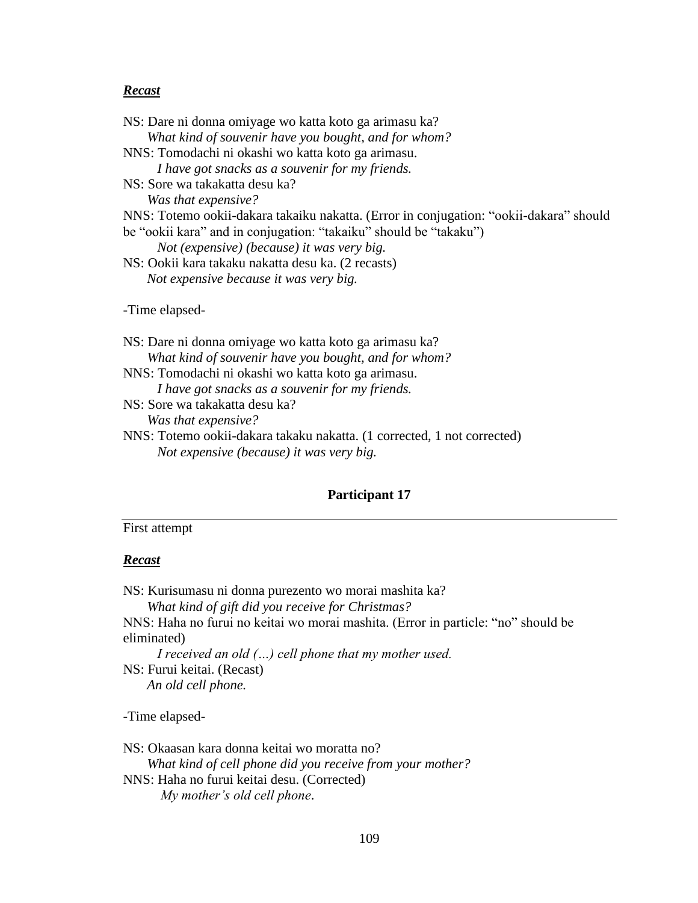***Recast***

NS: Dare ni donna omiyage wo katta koto ga arimasu ka?
*What kind of souvenir have you bought, and for whom?*
NNS: Tomodachi ni okashi wo katta koto ga arimasu.
*I have got snacks as a souvenir for my friends.*
NS: Sore wa takakatta desu ka?
*Was that expensive?*
NNS: Totemo ookii-dakara takaiku nakatta. (Error in conjugation: "ookii-dakara" should be "ookii kara" and in conjugation: "takaiku" should be "takaku")
*Not (expensive) (because) it was very big.*
NS: Ookii kara takaku nakatta desu ka. (2 recasts)
*Not expensive because it was very big.*

-Time elapsed-

NS: Dare ni donna omiyage wo katta koto ga arimasu ka?
*What kind of souvenir have you bought, and for whom?*
NNS: Tomodachi ni okashi wo katta koto ga arimasu.
*I have got snacks as a souvenir for my friends.*
NS: Sore wa takakatta desu ka?
*Was that expensive?*
NNS: Totemo ookii-dakara takaku nakatta. (1 corrected, 1 not corrected)
*Not expensive (because) it was very big.*

**Participant 17**

First attempt

***Recast***

NS: Kurisumasu ni donna purezento wo morai mashita ka?
*What kind of gift did you receive for Christmas?*
NNS: Haha no furui no keitai wo morai mashita. (Error in particle: "no" should be eliminated)
*I received an old (…) cell phone that my mother used.*
NS: Furui keitai. (Recast)
*An old cell phone.*

-Time elapsed-

NS: Okaasan kara donna keitai wo moratta no?
*What kind of cell phone did you receive from your mother?*
NNS: Haha no furui keitai desu. (Corrected)
*My mother's old cell phone.*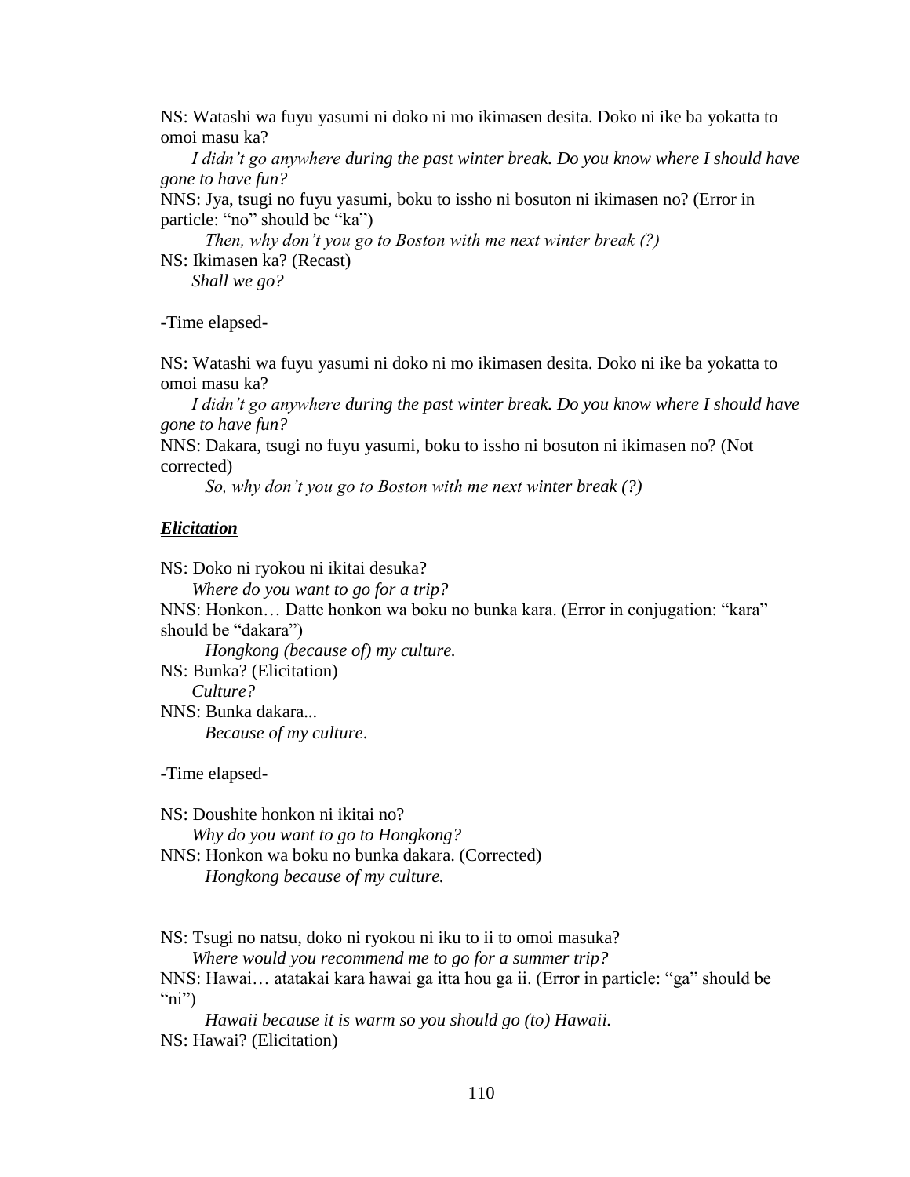NS: Watashi wa fuyu yasumi ni doko ni mo ikimasen desita. Doko ni ike ba yokatta to omoi masu ka?

*I didn't go anywhere during the past winter break. Do you know where I should have gone to have fun?*

NNS: Jya, tsugi no fuyu yasumi, boku to issho ni bosuton ni ikimasen no? (Error in particle: "no" should be "ka")

*Then, why don't you go to Boston with me next winter break (?)*

NS: Ikimasen ka? (Recast)

*Shall we go?*

-Time elapsed-

NS: Watashi wa fuyu yasumi ni doko ni mo ikimasen desita. Doko ni ike ba yokatta to omoi masu ka?

*I didn't go anywhere during the past winter break. Do you know where I should have gone to have fun?*

NNS: Dakara, tsugi no fuyu yasumi, boku to issho ni bosuton ni ikimasen no? (Not corrected)

*So, why don't you go to Boston with me next winter break (?)*

***Elicitation***

NS: Doko ni ryokou ni ikitai desuka?

*Where do you want to go for a trip?*

NNS: Honkon… Datte honkon wa boku no bunka kara. (Error in conjugation: "kara" should be "dakara")

*Hongkong (because of) my culture.*

NS: Bunka? (Elicitation)

*Culture?*

NNS: Bunka dakara...

*Because of my culture*.

-Time elapsed-

NS: Doushite honkon ni ikitai no?

*Why do you want to go to Hongkong?*

NNS: Honkon wa boku no bunka dakara. (Corrected)

*Hongkong because of my culture.*

NS: Tsugi no natsu, doko ni ryokou ni iku to ii to omoi masuka?

*Where would you recommend me to go for a summer trip?*

NNS: Hawai… atatakai kara hawai ga itta hou ga ii. (Error in particle: "ga" should be "ni")

*Hawaii because it is warm so you should go (to) Hawaii.*

NS: Hawai? (Elicitation)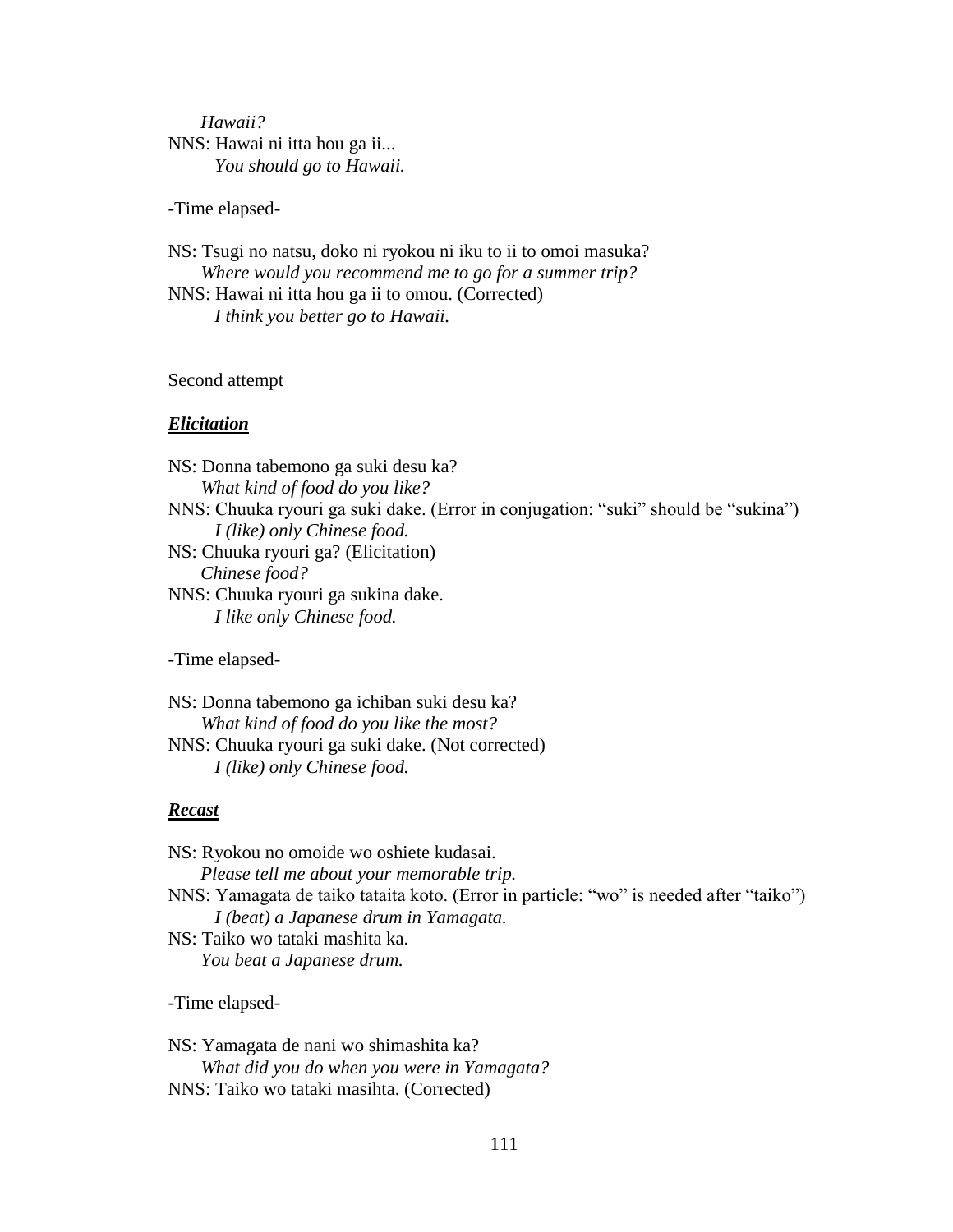*Hawaii?*
NNS: Hawai ni itta hou ga ii...
*You should go to Hawaii.*

-Time elapsed-

NS: Tsugi no natsu, doko ni ryokou ni iku to ii to omoi masuka?
*Where would you recommend me to go for a summer trip?*
NNS: Hawai ni itta hou ga ii to omou. (Corrected)
*I think you better go to Hawaii.*

Second attempt

***Elicitation***

NS: Donna tabemono ga suki desu ka?
*What kind of food do you like?*
NNS: Chuuka ryouri ga suki dake. (Error in conjugation: "suki" should be "sukina")
*I (like) only Chinese food.*
NS: Chuuka ryouri ga? (Elicitation)
*Chinese food?*
NNS: Chuuka ryouri ga sukina dake.
*I like only Chinese food.*

-Time elapsed-

NS: Donna tabemono ga ichiban suki desu ka?
*What kind of food do you like the most?*
NNS: Chuuka ryouri ga suki dake. (Not corrected)
*I (like) only Chinese food.*

***Recast***

NS: Ryokou no omoide wo oshiete kudasai.
*Please tell me about your memorable trip.*
NNS: Yamagata de taiko tataita koto. (Error in particle: "wo" is needed after "taiko")
*I (beat) a Japanese drum in Yamagata.*
NS: Taiko wo tataki mashita ka.
*You beat a Japanese drum.*

-Time elapsed-

NS: Yamagata de nani wo shimashita ka?
*What did you do when you were in Yamagata?*
NNS: Taiko wo tataki masihta. (Corrected)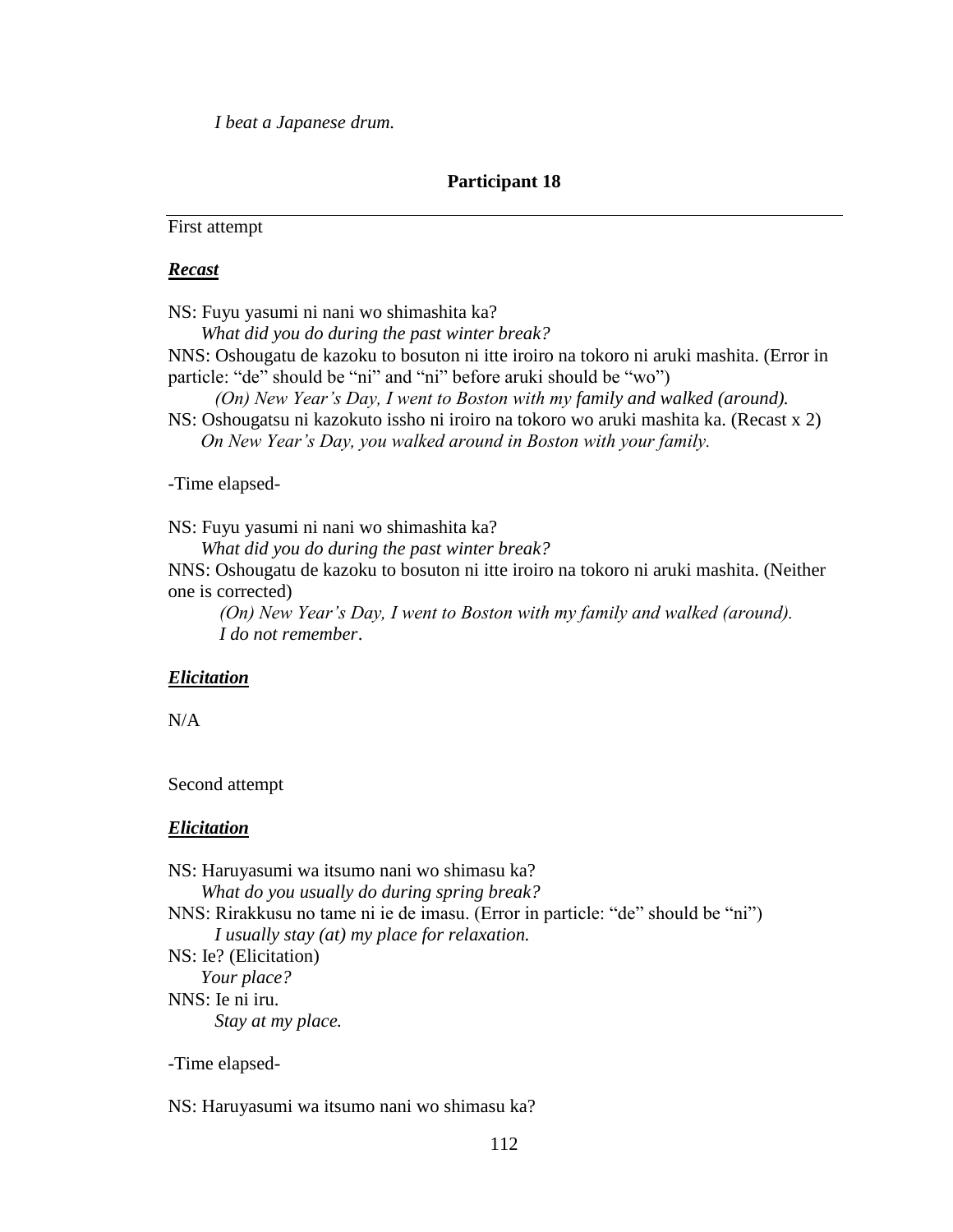*I beat a Japanese drum.*

**Participant 18**

---

First attempt

***Recast***

NS: Fuyu yasumi ni nani wo shimashita ka?
*What did you do during the past winter break?*
NNS: Oshougatu de kazoku to bosuton ni itte iroiro na tokoro ni aruki mashita. (Error in particle: "de" should be "ni" and "ni" before aruki should be "wo")
*(On) New Year's Day, I went to Boston with my family and walked (around).*
NS: Oshougatsu ni kazokuto issho ni iroiro na tokoro wo aruki mashita ka. (Recast x 2)
*On New Year's Day, you walked around in Boston with your family.*

-Time elapsed-

NS: Fuyu yasumi ni nani wo shimashita ka?
*What did you do during the past winter break?*
NNS: Oshougatu de kazoku to bosuton ni itte iroiro na tokoro ni aruki mashita. (Neither one is corrected)
*(On) New Year's Day, I went to Boston with my family and walked (around).*
*I do not remember*.

***Elicitation***

N/A

Second attempt

***Elicitation***

NS: Haruyasumi wa itsumo nani wo shimasu ka?
*What do you usually do during spring break?*
NNS: Rirakkusu no tame ni ie de imasu. (Error in particle: "de" should be "ni")
*I usually stay (at) my place for relaxation.*
NS: Ie? (Elicitation)
*Your place?*
NNS: Ie ni iru.
*Stay at my place.*

-Time elapsed-

NS: Haruyasumi wa itsumo nani wo shimasu ka?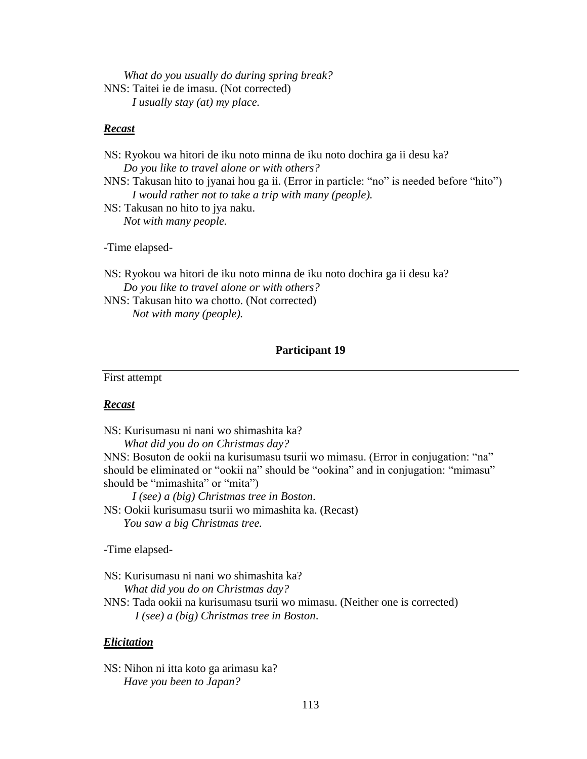*What do you usually do during spring break?*

NNS: Taitei ie de imasu. (Not corrected)

*I usually stay (at) my place.*

***Recast***

NS: Ryokou wa hitori de iku noto minna de iku noto dochira ga ii desu ka?

*Do you like to travel alone or with others?*

NNS: Takusan hito to jyanai hou ga ii. (Error in particle: "no" is needed before "hito")

*I would rather not to take a trip with many (people).*

NS: Takusan no hito to jya naku.

*Not with many people.*

-Time elapsed-

NS: Ryokou wa hitori de iku noto minna de iku noto dochira ga ii desu ka?

*Do you like to travel alone or with others?*

NNS: Takusan hito wa chotto. (Not corrected)

*Not with many (people).*

**Participant 19**

First attempt

***Recast***

NS: Kurisumasu ni nani wo shimashita ka?

*What did you do on Christmas day?*

NNS: Bosuton de ookii na kurisumasu tsurii wo mimasu. (Error in conjugation: "na" should be eliminated or "ookii na" should be "ookina" and in conjugation: "mimasu" should be "mimashita" or "mita")

*I (see) a (big) Christmas tree in Boston*.

NS: Ookii kurisumasu tsurii wo mimashita ka. (Recast)

*You saw a big Christmas tree.*

-Time elapsed-

NS: Kurisumasu ni nani wo shimashita ka?

*What did you do on Christmas day?*

NNS: Tada ookii na kurisumasu tsurii wo mimasu. (Neither one is corrected)

*I (see) a (big) Christmas tree in Boston*.

***Elicitation***

NS: Nihon ni itta koto ga arimasu ka?

*Have you been to Japan?*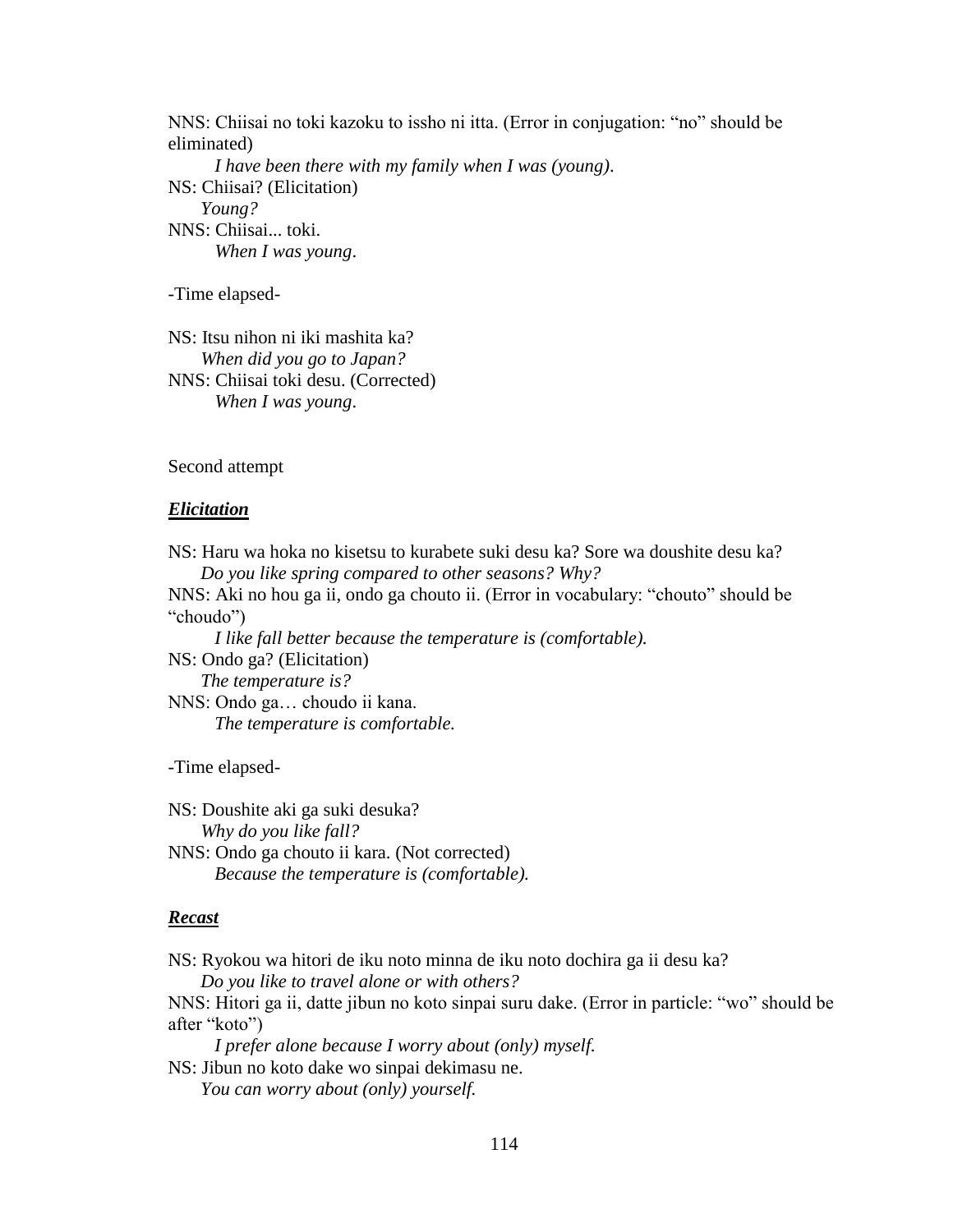NNS: Chiisai no toki kazoku to issho ni itta. (Error in conjugation: “no” should be eliminated)

*I have been there with my family when I was (young).*

NS: Chiisai? (Elicitation)

*Young?*

NNS: Chiisai... toki.

*When I was young.*

-Time elapsed-

NS: Itsu nihon ni iki mashita ka?

*When did you go to Japan?*

NNS: Chiisai toki desu. (Corrected)

*When I was young.*

Second attempt

***Elicitation***

NS: Haru wa hoka no kisetsu to kurabete suki desu ka? Sore wa doushite desu ka?

*Do you like spring compared to other seasons? Why?*

NNS: Aki no hou ga ii, ondo ga chouto ii. (Error in vocabulary: “chouto” should be “choudo”)

*I like fall better because the temperature is (comfortable).*

NS: Ondo ga? (Elicitation)

*The temperature is?*

NNS: Ondo ga… choudo ii kana.

*The temperature is comfortable.*

-Time elapsed-

NS: Doushite aki ga suki desuka?

*Why do you like fall?*

NNS: Ondo ga chouto ii kara. (Not corrected)

*Because the temperature is (comfortable).*

***Recast***

NS: Ryokou wa hitori de iku noto minna de iku noto dochira ga ii desu ka?

*Do you like to travel alone or with others?*

NNS: Hitori ga ii, datte jibun no koto sinpai suru dake. (Error in particle: “wo” should be after “koto”)

*I prefer alone because I worry about (only) myself.*

NS: Jibun no koto dake wo sinpai dekimasu ne.

*You can worry about (only) yourself.*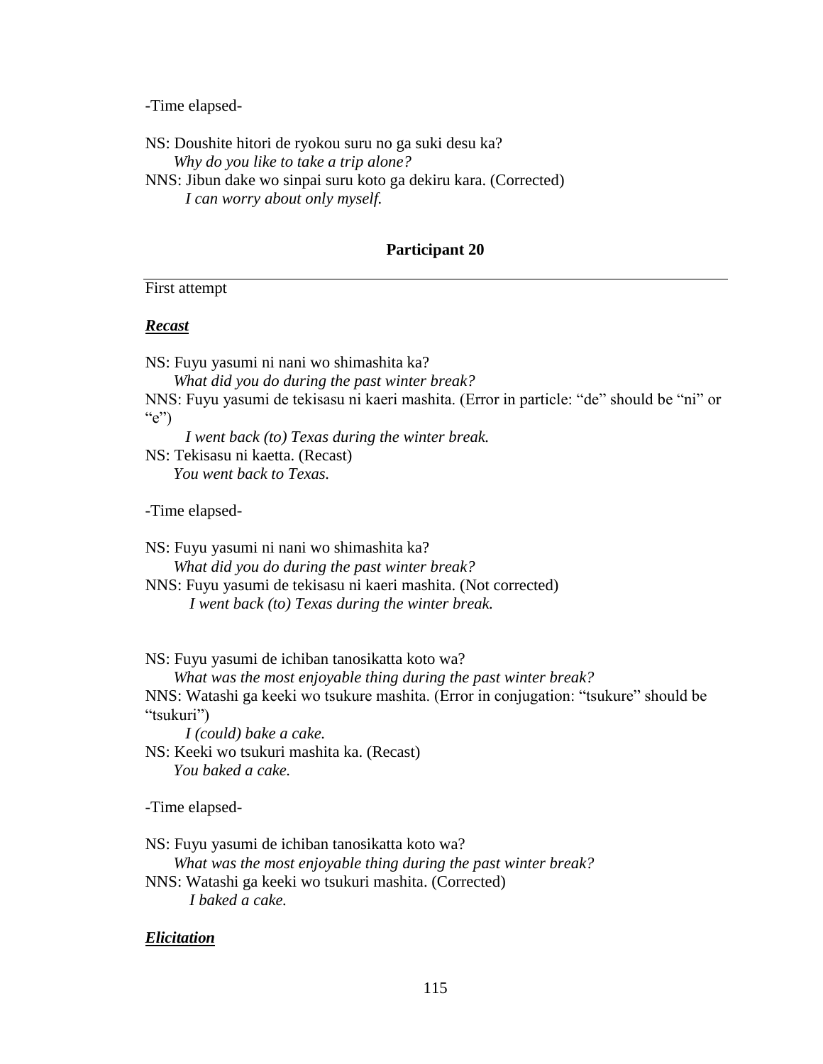-Time elapsed-

NS: Doushite hitori de ryokou suru no ga suki desu ka?
*Why do you like to take a trip alone?*
NNS: Jibun dake wo sinpai suru koto ga dekiru kara. (Corrected)
*I can worry about only myself.*

### Participant 20

First attempt

***Recast***

NS: Fuyu yasumi ni nani wo shimashita ka?
*What did you do during the past winter break?*
NNS: Fuyu yasumi de tekisasu ni kaeri mashita. (Error in particle: "de" should be "ni" or "e")
*I went back (to) Texas during the winter break.*
NS: Tekisasu ni kaetta. (Recast)
*You went back to Texas.*

-Time elapsed-

NS: Fuyu yasumi ni nani wo shimashita ka?
*What did you do during the past winter break?*
NNS: Fuyu yasumi de tekisasu ni kaeri mashita. (Not corrected)
*I went back (to) Texas during the winter break.*

NS: Fuyu yasumi de ichiban tanosikatta koto wa?
*What was the most enjoyable thing during the past winter break?*
NNS: Watashi ga keeki wo tsukure mashita. (Error in conjugation: "tsukure" should be "tsukuri")
*I (could) bake a cake.*
NS: Keeki wo tsukuri mashita ka. (Recast)
*You baked a cake.*

-Time elapsed-

NS: Fuyu yasumi de ichiban tanosikatta koto wa?
*What was the most enjoyable thing during the past winter break?*
NNS: Watashi ga keeki wo tsukuri mashita. (Corrected)
*I baked a cake.*

***Elicitation***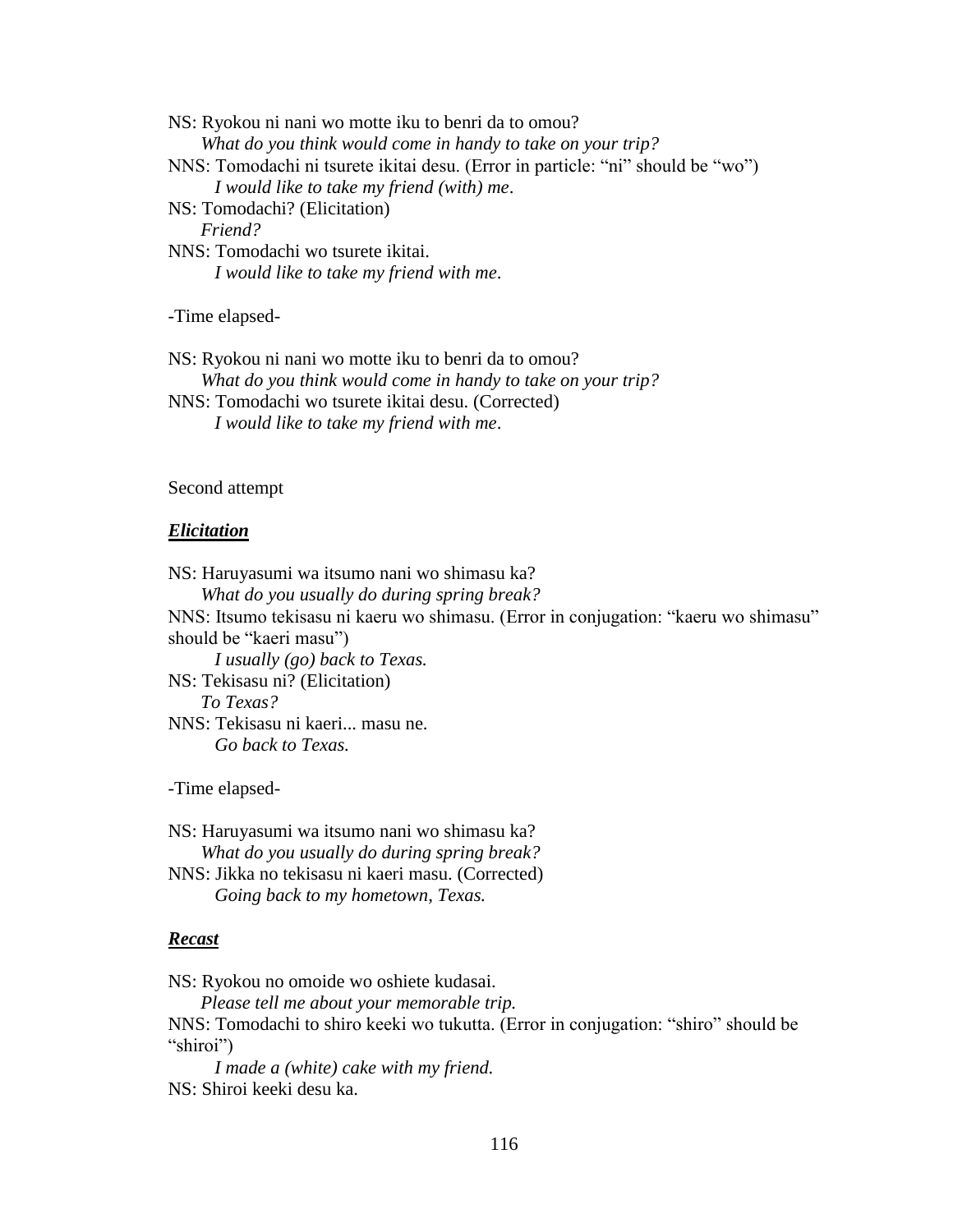NS: Ryokou ni nani wo motte iku to benri da to omou?
*What do you think would come in handy to take on your trip?*
NNS: Tomodachi ni tsurete ikitai desu. (Error in particle: "ni" should be "wo")
*I would like to take my friend (with) me*.
NS: Tomodachi? (Elicitation)
*Friend?*
NNS: Tomodachi wo tsurete ikitai.
*I would like to take my friend with me*.

-Time elapsed-

NS: Ryokou ni nani wo motte iku to benri da to omou?
*What do you think would come in handy to take on your trip?*
NNS: Tomodachi wo tsurete ikitai desu. (Corrected)
*I would like to take my friend with me*.

Second attempt

***Elicitation***

NS: Haruyasumi wa itsumo nani wo shimasu ka?
*What do you usually do during spring break?*
NNS: Itsumo tekisasu ni kaeru wo shimasu. (Error in conjugation: "kaeru wo shimasu" should be "kaeri masu")
*I usually (go) back to Texas.*
NS: Tekisasu ni? (Elicitation)
*To Texas?*
NNS: Tekisasu ni kaeri... masu ne.
*Go back to Texas.*

-Time elapsed-

NS: Haruyasumi wa itsumo nani wo shimasu ka?
*What do you usually do during spring break?*
NNS: Jikka no tekisasu ni kaeri masu. (Corrected)
*Going back to my hometown, Texas.*

***Recast***

NS: Ryokou no omoide wo oshiete kudasai.
*Please tell me about your memorable trip.*
NNS: Tomodachi to shiro keeki wo tukutta. (Error in conjugation: "shiro" should be "shiroi")
*I made a (white) cake with my friend.*
NS: Shiroi keeki desu ka.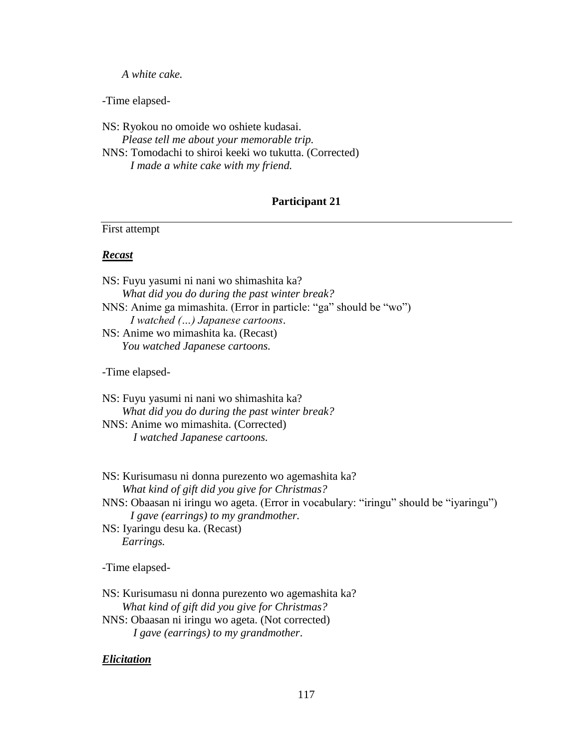*A white cake.*

-Time elapsed-

NS: Ryokou no omoide wo oshiete kudasai.
*Please tell me about your memorable trip.*
NNS: Tomodachi to shiroi keeki wo tukutta. (Corrected)
*I made a white cake with my friend.*

**Participant 21**

---

First attempt

***Recast***

NS: Fuyu yasumi ni nani wo shimashita ka?
*What did you do during the past winter break?*
NNS: Anime ga mimashita. (Error in particle: "ga" should be "wo")
*I watched (…) Japanese cartoons.*
NS: Anime wo mimashita ka. (Recast)
*You watched Japanese cartoons.*

-Time elapsed-

NS: Fuyu yasumi ni nani wo shimashita ka?
*What did you do during the past winter break?*
NNS: Anime wo mimashita. (Corrected)
*I watched Japanese cartoons.*

NS: Kurisumasu ni donna purezento wo agemashita ka?
*What kind of gift did you give for Christmas?*
NNS: Obaasan ni iringu wo ageta. (Error in vocabulary: "iringu" should be "iyaringu")
*I gave (earrings) to my grandmother.*
NS: Iyaringu desu ka. (Recast)
*Earrings.*

-Time elapsed-

NS: Kurisumasu ni donna purezento wo agemashita ka?
*What kind of gift did you give for Christmas?*
NNS: Obaasan ni iringu wo ageta. (Not corrected)
*I gave (earrings) to my grandmother.*

***Elicitation***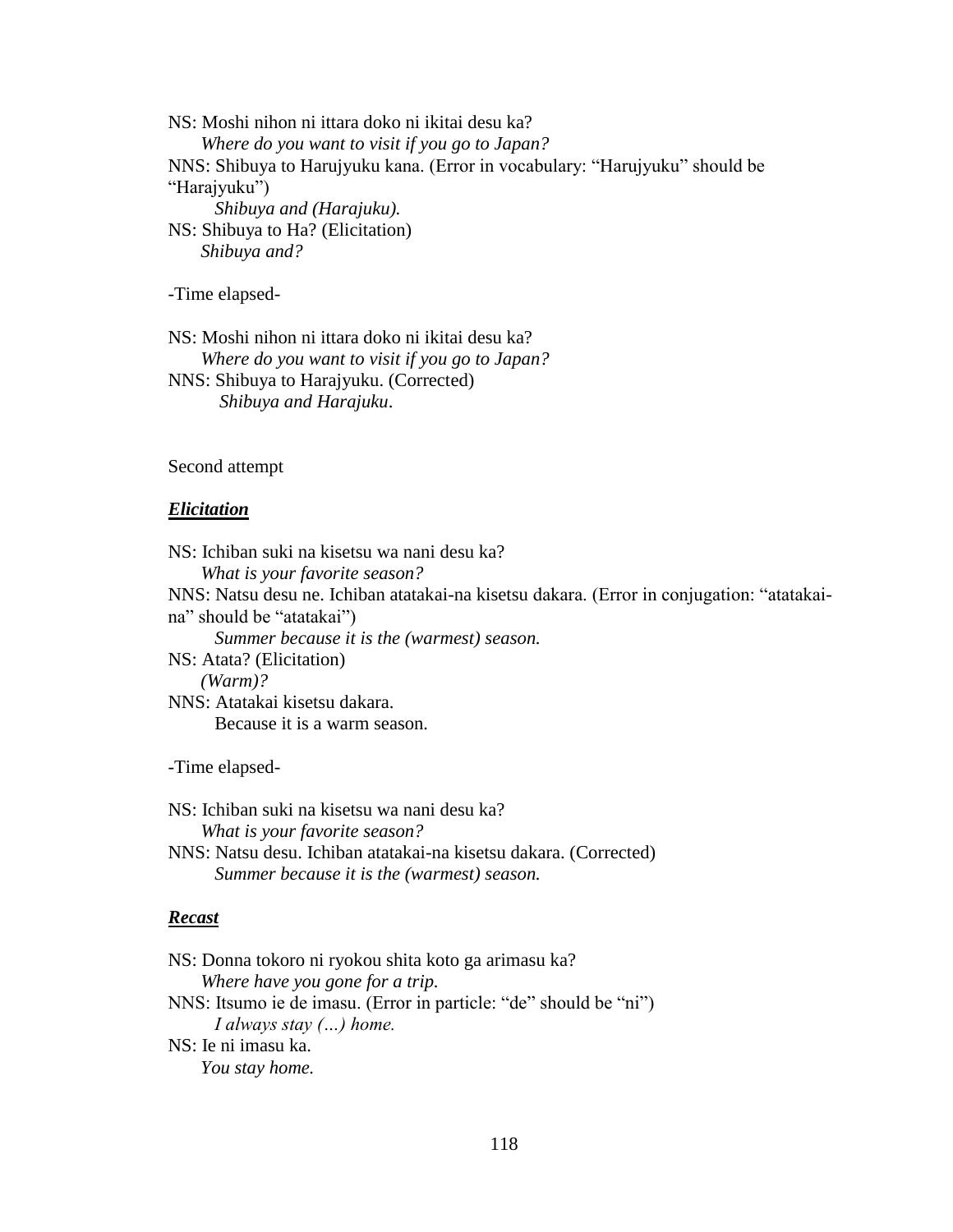NS: Moshi nihon ni ittara doko ni ikitai desu ka?
*Where do you want to visit if you go to Japan?*
NNS: Shibuya to Harujyuku kana. (Error in vocabulary: "Harujyuku" should be "Harajyuku")
*Shibuya and (Harajuku).*
NS: Shibuya to Ha? (Elicitation)
*Shibuya and?*

-Time elapsed-

NS: Moshi nihon ni ittara doko ni ikitai desu ka?
*Where do you want to visit if you go to Japan?*
NNS: Shibuya to Harajyuku. (Corrected)
*Shibuya and Harajuku*.

Second attempt

***Elicitation***

NS: Ichiban suki na kisetsu wa nani desu ka?
*What is your favorite season?*
NNS: Natsu desu ne. Ichiban atatakai-na kisetsu dakara. (Error in conjugation: "atatakai-na" should be "atatakai")
*Summer because it is the (warmest) season.*
NS: Atata? (Elicitation)
*(Warm)?*
NNS: Atatakai kisetsu dakara.
Because it is a warm season.

-Time elapsed-

NS: Ichiban suki na kisetsu wa nani desu ka?
*What is your favorite season?*
NNS: Natsu desu. Ichiban atatakai-na kisetsu dakara. (Corrected)
*Summer because it is the (warmest) season.*

***Recast***

NS: Donna tokoro ni ryokou shita koto ga arimasu ka?
*Where have you gone for a trip.*
NNS: Itsumo ie de imasu. (Error in particle: "de" should be "ni")
*I always stay (…) home.*
NS: Ie ni imasu ka.
*You stay home.*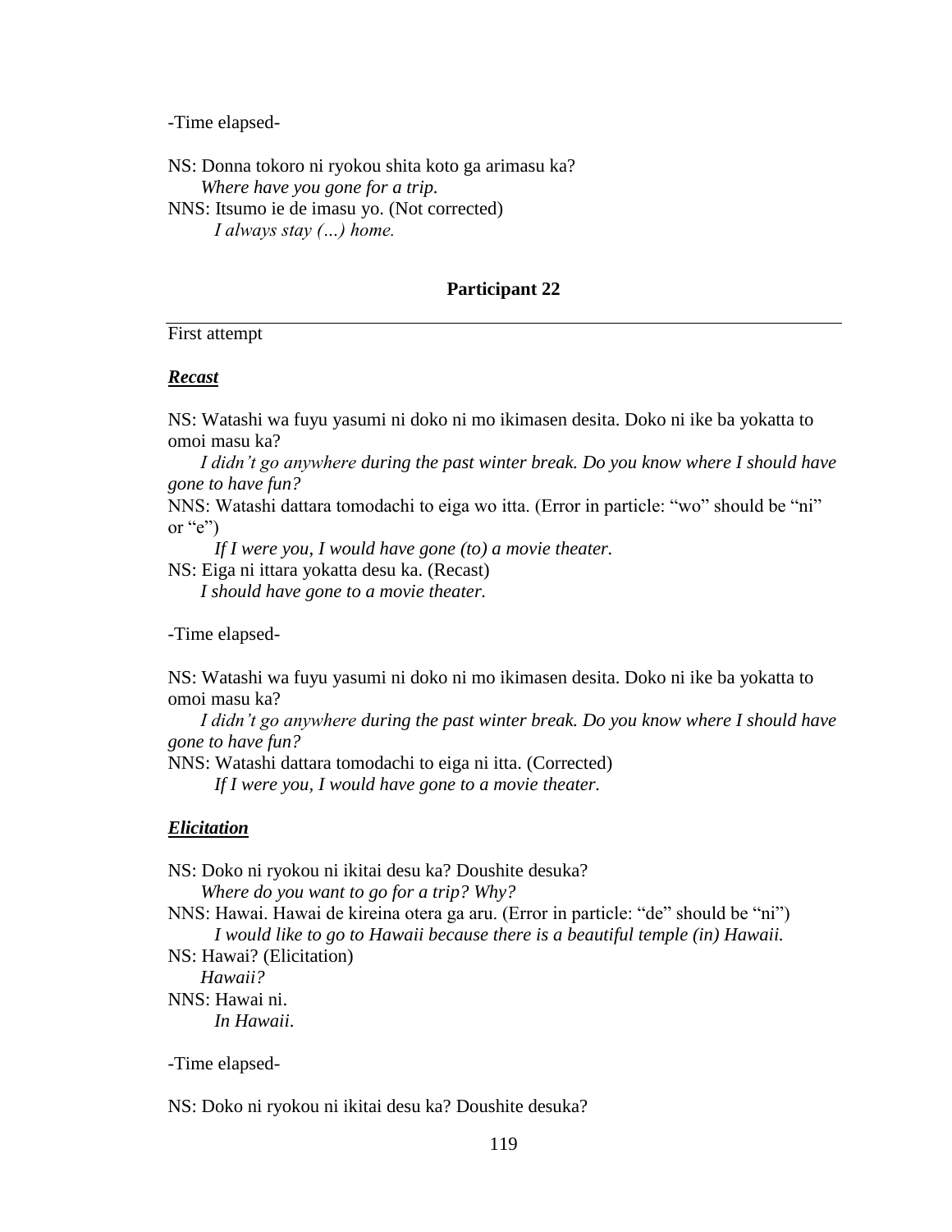-Time elapsed-

NS: Donna tokoro ni ryokou shita koto ga arimasu ka?
*Where have you gone for a trip.*
NNS: Itsumo ie de imasu yo. (Not corrected)
*I always stay (...) home.*

### Participant 22

First attempt

***Recast***

NS: Watashi wa fuyu yasumi ni doko ni mo ikimasen desita. Doko ni ike ba yokatta to omoi masu ka?
*I didn't go anywhere during the past winter break. Do you know where I should have gone to have fun?*
NNS: Watashi dattara tomodachi to eiga wo itta. (Error in particle: "wo" should be "ni" or "e")
*If I were you, I would have gone (to) a movie theater.*
NS: Eiga ni ittara yokatta desu ka. (Recast)
*I should have gone to a movie theater.*

-Time elapsed-

NS: Watashi wa fuyu yasumi ni doko ni mo ikimasen desita. Doko ni ike ba yokatta to omoi masu ka?
*I didn't go anywhere during the past winter break. Do you know where I should have gone to have fun?*
NNS: Watashi dattara tomodachi to eiga ni itta. (Corrected)
*If I were you, I would have gone to a movie theater.*

***Elicitation***

NS: Doko ni ryokou ni ikitai desu ka? Doushite desuka?
*Where do you want to go for a trip? Why?*
NNS: Hawai. Hawai de kireina otera ga aru. (Error in particle: "de" should be "ni")
*I would like to go to Hawaii because there is a beautiful temple (in) Hawaii.*
NS: Hawai? (Elicitation)
*Hawaii?*
NNS: Hawai ni.
*In Hawaii.*

-Time elapsed-

NS: Doko ni ryokou ni ikitai desu ka? Doushite desuka?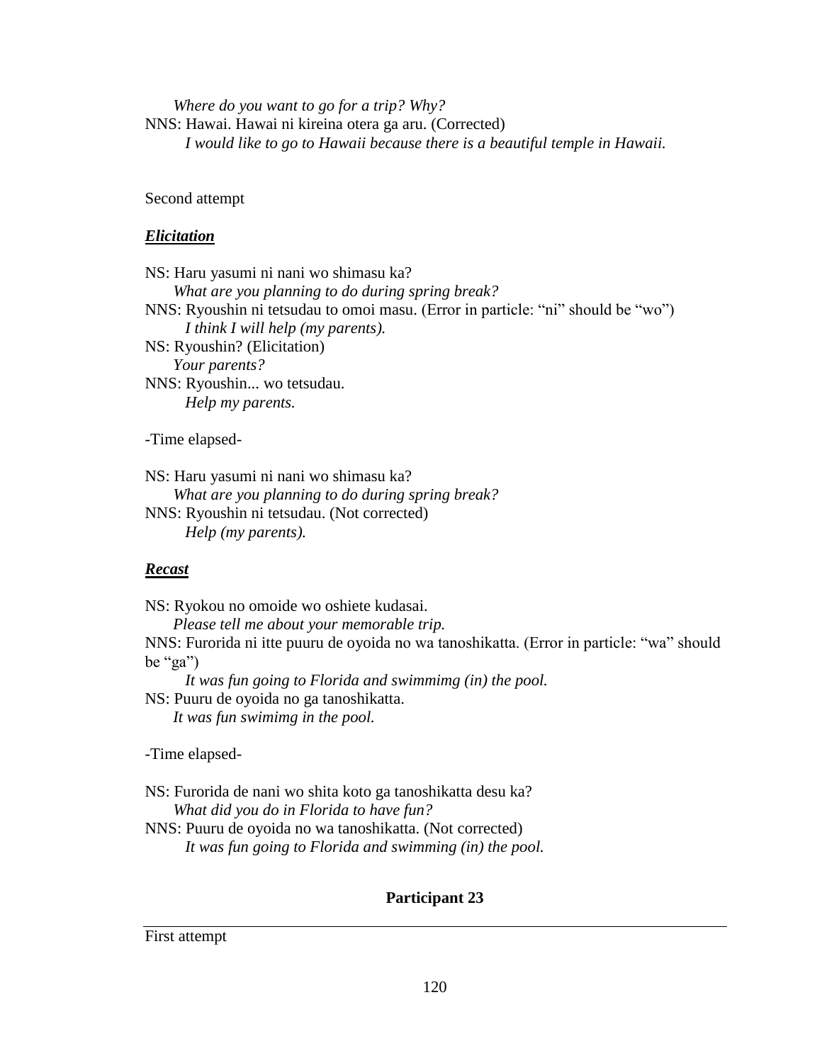*Where do you want to go for a trip? Why?*

NNS: Hawai. Hawai ni kireina otera ga aru. (Corrected)

*I would like to go to Hawaii because there is a beautiful temple in Hawaii.*

Second attempt

***Elicitation***

NS: Haru yasumi ni nani wo shimasu ka?

*What are you planning to do during spring break?*

NNS: Ryoushin ni tetsudau to omoi masu. (Error in particle: “ni” should be “wo”)

*I think I will help (my parents).*

NS: Ryoushin? (Elicitation)

*Your parents?*

NNS: Ryoushin... wo tetsudau.

*Help my parents.*

-Time elapsed-

NS: Haru yasumi ni nani wo shimasu ka?

*What are you planning to do during spring break?*

NNS: Ryoushin ni tetsudau. (Not corrected)

*Help (my parents).*

***Recast***

NS: Ryokou no omoide wo oshiete kudasai.

*Please tell me about your memorable trip.*

NNS: Furorida ni itte puuru de oyoida no wa tanoshikatta. (Error in particle: “wa” should be “ga”)

*It was fun going to Florida and swimmimg (in) the pool.*

NS: Puuru de oyoida no ga tanoshikatta.

*It was fun swimimg in the pool.*

-Time elapsed-

NS: Furorida de nani wo shita koto ga tanoshikatta desu ka?

*What did you do in Florida to have fun?*

NNS: Puuru de oyoida no wa tanoshikatta. (Not corrected)

*It was fun going to Florida and swimming (in) the pool.*

**Participant 23**

First attempt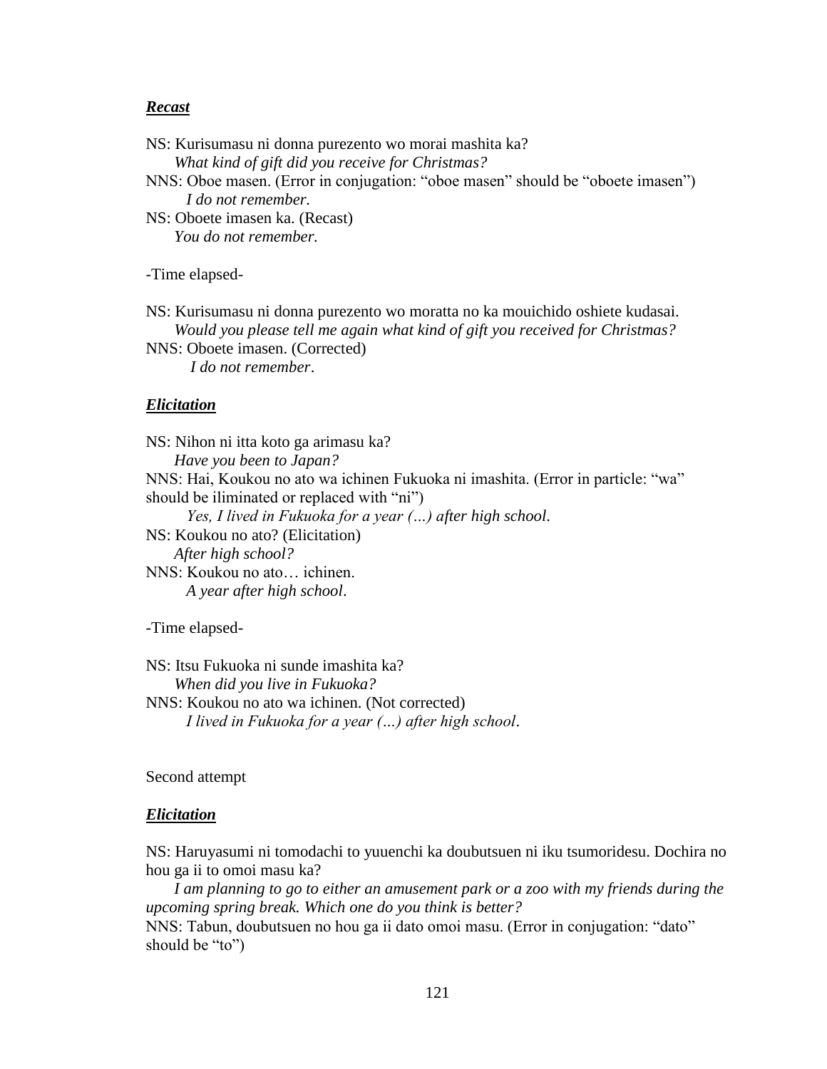***Recast***

NS: Kurisumasu ni donna purezento wo morai mashita ka?
*What kind of gift did you receive for Christmas?*
NNS: Oboe masen. (Error in conjugation: "oboe masen" should be "oboete imasen")
*I do not remember.*
NS: Oboete imasen ka. (Recast)
*You do not remember.*

-Time elapsed-

NS: Kurisumasu ni donna purezento wo moratta no ka mouichido oshiete kudasai.
*Would you please tell me again what kind of gift you received for Christmas?*
NNS: Oboete imasen. (Corrected)
*I do not remember*.

***Elicitation***

NS: Nihon ni itta koto ga arimasu ka?
*Have you been to Japan?*
NNS: Hai, Koukou no ato wa ichinen Fukuoka ni imashita. (Error in particle: "wa" should be iliminated or replaced with "ni")
*Yes, I lived in Fukuoka for a year (…) after high school*.
NS: Koukou no ato? (Elicitation)
*After high school?*
NNS: Koukou no ato… ichinen.
*A year after high school*.

-Time elapsed-

NS: Itsu Fukuoka ni sunde imashita ka?
*When did you live in Fukuoka?*
NNS: Koukou no ato wa ichinen. (Not corrected)
*I lived in Fukuoka for a year (…) after high school*.

Second attempt

***Elicitation***

NS: Haruyasumi ni tomodachi to yuuenchi ka doubutsuen ni iku tsumoridesu. Dochira no hou ga ii to omoi masu ka?
*I am planning to go to either an amusement park or a zoo with my friends during the upcoming spring break. Which one do you think is better?*
NNS: Tabun, doubutsuen no hou ga ii dato omoi masu. (Error in conjugation: "dato" should be "to")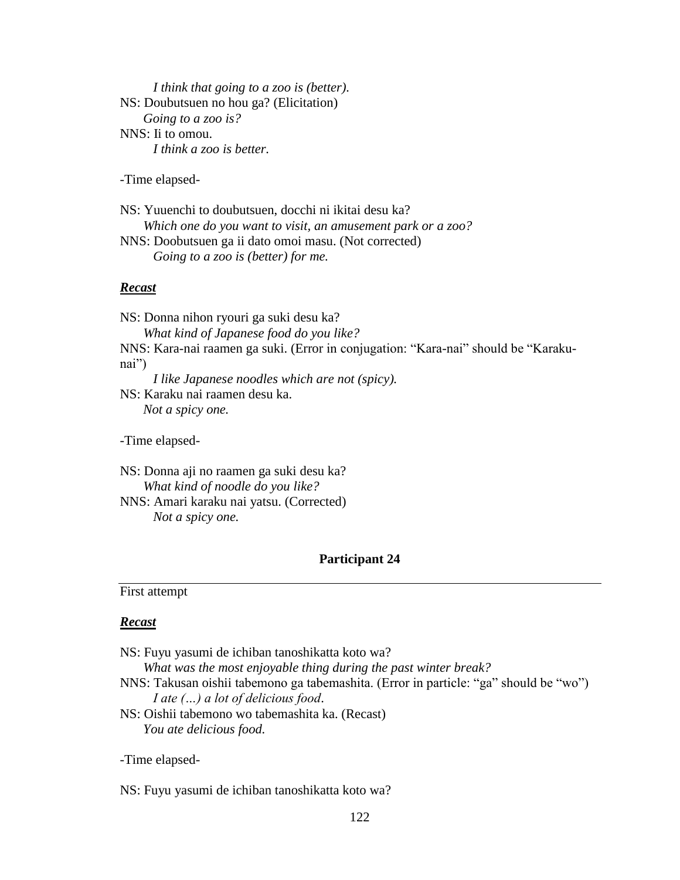*I think that going to a zoo is (better).*
NS: Doubutsuen no hou ga? (Elicitation)
*Going to a zoo is?*
NNS: Ii to omou.
*I think a zoo is better.*

-Time elapsed-

NS: Yuuenchi to doubutsuen, docchi ni ikitai desu ka?
*Which one do you want to visit, an amusement park or a zoo?*
NNS: Doobutsuen ga ii dato omoi masu. (Not corrected)
*Going to a zoo is (better) for me.*

***Recast***

NS: Donna nihon ryouri ga suki desu ka?
*What kind of Japanese food do you like?*
NNS: Kara-nai raamen ga suki. (Error in conjugation: "Kara-nai" should be "Karaku-nai")
*I like Japanese noodles which are not (spicy).*
NS: Karaku nai raamen desu ka.
*Not a spicy one.*

-Time elapsed-

NS: Donna aji no raamen ga suki desu ka?
*What kind of noodle do you like?*
NNS: Amari karaku nai yatsu. (Corrected)
*Not a spicy one.*

**Participant 24**

First attempt

***Recast***

NS: Fuyu yasumi de ichiban tanoshikatta koto wa?
*What was the most enjoyable thing during the past winter break?*
NNS: Takusan oishii tabemono ga tabemashita. (Error in particle: "ga" should be "wo")
*I ate (…) a lot of delicious food.*
NS: Oishii tabemono wo tabemashita ka. (Recast)
*You ate delicious food.*

-Time elapsed-

NS: Fuyu yasumi de ichiban tanoshikatta koto wa?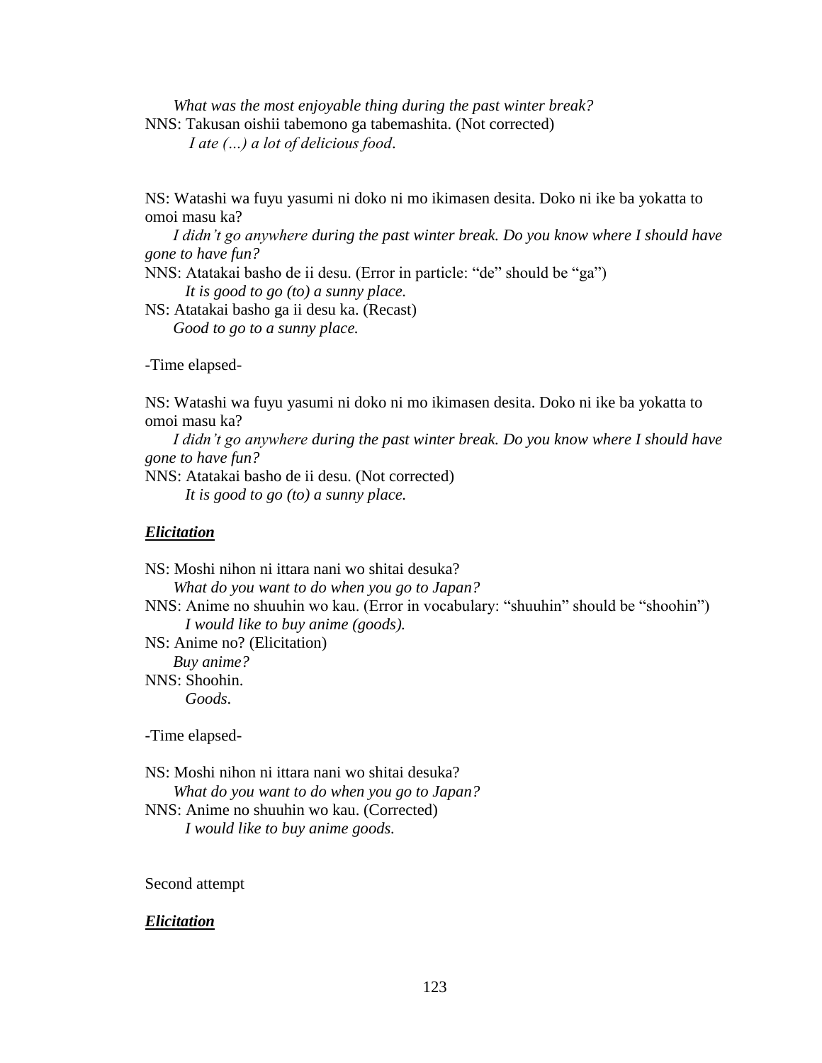*What was the most enjoyable thing during the past winter break?*
NNS: Takusan oishii tabemono ga tabemashita. (Not corrected)
*I ate (…) a lot of delicious food*.

NS: Watashi wa fuyu yasumi ni doko ni mo ikimasen desita. Doko ni ike ba yokatta to omoi masu ka?
*I didn't go anywhere during the past winter break. Do you know where I should have gone to have fun?*
NNS: Atatakai basho de ii desu. (Error in particle: "de" should be "ga")
*It is good to go (to) a sunny place.*
NS: Atatakai basho ga ii desu ka. (Recast)
*Good to go to a sunny place.*

-Time elapsed-

NS: Watashi wa fuyu yasumi ni doko ni mo ikimasen desita. Doko ni ike ba yokatta to omoi masu ka?
*I didn't go anywhere during the past winter break. Do you know where I should have gone to have fun?*
NNS: Atatakai basho de ii desu. (Not corrected)
*It is good to go (to) a sunny place.*

***Elicitation***

NS: Moshi nihon ni ittara nani wo shitai desuka?
*What do you want to do when you go to Japan?*
NNS: Anime no shuuhin wo kau. (Error in vocabulary: "shuuhin" should be "shoohin")
*I would like to buy anime (goods).*
NS: Anime no? (Elicitation)
*Buy anime?*
NNS: Shoohin.
*Goods*.

-Time elapsed-

NS: Moshi nihon ni ittara nani wo shitai desuka?
*What do you want to do when you go to Japan?*
NNS: Anime no shuuhin wo kau. (Corrected)
*I would like to buy anime goods.*

Second attempt

***Elicitation***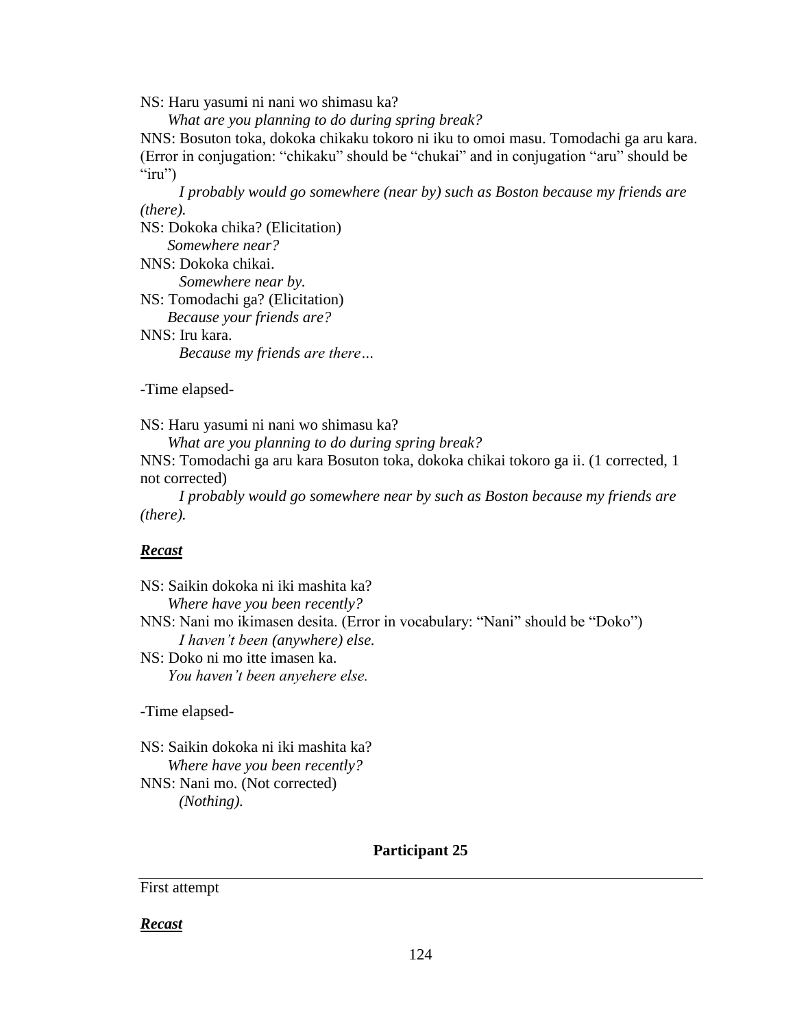NS: Haru yasumi ni nani wo shimasu ka?
*What are you planning to do during spring break?*
NNS: Bosuton toka, dokoka chikaku tokoro ni iku to omoi masu. Tomodachi ga aru kara. (Error in conjugation: “chikaku” should be “chukai” and in conjugation “aru” should be “iru”)
*I probably would go somewhere (near by) such as Boston because my friends are (there).*
NS: Dokoka chika? (Elicitation)
*Somewhere near?*
NNS: Dokoka chikai.
*Somewhere near by.*
NS: Tomodachi ga? (Elicitation)
*Because your friends are?*
NNS: Iru kara.
*Because my friends are there…*

-Time elapsed-

NS: Haru yasumi ni nani wo shimasu ka?
*What are you planning to do during spring break?*
NNS: Tomodachi ga aru kara Bosuton toka, dokoka chikai tokoro ga ii. (1 corrected, 1 not corrected)
*I probably would go somewhere near by such as Boston because my friends are (there).*

***Recast***

NS: Saikin dokoka ni iki mashita ka?
*Where have you been recently?*
NNS: Nani mo ikimasen desita. (Error in vocabulary: “Nani” should be “Doko”)
*I haven’t been (anywhere) else.*
NS: Doko ni mo itte imasen ka.
*You haven’t been anyehere else.*

-Time elapsed-

NS: Saikin dokoka ni iki mashita ka?
*Where have you been recently?*
NNS: Nani mo. (Not corrected)
*(Nothing).*

**Participant 25**

First attempt

***Recast***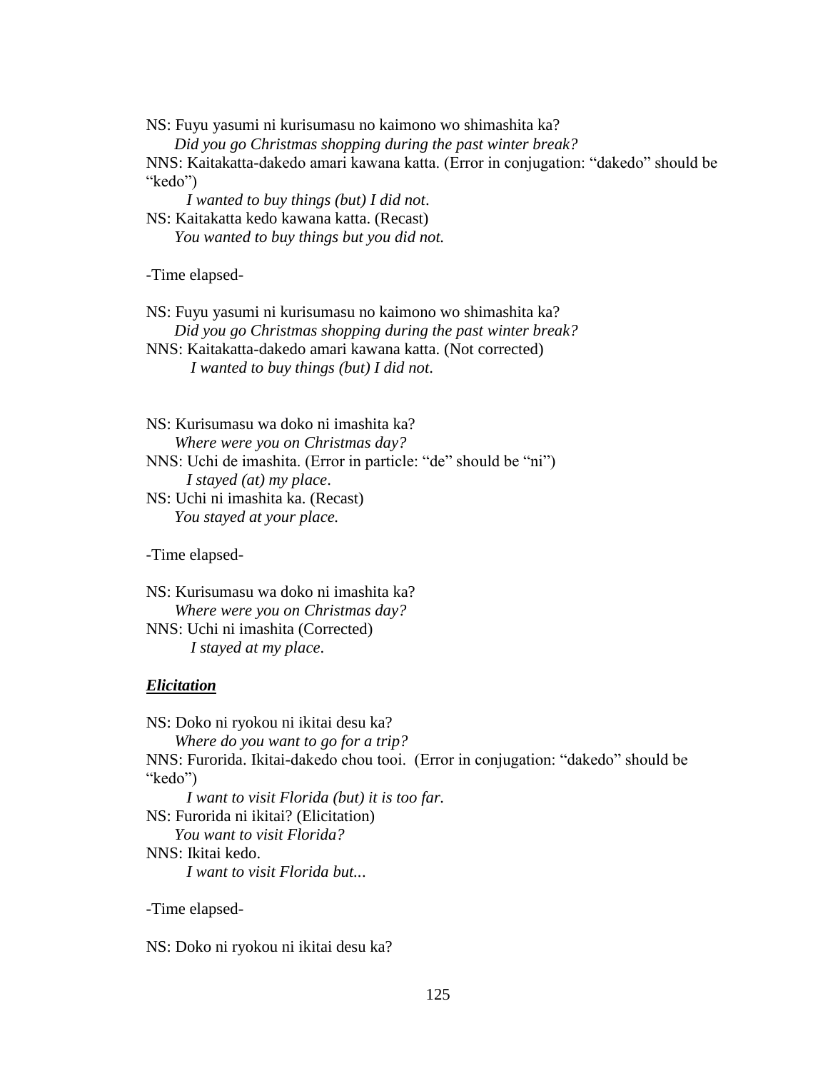NS: Fuyu yasumi ni kurisumasu no kaimono wo shimashita ka?
*Did you go Christmas shopping during the past winter break?*
NNS: Kaitakatta-dakedo amari kawana katta. (Error in conjugation: "dakedo" should be "kedo")
*I wanted to buy things (but) I did not*.
NS: Kaitakatta kedo kawana katta. (Recast)
*You wanted to buy things but you did not.*

-Time elapsed-

NS: Fuyu yasumi ni kurisumasu no kaimono wo shimashita ka?
*Did you go Christmas shopping during the past winter break?*
NNS: Kaitakatta-dakedo amari kawana katta. (Not corrected)
*I wanted to buy things (but) I did not*.

NS: Kurisumasu wa doko ni imashita ka?
*Where were you on Christmas day?*
NNS: Uchi de imashita. (Error in particle: "de" should be "ni")
*I stayed (at) my place*.
NS: Uchi ni imashita ka. (Recast)
*You stayed at your place.*

-Time elapsed-

NS: Kurisumasu wa doko ni imashita ka?
*Where were you on Christmas day?*
NNS: Uchi ni imashita (Corrected)
*I stayed at my place*.

***Elicitation***

NS: Doko ni ryokou ni ikitai desu ka?
*Where do you want to go for a trip?*
NNS: Furorida. Ikitai-dakedo chou tooi. (Error in conjugation: "dakedo" should be "kedo")
*I want to visit Florida (but) it is too far.*
NS: Furorida ni ikitai? (Elicitation)
*You want to visit Florida?*
NNS: Ikitai kedo.
*I want to visit Florida but...*

-Time elapsed-

NS: Doko ni ryokou ni ikitai desu ka?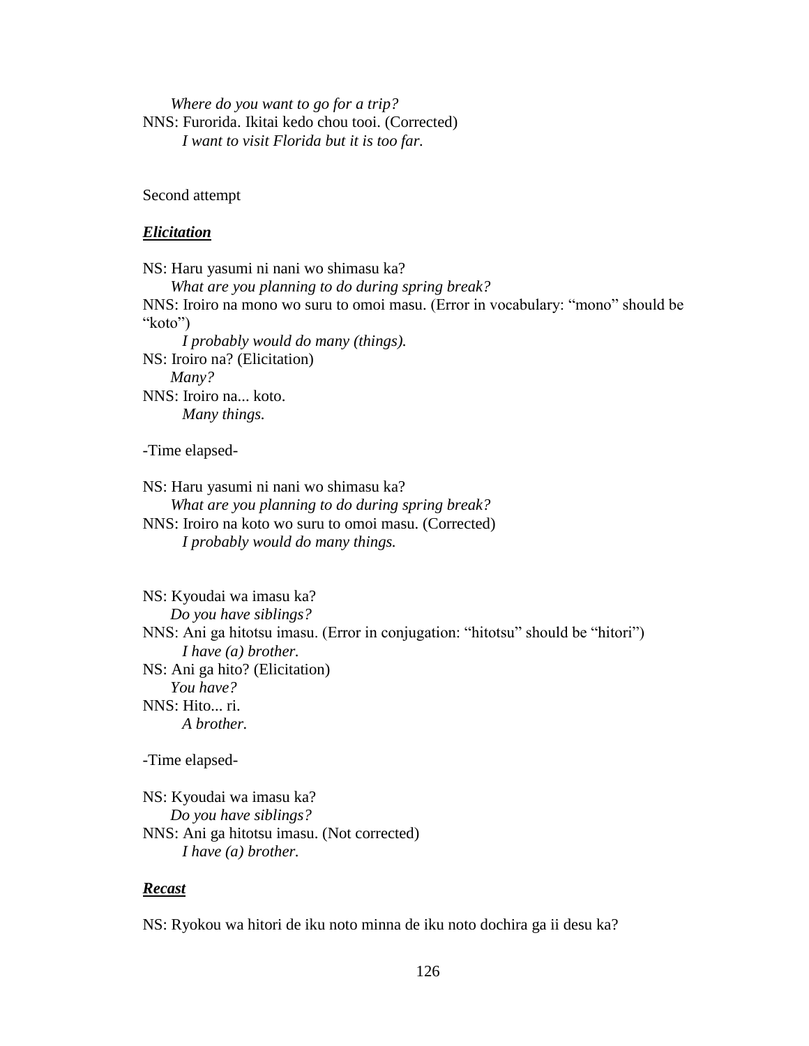*Where do you want to go for a trip?*
NNS: Furorida. Ikitai kedo chou tooi. (Corrected)
*I want to visit Florida but it is too far.*

Second attempt

***Elicitation***

NS: Haru yasumi ni nani wo shimasu ka?
*What are you planning to do during spring break?*
NNS: Iroiro na mono wo suru to omoi masu. (Error in vocabulary: “mono” should be “koto”)
*I probably would do many (things).*
NS: Iroiro na? (Elicitation)
*Many?*
NNS: Iroiro na... koto.
*Many things.*

-Time elapsed-

NS: Haru yasumi ni nani wo shimasu ka?
*What are you planning to do during spring break?*
NNS: Iroiro na koto wo suru to omoi masu. (Corrected)
*I probably would do many things.*

NS: Kyoudai wa imasu ka?
*Do you have siblings?*
NNS: Ani ga hitotsu imasu. (Error in conjugation: “hitotsu” should be “hitori”)
*I have (a) brother.*
NS: Ani ga hito? (Elicitation)
*You have?*
NNS: Hito... ri.
*A brother.*

-Time elapsed-

NS: Kyoudai wa imasu ka?
*Do you have siblings?*
NNS: Ani ga hitotsu imasu. (Not corrected)
*I have (a) brother.*

***Recast***

NS: Ryokou wa hitori de iku noto minna de iku noto dochira ga ii desu ka?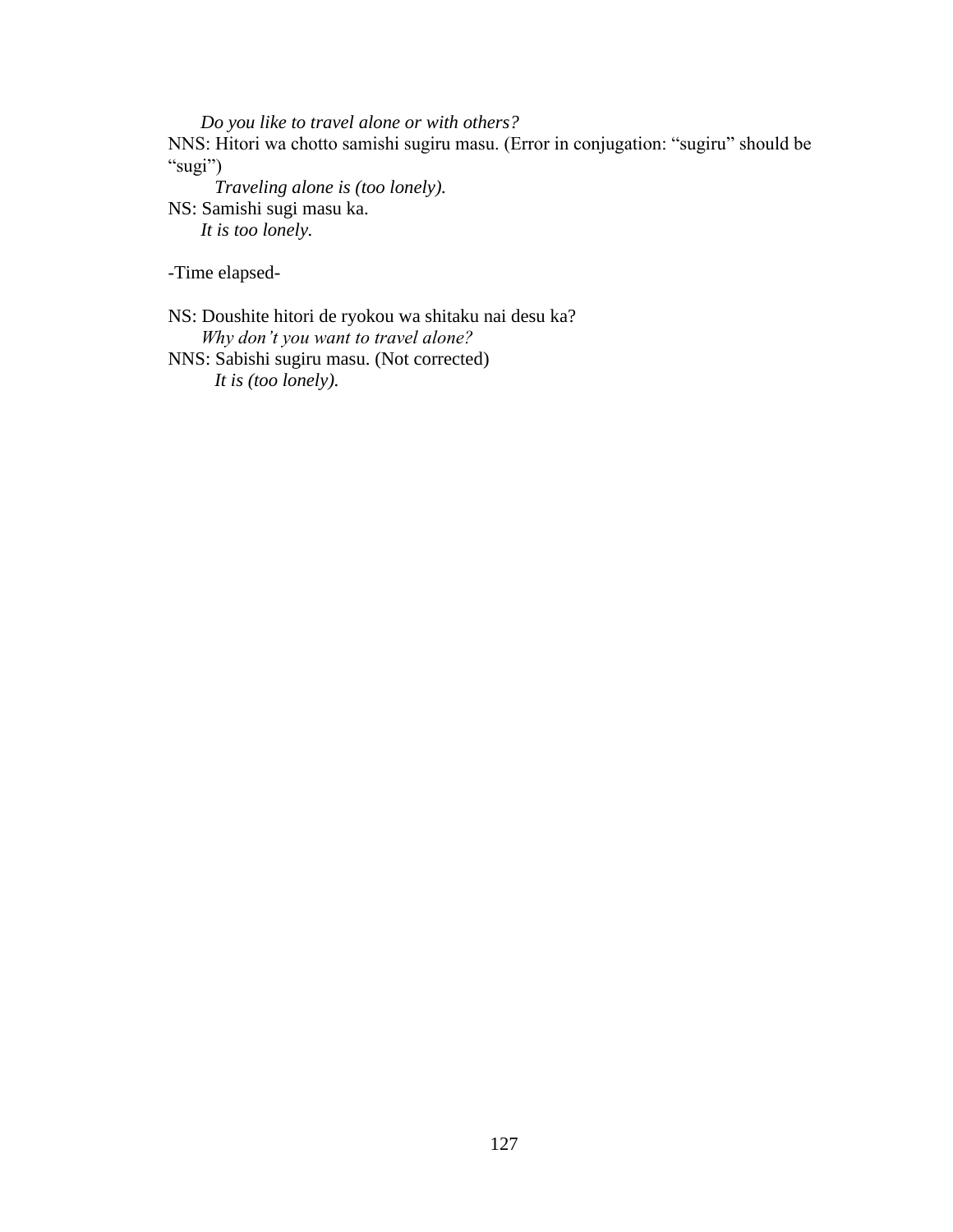*Do you like to travel alone or with others?*

NNS: Hitori wa chotto samishi sugiru masu. (Error in conjugation: “sugiru” should be “sugi”)

*Traveling alone is (too lonely).*

NS: Samishi sugi masu ka.

*It is too lonely.*

-Time elapsed-

NS: Doushite hitori de ryokou wa shitaku nai desu ka?

*Why don’t you want to travel alone?*

NNS: Sabishi sugiru masu. (Not corrected)

*It is (too lonely).*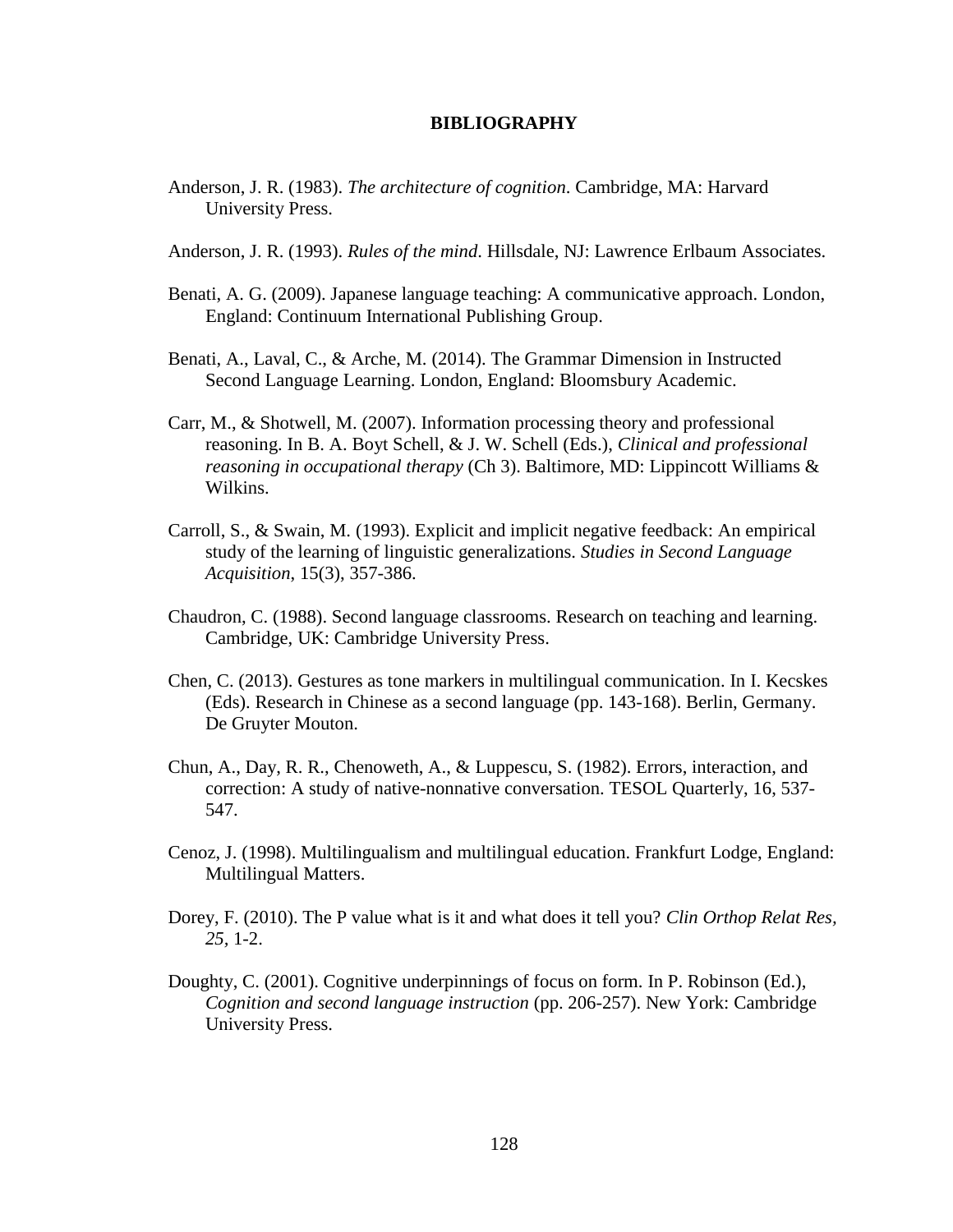# BIBLIOGRAPHY

Anderson, J. R. (1983). *The architecture of cognition*. Cambridge, MA: Harvard University Press.

Anderson, J. R. (1993). *Rules of the mind*. Hillsdale, NJ: Lawrence Erlbaum Associates.

Benati, A. G. (2009). Japanese language teaching: A communicative approach. London, England: Continuum International Publishing Group.

Benati, A., Laval, C., & Arche, M. (2014). The Grammar Dimension in Instructed Second Language Learning. London, England: Bloomsbury Academic.

Carr, M., & Shotwell, M. (2007). Information processing theory and professional reasoning. In B. A. Boyt Schell, & J. W. Schell (Eds.), *Clinical and professional reasoning in occupational therapy* (Ch 3). Baltimore, MD: Lippincott Williams & Wilkins.

Carroll, S., & Swain, M. (1993). Explicit and implicit negative feedback: An empirical study of the learning of linguistic generalizations. *Studies in Second Language Acquisition*, 15(3), 357-386.

Chaudron, C. (1988). Second language classrooms. Research on teaching and learning. Cambridge, UK: Cambridge University Press.

Chen, C. (2013). Gestures as tone markers in multilingual communication. In I. Kecskes (Eds). Research in Chinese as a second language (pp. 143-168). Berlin, Germany. De Gruyter Mouton.

Chun, A., Day, R. R., Chenoweth, A., & Luppescu, S. (1982). Errors, interaction, and correction: A study of native-nonnative conversation. TESOL Quarterly, 16, 537-547.

Cenoz, J. (1998). Multilingualism and multilingual education. Frankfurt Lodge, England: Multilingual Matters.

Dorey, F. (2010). The P value what is it and what does it tell you? *Clin Orthop Relat Res, 25*, 1-2.

Doughty, C. (2001). Cognitive underpinnings of focus on form. In P. Robinson (Ed.), *Cognition and second language instruction* (pp. 206-257). New York: Cambridge University Press.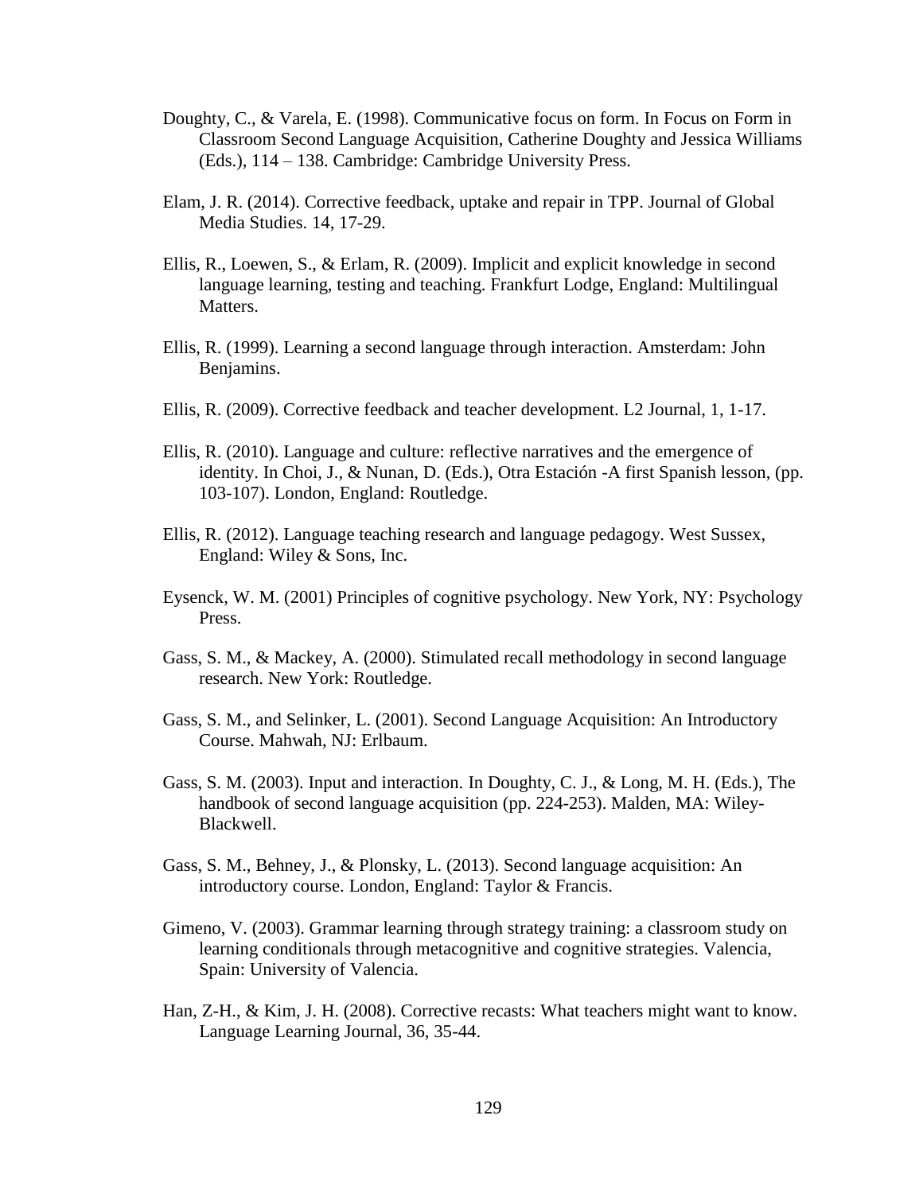Doughty, C., & Varela, E. (1998). Communicative focus on form. In Focus on Form in Classroom Second Language Acquisition, Catherine Doughty and Jessica Williams (Eds.), 114 – 138. Cambridge: Cambridge University Press.

Elam, J. R. (2014). Corrective feedback, uptake and repair in TPP. Journal of Global Media Studies. 14, 17-29.

Ellis, R., Loewen, S., & Erlam, R. (2009). Implicit and explicit knowledge in second language learning, testing and teaching. Frankfurt Lodge, England: Multilingual Matters.

Ellis, R. (1999). Learning a second language through interaction. Amsterdam: John Benjamins.

Ellis, R. (2009). Corrective feedback and teacher development. L2 Journal, 1, 1-17.

Ellis, R. (2010). Language and culture: reflective narratives and the emergence of identity. In Choi, J., & Nunan, D. (Eds.), Otra Estación -A first Spanish lesson, (pp. 103-107). London, England: Routledge.

Ellis, R. (2012). Language teaching research and language pedagogy. West Sussex, England: Wiley & Sons, Inc.

Eysenck, W. M. (2001) Principles of cognitive psychology. New York, NY: Psychology Press.

Gass, S. M., & Mackey, A. (2000). Stimulated recall methodology in second language research. New York: Routledge.

Gass, S. M., and Selinker, L. (2001). Second Language Acquisition: An Introductory Course. Mahwah, NJ: Erlbaum.

Gass, S. M. (2003). Input and interaction. In Doughty, C. J., & Long, M. H. (Eds.), The handbook of second language acquisition (pp. 224-253). Malden, MA: Wiley-Blackwell.

Gass, S. M., Behney, J., & Plonsky, L. (2013). Second language acquisition: An introductory course. London, England: Taylor & Francis.

Gimeno, V. (2003). Grammar learning through strategy training: a classroom study on learning conditionals through metacognitive and cognitive strategies. Valencia, Spain: University of Valencia.

Han, Z-H., & Kim, J. H. (2008). Corrective recasts: What teachers might want to know. Language Learning Journal, 36, 35-44.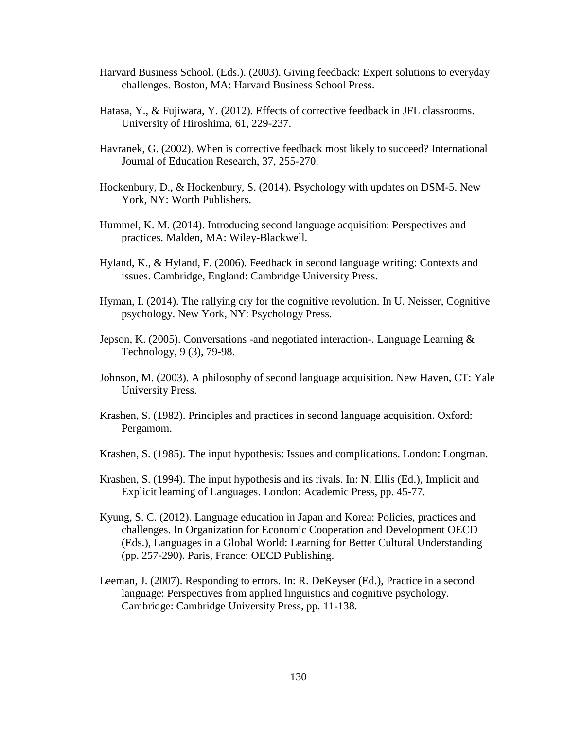Harvard Business School. (Eds.). (2003). Giving feedback: Expert solutions to everyday challenges. Boston, MA: Harvard Business School Press.

Hatasa, Y., & Fujiwara, Y. (2012). Effects of corrective feedback in JFL classrooms. University of Hiroshima, 61, 229-237.

Havranek, G. (2002). When is corrective feedback most likely to succeed? International Journal of Education Research, 37, 255-270.

Hockenbury, D., & Hockenbury, S. (2014). Psychology with updates on DSM-5. New York, NY: Worth Publishers.

Hummel, K. M. (2014). Introducing second language acquisition: Perspectives and practices. Malden, MA: Wiley-Blackwell.

Hyland, K., & Hyland, F. (2006). Feedback in second language writing: Contexts and issues. Cambridge, England: Cambridge University Press.

Hyman, I. (2014). The rallying cry for the cognitive revolution. In U. Neisser, Cognitive psychology. New York, NY: Psychology Press.

Jepson, K. (2005). Conversations -and negotiated interaction-. Language Learning & Technology, 9 (3), 79-98.

Johnson, M. (2003). A philosophy of second language acquisition. New Haven, CT: Yale University Press.

Krashen, S. (1982). Principles and practices in second language acquisition. Oxford: Pergamom.

Krashen, S. (1985). The input hypothesis: Issues and complications. London: Longman.

Krashen, S. (1994). The input hypothesis and its rivals. In: N. Ellis (Ed.), Implicit and Explicit learning of Languages. London: Academic Press, pp. 45-77.

Kyung, S. C. (2012). Language education in Japan and Korea: Policies, practices and challenges. In Organization for Economic Cooperation and Development OECD (Eds.), Languages in a Global World: Learning for Better Cultural Understanding (pp. 257-290). Paris, France: OECD Publishing.

Leeman, J. (2007). Responding to errors. In: R. DeKeyser (Ed.), Practice in a second language: Perspectives from applied linguistics and cognitive psychology. Cambridge: Cambridge University Press, pp. 11-138.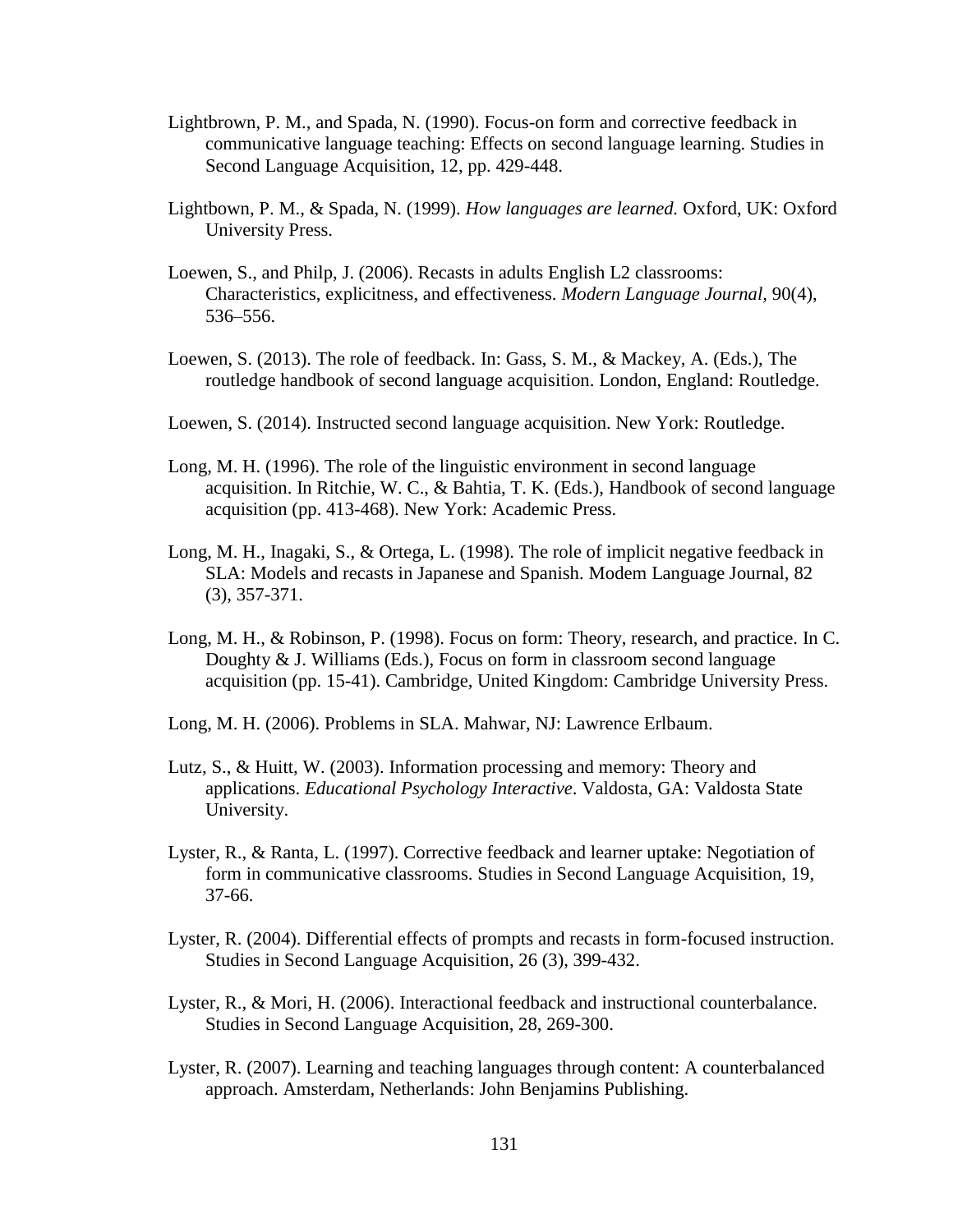Lightbrown, P. M., and Spada, N. (1990). Focus-on form and corrective feedback in communicative language teaching: Effects on second language learning. Studies in Second Language Acquisition, 12, pp. 429-448.

Lightbown, P. M., & Spada, N. (1999). *How languages are learned.* Oxford, UK: Oxford University Press.

Loewen, S., and Philp, J. (2006). Recasts in adults English L2 classrooms: Characteristics, explicitness, and effectiveness. *Modern Language Journal,* 90(4), 536–556.

Loewen, S. (2013). The role of feedback. In: Gass, S. M., & Mackey, A. (Eds.), The routledge handbook of second language acquisition. London, England: Routledge.

Loewen, S. (2014). Instructed second language acquisition. New York: Routledge.

Long, M. H. (1996). The role of the linguistic environment in second language acquisition. In Ritchie, W. C., & Bahtia, T. K. (Eds.), Handbook of second language acquisition (pp. 413-468). New York: Academic Press.

Long, M. H., Inagaki, S., & Ortega, L. (1998). The role of implicit negative feedback in SLA: Models and recasts in Japanese and Spanish. Modem Language Journal, 82 (3), 357-371.

Long, M. H., & Robinson, P. (1998). Focus on form: Theory, research, and practice. In C. Doughty & J. Williams (Eds.), Focus on form in classroom second language acquisition (pp. 15-41). Cambridge, United Kingdom: Cambridge University Press.

Long, M. H. (2006). Problems in SLA. Mahwar, NJ: Lawrence Erlbaum.

Lutz, S., & Huitt, W. (2003). Information processing and memory: Theory and applications. *Educational Psychology Interactive*. Valdosta, GA: Valdosta State University.

Lyster, R., & Ranta, L. (1997). Corrective feedback and learner uptake: Negotiation of form in communicative classrooms. Studies in Second Language Acquisition, 19, 37-66.

Lyster, R. (2004). Differential effects of prompts and recasts in form-focused instruction. Studies in Second Language Acquisition, 26 (3), 399-432.

Lyster, R., & Mori, H. (2006). Interactional feedback and instructional counterbalance. Studies in Second Language Acquisition, 28, 269-300.

Lyster, R. (2007). Learning and teaching languages through content: A counterbalanced approach. Amsterdam, Netherlands: John Benjamins Publishing.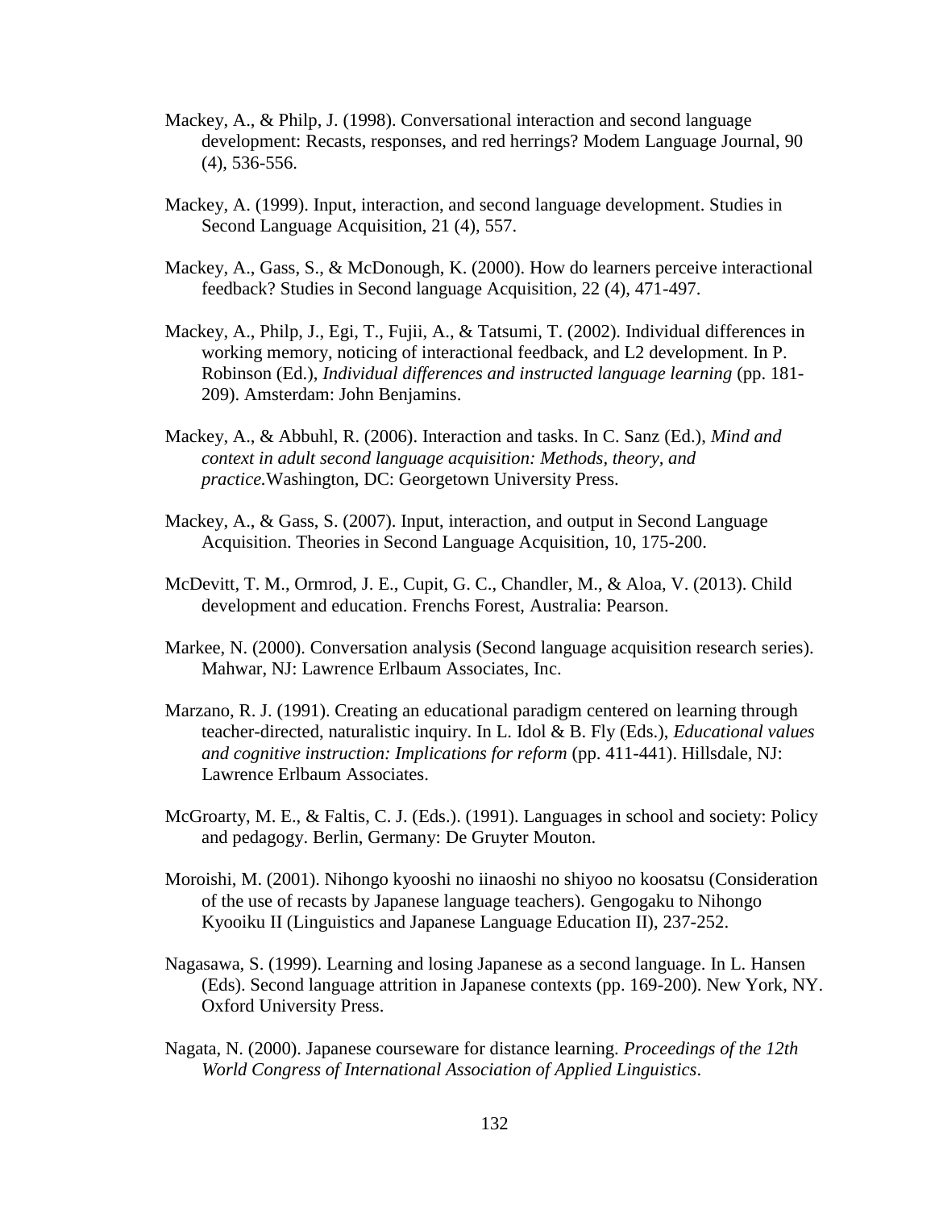Mackey, A., & Philp, J. (1998). Conversational interaction and second language development: Recasts, responses, and red herrings? Modem Language Journal, 90 (4), 536-556.

Mackey, A. (1999). Input, interaction, and second language development. Studies in Second Language Acquisition, 21 (4), 557.

Mackey, A., Gass, S., & McDonough, K. (2000). How do learners perceive interactional feedback? Studies in Second language Acquisition, 22 (4), 471-497.

Mackey, A., Philp, J., Egi, T., Fujii, A., & Tatsumi, T. (2002). Individual differences in working memory, noticing of interactional feedback, and L2 development. In P. Robinson (Ed.), *Individual differences and instructed language learning* (pp. 181-209). Amsterdam: John Benjamins.

Mackey, A., & Abbuhl, R. (2006). Interaction and tasks. In C. Sanz (Ed.), *Mind and context in adult second language acquisition: Methods, theory, and practice.*Washington, DC: Georgetown University Press.

Mackey, A., & Gass, S. (2007). Input, interaction, and output in Second Language Acquisition. Theories in Second Language Acquisition, 10, 175-200.

McDevitt, T. M., Ormrod, J. E., Cupit, G. C., Chandler, M., & Aloa, V. (2013). Child development and education. Frenchs Forest, Australia: Pearson.

Markee, N. (2000). Conversation analysis (Second language acquisition research series). Mahwar, NJ: Lawrence Erlbaum Associates, Inc.

Marzano, R. J. (1991). Creating an educational paradigm centered on learning through teacher-directed, naturalistic inquiry. In L. Idol & B. Fly (Eds.), *Educational values and cognitive instruction: Implications for reform* (pp. 411-441). Hillsdale, NJ: Lawrence Erlbaum Associates.

McGroarty, M. E., & Faltis, C. J. (Eds.). (1991). Languages in school and society: Policy and pedagogy. Berlin, Germany: De Gruyter Mouton.

Moroishi, M. (2001). Nihongo kyooshi no iinaoshi no shiyoo no koosatsu (Consideration of the use of recasts by Japanese language teachers). Gengogaku to Nihongo Kyooiku II (Linguistics and Japanese Language Education II), 237-252.

Nagasawa, S. (1999). Learning and losing Japanese as a second language. In L. Hansen (Eds). Second language attrition in Japanese contexts (pp. 169-200). New York, NY. Oxford University Press.

Nagata, N. (2000). Japanese courseware for distance learning. *Proceedings of the 12th World Congress of International Association of Applied Linguistics*.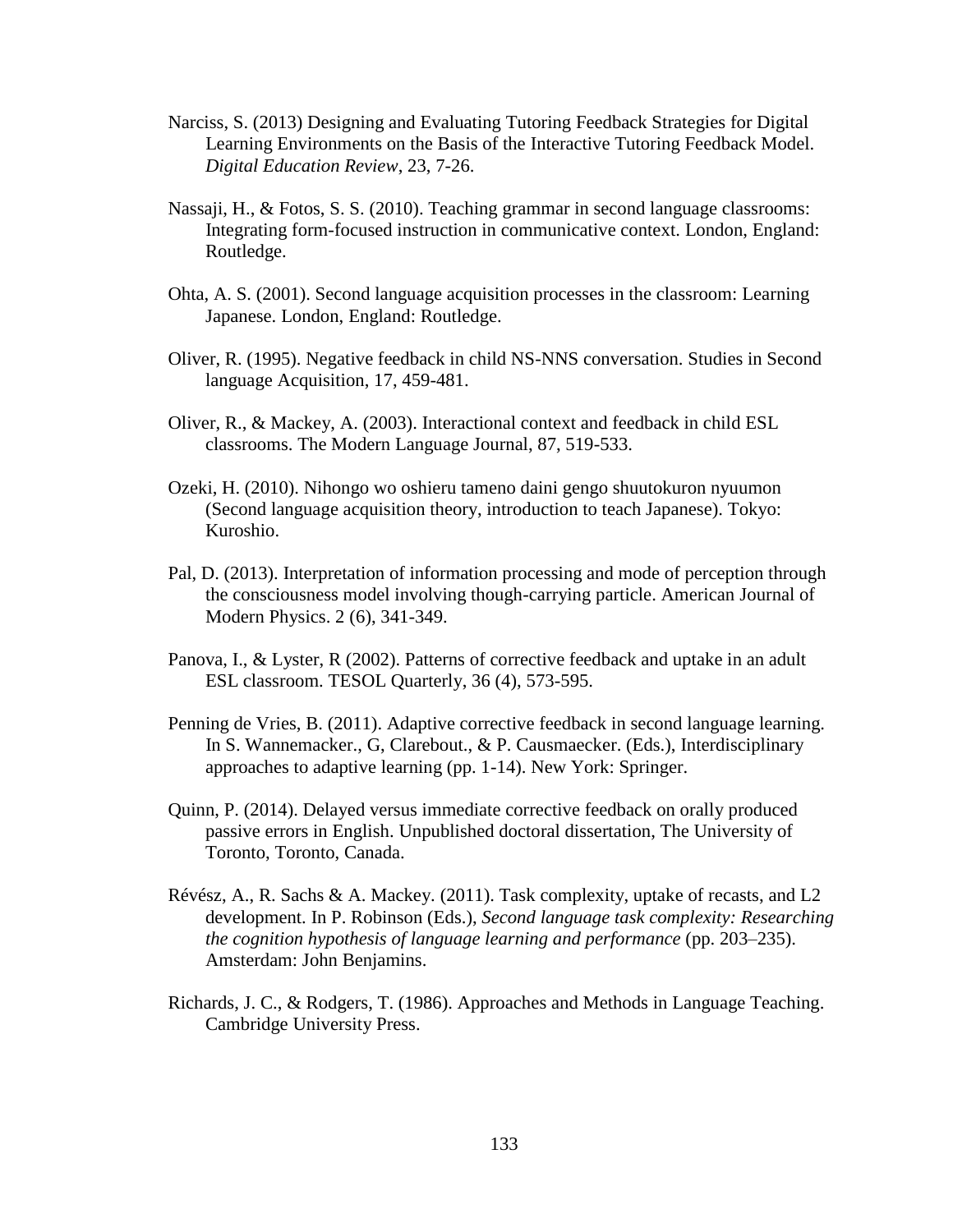Narciss, S. (2013) Designing and Evaluating Tutoring Feedback Strategies for Digital Learning Environments on the Basis of the Interactive Tutoring Feedback Model. *Digital Education Review*, 23, 7-26.

Nassaji, H., & Fotos, S. S. (2010). Teaching grammar in second language classrooms: Integrating form-focused instruction in communicative context. London, England: Routledge.

Ohta, A. S. (2001). Second language acquisition processes in the classroom: Learning Japanese. London, England: Routledge.

Oliver, R. (1995). Negative feedback in child NS-NNS conversation. Studies in Second language Acquisition, 17, 459-481.

Oliver, R., & Mackey, A. (2003). Interactional context and feedback in child ESL classrooms. The Modern Language Journal, 87, 519-533.

Ozeki, H. (2010). Nihongo wo oshieru tameno daini gengo shuutokuron nyuumon (Second language acquisition theory, introduction to teach Japanese). Tokyo: Kuroshio.

Pal, D. (2013). Interpretation of information processing and mode of perception through the consciousness model involving though-carrying particle. American Journal of Modern Physics. 2 (6), 341-349.

Panova, I., & Lyster, R (2002). Patterns of corrective feedback and uptake in an adult ESL classroom. TESOL Quarterly, 36 (4), 573-595.

Penning de Vries, B. (2011). Adaptive corrective feedback in second language learning. In S. Wannemacker., G, Clarebout., & P. Causmaecker. (Eds.), Interdisciplinary approaches to adaptive learning (pp. 1-14). New York: Springer.

Quinn, P. (2014). Delayed versus immediate corrective feedback on orally produced passive errors in English. Unpublished doctoral dissertation, The University of Toronto, Toronto, Canada.

Révész, A., R. Sachs & A. Mackey. (2011). Task complexity, uptake of recasts, and L2 development. In P. Robinson (Eds.), *Second language task complexity: Researching the cognition hypothesis of language learning and performance* (pp. 203–235). Amsterdam: John Benjamins.

Richards, J. C., & Rodgers, T. (1986). Approaches and Methods in Language Teaching. Cambridge University Press.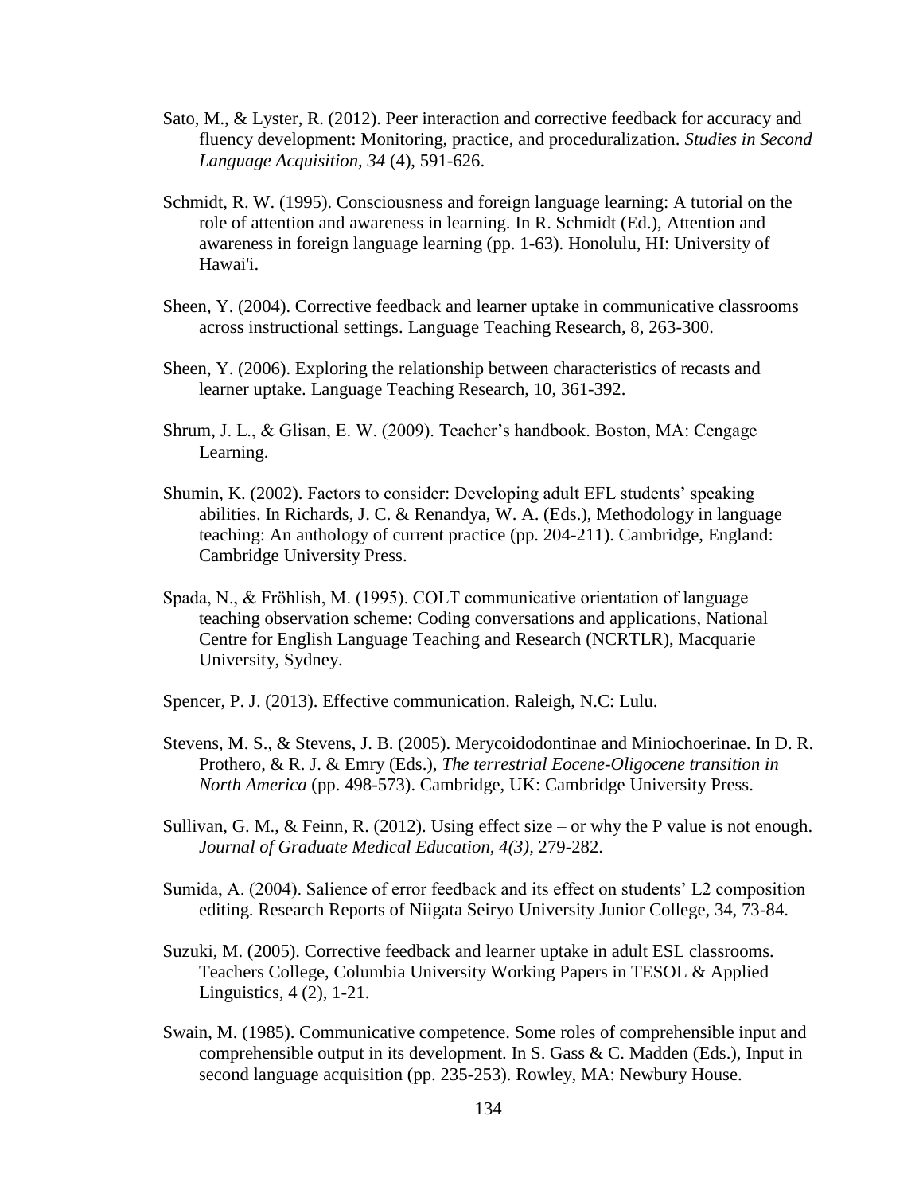Sato, M., & Lyster, R. (2012). Peer interaction and corrective feedback for accuracy and fluency development: Monitoring, practice, and proceduralization. *Studies in Second Language Acquisition, 34* (4), 591-626.

Schmidt, R. W. (1995). Consciousness and foreign language learning: A tutorial on the role of attention and awareness in learning. In R. Schmidt (Ed.), Attention and awareness in foreign language learning (pp. 1-63). Honolulu, HI: University of Hawai'i.

Sheen, Y. (2004). Corrective feedback and learner uptake in communicative classrooms across instructional settings. Language Teaching Research, 8, 263-300.

Sheen, Y. (2006). Exploring the relationship between characteristics of recasts and learner uptake. Language Teaching Research, 10, 361-392.

Shrum, J. L., & Glisan, E. W. (2009). Teacher's handbook. Boston, MA: Cengage Learning.

Shumin, K. (2002). Factors to consider: Developing adult EFL students' speaking abilities. In Richards, J. C. & Renandya, W. A. (Eds.), Methodology in language teaching: An anthology of current practice (pp. 204-211). Cambridge, England: Cambridge University Press.

Spada, N., & Fröhlish, M. (1995). COLT communicative orientation of language teaching observation scheme: Coding conversations and applications, National Centre for English Language Teaching and Research (NCRTLR), Macquarie University, Sydney.

Spencer, P. J. (2013). Effective communication. Raleigh, N.C: Lulu.

Stevens, M. S., & Stevens, J. B. (2005). Merycoidodontinae and Miniochoerinae. In D. R. Prothero, & R. J. & Emry (Eds.), *The terrestrial Eocene-Oligocene transition in North America* (pp. 498-573). Cambridge, UK: Cambridge University Press.

Sullivan, G. M., & Feinn, R. (2012). Using effect size – or why the P value is not enough. *Journal of Graduate Medical Education, 4(3),* 279-282.

Sumida, A. (2004). Salience of error feedback and its effect on students' L2 composition editing. Research Reports of Niigata Seiryo University Junior College, 34, 73-84.

Suzuki, M. (2005). Corrective feedback and learner uptake in adult ESL classrooms. Teachers College, Columbia University Working Papers in TESOL & Applied Linguistics, 4 (2), 1-21.

Swain, M. (1985). Communicative competence. Some roles of comprehensible input and comprehensible output in its development. In S. Gass & C. Madden (Eds.), Input in second language acquisition (pp. 235-253). Rowley, MA: Newbury House.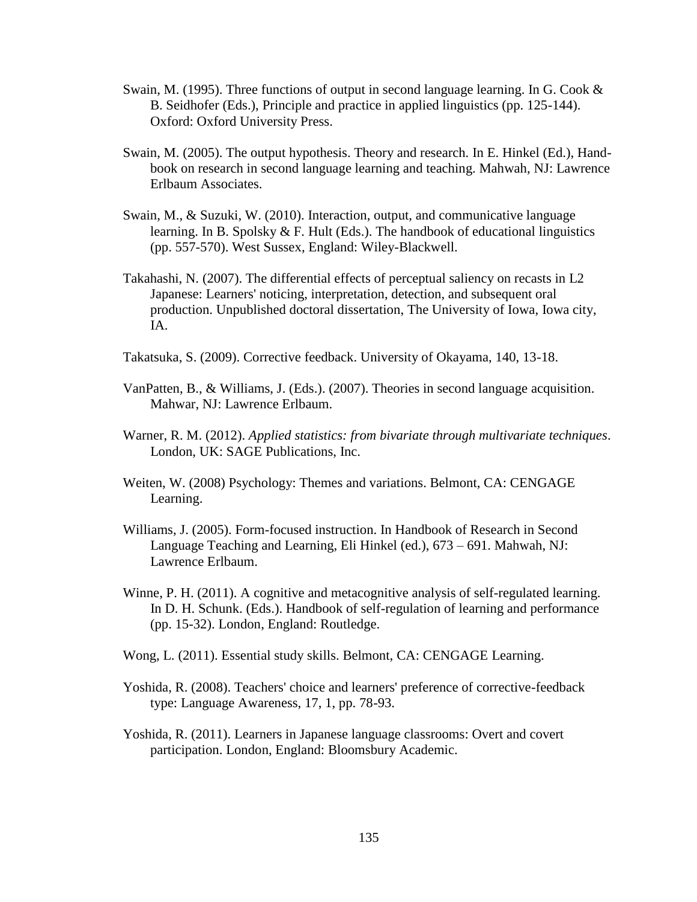Swain, M. (1995). Three functions of output in second language learning. In G. Cook & B. Seidhofer (Eds.), Principle and practice in applied linguistics (pp. 125-144). Oxford: Oxford University Press.

Swain, M. (2005). The output hypothesis. Theory and research. In E. Hinkel (Ed.), Handbook on research in second language learning and teaching. Mahwah, NJ: Lawrence Erlbaum Associates.

Swain, M., & Suzuki, W. (2010). Interaction, output, and communicative language learning. In B. Spolsky & F. Hult (Eds.). The handbook of educational linguistics (pp. 557-570). West Sussex, England: Wiley-Blackwell.

Takahashi, N. (2007). The differential effects of perceptual saliency on recasts in L2 Japanese: Learners' noticing, interpretation, detection, and subsequent oral production. Unpublished doctoral dissertation, The University of Iowa, Iowa city, IA.

Takatsuka, S. (2009). Corrective feedback. University of Okayama, 140, 13-18.

VanPatten, B., & Williams, J. (Eds.). (2007). Theories in second language acquisition. Mahwar, NJ: Lawrence Erlbaum.

Warner, R. M. (2012). *Applied statistics: from bivariate through multivariate techniques*. London, UK: SAGE Publications, Inc.

Weiten, W. (2008) Psychology: Themes and variations. Belmont, CA: CENGAGE Learning.

Williams, J. (2005). Form-focused instruction. In Handbook of Research in Second Language Teaching and Learning, Eli Hinkel (ed.), 673 – 691. Mahwah, NJ: Lawrence Erlbaum.

Winne, P. H. (2011). A cognitive and metacognitive analysis of self-regulated learning. In D. H. Schunk. (Eds.). Handbook of self-regulation of learning and performance (pp. 15-32). London, England: Routledge.

Wong, L. (2011). Essential study skills. Belmont, CA: CENGAGE Learning.

Yoshida, R. (2008). Teachers' choice and learners' preference of corrective-feedback type: Language Awareness, 17, 1, pp. 78-93.

Yoshida, R. (2011). Learners in Japanese language classrooms: Overt and covert participation. London, England: Bloomsbury Academic.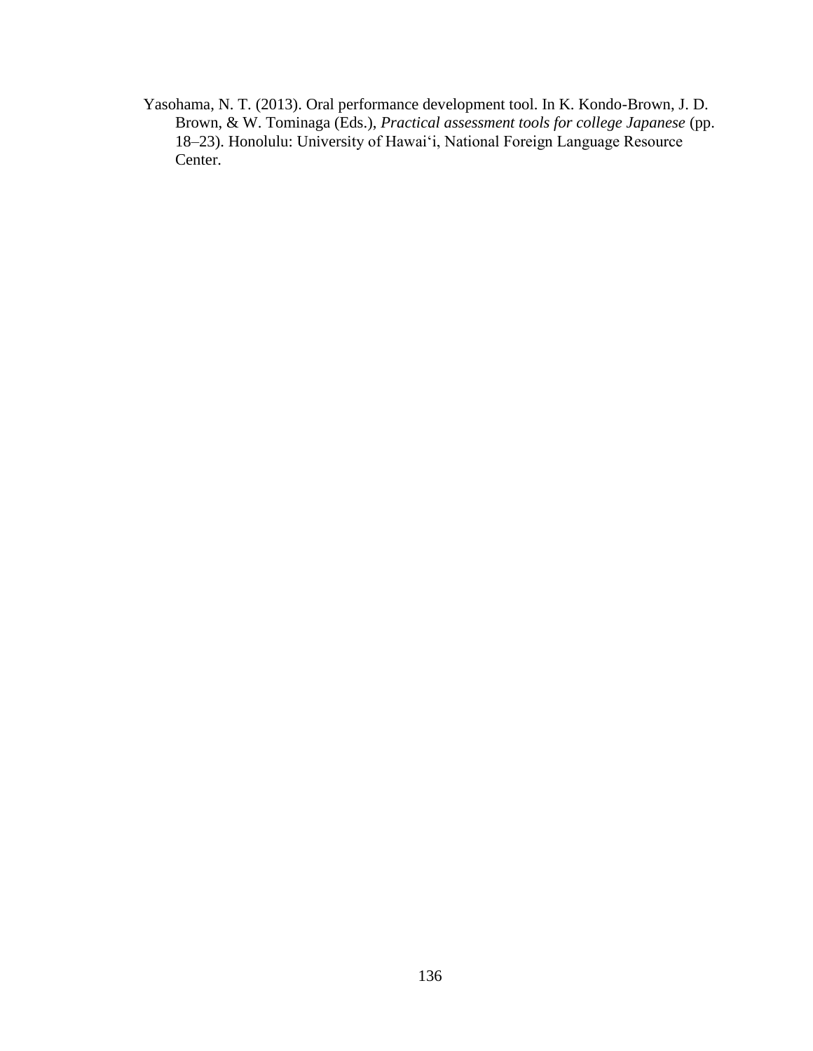Yasohama, N. T. (2013). Oral performance development tool. In K. Kondo-Brown, J. D. Brown, & W. Tominaga (Eds.), *Practical assessment tools for college Japanese* (pp. 18–23). Honolulu: University of Hawai'i, National Foreign Language Resource Center.